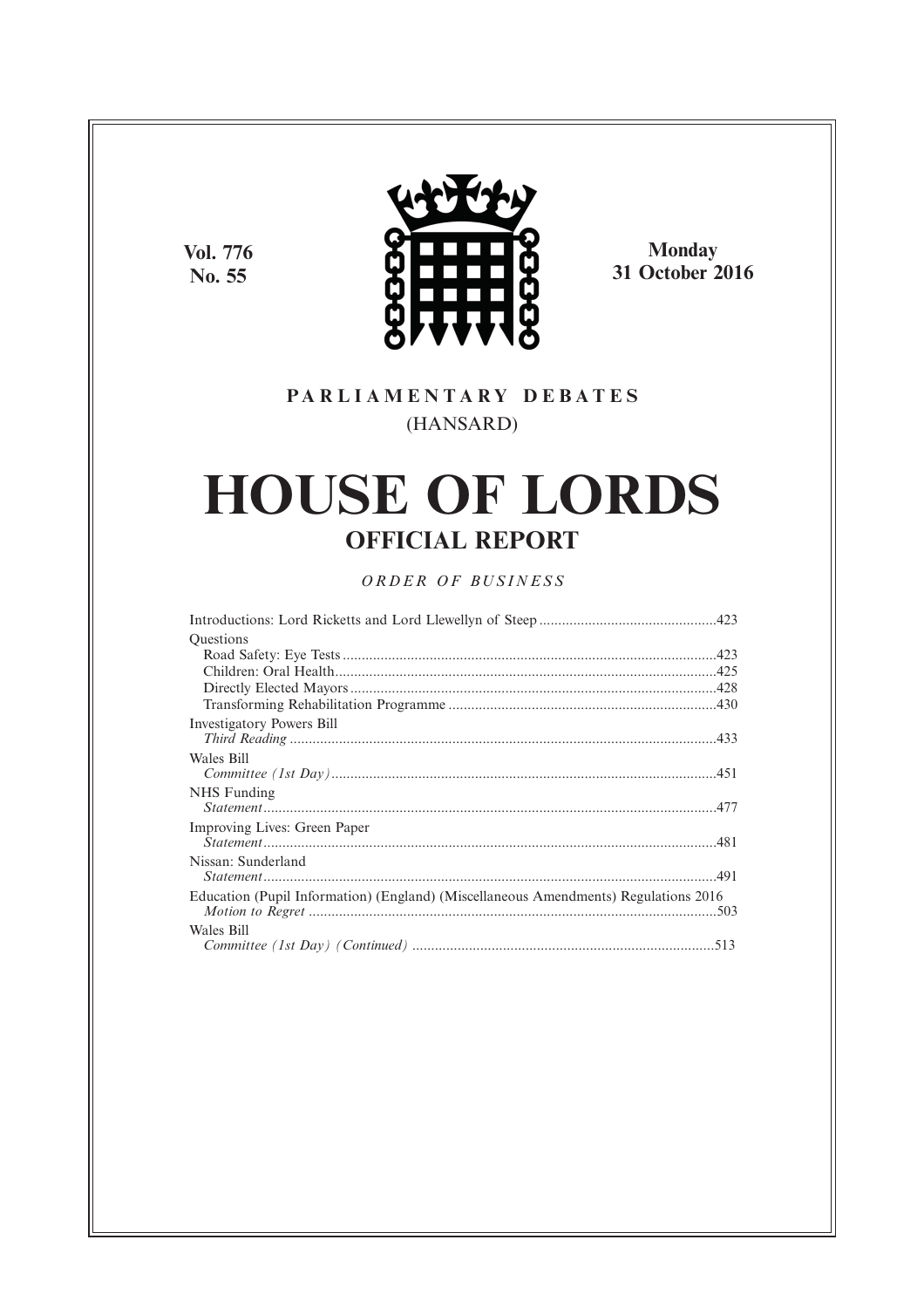Vol. 776
No. 55

**Monday**
**31 October 2016**

PARLIAMENTARY DEBATES
(HANSARD)

# HOUSE OF LORDS

## OFFICIAL REPORT

*ORDER OF BUSINESS*

Introductions: Lord Ricketts and Lord Llewellyn of Steep ....................423

Questions
- Road Safety: Eye Tests ....................423
- Children: Oral Health ....................425
- Directly Elected Mayors ....................428
- Transforming Rehabilitation Programme ....................430

Investigatory Powers Bill
*Third Reading* ....................433

Wales Bill
*Committee (1st Day)* ....................451

NHS Funding
*Statement* ....................477

Improving Lives: Green Paper
*Statement* ....................481

Nissan: Sunderland
*Statement* ....................491

Education (Pupil Information) (England) (Miscellaneous Amendments) Regulations 2016
*Motion to Regret* ....................503

Wales Bill
*Committee (1st Day) (Continued)* ....................513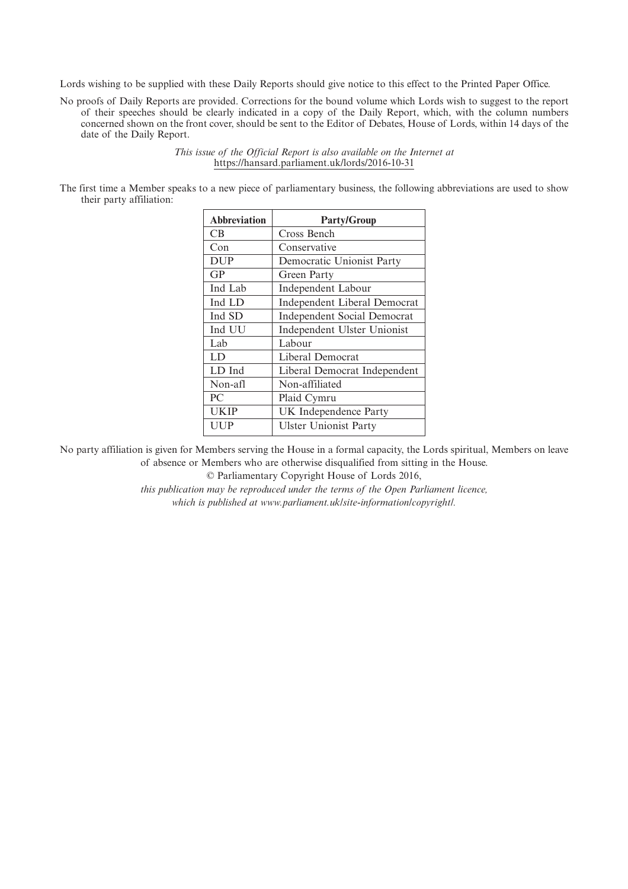Lords wishing to be supplied with these Daily Reports should give notice to this effect to the Printed Paper Office.

No proofs of Daily Reports are provided. Corrections for the bound volume which Lords wish to suggest to the report of their speeches should be clearly indicated in a copy of the Daily Report, which, with the column numbers concerned shown on the front cover, should be sent to the Editor of Debates, House of Lords, within 14 days of the date of the Daily Report.

*This issue of the Official Report is also available on the Internet at* https://hansard.parliament.uk/lords/2016-10-31

The first time a Member speaks to a new piece of parliamentary business, the following abbreviations are used to show their party affiliation:

| Abbreviation | Party/Group |
|---|---|
| CB | Cross Bench |
| Con | Conservative |
| DUP | Democratic Unionist Party |
| GP | Green Party |
| Ind Lab | Independent Labour |
| Ind LD | Independent Liberal Democrat |
| Ind SD | Independent Social Democrat |
| Ind UU | Independent Ulster Unionist |
| Lab | Labour |
| LD | Liberal Democrat |
| LD Ind | Liberal Democrat Independent |
| Non-afl | Non-affiliated |
| PC | Plaid Cymru |
| UKIP | UK Independence Party |
| UUP | Ulster Unionist Party |

No party affiliation is given for Members serving the House in a formal capacity, the Lords spiritual, Members on leave of absence or Members who are otherwise disqualified from sitting in the House.

© Parliamentary Copyright House of Lords 2016,

*this publication may be reproduced under the terms of the Open Parliament licence, which is published at www.parliament.uk/site-information/copyright/.*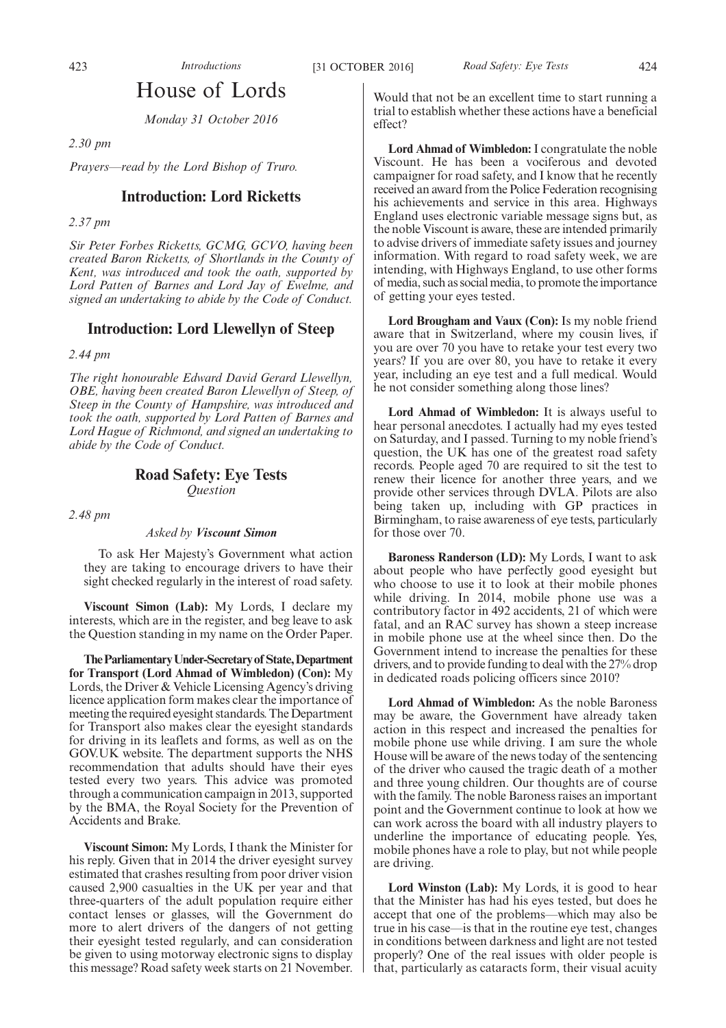# House of Lords

*Monday 31 October 2016*

*2.30 pm*

*Prayers—read by the Lord Bishop of Truro.*

## Introduction: Lord Ricketts

*2.37 pm*

*Sir Peter Forbes Ricketts, GCMG, GCVO, having been created Baron Ricketts, of Shortlands in the County of Kent, was introduced and took the oath, supported by Lord Patten of Barnes and Lord Jay of Ewelme, and signed an undertaking to abide by the Code of Conduct.*

## Introduction: Lord Llewellyn of Steep

*2.44 pm*

*The right honourable Edward David Gerard Llewellyn, OBE, having been created Baron Llewellyn of Steep, of Steep in the County of Hampshire, was introduced and took the oath, supported by Lord Patten of Barnes and Lord Hague of Richmond, and signed an undertaking to abide by the Code of Conduct.*

## Road Safety: Eye Tests

*Question*

*2.48 pm*

*Asked by* ***Viscount Simon***

To ask Her Majesty's Government what action they are taking to encourage drivers to have their sight checked regularly in the interest of road safety.

**Viscount Simon (Lab):** My Lords, I declare my interests, which are in the register, and beg leave to ask the Question standing in my name on the Order Paper.

**The Parliamentary Under-Secretary of State, Department for Transport (Lord Ahmad of Wimbledon) (Con):** My Lords, the Driver & Vehicle Licensing Agency's driving licence application form makes clear the importance of meeting the required eyesight standards. The Department for Transport also makes clear the eyesight standards for driving in its leaflets and forms, as well as on the GOV.UK website. The department supports the NHS recommendation that adults should have their eyes tested every two years. This advice was promoted through a communication campaign in 2013, supported by the BMA, the Royal Society for the Prevention of Accidents and Brake.

**Viscount Simon:** My Lords, I thank the Minister for his reply. Given that in 2014 the driver eyesight survey estimated that crashes resulting from poor driver vision caused 2,900 casualties in the UK per year and that three-quarters of the adult population require either contact lenses or glasses, will the Government do more to alert drivers of the dangers of not getting their eyesight tested regularly, and can consideration be given to using motorway electronic signs to display this message? Road safety week starts on 21 November. Would that not be an excellent time to start running a trial to establish whether these actions have a beneficial effect?

**Lord Ahmad of Wimbledon:** I congratulate the noble Viscount. He has been a vociferous and devoted campaigner for road safety, and I know that he recently received an award from the Police Federation recognising his achievements and service in this area. Highways England uses electronic variable message signs but, as the noble Viscount is aware, these are intended primarily to advise drivers of immediate safety issues and journey information. With regard to road safety week, we are intending, with Highways England, to use other forms of media, such as social media, to promote the importance of getting your eyes tested.

**Lord Brougham and Vaux (Con):** Is my noble friend aware that in Switzerland, where my cousin lives, if you are over 70 you have to retake your test every two years? If you are over 80, you have to retake it every year, including an eye test and a full medical. Would he not consider something along those lines?

**Lord Ahmad of Wimbledon:** It is always useful to hear personal anecdotes. I actually had my eyes tested on Saturday, and I passed. Turning to my noble friend's question, the UK has one of the greatest road safety records. People aged 70 are required to sit the test to renew their licence for another three years, and we provide other services through DVLA. Pilots are also being taken up, including with GP practices in Birmingham, to raise awareness of eye tests, particularly for those over 70.

**Baroness Randerson (LD):** My Lords, I want to ask about people who have perfectly good eyesight but who choose to use it to look at their mobile phones while driving. In 2014, mobile phone use was a contributory factor in 492 accidents, 21 of which were fatal, and an RAC survey has shown a steep increase in mobile phone use at the wheel since then. Do the Government intend to increase the penalties for these drivers, and to provide funding to deal with the 27% drop in dedicated roads policing officers since 2010?

**Lord Ahmad of Wimbledon:** As the noble Baroness may be aware, the Government have already taken action in this respect and increased the penalties for mobile phone use while driving. I am sure the whole House will be aware of the news today of the sentencing of the driver who caused the tragic death of a mother and three young children. Our thoughts are of course with the family. The noble Baroness raises an important point and the Government continue to look at how we can work across the board with all industry players to underline the importance of educating people. Yes, mobile phones have a role to play, but not while people are driving.

**Lord Winston (Lab):** My Lords, it is good to hear that the Minister has had his eyes tested, but does he accept that one of the problems—which may also be true in his case—is that in the routine eye test, changes in conditions between darkness and light are not tested properly? One of the real issues with older people is that, particularly as cataracts form, their visual acuity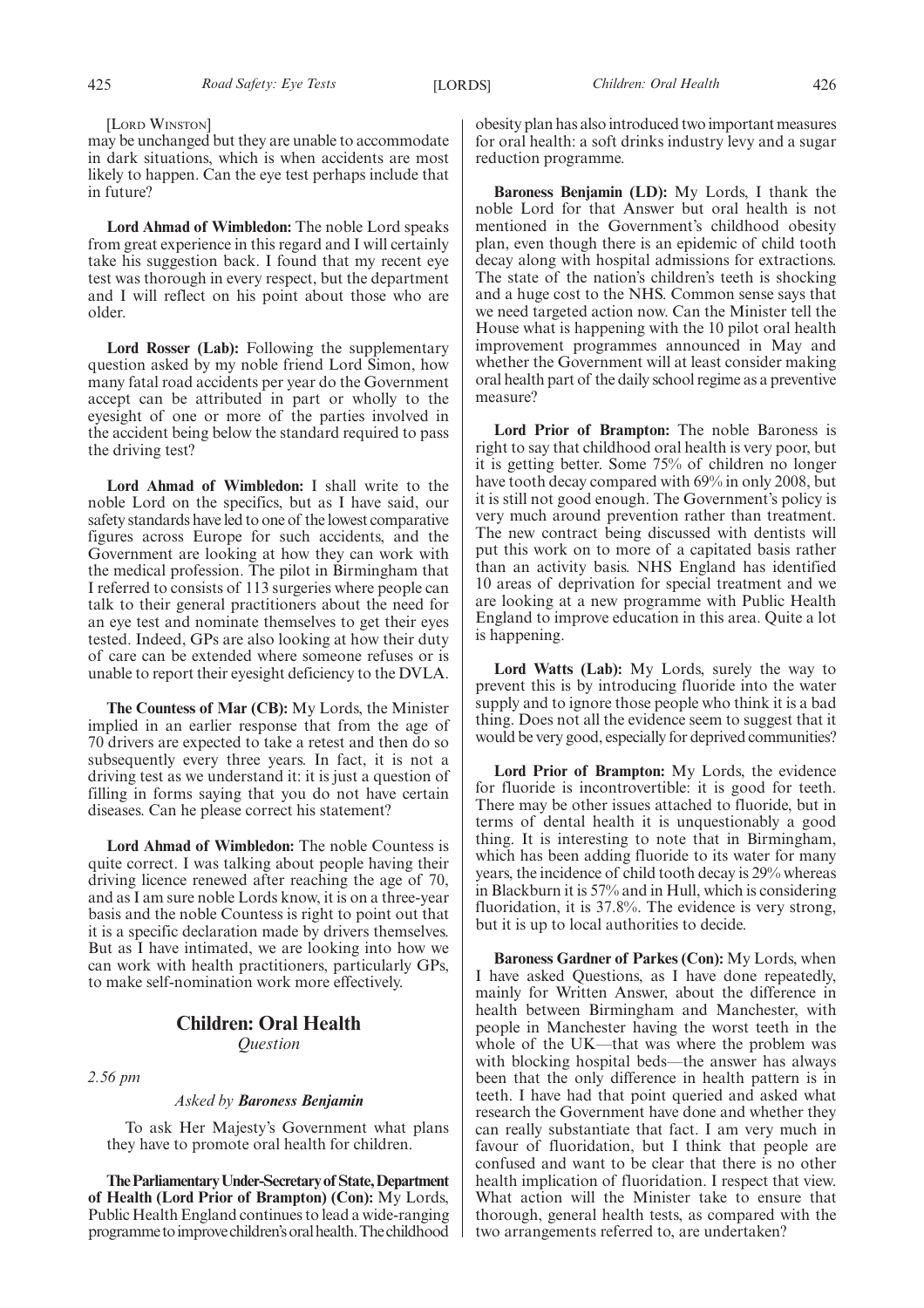[Lord Winston]

may be unchanged but they are unable to accommodate in dark situations, which is when accidents are most likely to happen. Can the eye test perhaps include that in future?

**Lord Ahmad of Wimbledon:** The noble Lord speaks from great experience in this regard and I will certainly take his suggestion back. I found that my recent eye test was thorough in every respect, but the department and I will reflect on his point about those who are older.

**Lord Rosser (Lab):** Following the supplementary question asked by my noble friend Lord Simon, how many fatal road accidents per year do the Government accept can be attributed in part or wholly to the eyesight of one or more of the parties involved in the accident being below the standard required to pass the driving test?

**Lord Ahmad of Wimbledon:** I shall write to the noble Lord on the specifics, but as I have said, our safety standards have led to one of the lowest comparative figures across Europe for such accidents, and the Government are looking at how they can work with the medical profession. The pilot in Birmingham that I referred to consists of 113 surgeries where people can talk to their general practitioners about the need for an eye test and nominate themselves to get their eyes tested. Indeed, GPs are also looking at how their duty of care can be extended where someone refuses or is unable to report their eyesight deficiency to the DVLA.

**The Countess of Mar (CB):** My Lords, the Minister implied in an earlier response that from the age of 70 drivers are expected to take a retest and then do so subsequently every three years. In fact, it is not a driving test as we understand it: it is just a question of filling in forms saying that you do not have certain diseases. Can he please correct his statement?

**Lord Ahmad of Wimbledon:** The noble Countess is quite correct. I was talking about people having their driving licence renewed after reaching the age of 70, and as I am sure noble Lords know, it is on a three-year basis and the noble Countess is right to point out that it is a specific declaration made by drivers themselves. But as I have intimated, we are looking into how we can work with health practitioners, particularly GPs, to make self-nomination work more effectively.

## Children: Oral Health

*Question*

*2.56 pm*

*Asked by* ***Baroness Benjamin***

To ask Her Majesty's Government what plans they have to promote oral health for children.

**The Parliamentary Under-Secretary of State, Department of Health (Lord Prior of Brampton) (Con):** My Lords, Public Health England continues to lead a wide-ranging programme to improve children's oral health. The childhood obesity plan has also introduced two important measures for oral health: a soft drinks industry levy and a sugar reduction programme.

**Baroness Benjamin (LD):** My Lords, I thank the noble Lord for that Answer but oral health is not mentioned in the Government's childhood obesity plan, even though there is an epidemic of child tooth decay along with hospital admissions for extractions. The state of the nation's children's teeth is shocking and a huge cost to the NHS. Common sense says that we need targeted action now. Can the Minister tell the House what is happening with the 10 pilot oral health improvement programmes announced in May and whether the Government will at least consider making oral health part of the daily school regime as a preventive measure?

**Lord Prior of Brampton:** The noble Baroness is right to say that childhood oral health is very poor, but it is getting better. Some 75% of children no longer have tooth decay compared with 69% in only 2008, but it is still not good enough. The Government's policy is very much around prevention rather than treatment. The new contract being discussed with dentists will put this work on to more of a capitated basis rather than an activity basis. NHS England has identified 10 areas of deprivation for special treatment and we are looking at a new programme with Public Health England to improve education in this area. Quite a lot is happening.

**Lord Watts (Lab):** My Lords, surely the way to prevent this is by introducing fluoride into the water supply and to ignore those people who think it is a bad thing. Does not all the evidence seem to suggest that it would be very good, especially for deprived communities?

**Lord Prior of Brampton:** My Lords, the evidence for fluoride is incontrovertible: it is good for teeth. There may be other issues attached to fluoride, but in terms of dental health it is unquestionably a good thing. It is interesting to note that in Birmingham, which has been adding fluoride to its water for many years, the incidence of child tooth decay is 29% whereas in Blackburn it is 57% and in Hull, which is considering fluoridation, it is 37.8%. The evidence is very strong, but it is up to local authorities to decide.

**Baroness Gardner of Parkes (Con):** My Lords, when I have asked Questions, as I have done repeatedly, mainly for Written Answer, about the difference in health between Birmingham and Manchester, with people in Manchester having the worst teeth in the whole of the UK—that was where the problem was with blocking hospital beds—the answer has always been that the only difference in health pattern is in teeth. I have had that point queried and asked what research the Government have done and whether they can really substantiate that fact. I am very much in favour of fluoridation, but I think that people are confused and want to be clear that there is no other health implication of fluoridation. I respect that view. What action will the Minister take to ensure that thorough, general health tests, as compared with the two arrangements referred to, are undertaken?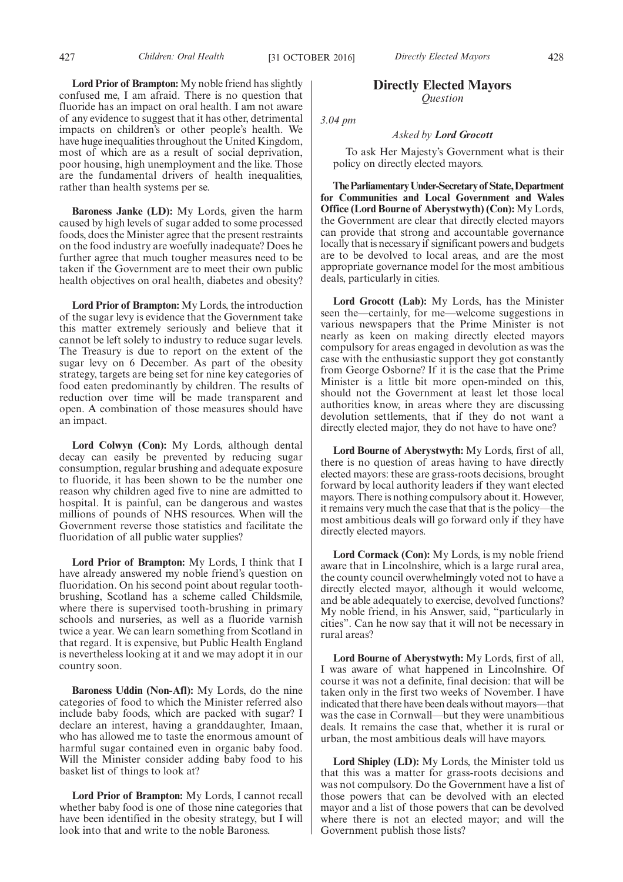**Lord Prior of Brampton:** My noble friend has slightly confused me, I am afraid. There is no question that fluoride has an impact on oral health. I am not aware of any evidence to suggest that it has other, detrimental impacts on children's or other people's health. We have huge inequalities throughout the United Kingdom, most of which are as a result of social deprivation, poor housing, high unemployment and the like. Those are the fundamental drivers of health inequalities, rather than health systems per se.

**Baroness Janke (LD):** My Lords, given the harm caused by high levels of sugar added to some processed foods, does the Minister agree that the present restraints on the food industry are woefully inadequate? Does he further agree that much tougher measures need to be taken if the Government are to meet their own public health objectives on oral health, diabetes and obesity?

**Lord Prior of Brampton:** My Lords, the introduction of the sugar levy is evidence that the Government take this matter extremely seriously and believe that it cannot be left solely to industry to reduce sugar levels. The Treasury is due to report on the extent of the sugar levy on 6 December. As part of the obesity strategy, targets are being set for nine key categories of food eaten predominantly by children. The results of reduction over time will be made transparent and open. A combination of those measures should have an impact.

**Lord Colwyn (Con):** My Lords, although dental decay can easily be prevented by reducing sugar consumption, regular brushing and adequate exposure to fluoride, it has been shown to be the number one reason why children aged five to nine are admitted to hospital. It is painful, can be dangerous and wastes millions of pounds of NHS resources. When will the Government reverse those statistics and facilitate the fluoridation of all public water supplies?

**Lord Prior of Brampton:** My Lords, I think that I have already answered my noble friend's question on fluoridation. On his second point about regular tooth-brushing, Scotland has a scheme called Childsmile, where there is supervised tooth-brushing in primary schools and nurseries, as well as a fluoride varnish twice a year. We can learn something from Scotland in that regard. It is expensive, but Public Health England is nevertheless looking at it and we may adopt it in our country soon.

**Baroness Uddin (Non-Afl):** My Lords, do the nine categories of food to which the Minister referred also include baby foods, which are packed with sugar? I declare an interest, having a granddaughter, Imaan, who has allowed me to taste the enormous amount of harmful sugar contained even in organic baby food. Will the Minister consider adding baby food to his basket list of things to look at?

**Lord Prior of Brampton:** My Lords, I cannot recall whether baby food is one of those nine categories that have been identified in the obesity strategy, but I will look into that and write to the noble Baroness.

## Directly Elected Mayors

*Question*

*3.04 pm*

*Asked by* ***Lord Grocott***

To ask Her Majesty's Government what is their policy on directly elected mayors.

**The Parliamentary Under-Secretary of State, Department for Communities and Local Government and Wales Office (Lord Bourne of Aberystwyth) (Con):** My Lords, the Government are clear that directly elected mayors can provide that strong and accountable governance locally that is necessary if significant powers and budgets are to be devolved to local areas, and are the most appropriate governance model for the most ambitious deals, particularly in cities.

**Lord Grocott (Lab):** My Lords, has the Minister seen the—certainly, for me—welcome suggestions in various newspapers that the Prime Minister is not nearly as keen on making directly elected mayors compulsory for areas engaged in devolution as was the case with the enthusiastic support they got constantly from George Osborne? If it is the case that the Prime Minister is a little bit more open-minded on this, should not the Government at least let those local authorities know, in areas where they are discussing devolution settlements, that if they do not want a directly elected major, they do not have to have one?

**Lord Bourne of Aberystwyth:** My Lords, first of all, there is no question of areas having to have directly elected mayors: these are grass-roots decisions, brought forward by local authority leaders if they want elected mayors. There is nothing compulsory about it. However, it remains very much the case that that is the policy—the most ambitious deals will go forward only if they have directly elected mayors.

**Lord Cormack (Con):** My Lords, is my noble friend aware that in Lincolnshire, which is a large rural area, the county council overwhelmingly voted not to have a directly elected mayor, although it would welcome, and be able adequately to exercise, devolved functions? My noble friend, in his Answer, said, "particularly in cities". Can he now say that it will not be necessary in rural areas?

**Lord Bourne of Aberystwyth:** My Lords, first of all, I was aware of what happened in Lincolnshire. Of course it was not a definite, final decision: that will be taken only in the first two weeks of November. I have indicated that there have been deals without mayors—that was the case in Cornwall—but they were unambitious deals. It remains the case that, whether it is rural or urban, the most ambitious deals will have mayors.

**Lord Shipley (LD):** My Lords, the Minister told us that this was a matter for grass-roots decisions and was not compulsory. Do the Government have a list of those powers that can be devolved with an elected mayor and a list of those powers that can be devolved where there is not an elected mayor; and will the Government publish those lists?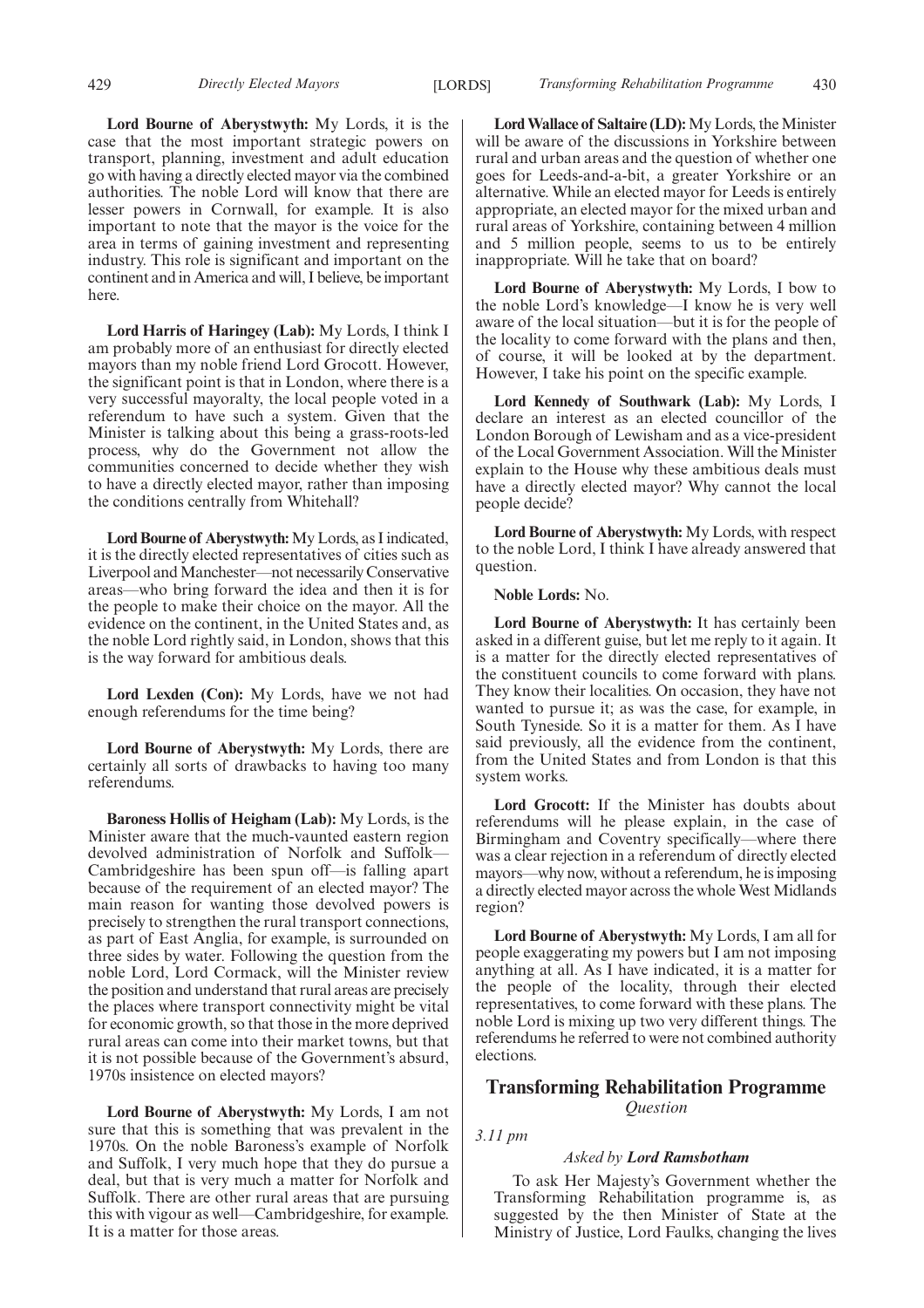**Lord Bourne of Aberystwyth:** My Lords, it is the case that the most important strategic powers on transport, planning, investment and adult education go with having a directly elected mayor via the combined authorities. The noble Lord will know that there are lesser powers in Cornwall, for example. It is also important to note that the mayor is the voice for the area in terms of gaining investment and representing industry. This role is significant and important on the continent and in America and will, I believe, be important here.

**Lord Harris of Haringey (Lab):** My Lords, I think I am probably more of an enthusiast for directly elected mayors than my noble friend Lord Grocott. However, the significant point is that in London, where there is a very successful mayoralty, the local people voted in a referendum to have such a system. Given that the Minister is talking about this being a grass-roots-led process, why do the Government not allow the communities concerned to decide whether they wish to have a directly elected mayor, rather than imposing the conditions centrally from Whitehall?

**Lord Bourne of Aberystwyth:** My Lords, as I indicated, it is the directly elected representatives of cities such as Liverpool and Manchester—not necessarily Conservative areas—who bring forward the idea and then it is for the people to make their choice on the mayor. All the evidence on the continent, in the United States and, as the noble Lord rightly said, in London, shows that this is the way forward for ambitious deals.

**Lord Lexden (Con):** My Lords, have we not had enough referendums for the time being?

**Lord Bourne of Aberystwyth:** My Lords, there are certainly all sorts of drawbacks to having too many referendums.

**Baroness Hollis of Heigham (Lab):** My Lords, is the Minister aware that the much-vaunted eastern region devolved administration of Norfolk and Suffolk—Cambridgeshire has been spun off—is falling apart because of the requirement of an elected mayor? The main reason for wanting those devolved powers is precisely to strengthen the rural transport connections, as part of East Anglia, for example, is surrounded on three sides by water. Following the question from the noble Lord, Lord Cormack, will the Minister review the position and understand that rural areas are precisely the places where transport connectivity might be vital for economic growth, so that those in the more deprived rural areas can come into their market towns, but that it is not possible because of the Government's absurd, 1970s insistence on elected mayors?

**Lord Bourne of Aberystwyth:** My Lords, I am not sure that this is something that was prevalent in the 1970s. On the noble Baroness's example of Norfolk and Suffolk, I very much hope that they do pursue a deal, but that is very much a matter for Norfolk and Suffolk. There are other rural areas that are pursuing this with vigour as well—Cambridgeshire, for example. It is a matter for those areas.

**Lord Wallace of Saltaire (LD):** My Lords, the Minister will be aware of the discussions in Yorkshire between rural and urban areas and the question of whether one goes for Leeds-and-a-bit, a greater Yorkshire or an alternative. While an elected mayor for Leeds is entirely appropriate, an elected mayor for the mixed urban and rural areas of Yorkshire, containing between 4 million and 5 million people, seems to us to be entirely inappropriate. Will he take that on board?

**Lord Bourne of Aberystwyth:** My Lords, I bow to the noble Lord's knowledge—I know he is very well aware of the local situation—but it is for the people of the locality to come forward with the plans and then, of course, it will be looked at by the department. However, I take his point on the specific example.

**Lord Kennedy of Southwark (Lab):** My Lords, I declare an interest as an elected councillor of the London Borough of Lewisham and as a vice-president of the Local Government Association. Will the Minister explain to the House why these ambitious deals must have a directly elected mayor? Why cannot the local people decide?

**Lord Bourne of Aberystwyth:** My Lords, with respect to the noble Lord, I think I have already answered that question.

**Noble Lords:** No.

**Lord Bourne of Aberystwyth:** It has certainly been asked in a different guise, but let me reply to it again. It is a matter for the directly elected representatives of the constituent councils to come forward with plans. They know their localities. On occasion, they have not wanted to pursue it; as was the case, for example, in South Tyneside. So it is a matter for them. As I have said previously, all the evidence from the continent, from the United States and from London is that this system works.

**Lord Grocott:** If the Minister has doubts about referendums will he please explain, in the case of Birmingham and Coventry specifically—where there was a clear rejection in a referendum of directly elected mayors—why now, without a referendum, he is imposing a directly elected mayor across the whole West Midlands region?

**Lord Bourne of Aberystwyth:** My Lords, I am all for people exaggerating my powers but I am not imposing anything at all. As I have indicated, it is a matter for the people of the locality, through their elected representatives, to come forward with these plans. The noble Lord is mixing up two very different things. The referendums he referred to were not combined authority elections.

## Transforming Rehabilitation Programme

*Question*

*3.11 pm*

*Asked by* ***Lord Ramsbotham***

To ask Her Majesty's Government whether the Transforming Rehabilitation programme is, as suggested by the then Minister of State at the Ministry of Justice, Lord Faulks, changing the lives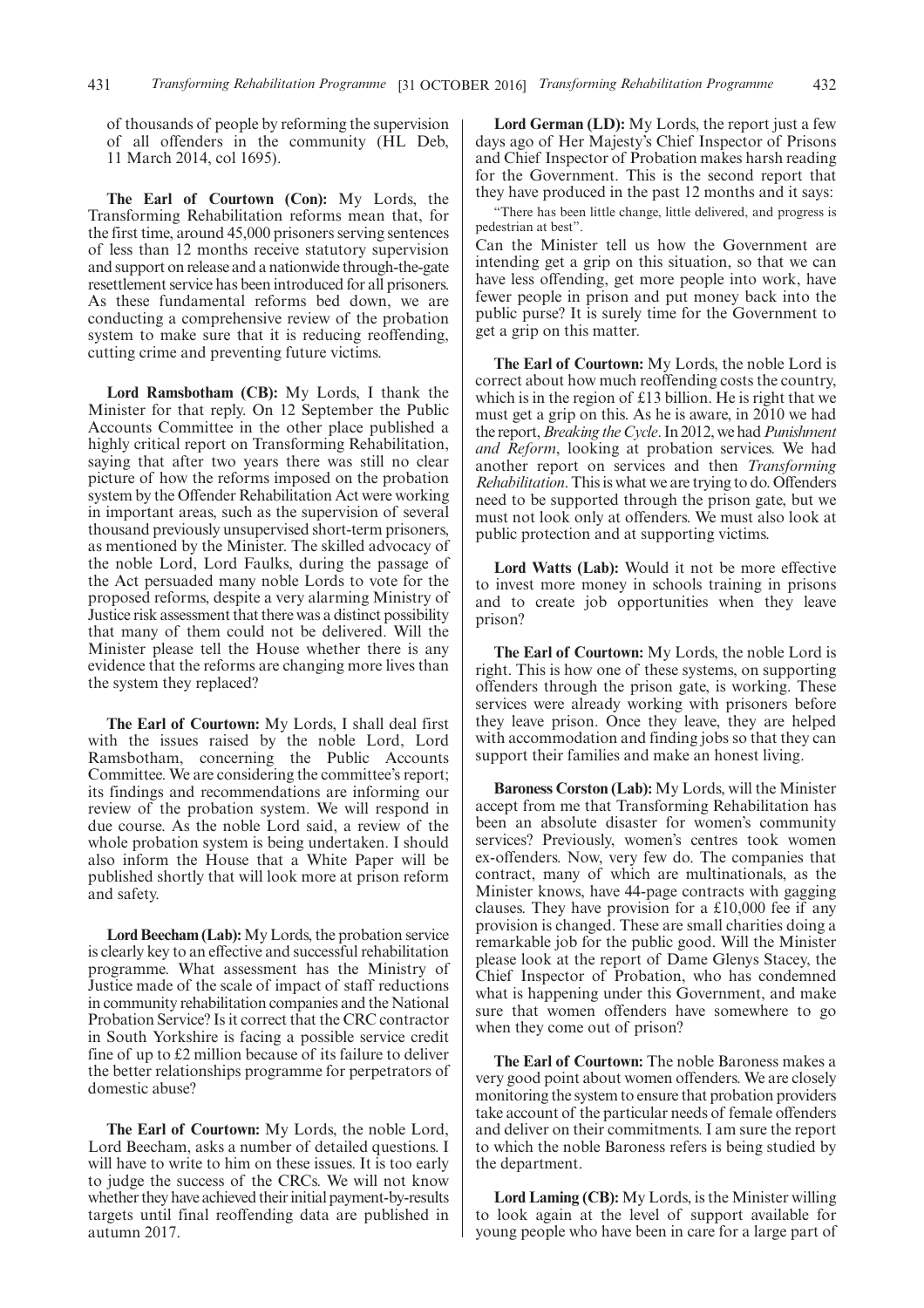of thousands of people by reforming the supervision of all offenders in the community (HL Deb, 11 March 2014, col 1695).

**The Earl of Courtown (Con):** My Lords, the Transforming Rehabilitation reforms mean that, for the first time, around 45,000 prisoners serving sentences of less than 12 months receive statutory supervision and support on release and a nationwide through-the-gate resettlement service has been introduced for all prisoners. As these fundamental reforms bed down, we are conducting a comprehensive review of the probation system to make sure that it is reducing reoffending, cutting crime and preventing future victims.

**Lord Ramsbotham (CB):** My Lords, I thank the Minister for that reply. On 12 September the Public Accounts Committee in the other place published a highly critical report on Transforming Rehabilitation, saying that after two years there was still no clear picture of how the reforms imposed on the probation system by the Offender Rehabilitation Act were working in important areas, such as the supervision of several thousand previously unsupervised short-term prisoners, as mentioned by the Minister. The skilled advocacy of the noble Lord, Lord Faulks, during the passage of the Act persuaded many noble Lords to vote for the proposed reforms, despite a very alarming Ministry of Justice risk assessment that there was a distinct possibility that many of them could not be delivered. Will the Minister please tell the House whether there is any evidence that the reforms are changing more lives than the system they replaced?

**The Earl of Courtown:** My Lords, I shall deal first with the issues raised by the noble Lord, Lord Ramsbotham, concerning the Public Accounts Committee. We are considering the committee's report; its findings and recommendations are informing our review of the probation system. We will respond in due course. As the noble Lord said, a review of the whole probation system is being undertaken. I should also inform the House that a White Paper will be published shortly that will look more at prison reform and safety.

**Lord Beecham (Lab):** My Lords, the probation service is clearly key to an effective and successful rehabilitation programme. What assessment has the Ministry of Justice made of the scale of impact of staff reductions in community rehabilitation companies and the National Probation Service? Is it correct that the CRC contractor in South Yorkshire is facing a possible service credit fine of up to £2 million because of its failure to deliver the better relationships programme for perpetrators of domestic abuse?

**The Earl of Courtown:** My Lords, the noble Lord, Lord Beecham, asks a number of detailed questions. I will have to write to him on these issues. It is too early to judge the success of the CRCs. We will not know whether they have achieved their initial payment-by-results targets until final reoffending data are published in autumn 2017.

**Lord German (LD):** My Lords, the report just a few days ago of Her Majesty's Chief Inspector of Prisons and Chief Inspector of Probation makes harsh reading for the Government. This is the second report that they have produced in the past 12 months and it says:

"There has been little change, little delivered, and progress is pedestrian at best".

Can the Minister tell us how the Government are intending get a grip on this situation, so that we can have less offending, get more people into work, have fewer people in prison and put money back into the public purse? It is surely time for the Government to get a grip on this matter.

**The Earl of Courtown:** My Lords, the noble Lord is correct about how much reoffending costs the country, which is in the region of £13 billion. He is right that we must get a grip on this. As he is aware, in 2010 we had the report, *Breaking the Cycle*. In 2012, we had *Punishment and Reform*, looking at probation services. We had another report on services and then *Transforming Rehabilitation*. This is what we are trying to do. Offenders need to be supported through the prison gate, but we must not look only at offenders. We must also look at public protection and at supporting victims.

**Lord Watts (Lab):** Would it not be more effective to invest more money in schools training in prisons and to create job opportunities when they leave prison?

**The Earl of Courtown:** My Lords, the noble Lord is right. This is how one of these systems, on supporting offenders through the prison gate, is working. These services were already working with prisoners before they leave prison. Once they leave, they are helped with accommodation and finding jobs so that they can support their families and make an honest living.

**Baroness Corston (Lab):** My Lords, will the Minister accept from me that Transforming Rehabilitation has been an absolute disaster for women's community services? Previously, women's centres took women ex-offenders. Now, very few do. The companies that contract, many of which are multinationals, as the Minister knows, have 44-page contracts with gagging clauses. They have provision for a £10,000 fee if any provision is changed. These are small charities doing a remarkable job for the public good. Will the Minister please look at the report of Dame Glenys Stacey, the Chief Inspector of Probation, who has condemned what is happening under this Government, and make sure that women offenders have somewhere to go when they come out of prison?

**The Earl of Courtown:** The noble Baroness makes a very good point about women offenders. We are closely monitoring the system to ensure that probation providers take account of the particular needs of female offenders and deliver on their commitments. I am sure the report to which the noble Baroness refers is being studied by the department.

**Lord Laming (CB):** My Lords, is the Minister willing to look again at the level of support available for young people who have been in care for a large part of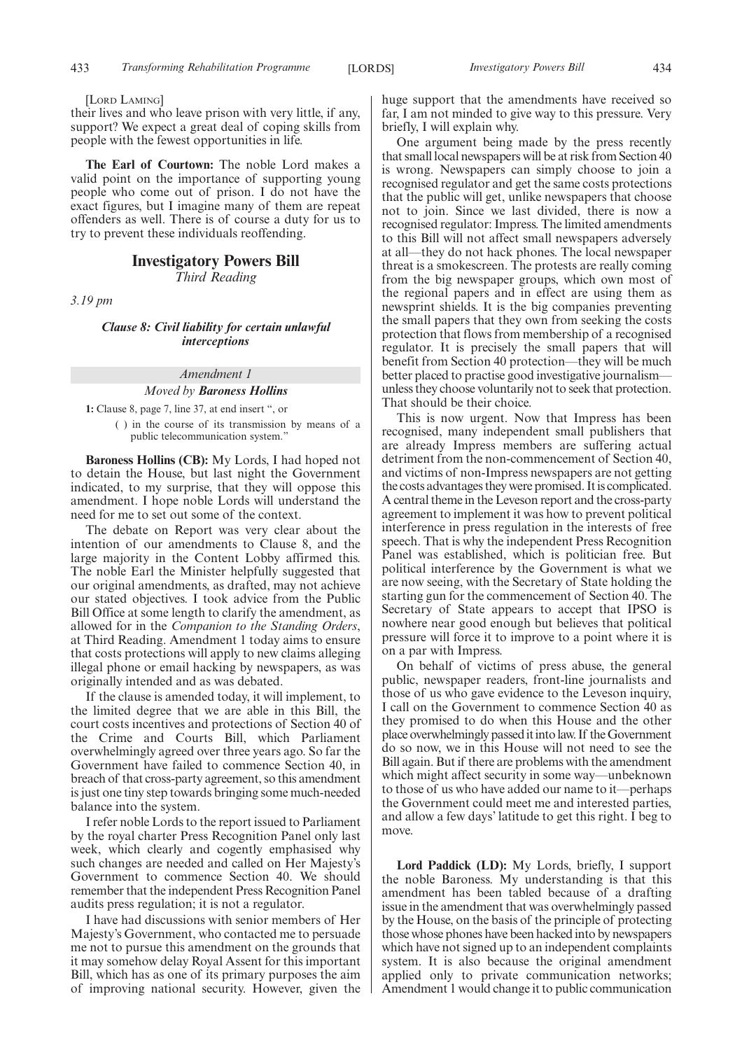[Lord Laming]

their lives and who leave prison with very little, if any, support? We expect a great deal of coping skills from people with the fewest opportunities in life.

**The Earl of Courtown:** The noble Lord makes a valid point on the importance of supporting young people who come out of prison. I do not have the exact figures, but I imagine many of them are repeat offenders as well. There is of course a duty for us to try to prevent these individuals reoffending.

## Investigatory Powers Bill

*Third Reading*

*3.19 pm*

### *Clause 8: Civil liability for certain unlawful interceptions*

*Amendment 1*

*Moved by* ***Baroness Hollins***

**1:** Clause 8, page 7, line 37, at end insert ", or

( ) in the course of its transmission by means of a public telecommunication system."

**Baroness Hollins (CB):** My Lords, I had hoped not to detain the House, but last night the Government indicated, to my surprise, that they will oppose this amendment. I hope noble Lords will understand the need for me to set out some of the context.

The debate on Report was very clear about the intention of our amendments to Clause 8, and the large majority in the Content Lobby affirmed this. The noble Earl the Minister helpfully suggested that our original amendments, as drafted, may not achieve our stated objectives. I took advice from the Public Bill Office at some length to clarify the amendment, as allowed for in the *Companion to the Standing Orders*, at Third Reading. Amendment 1 today aims to ensure that costs protections will apply to new claims alleging illegal phone or email hacking by newspapers, as was originally intended and as was debated.

If the clause is amended today, it will implement, to the limited degree that we are able in this Bill, the court costs incentives and protections of Section 40 of the Crime and Courts Bill, which Parliament overwhelmingly agreed over three years ago. So far the Government have failed to commence Section 40, in breach of that cross-party agreement, so this amendment is just one tiny step towards bringing some much-needed balance into the system.

I refer noble Lords to the report issued to Parliament by the royal charter Press Recognition Panel only last week, which clearly and cogently emphasised why such changes are needed and called on Her Majesty's Government to commence Section 40. We should remember that the independent Press Recognition Panel audits press regulation; it is not a regulator.

I have had discussions with senior members of Her Majesty's Government, who contacted me to persuade me not to pursue this amendment on the grounds that it may somehow delay Royal Assent for this important Bill, which has as one of its primary purposes the aim of improving national security. However, given the huge support that the amendments have received so far, I am not minded to give way to this pressure. Very briefly, I will explain why.

One argument being made by the press recently that small local newspapers will be at risk from Section 40 is wrong. Newspapers can simply choose to join a recognised regulator and get the same costs protections that the public will get, unlike newspapers that choose not to join. Since we last divided, there is now a recognised regulator: Impress. The limited amendments to this Bill will not affect small newspapers adversely at all—they do not hack phones. The local newspaper threat is a smokescreen. The protests are really coming from the big newspaper groups, which own most of the regional papers and in effect are using them as newsprint shields. It is the big companies preventing the small papers that they own from seeking the costs protection that flows from membership of a recognised regulator. It is precisely the small papers that will benefit from Section 40 protection—they will be much better placed to practise good investigative journalism—unless they choose voluntarily not to seek that protection. That should be their choice.

This is now urgent. Now that Impress has been recognised, many independent small publishers that are already Impress members are suffering actual detriment from the non-commencement of Section 40, and victims of non-Impress newspapers are not getting the costs advantages they were promised. It is complicated. A central theme in the Leveson report and the cross-party agreement to implement it was how to prevent political interference in press regulation in the interests of free speech. That is why the independent Press Recognition Panel was established, which is politician free. But political interference by the Government is what we are now seeing, with the Secretary of State holding the starting gun for the commencement of Section 40. The Secretary of State appears to accept that IPSO is nowhere near good enough but believes that political pressure will force it to improve to a point where it is on a par with Impress.

On behalf of victims of press abuse, the general public, newspaper readers, front-line journalists and those of us who gave evidence to the Leveson inquiry, I call on the Government to commence Section 40 as they promised to do when this House and the other place overwhelmingly passed it into law. If the Government do so now, we in this House will not need to see the Bill again. But if there are problems with the amendment which might affect security in some way—unbeknown to those of us who have added our name to it—perhaps the Government could meet me and interested parties, and allow a few days' latitude to get this right. I beg to move.

**Lord Paddick (LD):** My Lords, briefly, I support the noble Baroness. My understanding is that this amendment has been tabled because of a drafting issue in the amendment that was overwhelmingly passed by the House, on the basis of the principle of protecting those whose phones have been hacked into by newspapers which have not signed up to an independent complaints system. It is also because the original amendment applied only to private communication networks; Amendment 1 would change it to public communication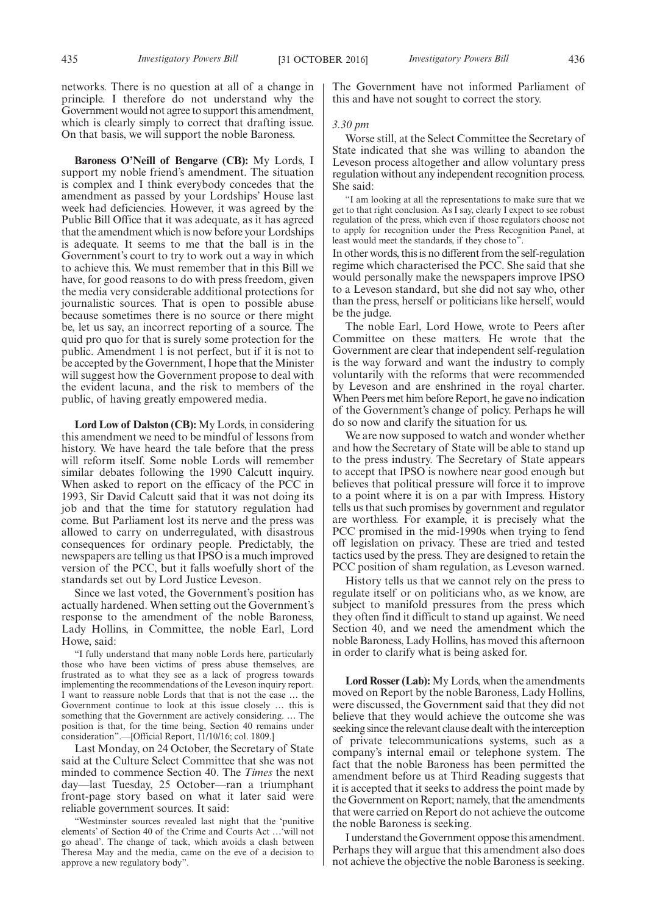networks. There is no question at all of a change in principle. I therefore do not understand why the Government would not agree to support this amendment, which is clearly simply to correct that drafting issue. On that basis, we will support the noble Baroness.

**Baroness O'Neill of Bengarve (CB):** My Lords, I support my noble friend's amendment. The situation is complex and I think everybody concedes that the amendment as passed by your Lordships' House last week had deficiencies. However, it was agreed by the Public Bill Office that it was adequate, as it has agreed that the amendment which is now before your Lordships is adequate. It seems to me that the ball is in the Government's court to try to work out a way in which to achieve this. We must remember that in this Bill we have, for good reasons to do with press freedom, given the media very considerable additional protections for journalistic sources. That is open to possible abuse because sometimes there is no source or there might be, let us say, an incorrect reporting of a source. The quid pro quo for that is surely some protection for the public. Amendment 1 is not perfect, but if it is not to be accepted by the Government, I hope that the Minister will suggest how the Government propose to deal with the evident lacuna, and the risk to members of the public, of having greatly empowered media.

**Lord Low of Dalston (CB):** My Lords, in considering this amendment we need to be mindful of lessons from history. We have heard the tale before that the press will reform itself. Some noble Lords will remember similar debates following the 1990 Calcutt inquiry. When asked to report on the efficacy of the PCC in 1993, Sir David Calcutt said that it was not doing its job and that the time for statutory regulation had come. But Parliament lost its nerve and the press was allowed to carry on underregulated, with disastrous consequences for ordinary people. Predictably, the newspapers are telling us that IPSO is a much improved version of the PCC, but it falls woefully short of the standards set out by Lord Justice Leveson.

Since we last voted, the Government's position has actually hardened. When setting out the Government's response to the amendment of the noble Baroness, Lady Hollins, in Committee, the noble Earl, Lord Howe, said:

"I fully understand that many noble Lords here, particularly those who have been victims of press abuse themselves, are frustrated as to what they see as a lack of progress towards implementing the recommendations of the Leveson inquiry report. I want to reassure noble Lords that that is not the case … the Government continue to look at this issue closely … this is something that the Government are actively considering. … The position is that, for the time being, Section 40 remains under consideration".—[Official Report, 11/10/16; col. 1809.]

Last Monday, on 24 October, the Secretary of State said at the Culture Select Committee that she was not minded to commence Section 40. The *Times* the next day—last Tuesday, 25 October—ran a triumphant front-page story based on what it later said were reliable government sources. It said:

"Westminster sources revealed last night that the 'punitive elements' of Section 40 of the Crime and Courts Act …'will not go ahead'. The change of tack, which avoids a clash between Theresa May and the media, came on the eve of a decision to approve a new regulatory body".

The Government have not informed Parliament of this and have not sought to correct the story.

*3.30 pm*

Worse still, at the Select Committee the Secretary of State indicated that she was willing to abandon the Leveson process altogether and allow voluntary press regulation without any independent recognition process. She said:

"I am looking at all the representations to make sure that we get to that right conclusion. As I say, clearly I expect to see robust regulation of the press, which even if those regulators choose not to apply for recognition under the Press Recognition Panel, at least would meet the standards, if they choose to".

In other words, this is no different from the self-regulation regime which characterised the PCC. She said that she would personally make the newspapers improve IPSO to a Leveson standard, but she did not say who, other than the press, herself or politicians like herself, would be the judge.

The noble Earl, Lord Howe, wrote to Peers after Committee on these matters. He wrote that the Government are clear that independent self-regulation is the way forward and want the industry to comply voluntarily with the reforms that were recommended by Leveson and are enshrined in the royal charter. When Peers met him before Report, he gave no indication of the Government's change of policy. Perhaps he will do so now and clarify the situation for us.

We are now supposed to watch and wonder whether and how the Secretary of State will be able to stand up to the press industry. The Secretary of State appears to accept that IPSO is nowhere near good enough but believes that political pressure will force it to improve to a point where it is on a par with Impress. History tells us that such promises by government and regulator are worthless. For example, it is precisely what the PCC promised in the mid-1990s when trying to fend off legislation on privacy. These are tried and tested tactics used by the press. They are designed to retain the PCC position of sham regulation, as Leveson warned.

History tells us that we cannot rely on the press to regulate itself or on politicians who, as we know, are subject to manifold pressures from the press which they often find it difficult to stand up against. We need Section 40, and we need the amendment which the noble Baroness, Lady Hollins, has moved this afternoon in order to clarify what is being asked for.

**Lord Rosser (Lab):** My Lords, when the amendments moved on Report by the noble Baroness, Lady Hollins, were discussed, the Government said that they did not believe that they would achieve the outcome she was seeking since the relevant clause dealt with the interception of private telecommunications systems, such as a company's internal email or telephone system. The fact that the noble Baroness has been permitted the amendment before us at Third Reading suggests that it is accepted that it seeks to address the point made by the Government on Report; namely, that the amendments that were carried on Report do not achieve the outcome the noble Baroness is seeking.

I understand the Government oppose this amendment. Perhaps they will argue that this amendment also does not achieve the objective the noble Baroness is seeking.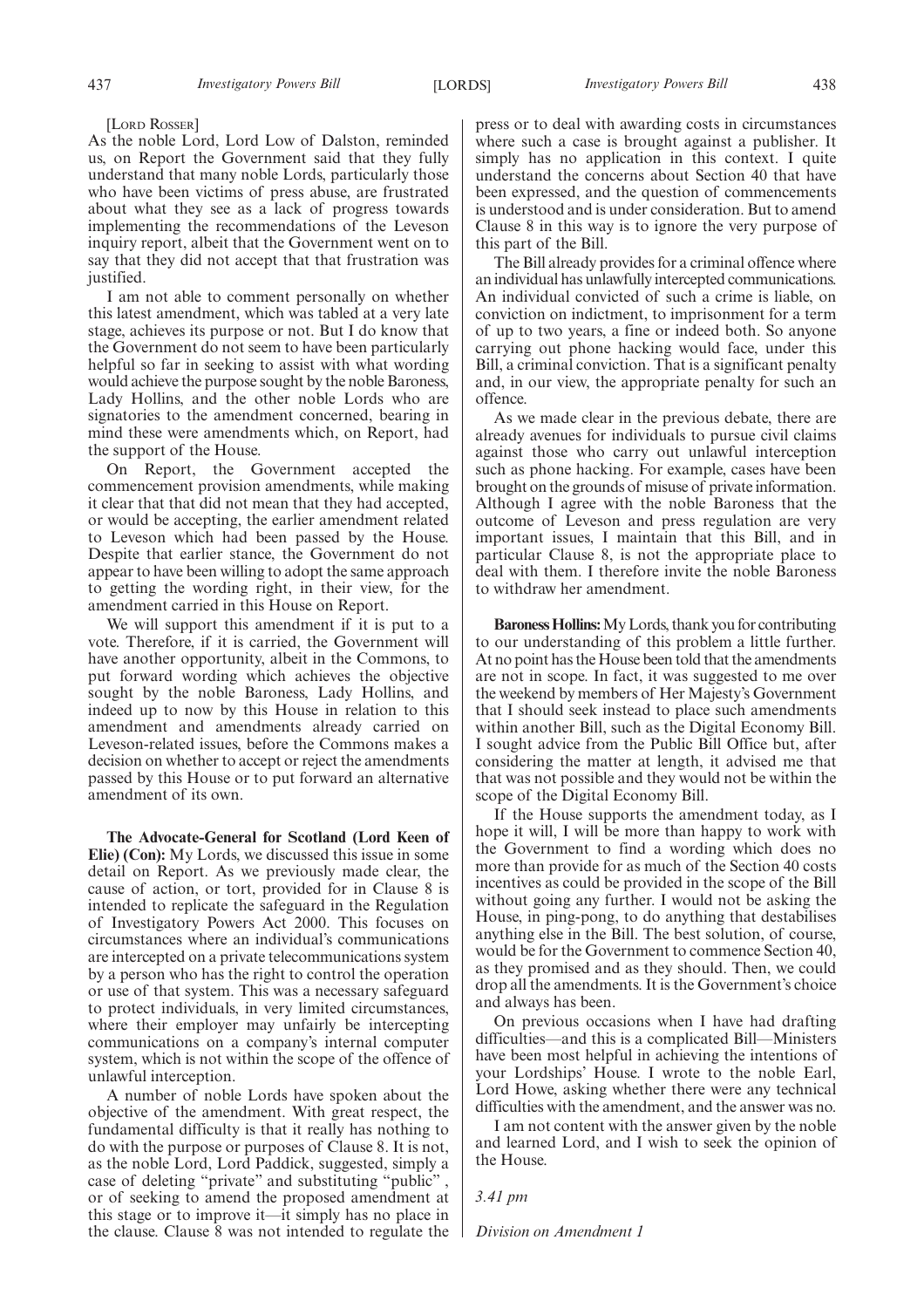[Lord Rosser]

As the noble Lord, Lord Low of Dalston, reminded us, on Report the Government said that they fully understand that many noble Lords, particularly those who have been victims of press abuse, are frustrated about what they see as a lack of progress towards implementing the recommendations of the Leveson inquiry report, albeit that the Government went on to say that they did not accept that that frustration was justified.

I am not able to comment personally on whether this latest amendment, which was tabled at a very late stage, achieves its purpose or not. But I do know that the Government do not seem to have been particularly helpful so far in seeking to assist with what wording would achieve the purpose sought by the noble Baroness, Lady Hollins, and the other noble Lords who are signatories to the amendment concerned, bearing in mind these were amendments which, on Report, had the support of the House.

On Report, the Government accepted the commencement provision amendments, while making it clear that that did not mean that they had accepted, or would be accepting, the earlier amendment related to Leveson which had been passed by the House. Despite that earlier stance, the Government do not appear to have been willing to adopt the same approach to getting the wording right, in their view, for the amendment carried in this House on Report.

We will support this amendment if it is put to a vote. Therefore, if it is carried, the Government will have another opportunity, albeit in the Commons, to put forward wording which achieves the objective sought by the noble Baroness, Lady Hollins, and indeed up to now by this House in relation to this amendment and amendments already carried on Leveson-related issues, before the Commons makes a decision on whether to accept or reject the amendments passed by this House or to put forward an alternative amendment of its own.

**The Advocate-General for Scotland (Lord Keen of Elie) (Con):** My Lords, we discussed this issue in some detail on Report. As we previously made clear, the cause of action, or tort, provided for in Clause 8 is intended to replicate the safeguard in the Regulation of Investigatory Powers Act 2000. This focuses on circumstances where an individual's communications are intercepted on a private telecommunications system by a person who has the right to control the operation or use of that system. This was a necessary safeguard to protect individuals, in very limited circumstances, where their employer may unfairly be intercepting communications on a company's internal computer system, which is not within the scope of the offence of unlawful interception.

A number of noble Lords have spoken about the objective of the amendment. With great respect, the fundamental difficulty is that it really has nothing to do with the purpose or purposes of Clause 8. It is not, as the noble Lord, Lord Paddick, suggested, simply a case of deleting "private" and substituting "public", or of seeking to amend the proposed amendment at this stage or to improve it—it simply has no place in the clause. Clause 8 was not intended to regulate the press or to deal with awarding costs in circumstances where such a case is brought against a publisher. It simply has no application in this context. I quite understand the concerns about Section 40 that have been expressed, and the question of commencements is understood and is under consideration. But to amend Clause 8 in this way is to ignore the very purpose of this part of the Bill.

The Bill already provides for a criminal offence where an individual has unlawfully intercepted communications. An individual convicted of such a crime is liable, on conviction on indictment, to imprisonment for a term of up to two years, a fine or indeed both. So anyone carrying out phone hacking would face, under this Bill, a criminal conviction. That is a significant penalty and, in our view, the appropriate penalty for such an offence.

As we made clear in the previous debate, there are already avenues for individuals to pursue civil claims against those who carry out unlawful interception such as phone hacking. For example, cases have been brought on the grounds of misuse of private information. Although I agree with the noble Baroness that the outcome of Leveson and press regulation are very important issues, I maintain that this Bill, and in particular Clause 8, is not the appropriate place to deal with them. I therefore invite the noble Baroness to withdraw her amendment.

**Baroness Hollins:** My Lords, thank you for contributing to our understanding of this problem a little further. At no point has the House been told that the amendments are not in scope. In fact, it was suggested to me over the weekend by members of Her Majesty's Government that I should seek instead to place such amendments within another Bill, such as the Digital Economy Bill. I sought advice from the Public Bill Office but, after considering the matter at length, it advised me that that was not possible and they would not be within the scope of the Digital Economy Bill.

If the House supports the amendment today, as I hope it will, I will be more than happy to work with the Government to find a wording which does no more than provide for as much of the Section 40 costs incentives as could be provided in the scope of the Bill without going any further. I would not be asking the House, in ping-pong, to do anything that destabilises anything else in the Bill. The best solution, of course, would be for the Government to commence Section 40, as they promised and as they should. Then, we could drop all the amendments. It is the Government's choice and always has been.

On previous occasions when I have had drafting difficulties—and this is a complicated Bill—Ministers have been most helpful in achieving the intentions of your Lordships' House. I wrote to the noble Earl, Lord Howe, asking whether there were any technical difficulties with the amendment, and the answer was no.

I am not content with the answer given by the noble and learned Lord, and I wish to seek the opinion of the House.

*3.41 pm*

*Division on Amendment 1*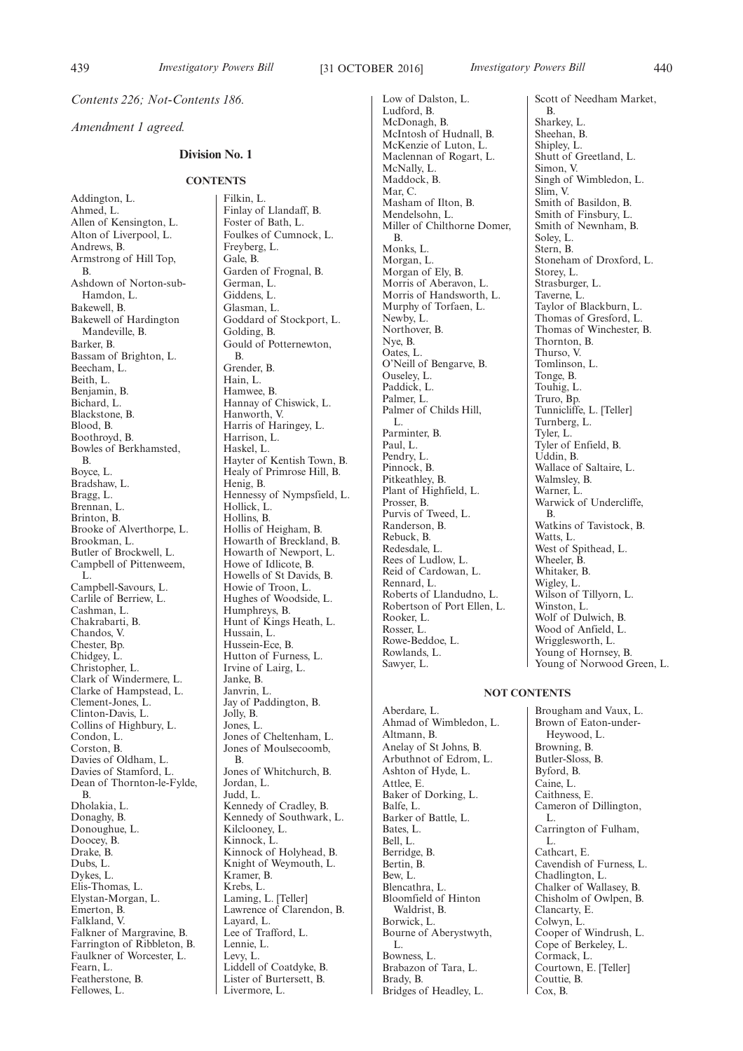*Contents 226; Not-Contents 186.*

*Amendment 1 agreed.*

## Division No. 1

### CONTENTS

Addington, L.
Ahmed, L.
Allen of Kensington, L.
Alton of Liverpool, L.
Andrews, B.
Armstrong of Hill Top, B.
Ashdown of Norton-sub-Hamdon, L.
Bakewell, B.
Bakewell of Hardington Mandeville, B.
Barker, B.
Bassam of Brighton, L.
Beecham, L.
Beith, L.
Benjamin, B.
Bichard, L.
Blackstone, B.
Blood, B.
Boothroyd, B.
Bowles of Berkhamsted, B.
Boyce, L.
Bradshaw, L.
Bragg, L.
Brennan, L.
Brinton, B.
Brooke of Alverthorpe, L.
Brookman, L.
Butler of Brockwell, L.
Campbell of Pittenweem, L.
Campbell-Savours, L.
Carlile of Berriew, L.
Cashman, L.
Chakrabarti, B.
Chandos, V.
Chester, Bp.
Chidgey, L.
Christopher, L.
Clark of Windermere, L.
Clarke of Hampstead, L.
Clement-Jones, L.
Clinton-Davis, L.
Collins of Highbury, L.
Condon, L.
Corston, B.
Davies of Oldham, L.
Davies of Stamford, L.
Dean of Thornton-le-Fylde, B.
Dholakia, L.
Donaghy, B.
Donoughue, L.
Doocey, B.
Drake, B.
Dubs, L.
Dykes, L.
Elis-Thomas, L.
Elystan-Morgan, L.
Emerton, B.
Falkland, V.
Falkner of Margravine, B.
Farrington of Ribbleton, B.
Faulkner of Worcester, L.
Fearn, L.
Featherstone, B.
Fellowes, L.
Filkin, L.
Finlay of Llandaff, B.
Foster of Bath, L.
Foulkes of Cumnock, L.
Freyberg, L.
Gale, B.
Garden of Frognal, B.
German, L.
Giddens, L.
Glasman, L.
Goddard of Stockport, L.
Golding, B.
Gould of Potternewton, B.
Grender, B.
Hain, L.
Hamwee, B.
Hannay of Chiswick, L.
Hanworth, V.
Harris of Haringey, L.
Harrison, L.
Haskel, L.
Hayter of Kentish Town, B.
Healy of Primrose Hill, B.
Henig, B.
Hennessy of Nympsfield, L.
Hollick, L.
Hollins, B.
Hollis of Heigham, B.
Howarth of Breckland, B.
Howarth of Newport, L.
Howe of Idlicote, B.
Howells of St Davids, B.
Howie of Troon, L.
Hughes of Woodside, L.
Humphreys, B.
Hunt of Kings Heath, L.
Hussain, L.
Hussein-Ece, B.
Hutton of Furness, L.
Irvine of Lairg, L.
Janke, B.
Janvrin, L.
Jay of Paddington, B.
Jolly, B.
Jones, L.
Jones of Cheltenham, L.
Jones of Moulsecoomb, B.
Jones of Whitchurch, B.
Jordan, L.
Judd, L.
Kennedy of Cradley, B.
Kennedy of Southwark, L.
Kilclooney, L.
Kinnock, L.
Kinnock of Holyhead, B.
Knight of Weymouth, L.
Kramer, B.
Krebs, L.
Laming, L. [Teller]
Lawrence of Clarendon, B.
Layard, L.
Lee of Trafford, L.
Lennie, L.
Levy, L.
Liddell of Coatdyke, B.
Lister of Burtersett, B.
Livermore, L.
Low of Dalston, L.
Ludford, B.
McDonagh, B.
McIntosh of Hudnall, B.
McKenzie of Luton, L.
Maclennan of Rogart, L.
McNally, L.
Maddock, B.
Mar, C.
Masham of Ilton, B.
Mendelsohn, L.
Miller of Chilthorne Domer, B.
Monks, L.
Morgan, L.
Morgan of Ely, B.
Morris of Aberavon, L.
Morris of Handsworth, L.
Murphy of Torfaen, L.
Newby, L.
Northover, B.
Nye, B.
Oates, L.
O'Neill of Bengarve, B.
Ouseley, L.
Paddick, L.
Palmer, L.
Palmer of Childs Hill, L.
Parminter, B.
Paul, L.
Pendry, L.
Pinnock, B.
Pitkeathley, B.
Plant of Highfield, L.
Prosser, B.
Purvis of Tweed, L.
Randerson, B.
Rebuck, B.
Redesdale, L.
Rees of Ludlow, L.
Reid of Cardowan, L.
Rennard, L.
Roberts of Llandudno, L.
Robertson of Port Ellen, L.
Rooker, L.
Rosser, L.
Rowe-Beddoe, L.
Rowlands, L.
Sawyer, L.
Scott of Needham Market, B.
Sharkey, L.
Sheehan, B.
Shipley, L.
Shutt of Greetland, L.
Simon, V.
Singh of Wimbledon, L.
Slim, V.
Smith of Basildon, B.
Smith of Finsbury, L.
Smith of Newnham, B.
Soley, L.
Stern, B.
Stoneham of Droxford, L.
Storey, L.
Strasburger, L.
Taverne, L.
Taylor of Blackburn, L.
Thomas of Gresford, L.
Thomas of Winchester, B.
Thornton, B.
Thurso, V.
Tomlinson, L.
Tonge, B.
Touhig, L.
Truro, Bp.
Tunnicliffe, L. [Teller]
Turnberg, L.
Tyler, L.
Tyler of Enfield, B.
Uddin, B.
Wallace of Saltaire, L.
Walmsley, B.
Warner, L.
Warwick of Undercliffe, B.
Watkins of Tavistock, B.
Watts, L.
West of Spithead, L.
Wheeler, B.
Whitaker, B.
Wigley, L.
Wilson of Tillyorn, L.
Winston, L.
Wolf of Dulwich, B.
Wood of Anfield, L.
Wrigglesworth, L.
Young of Hornsey, B.
Young of Norwood Green, L.

### NOT CONTENTS

Aberdare, L.
Ahmad of Wimbledon, L.
Altmann, B.
Anelay of St Johns, B.
Arbuthnot of Edrom, L.
Ashton of Hyde, L.
Attlee, E.
Baker of Dorking, L.
Balfe, L.
Barker of Battle, L.
Bates, L.
Bell, L.
Berridge, B.
Bertin, B.
Bew, L.
Blencathra, L.
Bloomfield of Hinton Waldrist, B.
Borwick, L.
Bourne of Aberystwyth, L.
Bowness, L.
Brabazon of Tara, L.
Brady, B.
Bridges of Headley, L.
Brougham and Vaux, L.
Brown of Eaton-under-Heywood, L.
Browning, B.
Butler-Sloss, B.
Byford, B.
Caine, L.
Caithness, E.
Cameron of Dillington, L.
Carrington of Fulham, L.
Cathcart, E.
Cavendish of Furness, L.
Chadlington, L.
Chalker of Wallasey, B.
Chisholm of Owlpen, B.
Clancarty, E.
Colwyn, L.
Cooper of Windrush, L.
Cope of Berkeley, L.
Cormack, L.
Courtown, E. [Teller]
Couttie, B.
Cox, B.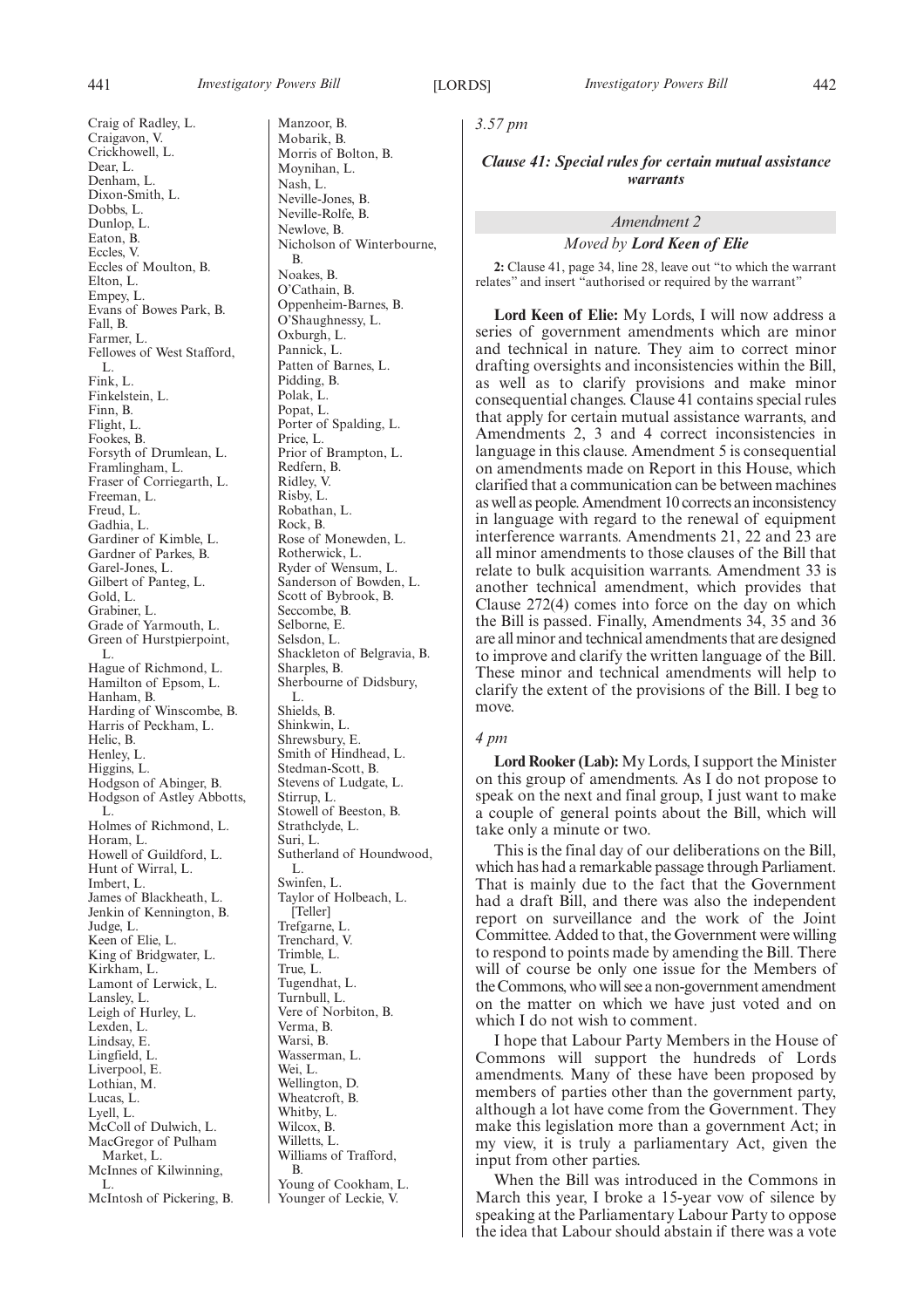Craig of Radley, L.
Craigavon, V.
Crickhowell, L.
Dear, L.
Denham, L.
Dixon-Smith, L.
Dobbs, L.
Dunlop, L.
Eaton, B.
Eccles, V.
Eccles of Moulton, B.
Elton, L.
Empey, L.
Evans of Bowes Park, B.
Fall, B.
Farmer, L.
Fellowes of West Stafford, L.
Fink, L.
Finkelstein, L.
Finn, B.
Flight, L.
Fookes, B.
Forsyth of Drumlean, L.
Framlingham, L.
Fraser of Corriegarth, L.
Freeman, L.
Freud, L.
Gadhia, L.
Gardiner of Kimble, L.
Gardner of Parkes, B.
Garel-Jones, L.
Gilbert of Panteg, L.
Gold, L.
Grabiner, L.
Grade of Yarmouth, L.
Green of Hurstpierpoint, L.
Hague of Richmond, L.
Hamilton of Epsom, L.
Hanham, B.
Harding of Winscombe, B.
Harris of Peckham, L.
Helic, B.
Henley, L.
Higgins, L.
Hodgson of Abinger, B.
Hodgson of Astley Abbotts, L.
Holmes of Richmond, L.
Horam, L.
Howell of Guildford, L.
Hunt of Wirral, L.
Imbert, L.
James of Blackheath, L.
Jenkin of Kennington, B.
Judge, L.
Keen of Elie, L.
King of Bridgwater, L.
Kirkham, L.
Lamont of Lerwick, L.
Lansley, L.
Leigh of Hurley, L.
Lexden, L.
Lindsay, E.
Lingfield, L.
Liverpool, E.
Lothian, M.
Lucas, L.
Lyell, L.
McColl of Dulwich, L.
MacGregor of Pulham Market, L.
McInnes of Kilwinning, L.
McIntosh of Pickering, B.
Manzoor, B.
Mobarik, B.
Morris of Bolton, B.
Moynihan, L.
Nash, L.
Neville-Jones, B.
Neville-Rolfe, B.
Newlove, B.
Nicholson of Winterbourne, B.
Noakes, B.
O'Cathain, B.
Oppenheim-Barnes, B.
O'Shaughnessy, L.
Oxburgh, L.
Pannick, L.
Patten of Barnes, L.
Pidding, B.
Polak, L.
Popat, L.
Porter of Spalding, L.
Price, L.
Prior of Brampton, L.
Redfern, B.
Ridley, V.
Risby, L.
Robathan, L.
Rock, B.
Rose of Monewden, L.
Rotherwick, L.
Ryder of Wensum, L.
Sanderson of Bowden, L.
Scott of Bybrook, B.
Seccombe, B.
Selborne, E.
Selsdon, L.
Shackleton of Belgravia, B.
Sharples, B.
Sherbourne of Didsbury, L.
Shields, B.
Shinkwin, L.
Shrewsbury, E.
Smith of Hindhead, L.
Stedman-Scott, B.
Stevens of Ludgate, L.
Stirrup, L.
Stowell of Beeston, B.
Strathclyde, L.
Suri, L.
Sutherland of Houndwood, L.
Swinfen, L.
Taylor of Holbeach, L. [Teller]
Trefgarne, L.
Trenchard, V.
Trimble, L.
True, L.
Tugendhat, L.
Turnbull, L.
Vere of Norbiton, B.
Verma, B.
Warsi, B.
Wasserman, L.
Wei, L.
Wellington, D.
Wheatcroft, B.
Whitby, L.
Wilcox, B.
Willetts, L.
Williams of Trafford, B.
Young of Cookham, L.
Younger of Leckie, V.

*3.57 pm*

### *Clause 41: Special rules for certain mutual assistance warrants*

*Amendment 2*

*Moved by* ***Lord Keen of Elie***

**2:** Clause 41, page 34, line 28, leave out "to which the warrant relates" and insert "authorised or required by the warrant"

**Lord Keen of Elie:** My Lords, I will now address a series of government amendments which are minor and technical in nature. They aim to correct minor drafting oversights and inconsistencies within the Bill, as well as to clarify provisions and make minor consequential changes. Clause 41 contains special rules that apply for certain mutual assistance warrants, and Amendments 2, 3 and 4 correct inconsistencies in language in this clause. Amendment 5 is consequential on amendments made on Report in this House, which clarified that a communication can be between machines as well as people. Amendment 10 corrects an inconsistency in language with regard to the renewal of equipment interference warrants. Amendments 21, 22 and 23 are all minor amendments to those clauses of the Bill that relate to bulk acquisition warrants. Amendment 33 is another technical amendment, which provides that Clause 272(4) comes into force on the day on which the Bill is passed. Finally, Amendments 34, 35 and 36 are all minor and technical amendments that are designed to improve and clarify the written language of the Bill. These minor and technical amendments will help to clarify the extent of the provisions of the Bill. I beg to move.

*4 pm*

**Lord Rooker (Lab):** My Lords, I support the Minister on this group of amendments. As I do not propose to speak on the next and final group, I just want to make a couple of general points about the Bill, which will take only a minute or two.

This is the final day of our deliberations on the Bill, which has had a remarkable passage through Parliament. That is mainly due to the fact that the Government had a draft Bill, and there was also the independent report on surveillance and the work of the Joint Committee. Added to that, the Government were willing to respond to points made by amending the Bill. There will of course be only one issue for the Members of the Commons, who will see a non-government amendment on the matter on which we have just voted and on which I do not wish to comment.

I hope that Labour Party Members in the House of Commons will support the hundreds of Lords amendments. Many of these have been proposed by members of parties other than the government party, although a lot have come from the Government. They make this legislation more than a government Act; in my view, it is truly a parliamentary Act, given the input from other parties.

When the Bill was introduced in the Commons in March this year, I broke a 15-year vow of silence by speaking at the Parliamentary Labour Party to oppose the idea that Labour should abstain if there was a vote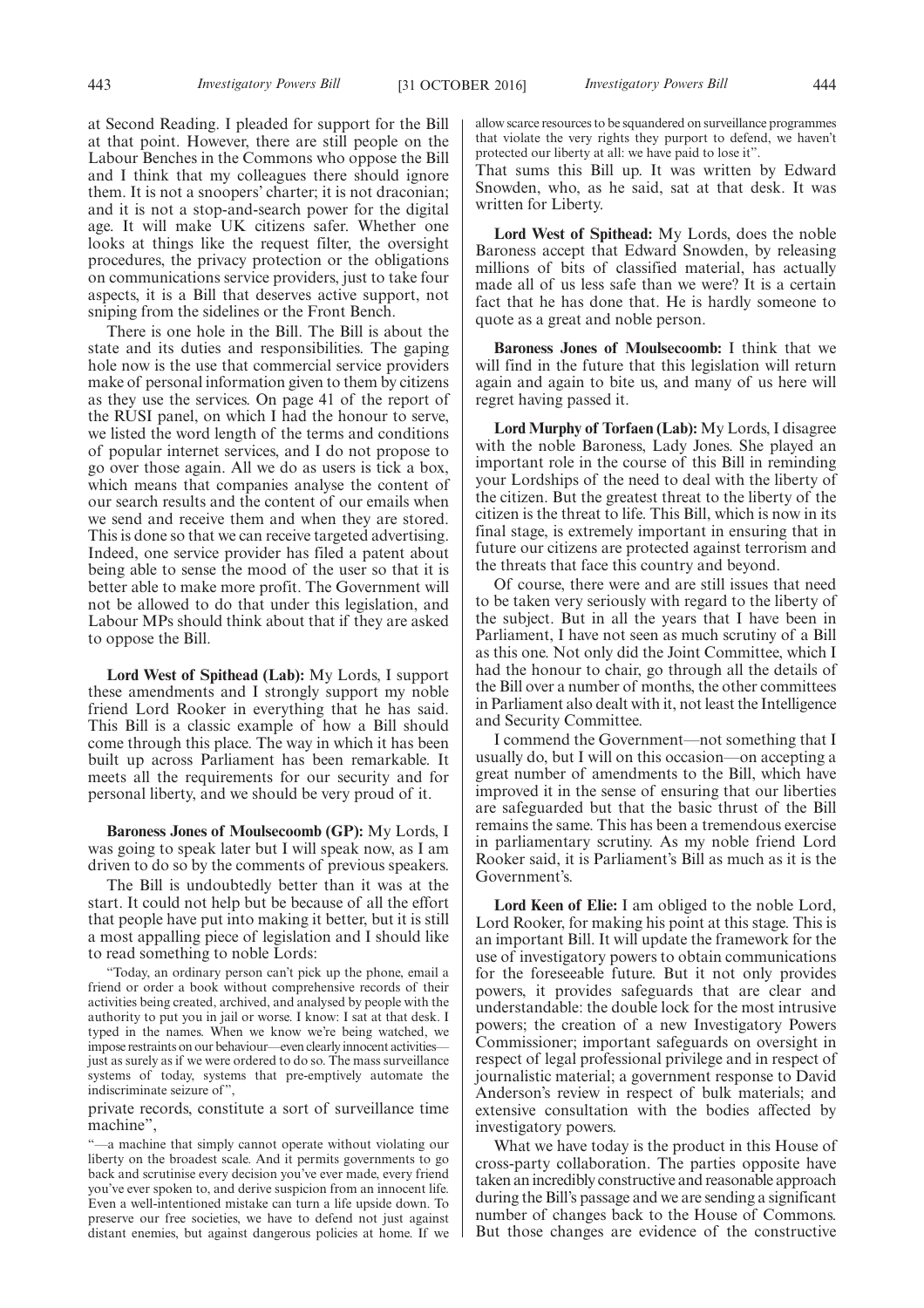at Second Reading. I pleaded for support for the Bill at that point. However, there are still people on the Labour Benches in the Commons who oppose the Bill and I think that my colleagues there should ignore them. It is not a snoopers' charter; it is not draconian; and it is not a stop-and-search power for the digital age. It will make UK citizens safer. Whether one looks at things like the request filter, the oversight procedures, the privacy protection or the obligations on communications service providers, just to take four aspects, it is a Bill that deserves active support, not sniping from the sidelines or the Front Bench.

There is one hole in the Bill. The Bill is about the state and its duties and responsibilities. The gaping hole now is the use that commercial service providers make of personal information given to them by citizens as they use the services. On page 41 of the report of the RUSI panel, on which I had the honour to serve, we listed the word length of the terms and conditions of popular internet services, and I do not propose to go over those again. All we do as users is tick a box, which means that companies analyse the content of our search results and the content of our emails when we send and receive them and when they are stored. This is done so that we can receive targeted advertising. Indeed, one service provider has filed a patent about being able to sense the mood of the user so that it is better able to make more profit. The Government will not be allowed to do that under this legislation, and Labour MPs should think about that if they are asked to oppose the Bill.

**Lord West of Spithead (Lab):** My Lords, I support these amendments and I strongly support my noble friend Lord Rooker in everything that he has said. This Bill is a classic example of how a Bill should come through this place. The way in which it has been built up across Parliament has been remarkable. It meets all the requirements for our security and for personal liberty, and we should be very proud of it.

**Baroness Jones of Moulsecoomb (GP):** My Lords, I was going to speak later but I will speak now, as I am driven to do so by the comments of previous speakers.

The Bill is undoubtedly better than it was at the start. It could not help but be because of all the effort that people have put into making it better, but it is still a most appalling piece of legislation and I should like to read something to noble Lords:

"Today, an ordinary person can't pick up the phone, email a friend or order a book without comprehensive records of their activities being created, archived, and analysed by people with the authority to put you in jail or worse. I know: I sat at that desk. I typed in the names. When we know we're being watched, we impose restraints on our behaviour—even clearly innocent activities—just as surely as if we were ordered to do so. The mass surveillance systems of today, systems that pre-emptively automate the indiscriminate seizure of",

private records, constitute a sort of surveillance time machine",

"—a machine that simply cannot operate without violating our liberty on the broadest scale. And it permits governments to go back and scrutinise every decision you've ever made, every friend you've ever spoken to, and derive suspicion from an innocent life. Even a well-intentioned mistake can turn a life upside down. To preserve our free societies, we have to defend not just against distant enemies, but against dangerous policies at home. If we allow scarce resources to be squandered on surveillance programmes that violate the very rights they purport to defend, we haven't protected our liberty at all: we have paid to lose it".

That sums this Bill up. It was written by Edward Snowden, who, as he said, sat at that desk. It was written for Liberty.

**Lord West of Spithead:** My Lords, does the noble Baroness accept that Edward Snowden, by releasing millions of bits of classified material, has actually made all of us less safe than we were? It is a certain fact that he has done that. He is hardly someone to quote as a great and noble person.

**Baroness Jones of Moulsecoomb:** I think that we will find in the future that this legislation will return again and again to bite us, and many of us here will regret having passed it.

**Lord Murphy of Torfaen (Lab):** My Lords, I disagree with the noble Baroness, Lady Jones. She played an important role in the course of this Bill in reminding your Lordships of the need to deal with the liberty of the citizen. But the greatest threat to the liberty of the citizen is the threat to life. This Bill, which is now in its final stage, is extremely important in ensuring that in future our citizens are protected against terrorism and the threats that face this country and beyond.

Of course, there were and are still issues that need to be taken very seriously with regard to the liberty of the subject. But in all the years that I have been in Parliament, I have not seen as much scrutiny of a Bill as this one. Not only did the Joint Committee, which I had the honour to chair, go through all the details of the Bill over a number of months, the other committees in Parliament also dealt with it, not least the Intelligence and Security Committee.

I commend the Government—not something that I usually do, but I will on this occasion—on accepting a great number of amendments to the Bill, which have improved it in the sense of ensuring that our liberties are safeguarded but that the basic thrust of the Bill remains the same. This has been a tremendous exercise in parliamentary scrutiny. As my noble friend Lord Rooker said, it is Parliament's Bill as much as it is the Government's.

**Lord Keen of Elie:** I am obliged to the noble Lord, Lord Rooker, for making his point at this stage. This is an important Bill. It will update the framework for the use of investigatory powers to obtain communications for the foreseeable future. But it not only provides powers, it provides safeguards that are clear and understandable: the double lock for the most intrusive powers; the creation of a new Investigatory Powers Commissioner; important safeguards on oversight in respect of legal professional privilege and in respect of journalistic material; a government response to David Anderson's review in respect of bulk materials; and extensive consultation with the bodies affected by investigatory powers.

What we have today is the product in this House of cross-party collaboration. The parties opposite have taken an incredibly constructive and reasonable approach during the Bill's passage and we are sending a significant number of changes back to the House of Commons. But those changes are evidence of the constructive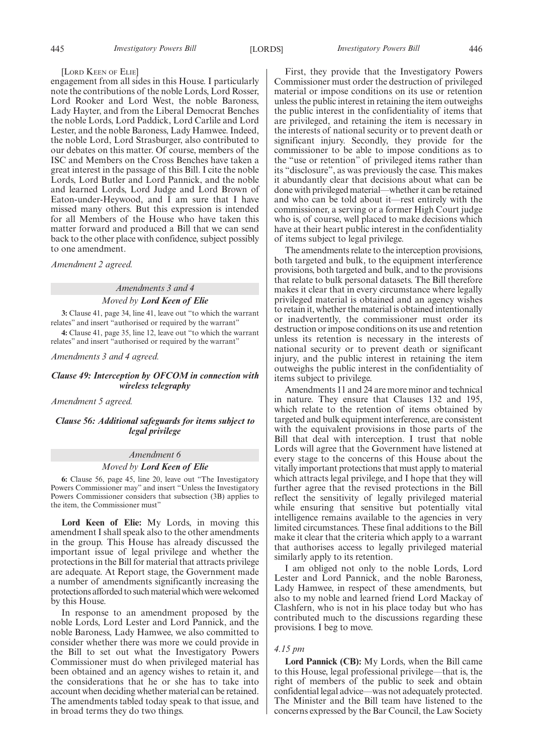[Lord Keen of Elie]

engagement from all sides in this House. I particularly note the contributions of the noble Lords, Lord Rosser, Lord Rooker and Lord West, the noble Baroness, Lady Hayter, and from the Liberal Democrat Benches the noble Lords, Lord Paddick, Lord Carlile and Lord Lester, and the noble Baroness, Lady Hamwee. Indeed, the noble Lord, Lord Strasburger, also contributed to our debates on this matter. Of course, members of the ISC and Members on the Cross Benches have taken a great interest in the passage of this Bill. I cite the noble Lords, Lord Butler and Lord Pannick, and the noble and learned Lords, Lord Judge and Lord Brown of Eaton-under-Heywood, and I am sure that I have missed many others. But this expression is intended for all Members of the House who have taken this matter forward and produced a Bill that we can send back to the other place with confidence, subject possibly to one amendment.

*Amendment 2 agreed.*

*Amendments 3 and 4*

*Moved by* ***Lord Keen of Elie***

**3:** Clause 41, page 34, line 41, leave out "to which the warrant relates" and insert "authorised or required by the warrant"

**4:** Clause 41, page 35, line 12, leave out "to which the warrant relates" and insert "authorised or required by the warrant"

*Amendments 3 and 4 agreed.*

***Clause 49: Interception by OFCOM in connection with wireless telegraphy***

*Amendment 5 agreed.*

***Clause 56: Additional safeguards for items subject to legal privilege***

*Amendment 6*

*Moved by* ***Lord Keen of Elie***

**6:** Clause 56, page 45, line 20, leave out "The Investigatory Powers Commissioner may" and insert "Unless the Investigatory Powers Commissioner considers that subsection (3B) applies to the item, the Commissioner must"

**Lord Keen of Elie:** My Lords, in moving this amendment I shall speak also to the other amendments in the group. This House has already discussed the important issue of legal privilege and whether the protections in the Bill for material that attracts privilege are adequate. At Report stage, the Government made a number of amendments significantly increasing the protections afforded to such material which were welcomed by this House.

In response to an amendment proposed by the noble Lords, Lord Lester and Lord Pannick, and the noble Baroness, Lady Hamwee, we also committed to consider whether there was more we could provide in the Bill to set out what the Investigatory Powers Commissioner must do when privileged material has been obtained and an agency wishes to retain it, and the considerations that he or she has to take into account when deciding whether material can be retained. The amendments tabled today speak to that issue, and in broad terms they do two things.

First, they provide that the Investigatory Powers Commissioner must order the destruction of privileged material or impose conditions on its use or retention unless the public interest in retaining the item outweighs the public interest in the confidentiality of items that are privileged, and retaining the item is necessary in the interests of national security or to prevent death or significant injury. Secondly, they provide for the commissioner to be able to impose conditions as to the "use or retention" of privileged items rather than its "disclosure", as was previously the case. This makes it abundantly clear that decisions about what can be done with privileged material—whether it can be retained and who can be told about it—rest entirely with the commissioner, a serving or a former High Court judge who is, of course, well placed to make decisions which have at their heart public interest in the confidentiality of items subject to legal privilege.

The amendments relate to the interception provisions, both targeted and bulk, to the equipment interference provisions, both targeted and bulk, and to the provisions that relate to bulk personal datasets. The Bill therefore makes it clear that in every circumstance where legally privileged material is obtained and an agency wishes to retain it, whether the material is obtained intentionally or inadvertently, the commissioner must order its destruction or impose conditions on its use and retention unless its retention is necessary in the interests of national security or to prevent death or significant injury, and the public interest in retaining the item outweighs the public interest in the confidentiality of items subject to privilege.

Amendments 11 and 24 are more minor and technical in nature. They ensure that Clauses 132 and 195, which relate to the retention of items obtained by targeted and bulk equipment interference, are consistent with the equivalent provisions in those parts of the Bill that deal with interception. I trust that noble Lords will agree that the Government have listened at every stage to the concerns of this House about the vitally important protections that must apply to material which attracts legal privilege, and I hope that they will further agree that the revised protections in the Bill reflect the sensitivity of legally privileged material while ensuring that sensitive but potentially vital intelligence remains available to the agencies in very limited circumstances. These final additions to the Bill make it clear that the criteria which apply to a warrant that authorises access to legally privileged material similarly apply to its retention.

I am obliged not only to the noble Lords, Lord Lester and Lord Pannick, and the noble Baroness, Lady Hamwee, in respect of these amendments, but also to my noble and learned friend Lord Mackay of Clashfern, who is not in his place today but who has contributed much to the discussions regarding these provisions. I beg to move.

*4.15 pm*

**Lord Pannick (CB):** My Lords, when the Bill came to this House, legal professional privilege—that is, the right of members of the public to seek and obtain confidential legal advice—was not adequately protected. The Minister and the Bill team have listened to the concerns expressed by the Bar Council, the Law Society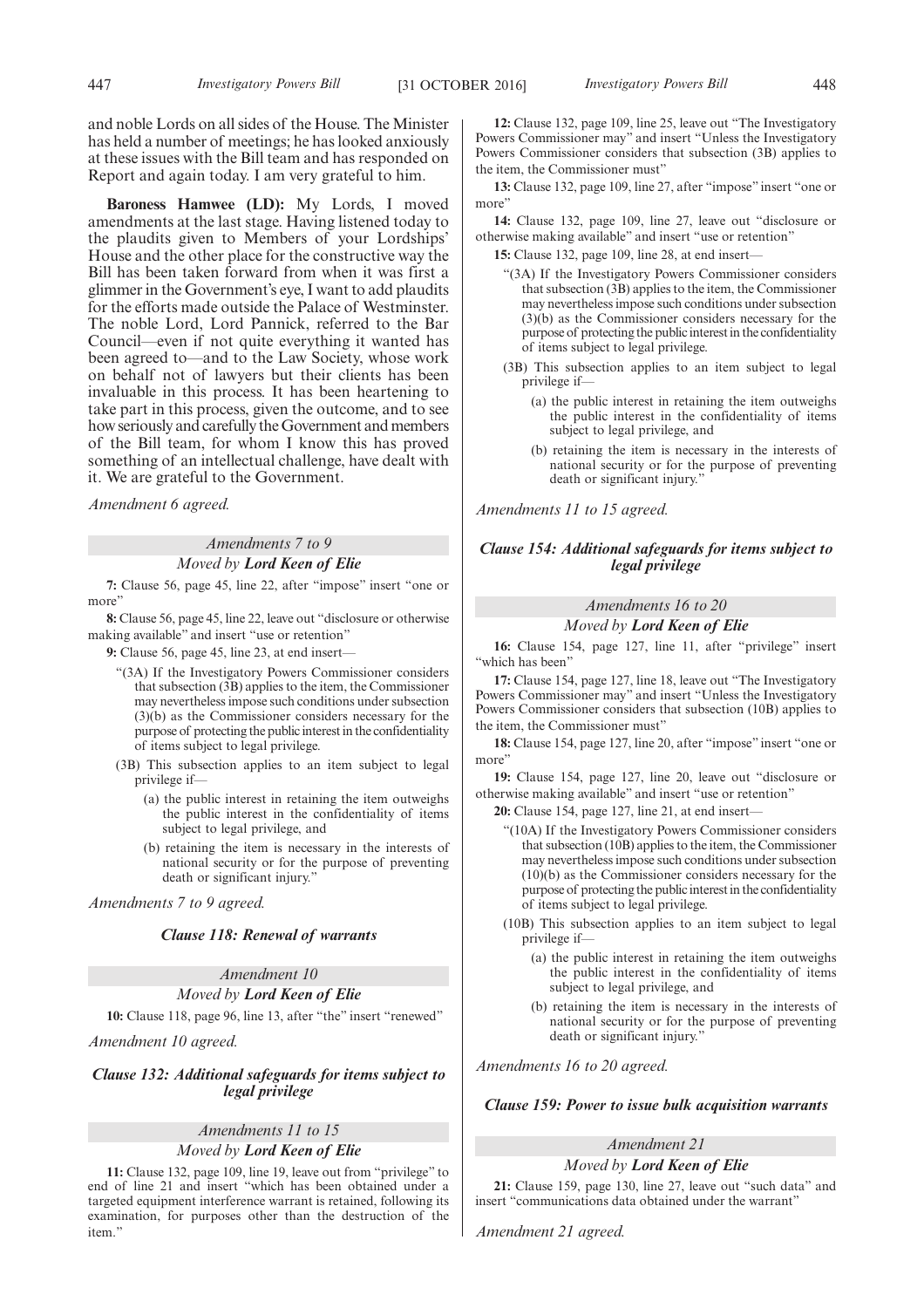and noble Lords on all sides of the House. The Minister has held a number of meetings; he has looked anxiously at these issues with the Bill team and has responded on Report and again today. I am very grateful to him.

**Baroness Hamwee (LD):** My Lords, I moved amendments at the last stage. Having listened today to the plaudits given to Members of your Lordships' House and the other place for the constructive way the Bill has been taken forward from when it was first a glimmer in the Government's eye, I want to add plaudits for the efforts made outside the Palace of Westminster. The noble Lord, Lord Pannick, referred to the Bar Council—even if not quite everything it wanted has been agreed to—and to the Law Society, whose work on behalf not of lawyers but their clients has been invaluable in this process. It has been heartening to take part in this process, given the outcome, and to see how seriously and carefully the Government and members of the Bill team, for whom I know this has proved something of an intellectual challenge, have dealt with it. We are grateful to the Government.

*Amendment 6 agreed.*

*Amendments 7 to 9*

*Moved by **Lord Keen of Elie***

**7:** Clause 56, page 45, line 22, after "impose" insert "one or more"

**8:** Clause 56, page 45, line 22, leave out "disclosure or otherwise making available" and insert "use or retention"

**9:** Clause 56, page 45, line 23, at end insert—

"(3A) If the Investigatory Powers Commissioner considers that subsection (3B) applies to the item, the Commissioner may nevertheless impose such conditions under subsection (3)(b) as the Commissioner considers necessary for the purpose of protecting the public interest in the confidentiality of items subject to legal privilege.

(3B) This subsection applies to an item subject to legal privilege if—

(a) the public interest in retaining the item outweighs the public interest in the confidentiality of items subject to legal privilege, and

(b) retaining the item is necessary in the interests of national security or for the purpose of preventing death or significant injury."

*Amendments 7 to 9 agreed.*

***Clause 118: Renewal of warrants***

*Amendment 10*

*Moved by **Lord Keen of Elie***

**10:** Clause 118, page 96, line 13, after "the" insert "renewed"

*Amendment 10 agreed.*

***Clause 132: Additional safeguards for items subject to legal privilege***

*Amendments 11 to 15*

*Moved by **Lord Keen of Elie***

**11:** Clause 132, page 109, line 19, leave out from "privilege" to end of line 21 and insert "which has been obtained under a targeted equipment interference warrant is retained, following its examination, for purposes other than the destruction of the item."

**12:** Clause 132, page 109, line 25, leave out "The Investigatory Powers Commissioner may" and insert "Unless the Investigatory Powers Commissioner considers that subsection (3B) applies to the item, the Commissioner must"

**13:** Clause 132, page 109, line 27, after "impose" insert "one or more"

**14:** Clause 132, page 109, line 27, leave out "disclosure or otherwise making available" and insert "use or retention"

**15:** Clause 132, page 109, line 28, at end insert—

"(3A) If the Investigatory Powers Commissioner considers that subsection (3B) applies to the item, the Commissioner may nevertheless impose such conditions under subsection (3)(b) as the Commissioner considers necessary for the purpose of protecting the public interest in the confidentiality of items subject to legal privilege.

(3B) This subsection applies to an item subject to legal privilege if—

(a) the public interest in retaining the item outweighs the public interest in the confidentiality of items subject to legal privilege, and

(b) retaining the item is necessary in the interests of national security or for the purpose of preventing death or significant injury."

*Amendments 11 to 15 agreed.*

***Clause 154: Additional safeguards for items subject to legal privilege***

*Amendments 16 to 20*

*Moved by **Lord Keen of Elie***

**16:** Clause 154, page 127, line 11, after "privilege" insert "which has been"

**17:** Clause 154, page 127, line 18, leave out "The Investigatory Powers Commissioner may" and insert "Unless the Investigatory Powers Commissioner considers that subsection (10B) applies to the item, the Commissioner must"

**18:** Clause 154, page 127, line 20, after "impose" insert "one or more"

**19:** Clause 154, page 127, line 20, leave out "disclosure or otherwise making available" and insert "use or retention"

**20:** Clause 154, page 127, line 21, at end insert—

"(10A) If the Investigatory Powers Commissioner considers that subsection (10B) applies to the item, the Commissioner may nevertheless impose such conditions under subsection (10)(b) as the Commissioner considers necessary for the purpose of protecting the public interest in the confidentiality of items subject to legal privilege.

(10B) This subsection applies to an item subject to legal privilege if—

(a) the public interest in retaining the item outweighs the public interest in the confidentiality of items subject to legal privilege, and

(b) retaining the item is necessary in the interests of national security or for the purpose of preventing death or significant injury."

*Amendments 16 to 20 agreed.*

***Clause 159: Power to issue bulk acquisition warrants***

*Amendment 21*

*Moved by **Lord Keen of Elie***

**21:** Clause 159, page 130, line 27, leave out "such data" and insert "communications data obtained under the warrant"

*Amendment 21 agreed.*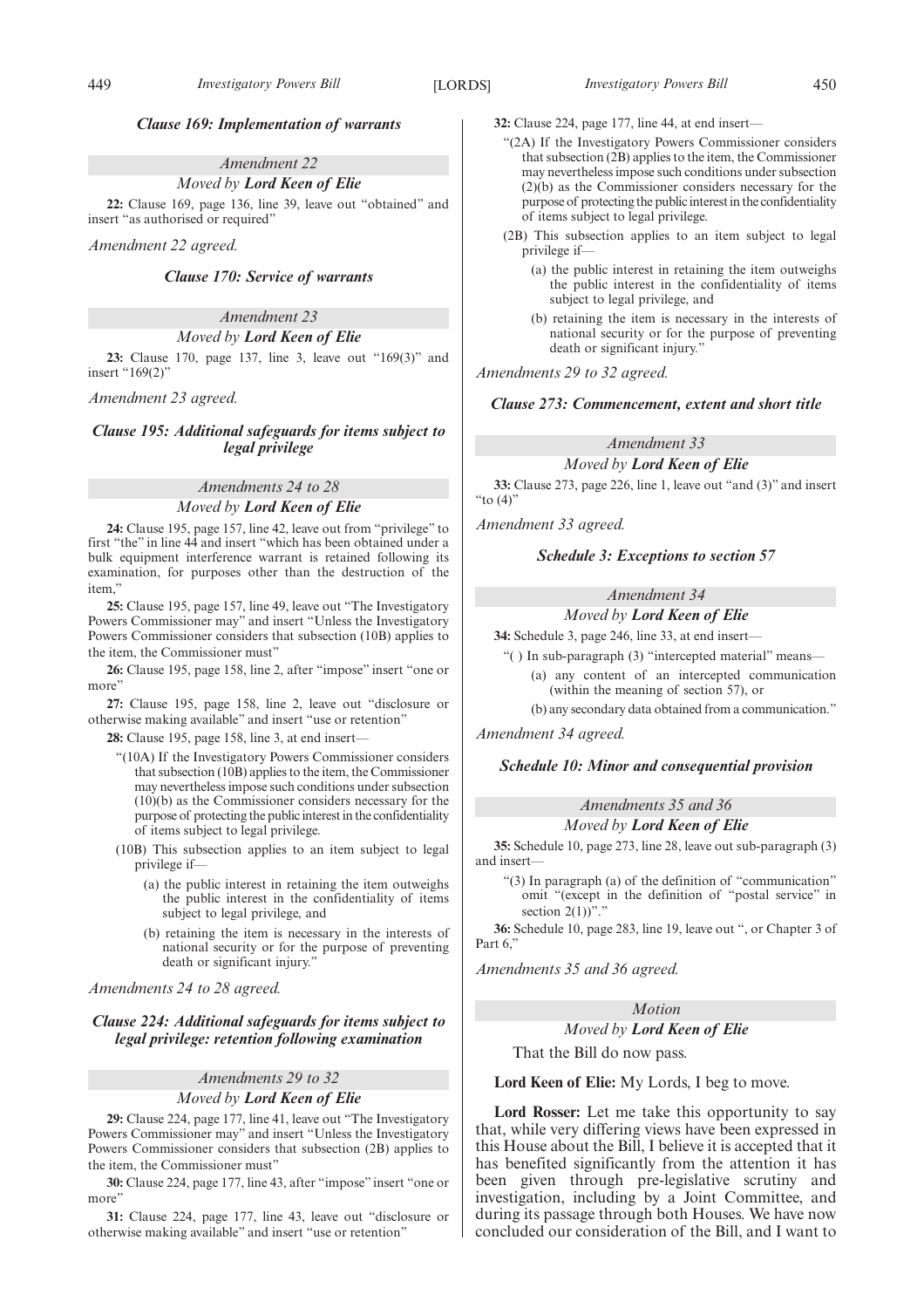### *Clause 169: Implementation of warrants*

*Amendment 22*

*Moved by* ***Lord Keen of Elie***

**22:** Clause 169, page 136, line 39, leave out "obtained" and insert "as authorised or required"

*Amendment 22 agreed.*

### *Clause 170: Service of warrants*

*Amendment 23*

*Moved by* ***Lord Keen of Elie***

**23:** Clause 170, page 137, line 3, leave out "169(3)" and insert "169(2)"

*Amendment 23 agreed.*

### *Clause 195: Additional safeguards for items subject to legal privilege*

*Amendments 24 to 28*

*Moved by* ***Lord Keen of Elie***

**24:** Clause 195, page 157, line 42, leave out from "privilege" to first "the" in line 44 and insert "which has been obtained under a bulk equipment interference warrant is retained following its examination, for purposes other than the destruction of the item,"

**25:** Clause 195, page 157, line 49, leave out "The Investigatory Powers Commissioner may" and insert "Unless the Investigatory Powers Commissioner considers that subsection (10B) applies to the item, the Commissioner must"

**26:** Clause 195, page 158, line 2, after "impose" insert "one or more"

**27:** Clause 195, page 158, line 2, leave out "disclosure or otherwise making available" and insert "use or retention"

**28:** Clause 195, page 158, line 3, at end insert—

"(10A) If the Investigatory Powers Commissioner considers that subsection (10B) applies to the item, the Commissioner may nevertheless impose such conditions under subsection (10)(b) as the Commissioner considers necessary for the purpose of protecting the public interest in the confidentiality of items subject to legal privilege.

(10B) This subsection applies to an item subject to legal privilege if—

(a) the public interest in retaining the item outweighs the public interest in the confidentiality of items subject to legal privilege, and

(b) retaining the item is necessary in the interests of national security or for the purpose of preventing death or significant injury."

*Amendments 24 to 28 agreed.*

### *Clause 224: Additional safeguards for items subject to legal privilege: retention following examination*

*Amendments 29 to 32*

*Moved by* ***Lord Keen of Elie***

**29:** Clause 224, page 177, line 41, leave out "The Investigatory Powers Commissioner may" and insert "Unless the Investigatory Powers Commissioner considers that subsection (2B) applies to the item, the Commissioner must"

**30:** Clause 224, page 177, line 43, after "impose" insert "one or more"

**31:** Clause 224, page 177, line 43, leave out "disclosure or otherwise making available" and insert "use or retention"

**32:** Clause 224, page 177, line 44, at end insert—

"(2A) If the Investigatory Powers Commissioner considers that subsection (2B) applies to the item, the Commissioner may nevertheless impose such conditions under subsection (2)(b) as the Commissioner considers necessary for the purpose of protecting the public interest in the confidentiality of items subject to legal privilege.

(2B) This subsection applies to an item subject to legal privilege if—

(a) the public interest in retaining the item outweighs the public interest in the confidentiality of items subject to legal privilege, and

(b) retaining the item is necessary in the interests of national security or for the purpose of preventing death or significant injury."

*Amendments 29 to 32 agreed.*

### *Clause 273: Commencement, extent and short title*

*Amendment 33*

*Moved by* ***Lord Keen of Elie***

**33:** Clause 273, page 226, line 1, leave out "and (3)" and insert "to (4)"

*Amendment 33 agreed.*

### *Schedule 3: Exceptions to section 57*

*Amendment 34*

*Moved by* ***Lord Keen of Elie***

**34:** Schedule 3, page 246, line 33, at end insert—

"( ) In sub-paragraph (3) "intercepted material" means—

(a) any content of an intercepted communication (within the meaning of section 57), or

(b) any secondary data obtained from a communication."

*Amendment 34 agreed.*

### *Schedule 10: Minor and consequential provision*

*Amendments 35 and 36*

*Moved by* ***Lord Keen of Elie***

**35:** Schedule 10, page 273, line 28, leave out sub-paragraph (3) and insert—

"(3) In paragraph (a) of the definition of "communication" omit "(except in the definition of "postal service" in section 2(1))"."

**36:** Schedule 10, page 283, line 19, leave out ", or Chapter 3 of Part 6,"

*Amendments 35 and 36 agreed.*

*Motion*

*Moved by* ***Lord Keen of Elie***

That the Bill do now pass.

**Lord Keen of Elie:** My Lords, I beg to move.

**Lord Rosser:** Let me take this opportunity to say that, while very differing views have been expressed in this House about the Bill, I believe it is accepted that it has benefited significantly from the attention it has been given through pre-legislative scrutiny and investigation, including by a Joint Committee, and during its passage through both Houses. We have now concluded our consideration of the Bill, and I want to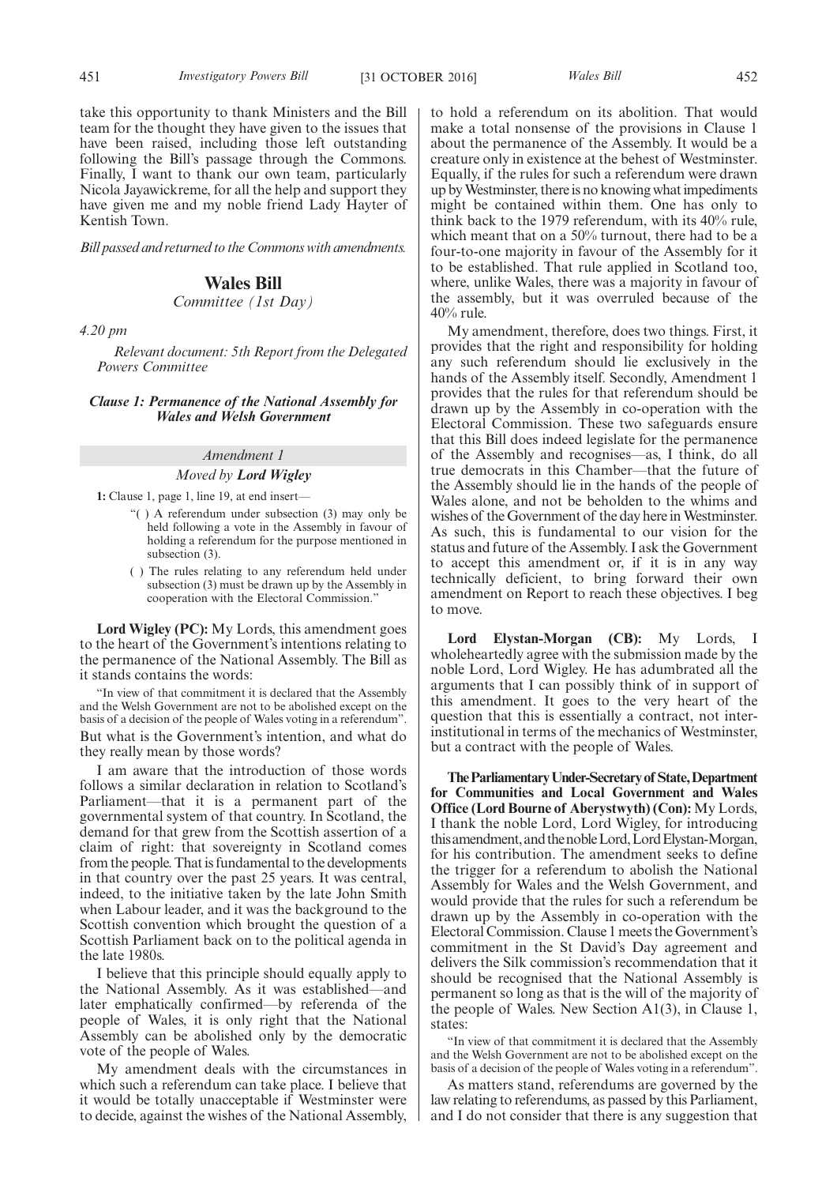take this opportunity to thank Ministers and the Bill team for the thought they have given to the issues that have been raised, including those left outstanding following the Bill's passage through the Commons. Finally, I want to thank our own team, particularly Nicola Jayawickreme, for all the help and support they have given me and my noble friend Lady Hayter of Kentish Town.

*Bill passed and returned to the Commons with amendments.*

## Wales Bill

*Committee (1st Day)*

*4.20 pm*

*Relevant document: 5th Report from the Delegated Powers Committee*

### *Clause 1: Permanence of the National Assembly for Wales and Welsh Government*

*Amendment 1*

*Moved by* **Lord Wigley**

**1:** Clause 1, page 1, line 19, at end insert—

> "( ) A referendum under subsection (3) may only be held following a vote in the Assembly in favour of holding a referendum for the purpose mentioned in subsection (3).
>
> ( ) The rules relating to any referendum held under subsection (3) must be drawn up by the Assembly in cooperation with the Electoral Commission."

**Lord Wigley (PC):** My Lords, this amendment goes to the heart of the Government's intentions relating to the permanence of the National Assembly. The Bill as it stands contains the words:

"In view of that commitment it is declared that the Assembly and the Welsh Government are not to be abolished except on the basis of a decision of the people of Wales voting in a referendum".

But what is the Government's intention, and what do they really mean by those words?

I am aware that the introduction of those words follows a similar declaration in relation to Scotland's Parliament—that it is a permanent part of the governmental system of that country. In Scotland, the demand for that grew from the Scottish assertion of a claim of right: that sovereignty in Scotland comes from the people. That is fundamental to the developments in that country over the past 25 years. It was central, indeed, to the initiative taken by the late John Smith when Labour leader, and it was the background to the Scottish convention which brought the question of a Scottish Parliament back on to the political agenda in the late 1980s.

I believe that this principle should equally apply to the National Assembly. As it was established—and later emphatically confirmed—by referenda of the people of Wales, it is only right that the National Assembly can be abolished only by the democratic vote of the people of Wales.

My amendment deals with the circumstances in which such a referendum can take place. I believe that it would be totally unacceptable if Westminster were to decide, against the wishes of the National Assembly, to hold a referendum on its abolition. That would make a total nonsense of the provisions in Clause 1 about the permanence of the Assembly. It would be a creature only in existence at the behest of Westminster. Equally, if the rules for such a referendum were drawn up by Westminster, there is no knowing what impediments might be contained within them. One has only to think back to the 1979 referendum, with its 40% rule, which meant that on a 50% turnout, there had to be a four-to-one majority in favour of the Assembly for it to be established. That rule applied in Scotland too, where, unlike Wales, there was a majority in favour of the assembly, but it was overruled because of the 40% rule.

My amendment, therefore, does two things. First, it provides that the right and responsibility for holding any such referendum should lie exclusively in the hands of the Assembly itself. Secondly, Amendment 1 provides that the rules for that referendum should be drawn up by the Assembly in co-operation with the Electoral Commission. These two safeguards ensure that this Bill does indeed legislate for the permanence of the Assembly and recognises—as, I think, do all true democrats in this Chamber—that the future of the Assembly should lie in the hands of the people of Wales alone, and not be beholden to the whims and wishes of the Government of the day here in Westminster. As such, this is fundamental to our vision for the status and future of the Assembly. I ask the Government to accept this amendment or, if it is in any way technically deficient, to bring forward their own amendment on Report to reach these objectives. I beg to move.

**Lord Elystan-Morgan (CB):** My Lords, I wholeheartedly agree with the submission made by the noble Lord, Lord Wigley. He has adumbrated all the arguments that I can possibly think of in support of this amendment. It goes to the very heart of the question that this is essentially a contract, not inter-institutional in terms of the mechanics of Westminster, but a contract with the people of Wales.

**The Parliamentary Under-Secretary of State, Department for Communities and Local Government and Wales Office (Lord Bourne of Aberystwyth) (Con):** My Lords, I thank the noble Lord, Lord Wigley, for introducing this amendment, and the noble Lord, Lord Elystan-Morgan, for his contribution. The amendment seeks to define the trigger for a referendum to abolish the National Assembly for Wales and the Welsh Government, and would provide that the rules for such a referendum be drawn up by the Assembly in co-operation with the Electoral Commission. Clause 1 meets the Government's commitment in the St David's Day agreement and delivers the Silk commission's recommendation that it should be recognised that the National Assembly is permanent so long as that is the will of the majority of the people of Wales. New Section A1(3), in Clause 1, states:

"In view of that commitment it is declared that the Assembly and the Welsh Government are not to be abolished except on the basis of a decision of the people of Wales voting in a referendum".

As matters stand, referendums are governed by the law relating to referendums, as passed by this Parliament, and I do not consider that there is any suggestion that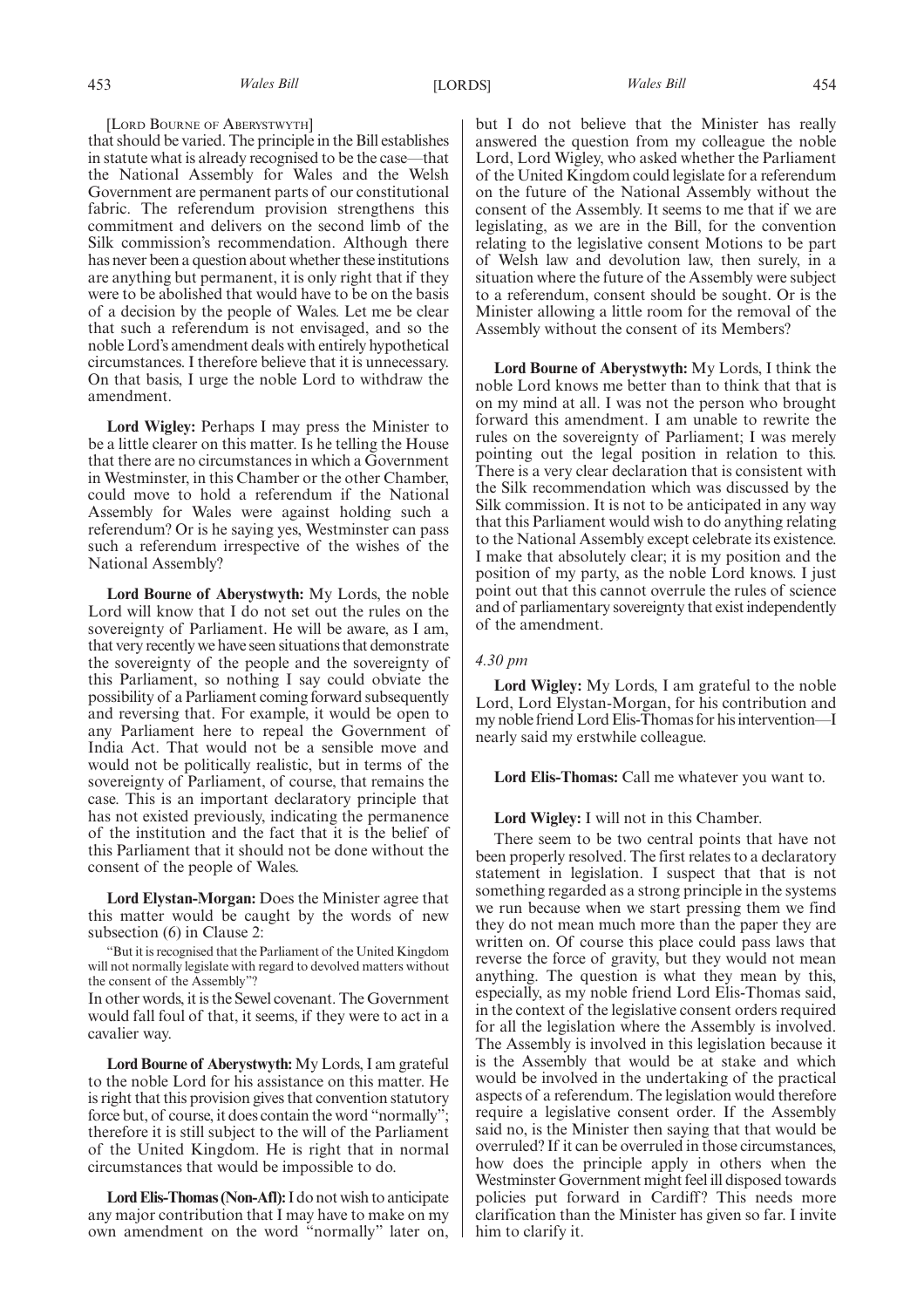[Lord Bourne of Aberystwyth]

that should be varied. The principle in the Bill establishes in statute what is already recognised to be the case—that the National Assembly for Wales and the Welsh Government are permanent parts of our constitutional fabric. The referendum provision strengthens this commitment and delivers on the second limb of the Silk commission's recommendation. Although there has never been a question about whether these institutions are anything but permanent, it is only right that if they were to be abolished that would have to be on the basis of a decision by the people of Wales. Let me be clear that such a referendum is not envisaged, and so the noble Lord's amendment deals with entirely hypothetical circumstances. I therefore believe that it is unnecessary. On that basis, I urge the noble Lord to withdraw the amendment.

**Lord Wigley:** Perhaps I may press the Minister to be a little clearer on this matter. Is he telling the House that there are no circumstances in which a Government in Westminster, in this Chamber or the other Chamber, could move to hold a referendum if the National Assembly for Wales were against holding such a referendum? Or is he saying yes, Westminster can pass such a referendum irrespective of the wishes of the National Assembly?

**Lord Bourne of Aberystwyth:** My Lords, the noble Lord will know that I do not set out the rules on the sovereignty of Parliament. He will be aware, as I am, that very recently we have seen situations that demonstrate the sovereignty of the people and the sovereignty of this Parliament, so nothing I say could obviate the possibility of a Parliament coming forward subsequently and reversing that. For example, it would be open to any Parliament here to repeal the Government of India Act. That would not be a sensible move and would not be politically realistic, but in terms of the sovereignty of Parliament, of course, that remains the case. This is an important declaratory principle that has not existed previously, indicating the permanence of the institution and the fact that it is the belief of this Parliament that it should not be done without the consent of the people of Wales.

**Lord Elystan-Morgan:** Does the Minister agree that this matter would be caught by the words of new subsection (6) in Clause 2:

"But it is recognised that the Parliament of the United Kingdom will not normally legislate with regard to devolved matters without the consent of the Assembly"?

In other words, it is the Sewel covenant. The Government would fall foul of that, it seems, if they were to act in a cavalier way.

**Lord Bourne of Aberystwyth:** My Lords, I am grateful to the noble Lord for his assistance on this matter. He is right that this provision gives that convention statutory force but, of course, it does contain the word "normally"; therefore it is still subject to the will of the Parliament of the United Kingdom. He is right that in normal circumstances that would be impossible to do.

**Lord Elis-Thomas (Non-Afl):** I do not wish to anticipate any major contribution that I may have to make on my own amendment on the word "normally" later on, but I do not believe that the Minister has really answered the question from my colleague the noble Lord, Lord Wigley, who asked whether the Parliament of the United Kingdom could legislate for a referendum on the future of the National Assembly without the consent of the Assembly. It seems to me that if we are legislating, as we are in the Bill, for the convention relating to the legislative consent Motions to be part of Welsh law and devolution law, then surely, in a situation where the future of the Assembly were subject to a referendum, consent should be sought. Or is the Minister allowing a little room for the removal of the Assembly without the consent of its Members?

**Lord Bourne of Aberystwyth:** My Lords, I think the noble Lord knows me better than to think that that is on my mind at all. I was not the person who brought forward this amendment. I am unable to rewrite the rules on the sovereignty of Parliament; I was merely pointing out the legal position in relation to this. There is a very clear declaration that is consistent with the Silk recommendation which was discussed by the Silk commission. It is not to be anticipated in any way that this Parliament would wish to do anything relating to the National Assembly except celebrate its existence. I make that absolutely clear; it is my position and the position of my party, as the noble Lord knows. I just point out that this cannot overrule the rules of science and of parliamentary sovereignty that exist independently of the amendment.

*4.30 pm*

**Lord Wigley:** My Lords, I am grateful to the noble Lord, Lord Elystan-Morgan, for his contribution and my noble friend Lord Elis-Thomas for his intervention—I nearly said my erstwhile colleague.

**Lord Elis-Thomas:** Call me whatever you want to.

**Lord Wigley:** I will not in this Chamber.

There seem to be two central points that have not been properly resolved. The first relates to a declaratory statement in legislation. I suspect that that is not something regarded as a strong principle in the systems we run because when we start pressing them we find they do not mean much more than the paper they are written on. Of course this place could pass laws that reverse the force of gravity, but they would not mean anything. The question is what they mean by this, especially, as my noble friend Lord Elis-Thomas said, in the context of the legislative consent orders required for all the legislation where the Assembly is involved. The Assembly is involved in this legislation because it is the Assembly that would be at stake and which would be involved in the undertaking of the practical aspects of a referendum. The legislation would therefore require a legislative consent order. If the Assembly said no, is the Minister then saying that that would be overruled? If it can be overruled in those circumstances, how does the principle apply in others when the Westminster Government might feel ill disposed towards policies put forward in Cardiff? This needs more clarification than the Minister has given so far. I invite him to clarify it.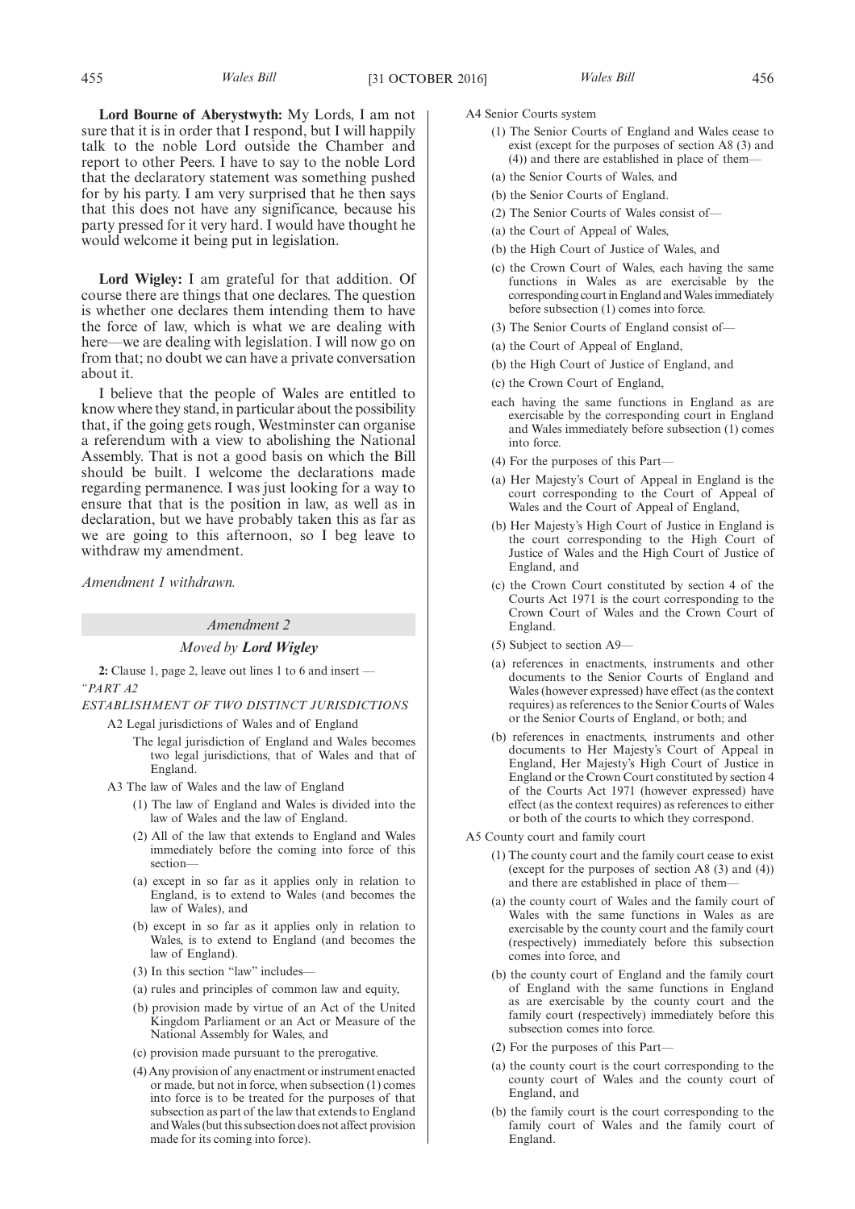**Lord Bourne of Aberystwyth:** My Lords, I am not sure that it is in order that I respond, but I will happily talk to the noble Lord outside the Chamber and report to other Peers. I have to say to the noble Lord that the declaratory statement was something pushed for by his party. I am very surprised that he then says that this does not have any significance, because his party pressed for it very hard. I would have thought he would welcome it being put in legislation.

**Lord Wigley:** I am grateful for that addition. Of course there are things that one declares. The question is whether one declares them intending them to have the force of law, which is what we are dealing with here—we are dealing with legislation. I will now go on from that; no doubt we can have a private conversation about it.

I believe that the people of Wales are entitled to know where they stand, in particular about the possibility that, if the going gets rough, Westminster can organise a referendum with a view to abolishing the National Assembly. That is not a good basis on which the Bill should be built. I welcome the declarations made regarding permanence. I was just looking for a way to ensure that that is the position in law, as well as in declaration, but we have probably taken this as far as we are going to this afternoon, so I beg leave to withdraw my amendment.

*Amendment 1 withdrawn.*

### *Amendment 2*

*Moved by **Lord Wigley***

**2:** Clause 1, page 2, leave out lines 1 to 6 and insert —

*"PART A2*

*ESTABLISHMENT OF TWO DISTINCT JURISDICTIONS*

A2 Legal jurisdictions of Wales and of England

The legal jurisdiction of England and Wales becomes two legal jurisdictions, that of Wales and that of England.

A3 The law of Wales and the law of England

(1) The law of England and Wales is divided into the law of Wales and the law of England.

(2) All of the law that extends to England and Wales immediately before the coming into force of this section—

(a) except in so far as it applies only in relation to England, is to extend to Wales (and becomes the law of Wales), and

(b) except in so far as it applies only in relation to Wales, is to extend to England (and becomes the law of England).

(3) In this section "law" includes—

(a) rules and principles of common law and equity,

(b) provision made by virtue of an Act of the United Kingdom Parliament or an Act or Measure of the National Assembly for Wales, and

(c) provision made pursuant to the prerogative.

(4) Any provision of any enactment or instrument enacted or made, but not in force, when subsection (1) comes into force is to be treated for the purposes of that subsection as part of the law that extends to England and Wales (but this subsection does not affect provision made for its coming into force).

A4 Senior Courts system

(1) The Senior Courts of England and Wales cease to exist (except for the purposes of section A8 (3) and (4)) and there are established in place of them—

(a) the Senior Courts of Wales, and

(b) the Senior Courts of England.

(2) The Senior Courts of Wales consist of—

(a) the Court of Appeal of Wales,

(b) the High Court of Justice of Wales, and

(c) the Crown Court of Wales, each having the same functions in Wales as are exercisable by the corresponding court in England and Wales immediately before subsection (1) comes into force.

(3) The Senior Courts of England consist of—

(a) the Court of Appeal of England,

(b) the High Court of Justice of England, and

(c) the Crown Court of England,

each having the same functions in England as are exercisable by the corresponding court in England and Wales immediately before subsection (1) comes into force.

(4) For the purposes of this Part—

(a) Her Majesty's Court of Appeal in England is the court corresponding to the Court of Appeal of Wales and the Court of Appeal of England,

(b) Her Majesty's High Court of Justice in England is the court corresponding to the High Court of Justice of Wales and the High Court of Justice of England, and

(c) the Crown Court constituted by section 4 of the Courts Act 1971 is the court corresponding to the Crown Court of Wales and the Crown Court of England.

(5) Subject to section A9—

(a) references in enactments, instruments and other documents to the Senior Courts of England and Wales (however expressed) have effect (as the context requires) as references to the Senior Courts of Wales or the Senior Courts of England, or both; and

(b) references in enactments, instruments and other documents to Her Majesty's Court of Appeal in England, Her Majesty's High Court of Justice in England or the Crown Court constituted by section 4 of the Courts Act 1971 (however expressed) have effect (as the context requires) as references to either or both of the courts to which they correspond.

A5 County court and family court

(1) The county court and the family court cease to exist (except for the purposes of section A8 (3) and (4)) and there are established in place of them—

(a) the county court of Wales and the family court of Wales with the same functions in Wales as are exercisable by the county court and the family court (respectively) immediately before this subsection comes into force, and

(b) the county court of England and the family court of England with the same functions in England as are exercisable by the county court and the family court (respectively) immediately before this subsection comes into force.

(2) For the purposes of this Part—

(a) the county court is the court corresponding to the county court of Wales and the county court of England, and

(b) the family court is the court corresponding to the family court of Wales and the family court of England.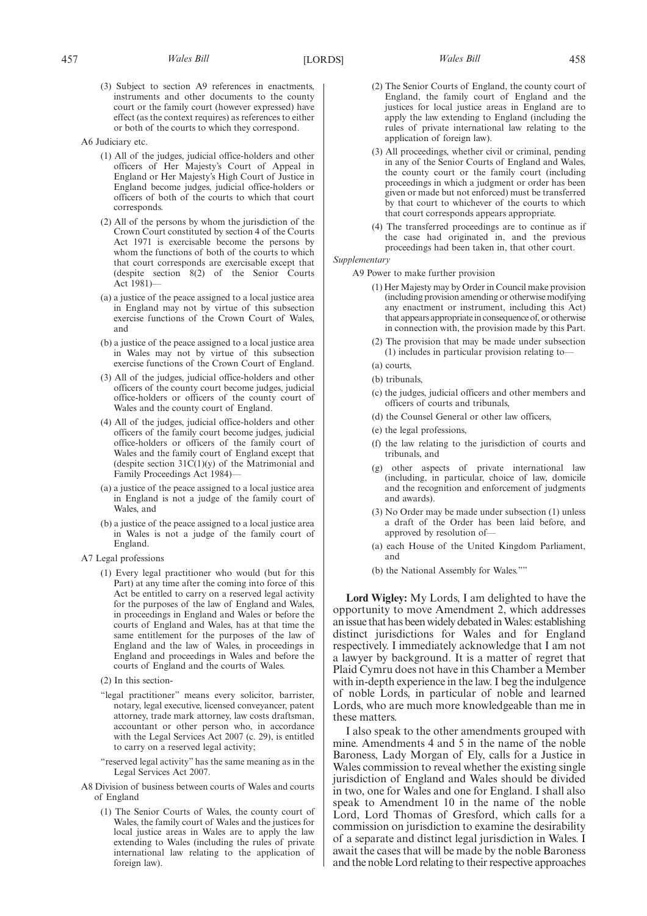(3) Subject to section A9 references in enactments, instruments and other documents to the county court or the family court (however expressed) have effect (as the context requires) as references to either or both of the courts to which they correspond.

A6 Judiciary etc.

(1) All of the judges, judicial office-holders and other officers of Her Majesty's Court of Appeal in England or Her Majesty's High Court of Justice in England become judges, judicial office-holders or officers of both of the courts to which that court corresponds.

(2) All of the persons by whom the jurisdiction of the Crown Court constituted by section 4 of the Courts Act 1971 is exercisable become the persons by whom the functions of both of the courts to which that court corresponds are exercisable except that (despite section 8(2) of the Senior Courts Act 1981)—

(a) a justice of the peace assigned to a local justice area in England may not by virtue of this subsection exercise functions of the Crown Court of Wales, and

(b) a justice of the peace assigned to a local justice area in Wales may not by virtue of this subsection exercise functions of the Crown Court of England.

(3) All of the judges, judicial office-holders and other officers of the county court become judges, judicial office-holders or officers of the county court of Wales and the county court of England.

(4) All of the judges, judicial office-holders and other officers of the family court become judges, judicial office-holders or officers of the family court of Wales and the family court of England except that (despite section 31C(1)(y) of the Matrimonial and Family Proceedings Act 1984)—

(a) a justice of the peace assigned to a local justice area in England is not a judge of the family court of Wales, and

(b) a justice of the peace assigned to a local justice area in Wales is not a judge of the family court of England.

A7 Legal professions

(1) Every legal practitioner who would (but for this Part) at any time after the coming into force of this Act be entitled to carry on a reserved legal activity for the purposes of the law of England and Wales, in proceedings in England and Wales or before the courts of England and Wales, has at that time the same entitlement for the purposes of the law of England and the law of Wales, in proceedings in England and proceedings in Wales and before the courts of England and the courts of Wales.

(2) In this section-

"legal practitioner" means every solicitor, barrister, notary, legal executive, licensed conveyancer, patent attorney, trade mark attorney, law costs draftsman, accountant or other person who, in accordance with the Legal Services Act 2007 (c. 29), is entitled to carry on a reserved legal activity;

"reserved legal activity" has the same meaning as in the Legal Services Act 2007.

A8 Division of business between courts of Wales and courts of England

(1) The Senior Courts of Wales, the county court of Wales, the family court of Wales and the justices for local justice areas in Wales are to apply the law extending to Wales (including the rules of private international law relating to the application of foreign law).

(2) The Senior Courts of England, the county court of England, the family court of England and the justices for local justice areas in England are to apply the law extending to England (including the rules of private international law relating to the application of foreign law).

(3) All proceedings, whether civil or criminal, pending in any of the Senior Courts of England and Wales, the county court or the family court (including proceedings in which a judgment or order has been given or made but not enforced) must be transferred by that court to whichever of the courts to which that court corresponds appears appropriate.

(4) The transferred proceedings are to continue as if the case had originated in, and the previous proceedings had been taken in, that other court.

*Supplementary*

A9 Power to make further provision

(1) Her Majesty may by Order in Council make provision (including provision amending or otherwise modifying any enactment or instrument, including this Act) that appears appropriate in consequence of, or otherwise in connection with, the provision made by this Part.

(2) The provision that may be made under subsection (1) includes in particular provision relating to—

(a) courts,

(b) tribunals,

(c) the judges, judicial officers and other members and officers of courts and tribunals,

(d) the Counsel General or other law officers,

(e) the legal professions,

(f) the law relating to the jurisdiction of courts and tribunals, and

(g) other aspects of private international law (including, in particular, choice of law, domicile and the recognition and enforcement of judgments and awards).

(3) No Order may be made under subsection (1) unless a draft of the Order has been laid before, and approved by resolution of—

(a) each House of the United Kingdom Parliament, and

(b) the National Assembly for Wales.""

**Lord Wigley:** My Lords, I am delighted to have the opportunity to move Amendment 2, which addresses an issue that has been widely debated in Wales: establishing distinct jurisdictions for Wales and for England respectively. I immediately acknowledge that I am not a lawyer by background. It is a matter of regret that Plaid Cymru does not have in this Chamber a Member with in-depth experience in the law. I beg the indulgence of noble Lords, in particular of noble and learned Lords, who are much more knowledgeable than me in these matters.

I also speak to the other amendments grouped with mine. Amendments 4 and 5 in the name of the noble Baroness, Lady Morgan of Ely, calls for a Justice in Wales commission to reveal whether the existing single jurisdiction of England and Wales should be divided in two, one for Wales and one for England. I shall also speak to Amendment 10 in the name of the noble Lord, Lord Thomas of Gresford, which calls for a commission on jurisdiction to examine the desirability of a separate and distinct legal jurisdiction in Wales. I await the cases that will be made by the noble Baroness and the noble Lord relating to their respective approaches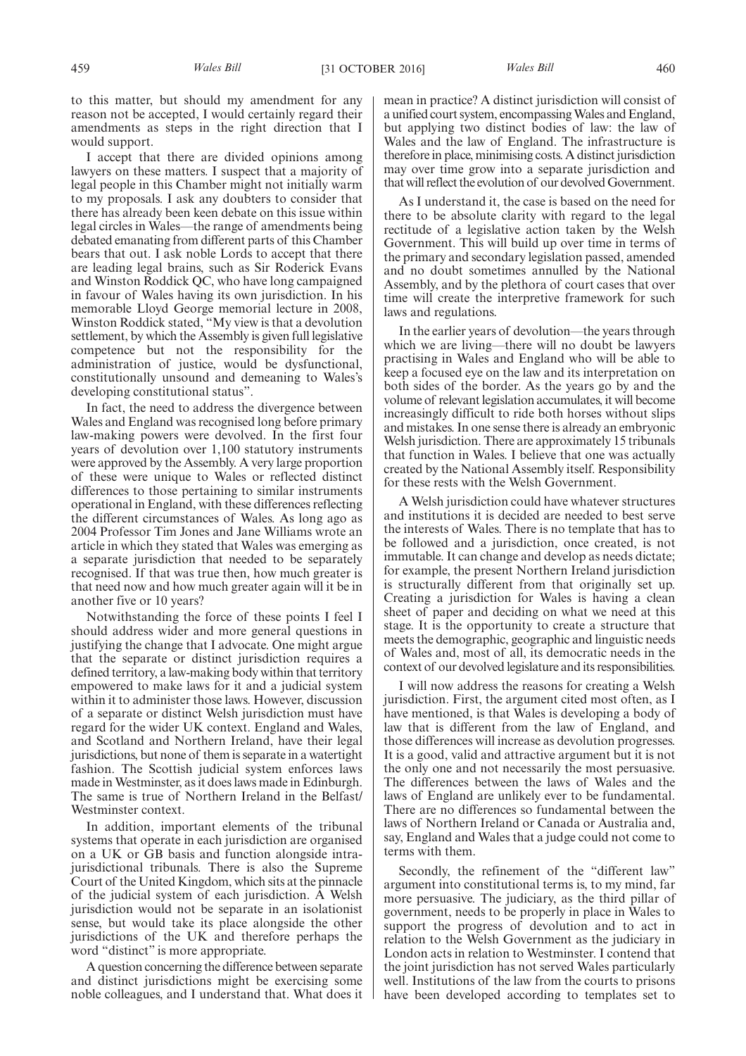to this matter, but should my amendment for any reason not be accepted, I would certainly regard their amendments as steps in the right direction that I would support.

I accept that there are divided opinions among lawyers on these matters. I suspect that a majority of legal people in this Chamber might not initially warm to my proposals. I ask any doubters to consider that there has already been keen debate on this issue within legal circles in Wales—the range of amendments being debated emanating from different parts of this Chamber bears that out. I ask noble Lords to accept that there are leading legal brains, such as Sir Roderick Evans and Winston Roddick QC, who have long campaigned in favour of Wales having its own jurisdiction. In his memorable Lloyd George memorial lecture in 2008, Winston Roddick stated, "My view is that a devolution settlement, by which the Assembly is given full legislative competence but not the responsibility for the administration of justice, would be dysfunctional, constitutionally unsound and demeaning to Wales's developing constitutional status".

In fact, the need to address the divergence between Wales and England was recognised long before primary law-making powers were devolved. In the first four years of devolution over 1,100 statutory instruments were approved by the Assembly. A very large proportion of these were unique to Wales or reflected distinct differences to those pertaining to similar instruments operational in England, with these differences reflecting the different circumstances of Wales. As long ago as 2004 Professor Tim Jones and Jane Williams wrote an article in which they stated that Wales was emerging as a separate jurisdiction that needed to be separately recognised. If that was true then, how much greater is that need now and how much greater again will it be in another five or 10 years?

Notwithstanding the force of these points I feel I should address wider and more general questions in justifying the change that I advocate. One might argue that the separate or distinct jurisdiction requires a defined territory, a law-making body within that territory empowered to make laws for it and a judicial system within it to administer those laws. However, discussion of a separate or distinct Welsh jurisdiction must have regard for the wider UK context. England and Wales, and Scotland and Northern Ireland, have their legal jurisdictions, but none of them is separate in a watertight fashion. The Scottish judicial system enforces laws made in Westminster, as it does laws made in Edinburgh. The same is true of Northern Ireland in the Belfast/Westminster context.

In addition, important elements of the tribunal systems that operate in each jurisdiction are organised on a UK or GB basis and function alongside intra-jurisdictional tribunals. There is also the Supreme Court of the United Kingdom, which sits at the pinnacle of the judicial system of each jurisdiction. A Welsh jurisdiction would not be separate in an isolationist sense, but would take its place alongside the other jurisdictions of the UK and therefore perhaps the word "distinct" is more appropriate.

A question concerning the difference between separate and distinct jurisdictions might be exercising some noble colleagues, and I understand that. What does it mean in practice? A distinct jurisdiction will consist of a unified court system, encompassing Wales and England, but applying two distinct bodies of law: the law of Wales and the law of England. The infrastructure is therefore in place, minimising costs. A distinct jurisdiction may over time grow into a separate jurisdiction and that will reflect the evolution of our devolved Government.

As I understand it, the case is based on the need for there to be absolute clarity with regard to the legal rectitude of a legislative action taken by the Welsh Government. This will build up over time in terms of the primary and secondary legislation passed, amended and no doubt sometimes annulled by the National Assembly, and by the plethora of court cases that over time will create the interpretive framework for such laws and regulations.

In the earlier years of devolution—the years through which we are living—there will no doubt be lawyers practising in Wales and England who will be able to keep a focused eye on the law and its interpretation on both sides of the border. As the years go by and the volume of relevant legislation accumulates, it will become increasingly difficult to ride both horses without slips and mistakes. In one sense there is already an embryonic Welsh jurisdiction. There are approximately 15 tribunals that function in Wales. I believe that one was actually created by the National Assembly itself. Responsibility for these rests with the Welsh Government.

A Welsh jurisdiction could have whatever structures and institutions it is decided are needed to best serve the interests of Wales. There is no template that has to be followed and a jurisdiction, once created, is not immutable. It can change and develop as needs dictate; for example, the present Northern Ireland jurisdiction is structurally different from that originally set up. Creating a jurisdiction for Wales is having a clean sheet of paper and deciding on what we need at this stage. It is the opportunity to create a structure that meets the demographic, geographic and linguistic needs of Wales and, most of all, its democratic needs in the context of our devolved legislature and its responsibilities.

I will now address the reasons for creating a Welsh jurisdiction. First, the argument cited most often, as I have mentioned, is that Wales is developing a body of law that is different from the law of England, and those differences will increase as devolution progresses. It is a good, valid and attractive argument but it is not the only one and not necessarily the most persuasive. The differences between the laws of Wales and the laws of England are unlikely ever to be fundamental. There are no differences so fundamental between the laws of Northern Ireland or Canada or Australia and, say, England and Wales that a judge could not come to terms with them.

Secondly, the refinement of the "different law" argument into constitutional terms is, to my mind, far more persuasive. The judiciary, as the third pillar of government, needs to be properly in place in Wales to support the progress of devolution and to act in relation to the Welsh Government as the judiciary in London acts in relation to Westminster. I contend that the joint jurisdiction has not served Wales particularly well. Institutions of the law from the courts to prisons have been developed according to templates set to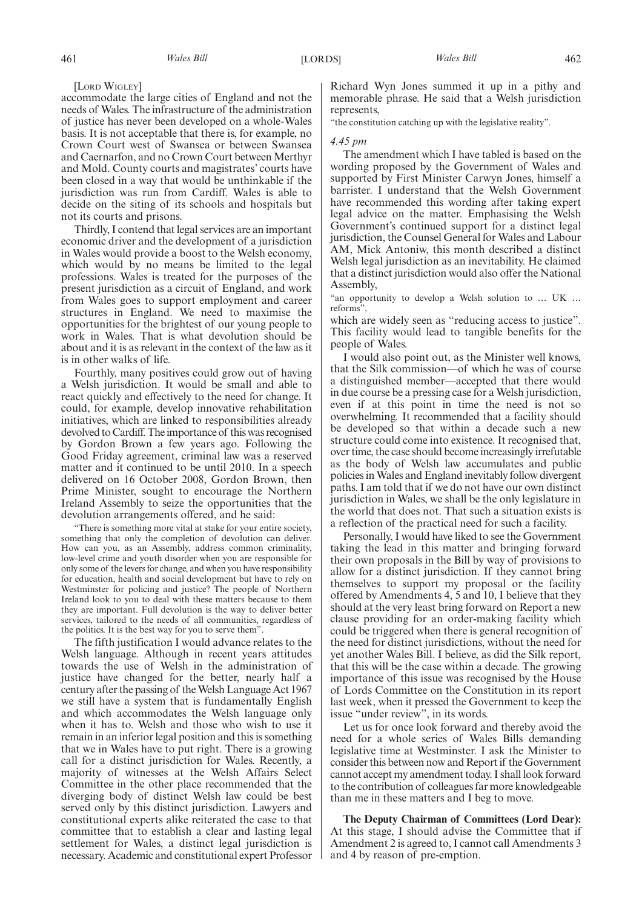[LORD WIGLEY]

accommodate the large cities of England and not the needs of Wales. The infrastructure of the administration of justice has never been developed on a whole-Wales basis. It is not acceptable that there is, for example, no Crown Court west of Swansea or between Swansea and Caernarfon, and no Crown Court between Merthyr and Mold. County courts and magistrates' courts have been closed in a way that would be unthinkable if the jurisdiction was run from Cardiff. Wales is able to decide on the siting of its schools and hospitals but not its courts and prisons.

Thirdly, I contend that legal services are an important economic driver and the development of a jurisdiction in Wales would provide a boost to the Welsh economy, which would by no means be limited to the legal professions. Wales is treated for the purposes of the present jurisdiction as a circuit of England, and work from Wales goes to support employment and career structures in England. We need to maximise the opportunities for the brightest of our young people to work in Wales. That is what devolution should be about and it is as relevant in the context of the law as it is in other walks of life.

Fourthly, many positives could grow out of having a Welsh jurisdiction. It would be small and able to react quickly and effectively to the need for change. It could, for example, develop innovative rehabilitation initiatives, which are linked to responsibilities already devolved to Cardiff. The importance of this was recognised by Gordon Brown a few years ago. Following the Good Friday agreement, criminal law was a reserved matter and it continued to be until 2010. In a speech delivered on 16 October 2008, Gordon Brown, then Prime Minister, sought to encourage the Northern Ireland Assembly to seize the opportunities that the devolution arrangements offered, and he said:

> "There is something more vital at stake for your entire society, something that only the completion of devolution can deliver. How can you, as an Assembly, address common criminality, low-level crime and youth disorder when you are responsible for only some of the levers for change, and when you have responsibility for education, health and social development but have to rely on Westminster for policing and justice? The people of Northern Ireland look to you to deal with these matters because to them they are important. Full devolution is the way to deliver better services, tailored to the needs of all communities, regardless of the politics. It is the best way for you to serve them".

The fifth justification I would advance relates to the Welsh language. Although in recent years attitudes towards the use of Welsh in the administration of justice have changed for the better, nearly half a century after the passing of the Welsh Language Act 1967 we still have a system that is fundamentally English and which accommodates the Welsh language only when it has to. Welsh and those who wish to use it remain in an inferior legal position and this is something that we in Wales have to put right. There is a growing call for a distinct jurisdiction for Wales. Recently, a majority of witnesses at the Welsh Affairs Select Committee in the other place recommended that the diverging body of distinct Welsh law could be best served only by this distinct jurisdiction. Lawyers and constitutional experts alike reiterated the case to that committee that to establish a clear and lasting legal settlement for Wales, a distinct legal jurisdiction is necessary. Academic and constitutional expert Professor Richard Wyn Jones summed it up in a pithy and memorable phrase. He said that a Welsh jurisdiction represents,

> "the constitution catching up with the legislative reality".

*4.45 pm*

The amendment which I have tabled is based on the wording proposed by the Government of Wales and supported by First Minister Carwyn Jones, himself a barrister. I understand that the Welsh Government have recommended this wording after taking expert legal advice on the matter. Emphasising the Welsh Government's continued support for a distinct legal jurisdiction, the Counsel General for Wales and Labour AM, Mick Antoniw, this month described a distinct Welsh legal jurisdiction as an inevitability. He claimed that a distinct jurisdiction would also offer the National Assembly,

> "an opportunity to develop a Welsh solution to … UK … reforms",

which are widely seen as "reducing access to justice". This facility would lead to tangible benefits for the people of Wales.

I would also point out, as the Minister well knows, that the Silk commission—of which he was of course a distinguished member—accepted that there would in due course be a pressing case for a Welsh jurisdiction, even if at this point in time the need is not so overwhelming. It recommended that a facility should be developed so that within a decade such a new structure could come into existence. It recognised that, over time, the case should become increasingly irrefutable as the body of Welsh law accumulates and public policies in Wales and England inevitably follow divergent paths. I am told that if we do not have our own distinct jurisdiction in Wales, we shall be the only legislature in the world that does not. That such a situation exists is a reflection of the practical need for such a facility.

Personally, I would have liked to see the Government taking the lead in this matter and bringing forward their own proposals in the Bill by way of provisions to allow for a distinct jurisdiction. If they cannot bring themselves to support my proposal or the facility offered by Amendments 4, 5 and 10, I believe that they should at the very least bring forward on Report a new clause providing for an order-making facility which could be triggered when there is general recognition of the need for distinct jurisdictions, without the need for yet another Wales Bill. I believe, as did the Silk report, that this will be the case within a decade. The growing importance of this issue was recognised by the House of Lords Committee on the Constitution in its report last week, when it pressed the Government to keep the issue "under review", in its words.

Let us for once look forward and thereby avoid the need for a whole series of Wales Bills demanding legislative time at Westminster. I ask the Minister to consider this between now and Report if the Government cannot accept my amendment today. I shall look forward to the contribution of colleagues far more knowledgeable than me in these matters and I beg to move.

**The Deputy Chairman of Committees (Lord Dear):** At this stage, I should advise the Committee that if Amendment 2 is agreed to, I cannot call Amendments 3 and 4 by reason of pre-emption.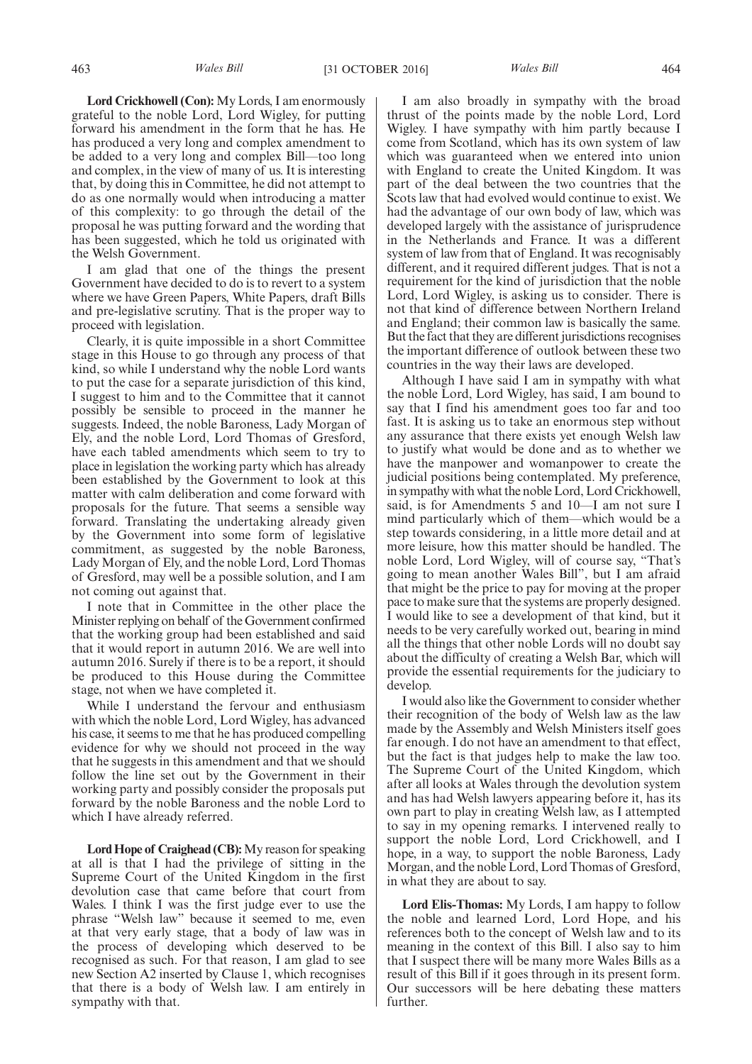**Lord Crickhowell (Con):** My Lords, I am enormously grateful to the noble Lord, Lord Wigley, for putting forward his amendment in the form that he has. He has produced a very long and complex amendment to be added to a very long and complex Bill—too long and complex, in the view of many of us. It is interesting that, by doing this in Committee, he did not attempt to do as one normally would when introducing a matter of this complexity: to go through the detail of the proposal he was putting forward and the wording that has been suggested, which he told us originated with the Welsh Government.

I am glad that one of the things the present Government have decided to do is to revert to a system where we have Green Papers, White Papers, draft Bills and pre-legislative scrutiny. That is the proper way to proceed with legislation.

Clearly, it is quite impossible in a short Committee stage in this House to go through any process of that kind, so while I understand why the noble Lord wants to put the case for a separate jurisdiction of this kind, I suggest to him and to the Committee that it cannot possibly be sensible to proceed in the manner he suggests. Indeed, the noble Baroness, Lady Morgan of Ely, and the noble Lord, Lord Thomas of Gresford, have each tabled amendments which seem to try to place in legislation the working party which has already been established by the Government to look at this matter with calm deliberation and come forward with proposals for the future. That seems a sensible way forward. Translating the undertaking already given by the Government into some form of legislative commitment, as suggested by the noble Baroness, Lady Morgan of Ely, and the noble Lord, Lord Thomas of Gresford, may well be a possible solution, and I am not coming out against that.

I note that in Committee in the other place the Minister replying on behalf of the Government confirmed that the working group had been established and said that it would report in autumn 2016. We are well into autumn 2016. Surely if there is to be a report, it should be produced to this House during the Committee stage, not when we have completed it.

While I understand the fervour and enthusiasm with which the noble Lord, Lord Wigley, has advanced his case, it seems to me that he has produced compelling evidence for why we should not proceed in the way that he suggests in this amendment and that we should follow the line set out by the Government in their working party and possibly consider the proposals put forward by the noble Baroness and the noble Lord to which I have already referred.

**Lord Hope of Craighead (CB):** My reason for speaking at all is that I had the privilege of sitting in the Supreme Court of the United Kingdom in the first devolution case that came before that court from Wales. I think I was the first judge ever to use the phrase "Welsh law" because it seemed to me, even at that very early stage, that a body of law was in the process of developing which deserved to be recognised as such. For that reason, I am glad to see new Section A2 inserted by Clause 1, which recognises that there is a body of Welsh law. I am entirely in sympathy with that.

I am also broadly in sympathy with the broad thrust of the points made by the noble Lord, Lord Wigley. I have sympathy with him partly because I come from Scotland, which has its own system of law which was guaranteed when we entered into union with England to create the United Kingdom. It was part of the deal between the two countries that the Scots law that had evolved would continue to exist. We had the advantage of our own body of law, which was developed largely with the assistance of jurisprudence in the Netherlands and France. It was a different system of law from that of England. It was recognisably different, and it required different judges. That is not a requirement for the kind of jurisdiction that the noble Lord, Lord Wigley, is asking us to consider. There is not that kind of difference between Northern Ireland and England; their common law is basically the same. But the fact that they are different jurisdictions recognises the important difference of outlook between these two countries in the way their laws are developed.

Although I have said I am in sympathy with what the noble Lord, Lord Wigley, has said, I am bound to say that I find his amendment goes too far and too fast. It is asking us to take an enormous step without any assurance that there exists yet enough Welsh law to justify what would be done and as to whether we have the manpower and womanpower to create the judicial positions being contemplated. My preference, in sympathy with what the noble Lord, Lord Crickhowell, said, is for Amendments 5 and 10—I am not sure I mind particularly which of them—which would be a step towards considering, in a little more detail and at more leisure, how this matter should be handled. The noble Lord, Lord Wigley, will of course say, "That's going to mean another Wales Bill", but I am afraid that might be the price to pay for moving at the proper pace to make sure that the systems are properly designed. I would like to see a development of that kind, but it needs to be very carefully worked out, bearing in mind all the things that other noble Lords will no doubt say about the difficulty of creating a Welsh Bar, which will provide the essential requirements for the judiciary to develop.

I would also like the Government to consider whether their recognition of the body of Welsh law as the law made by the Assembly and Welsh Ministers itself goes far enough. I do not have an amendment to that effect, but the fact is that judges help to make the law too. The Supreme Court of the United Kingdom, which after all looks at Wales through the devolution system and has had Welsh lawyers appearing before it, has its own part to play in creating Welsh law, as I attempted to say in my opening remarks. I intervened really to support the noble Lord, Lord Crickhowell, and I hope, in a way, to support the noble Baroness, Lady Morgan, and the noble Lord, Lord Thomas of Gresford, in what they are about to say.

**Lord Elis-Thomas:** My Lords, I am happy to follow the noble and learned Lord, Lord Hope, and his references both to the concept of Welsh law and to its meaning in the context of this Bill. I also say to him that I suspect there will be many more Wales Bills as a result of this Bill if it goes through in its present form. Our successors will be here debating these matters further.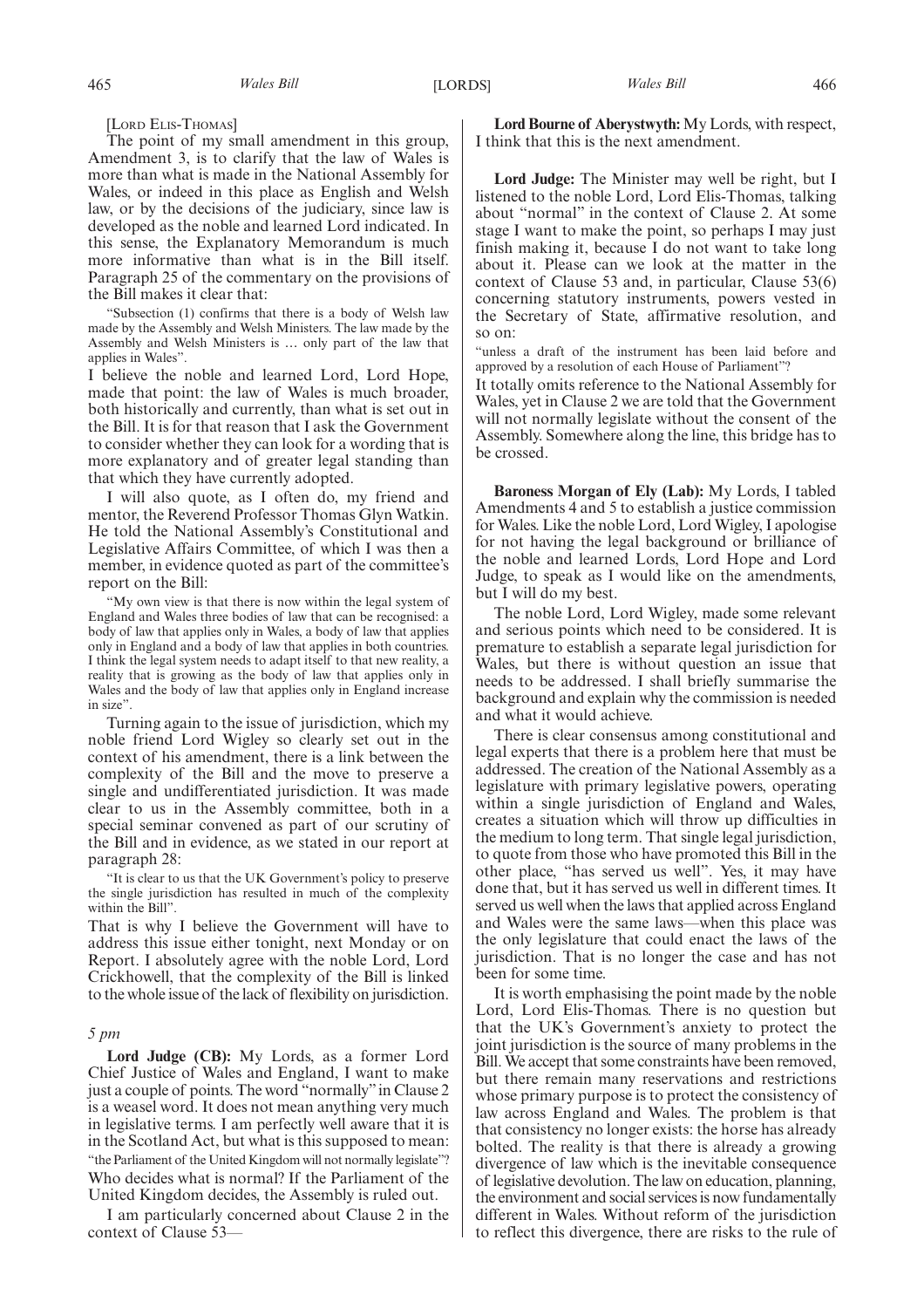[LORD ELIS-THOMAS]

The point of my small amendment in this group, Amendment 3, is to clarify that the law of Wales is more than what is made in the National Assembly for Wales, or indeed in this place as English and Welsh law, or by the decisions of the judiciary, since law is developed as the noble and learned Lord indicated. In this sense, the Explanatory Memorandum is much more informative than what is in the Bill itself. Paragraph 25 of the commentary on the provisions of the Bill makes it clear that:

> "Subsection (1) confirms that there is a body of Welsh law made by the Assembly and Welsh Ministers. The law made by the Assembly and Welsh Ministers is … only part of the law that applies in Wales".

I believe the noble and learned Lord, Lord Hope, made that point: the law of Wales is much broader, both historically and currently, than what is set out in the Bill. It is for that reason that I ask the Government to consider whether they can look for a wording that is more explanatory and of greater legal standing than that which they have currently adopted.

I will also quote, as I often do, my friend and mentor, the Reverend Professor Thomas Glyn Watkin. He told the National Assembly's Constitutional and Legislative Affairs Committee, of which I was then a member, in evidence quoted as part of the committee's report on the Bill:

> "My own view is that there is now within the legal system of England and Wales three bodies of law that can be recognised: a body of law that applies only in Wales, a body of law that applies only in England and a body of law that applies in both countries. I think the legal system needs to adapt itself to that new reality, a reality that is growing as the body of law that applies only in Wales and the body of law that applies only in England increase in size".

Turning again to the issue of jurisdiction, which my noble friend Lord Wigley so clearly set out in the context of his amendment, there is a link between the complexity of the Bill and the move to preserve a single and undifferentiated jurisdiction. It was made clear to us in the Assembly committee, both in a special seminar convened as part of our scrutiny of the Bill and in evidence, as we stated in our report at paragraph 28:

> "It is clear to us that the UK Government's policy to preserve the single jurisdiction has resulted in much of the complexity within the Bill".

That is why I believe the Government will have to address this issue either tonight, next Monday or on Report. I absolutely agree with the noble Lord, Lord Crickhowell, that the complexity of the Bill is linked to the whole issue of the lack of flexibility on jurisdiction.

*5 pm*

**Lord Judge (CB):** My Lords, as a former Lord Chief Justice of Wales and England, I want to make just a couple of points. The word "normally" in Clause 2 is a weasel word. It does not mean anything very much in legislative terms. I am perfectly well aware that it is in the Scotland Act, but what is this supposed to mean: "the Parliament of the United Kingdom will not normally legislate"? Who decides what is normal? If the Parliament of the United Kingdom decides, the Assembly is ruled out.

I am particularly concerned about Clause 2 in the context of Clause 53—

**Lord Bourne of Aberystwyth:** My Lords, with respect, I think that this is the next amendment.

**Lord Judge:** The Minister may well be right, but I listened to the noble Lord, Lord Elis-Thomas, talking about "normal" in the context of Clause 2. At some stage I want to make the point, so perhaps I may just finish making it, because I do not want to take long about it. Please can we look at the matter in the context of Clause 53 and, in particular, Clause 53(6) concerning statutory instruments, powers vested in the Secretary of State, affirmative resolution, and so on:

> "unless a draft of the instrument has been laid before and approved by a resolution of each House of Parliament"?

It totally omits reference to the National Assembly for Wales, yet in Clause 2 we are told that the Government will not normally legislate without the consent of the Assembly. Somewhere along the line, this bridge has to be crossed.

**Baroness Morgan of Ely (Lab):** My Lords, I tabled Amendments 4 and 5 to establish a justice commission for Wales. Like the noble Lord, Lord Wigley, I apologise for not having the legal background or brilliance of the noble and learned Lords, Lord Hope and Lord Judge, to speak as I would like on the amendments, but I will do my best.

The noble Lord, Lord Wigley, made some relevant and serious points which need to be considered. It is premature to establish a separate legal jurisdiction for Wales, but there is without question an issue that needs to be addressed. I shall briefly summarise the background and explain why the commission is needed and what it would achieve.

There is clear consensus among constitutional and legal experts that there is a problem here that must be addressed. The creation of the National Assembly as a legislature with primary legislative powers, operating within a single jurisdiction of England and Wales, creates a situation which will throw up difficulties in the medium to long term. That single legal jurisdiction, to quote from those who have promoted this Bill in the other place, "has served us well". Yes, it may have done that, but it has served us well in different times. It served us well when the laws that applied across England and Wales were the same laws—when this place was the only legislature that could enact the laws of the jurisdiction. That is no longer the case and has not been for some time.

It is worth emphasising the point made by the noble Lord, Lord Elis-Thomas. There is no question but that the UK's Government's anxiety to protect the joint jurisdiction is the source of many problems in the Bill. We accept that some constraints have been removed, but there remain many reservations and restrictions whose primary purpose is to protect the consistency of law across England and Wales. The problem is that that consistency no longer exists: the horse has already bolted. The reality is that there is already a growing divergence of law which is the inevitable consequence of legislative devolution. The law on education, planning, the environment and social services is now fundamentally different in Wales. Without reform of the jurisdiction to reflect this divergence, there are risks to the rule of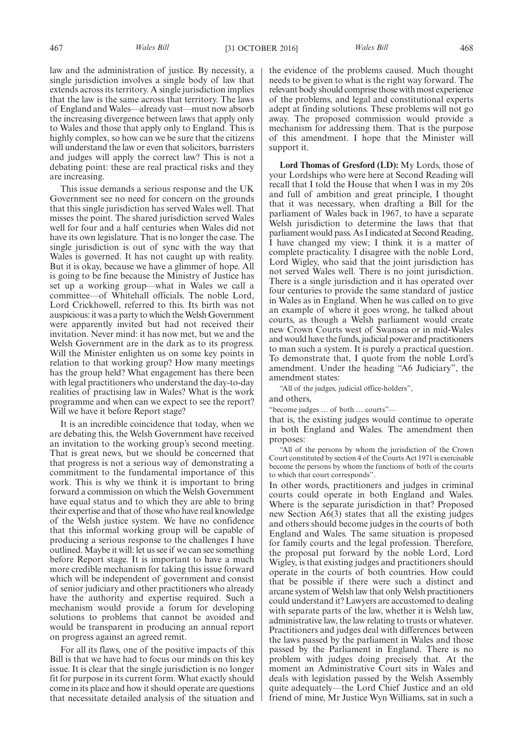law and the administration of justice. By necessity, a single jurisdiction involves a single body of law that extends across its territory. A single jurisdiction implies that the law is the same across that territory. The laws of England and Wales—already vast—must now absorb the increasing divergence between laws that apply only to Wales and those that apply only to England. This is highly complex, so how can we be sure that the citizens will understand the law or even that solicitors, barristers and judges will apply the correct law? This is not a debating point: these are real practical risks and they are increasing.

This issue demands a serious response and the UK Government see no need for concern on the grounds that this single jurisdiction has served Wales well. That misses the point. The shared jurisdiction served Wales well for four and a half centuries when Wales did not have its own legislature. That is no longer the case. The single jurisdiction is out of sync with the way that Wales is governed. It has not caught up with reality. But it is okay, because we have a glimmer of hope. All is going to be fine because the Ministry of Justice has set up a working group—what in Wales we call a committee—of Whitehall officials. The noble Lord, Lord Crickhowell, referred to this. Its birth was not auspicious: it was a party to which the Welsh Government were apparently invited but had not received their invitation. Never mind: it has now met, but we and the Welsh Government are in the dark as to its progress. Will the Minister enlighten us on some key points in relation to that working group? How many meetings has the group held? What engagement has there been with legal practitioners who understand the day-to-day realities of practising law in Wales? What is the work programme and when can we expect to see the report? Will we have it before Report stage?

It is an incredible coincidence that today, when we are debating this, the Welsh Government have received an invitation to the working group's second meeting. That is great news, but we should be concerned that that progress is not a serious way of demonstrating a commitment to the fundamental importance of this work. This is why we think it is important to bring forward a commission on which the Welsh Government have equal status and to which they are able to bring their expertise and that of those who have real knowledge of the Welsh justice system. We have no confidence that this informal working group will be capable of producing a serious response to the challenges I have outlined. Maybe it will: let us see if we can see something before Report stage. It is important to have a much more credible mechanism for taking this issue forward which will be independent of government and consist of senior judiciary and other practitioners who already have the authority and expertise required. Such a mechanism would provide a forum for developing solutions to problems that cannot be avoided and would be transparent in producing an annual report on progress against an agreed remit.

For all its flaws, one of the positive impacts of this Bill is that we have had to focus our minds on this key issue. It is clear that the single jurisdiction is no longer fit for purpose in its current form. What exactly should come in its place and how it should operate are questions that necessitate detailed analysis of the situation and the evidence of the problems caused. Much thought needs to be given to what is the right way forward. The relevant body should comprise those with most experience of the problems, and legal and constitutional experts adept at finding solutions. These problems will not go away. The proposed commission would provide a mechanism for addressing them. That is the purpose of this amendment. I hope that the Minister will support it.

**Lord Thomas of Gresford (LD):** My Lords, those of your Lordships who were here at Second Reading will recall that I told the House that when I was in my 20s and full of ambition and great principle, I thought that it was necessary, when drafting a Bill for the parliament of Wales back in 1967, to have a separate Welsh jurisdiction to determine the laws that that parliament would pass. As I indicated at Second Reading, I have changed my view; I think it is a matter of complete practicality. I disagree with the noble Lord, Lord Wigley, who said that the joint jurisdiction has not served Wales well. There is no joint jurisdiction. There is a single jurisdiction and it has operated over four centuries to provide the same standard of justice in Wales as in England. When he was called on to give an example of where it goes wrong, he talked about courts, as though a Welsh parliament would create new Crown Courts west of Swansea or in mid-Wales and would have the funds, judicial power and practitioners to man such a system. It is purely a practical question. To demonstrate that, I quote from the noble Lord's amendment. Under the heading "A6 Judiciary", the amendment states:

"All of the judges, judicial office-holders",

and others,

"become judges … of both … courts"—

that is, the existing judges would continue to operate in both England and Wales. The amendment then proposes:

"All of the persons by whom the jurisdiction of the Crown Court constituted by section 4 of the Courts Act 1971 is exercisable become the persons by whom the functions of both of the courts to which that court corresponds".

In other words, practitioners and judges in criminal courts could operate in both England and Wales. Where is the separate jurisdiction in that? Proposed new Section A6(3) states that all the existing judges and others should become judges in the courts of both England and Wales. The same situation is proposed for family courts and the legal profession. Therefore, the proposal put forward by the noble Lord, Lord Wigley, is that existing judges and practitioners should operate in the courts of both countries. How could that be possible if there were such a distinct and arcane system of Welsh law that only Welsh practitioners could understand it? Lawyers are accustomed to dealing with separate parts of the law, whether it is Welsh law, administrative law, the law relating to trusts or whatever. Practitioners and judges deal with differences between the laws passed by the parliament in Wales and those passed by the Parliament in England. There is no problem with judges doing precisely that. At the moment an Administrative Court sits in Wales and deals with legislation passed by the Welsh Assembly quite adequately—the Lord Chief Justice and an old friend of mine, Mr Justice Wyn Williams, sat in such a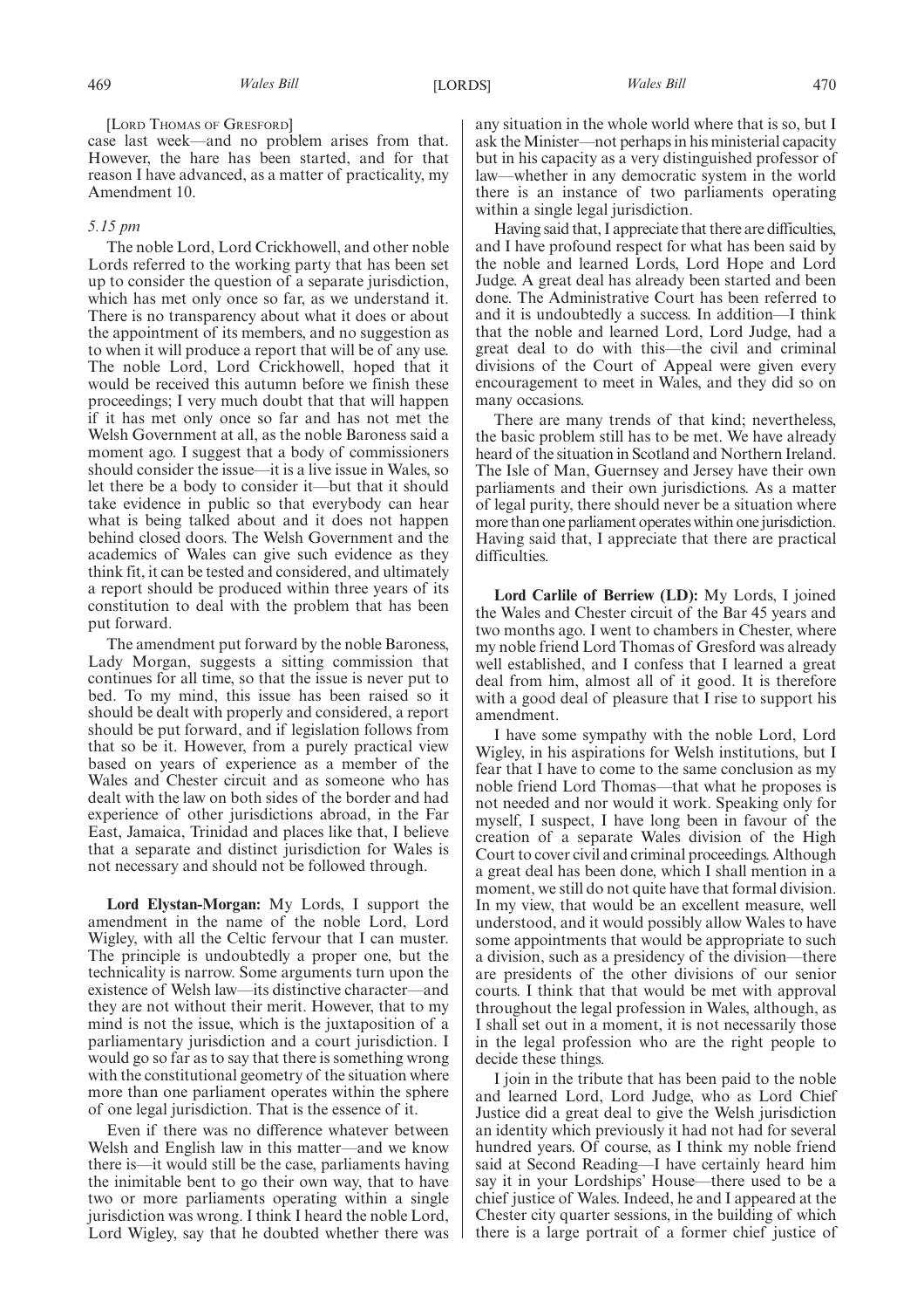[Lord Thomas of Gresford]

case last week—and no problem arises from that. However, the hare has been started, and for that reason I have advanced, as a matter of practicality, my Amendment 10.

*5.15 pm*

The noble Lord, Lord Crickhowell, and other noble Lords referred to the working party that has been set up to consider the question of a separate jurisdiction, which has met only once so far, as we understand it. There is no transparency about what it does or about the appointment of its members, and no suggestion as to when it will produce a report that will be of any use. The noble Lord, Lord Crickhowell, hoped that it would be received this autumn before we finish these proceedings; I very much doubt that that will happen if it has met only once so far and has not met the Welsh Government at all, as the noble Baroness said a moment ago. I suggest that a body of commissioners should consider the issue—it is a live issue in Wales, so let there be a body to consider it—but that it should take evidence in public so that everybody can hear what is being talked about and it does not happen behind closed doors. The Welsh Government and the academics of Wales can give such evidence as they think fit, it can be tested and considered, and ultimately a report should be produced within three years of its constitution to deal with the problem that has been put forward.

The amendment put forward by the noble Baroness, Lady Morgan, suggests a sitting commission that continues for all time, so that the issue is never put to bed. To my mind, this issue has been raised so it should be dealt with properly and considered, a report should be put forward, and if legislation follows from that so be it. However, from a purely practical view based on years of experience as a member of the Wales and Chester circuit and as someone who has dealt with the law on both sides of the border and had experience of other jurisdictions abroad, in the Far East, Jamaica, Trinidad and places like that, I believe that a separate and distinct jurisdiction for Wales is not necessary and should not be followed through.

**Lord Elystan-Morgan:** My Lords, I support the amendment in the name of the noble Lord, Lord Wigley, with all the Celtic fervour that I can muster. The principle is undoubtedly a proper one, but the technicality is narrow. Some arguments turn upon the existence of Welsh law—its distinctive character—and they are not without their merit. However, that to my mind is not the issue, which is the juxtaposition of a parliamentary jurisdiction and a court jurisdiction. I would go so far as to say that there is something wrong with the constitutional geometry of the situation where more than one parliament operates within the sphere of one legal jurisdiction. That is the essence of it.

Even if there was no difference whatever between Welsh and English law in this matter—and we know there is—it would still be the case, parliaments having the inimitable bent to go their own way, that to have two or more parliaments operating within a single jurisdiction was wrong. I think I heard the noble Lord, Lord Wigley, say that he doubted whether there was any situation in the whole world where that is so, but I ask the Minister—not perhaps in his ministerial capacity but in his capacity as a very distinguished professor of law—whether in any democratic system in the world there is an instance of two parliaments operating within a single legal jurisdiction.

Having said that, I appreciate that there are difficulties, and I have profound respect for what has been said by the noble and learned Lords, Lord Hope and Lord Judge. A great deal has already been started and been done. The Administrative Court has been referred to and it is undoubtedly a success. In addition—I think that the noble and learned Lord, Lord Judge, had a great deal to do with this—the civil and criminal divisions of the Court of Appeal were given every encouragement to meet in Wales, and they did so on many occasions.

There are many trends of that kind; nevertheless, the basic problem still has to be met. We have already heard of the situation in Scotland and Northern Ireland. The Isle of Man, Guernsey and Jersey have their own parliaments and their own jurisdictions. As a matter of legal purity, there should never be a situation where more than one parliament operates within one jurisdiction. Having said that, I appreciate that there are practical difficulties.

**Lord Carlile of Berriew (LD):** My Lords, I joined the Wales and Chester circuit of the Bar 45 years and two months ago. I went to chambers in Chester, where my noble friend Lord Thomas of Gresford was already well established, and I confess that I learned a great deal from him, almost all of it good. It is therefore with a good deal of pleasure that I rise to support his amendment.

I have some sympathy with the noble Lord, Lord Wigley, in his aspirations for Welsh institutions, but I fear that I have to come to the same conclusion as my noble friend Lord Thomas—that what he proposes is not needed and nor would it work. Speaking only for myself, I suspect, I have long been in favour of the creation of a separate Wales division of the High Court to cover civil and criminal proceedings. Although a great deal has been done, which I shall mention in a moment, we still do not quite have that formal division. In my view, that would be an excellent measure, well understood, and it would possibly allow Wales to have some appointments that would be appropriate to such a division, such as a presidency of the division—there are presidents of the other divisions of our senior courts. I think that that would be met with approval throughout the legal profession in Wales, although, as I shall set out in a moment, it is not necessarily those in the legal profession who are the right people to decide these things.

I join in the tribute that has been paid to the noble and learned Lord, Lord Judge, who as Lord Chief Justice did a great deal to give the Welsh jurisdiction an identity which previously it had not had for several hundred years. Of course, as I think my noble friend said at Second Reading—I have certainly heard him say it in your Lordships' House—there used to be a chief justice of Wales. Indeed, he and I appeared at the Chester city quarter sessions, in the building of which there is a large portrait of a former chief justice of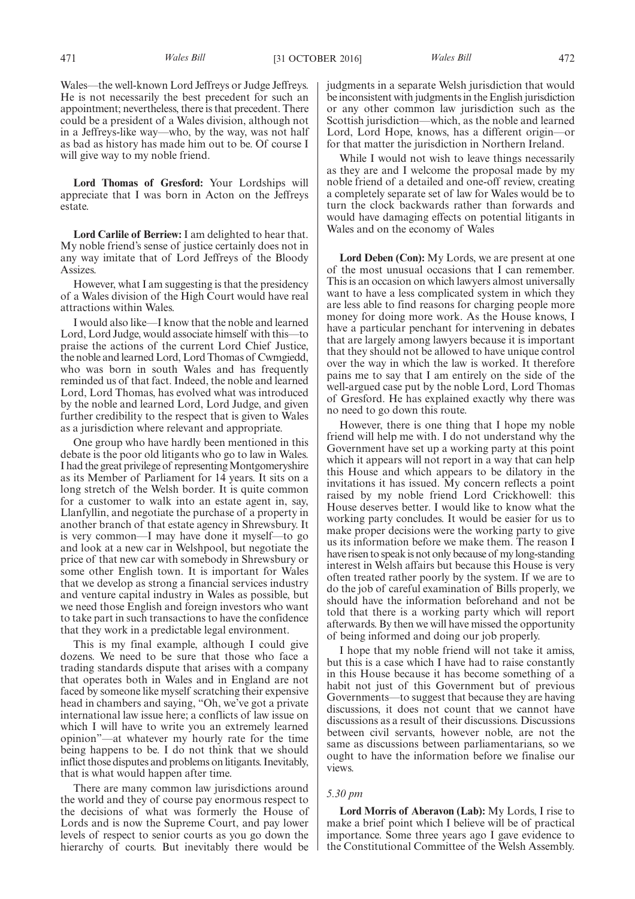Wales—the well-known Lord Jeffreys or Judge Jeffreys. He is not necessarily the best precedent for such an appointment; nevertheless, there is that precedent. There could be a president of a Wales division, although not in a Jeffreys-like way—who, by the way, was not half as bad as history has made him out to be. Of course I will give way to my noble friend.

**Lord Thomas of Gresford:** Your Lordships will appreciate that I was born in Acton on the Jeffreys estate.

**Lord Carlile of Berriew:** I am delighted to hear that. My noble friend's sense of justice certainly does not in any way imitate that of Lord Jeffreys of the Bloody Assizes.

However, what I am suggesting is that the presidency of a Wales division of the High Court would have real attractions within Wales.

I would also like—I know that the noble and learned Lord, Lord Judge, would associate himself with this—to praise the actions of the current Lord Chief Justice, the noble and learned Lord, Lord Thomas of Cwmgiedd, who was born in south Wales and has frequently reminded us of that fact. Indeed, the noble and learned Lord, Lord Thomas, has evolved what was introduced by the noble and learned Lord, Lord Judge, and given further credibility to the respect that is given to Wales as a jurisdiction where relevant and appropriate.

One group who have hardly been mentioned in this debate is the poor old litigants who go to law in Wales. I had the great privilege of representing Montgomeryshire as its Member of Parliament for 14 years. It sits on a long stretch of the Welsh border. It is quite common for a customer to walk into an estate agent in, say, Llanfyllin, and negotiate the purchase of a property in another branch of that estate agency in Shrewsbury. It is very common—I may have done it myself—to go and look at a new car in Welshpool, but negotiate the price of that new car with somebody in Shrewsbury or some other English town. It is important for Wales that we develop as strong a financial services industry and venture capital industry in Wales as possible, but we need those English and foreign investors who want to take part in such transactions to have the confidence that they work in a predictable legal environment.

This is my final example, although I could give dozens. We need to be sure that those who face a trading standards dispute that arises with a company that operates both in Wales and in England are not faced by someone like myself scratching their expensive head in chambers and saying, "Oh, we've got a private international law issue here; a conflicts of law issue on which I will have to write you an extremely learned opinion"—at whatever my hourly rate for the time being happens to be. I do not think that we should inflict those disputes and problems on litigants. Inevitably, that is what would happen after time.

There are many common law jurisdictions around the world and they of course pay enormous respect to the decisions of what was formerly the House of Lords and is now the Supreme Court, and pay lower levels of respect to senior courts as you go down the hierarchy of courts. But inevitably there would be judgments in a separate Welsh jurisdiction that would be inconsistent with judgments in the English jurisdiction or any other common law jurisdiction such as the Scottish jurisdiction—which, as the noble and learned Lord, Lord Hope, knows, has a different origin—or for that matter the jurisdiction in Northern Ireland.

While I would not wish to leave things necessarily as they are and I welcome the proposal made by my noble friend of a detailed and one-off review, creating a completely separate set of law for Wales would be to turn the clock backwards rather than forwards and would have damaging effects on potential litigants in Wales and on the economy of Wales

**Lord Deben (Con):** My Lords, we are present at one of the most unusual occasions that I can remember. This is an occasion on which lawyers almost universally want to have a less complicated system in which they are less able to find reasons for charging people more money for doing more work. As the House knows, I have a particular penchant for intervening in debates that are largely among lawyers because it is important that they should not be allowed to have unique control over the way in which the law is worked. It therefore pains me to say that I am entirely on the side of the well-argued case put by the noble Lord, Lord Thomas of Gresford. He has explained exactly why there was no need to go down this route.

However, there is one thing that I hope my noble friend will help me with. I do not understand why the Government have set up a working party at this point which it appears will not report in a way that can help this House and which appears to be dilatory in the invitations it has issued. My concern reflects a point raised by my noble friend Lord Crickhowell: this House deserves better. I would like to know what the working party concludes. It would be easier for us to make proper decisions were the working party to give us its information before we make them. The reason I have risen to speak is not only because of my long-standing interest in Welsh affairs but because this House is very often treated rather poorly by the system. If we are to do the job of careful examination of Bills properly, we should have the information beforehand and not be told that there is a working party which will report afterwards. By then we will have missed the opportunity of being informed and doing our job properly.

I hope that my noble friend will not take it amiss, but this is a case which I have had to raise constantly in this House because it has become something of a habit not just of this Government but of previous Governments—to suggest that because they are having discussions, it does not count that we cannot have discussions as a result of their discussions. Discussions between civil servants, however noble, are not the same as discussions between parliamentarians, so we ought to have the information before we finalise our views.

*5.30 pm*

**Lord Morris of Aberavon (Lab):** My Lords, I rise to make a brief point which I believe will be of practical importance. Some three years ago I gave evidence to the Constitutional Committee of the Welsh Assembly.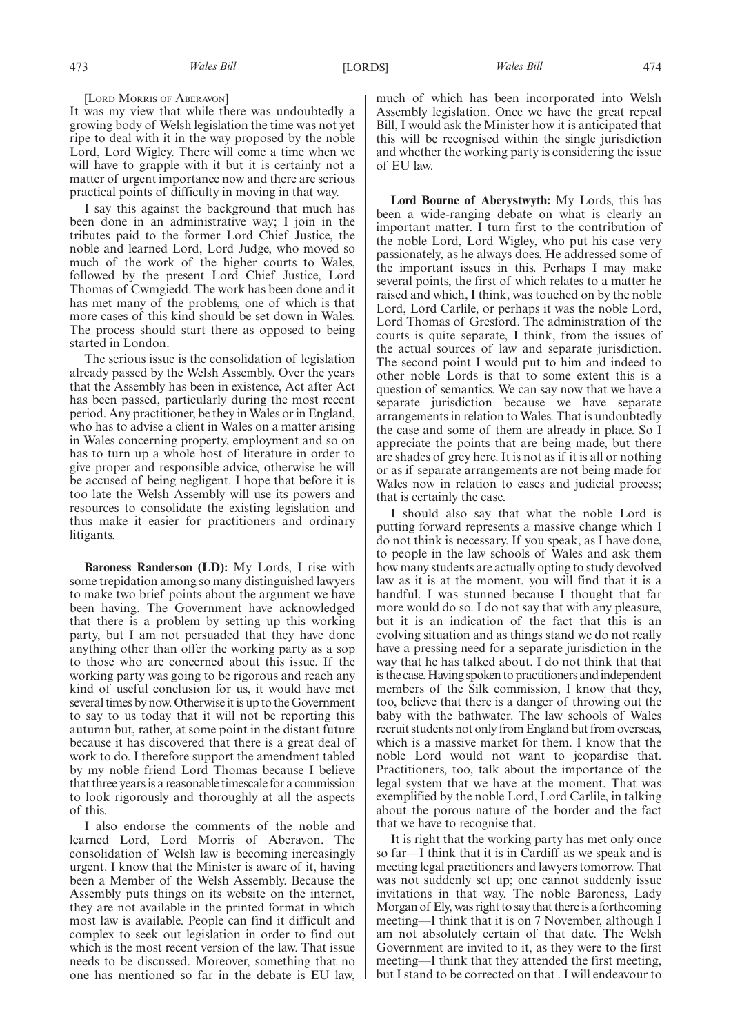[LORD MORRIS OF ABERAVON]

It was my view that while there was undoubtedly a growing body of Welsh legislation the time was not yet ripe to deal with it in the way proposed by the noble Lord, Lord Wigley. There will come a time when we will have to grapple with it but it is certainly not a matter of urgent importance now and there are serious practical points of difficulty in moving in that way.

I say this against the background that much has been done in an administrative way; I join in the tributes paid to the former Lord Chief Justice, the noble and learned Lord, Lord Judge, who moved so much of the work of the higher courts to Wales, followed by the present Lord Chief Justice, Lord Thomas of Cwmgiedd. The work has been done and it has met many of the problems, one of which is that more cases of this kind should be set down in Wales. The process should start there as opposed to being started in London.

The serious issue is the consolidation of legislation already passed by the Welsh Assembly. Over the years that the Assembly has been in existence, Act after Act has been passed, particularly during the most recent period. Any practitioner, be they in Wales or in England, who has to advise a client in Wales on a matter arising in Wales concerning property, employment and so on has to turn up a whole host of literature in order to give proper and responsible advice, otherwise he will be accused of being negligent. I hope that before it is too late the Welsh Assembly will use its powers and resources to consolidate the existing legislation and thus make it easier for practitioners and ordinary litigants.

**Baroness Randerson (LD):** My Lords, I rise with some trepidation among so many distinguished lawyers to make two brief points about the argument we have been having. The Government have acknowledged that there is a problem by setting up this working party, but I am not persuaded that they have done anything other than offer the working party as a sop to those who are concerned about this issue. If the working party was going to be rigorous and reach any kind of useful conclusion for us, it would have met several times by now. Otherwise it is up to the Government to say to us today that it will not be reporting this autumn but, rather, at some point in the distant future because it has discovered that there is a great deal of work to do. I therefore support the amendment tabled by my noble friend Lord Thomas because I believe that three years is a reasonable timescale for a commission to look rigorously and thoroughly at all the aspects of this.

I also endorse the comments of the noble and learned Lord, Lord Morris of Aberavon. The consolidation of Welsh law is becoming increasingly urgent. I know that the Minister is aware of it, having been a Member of the Welsh Assembly. Because the Assembly puts things on its website on the internet, they are not available in the printed format in which most law is available. People can find it difficult and complex to seek out legislation in order to find out which is the most recent version of the law. That issue needs to be discussed. Moreover, something that no one has mentioned so far in the debate is EU law, much of which has been incorporated into Welsh Assembly legislation. Once we have the great repeal Bill, I would ask the Minister how it is anticipated that this will be recognised within the single jurisdiction and whether the working party is considering the issue of EU law.

**Lord Bourne of Aberystwyth:** My Lords, this has been a wide-ranging debate on what is clearly an important matter. I turn first to the contribution of the noble Lord, Lord Wigley, who put his case very passionately, as he always does. He addressed some of the important issues in this. Perhaps I may make several points, the first of which relates to a matter he raised and which, I think, was touched on by the noble Lord, Lord Carlile, or perhaps it was the noble Lord, Lord Thomas of Gresford. The administration of the courts is quite separate, I think, from the issues of the actual sources of law and separate jurisdiction. The second point I would put to him and indeed to other noble Lords is that to some extent this is a question of semantics. We can say now that we have a separate jurisdiction because we have separate arrangements in relation to Wales. That is undoubtedly the case and some of them are already in place. So I appreciate the points that are being made, but there are shades of grey here. It is not as if it is all or nothing or as if separate arrangements are not being made for Wales now in relation to cases and judicial process; that is certainly the case.

I should also say that what the noble Lord is putting forward represents a massive change which I do not think is necessary. If you speak, as I have done, to people in the law schools of Wales and ask them how many students are actually opting to study devolved law as it is at the moment, you will find that it is a handful. I was stunned because I thought that far more would do so. I do not say that with any pleasure, but it is an indication of the fact that this is an evolving situation and as things stand we do not really have a pressing need for a separate jurisdiction in the way that he has talked about. I do not think that that is the case. Having spoken to practitioners and independent members of the Silk commission, I know that they, too, believe that there is a danger of throwing out the baby with the bathwater. The law schools of Wales recruit students not only from England but from overseas, which is a massive market for them. I know that the noble Lord would not want to jeopardise that. Practitioners, too, talk about the importance of the legal system that we have at the moment. That was exemplified by the noble Lord, Lord Carlile, in talking about the porous nature of the border and the fact that we have to recognise that.

It is right that the working party has met only once so far—I think that it is in Cardiff as we speak and is meeting legal practitioners and lawyers tomorrow. That was not suddenly set up; one cannot suddenly issue invitations in that way. The noble Baroness, Lady Morgan of Ely, was right to say that there is a forthcoming meeting—I think that it is on 7 November, although I am not absolutely certain of that date. The Welsh Government are invited to it, as they were to the first meeting—I think that they attended the first meeting, but I stand to be corrected on that . I will endeavour to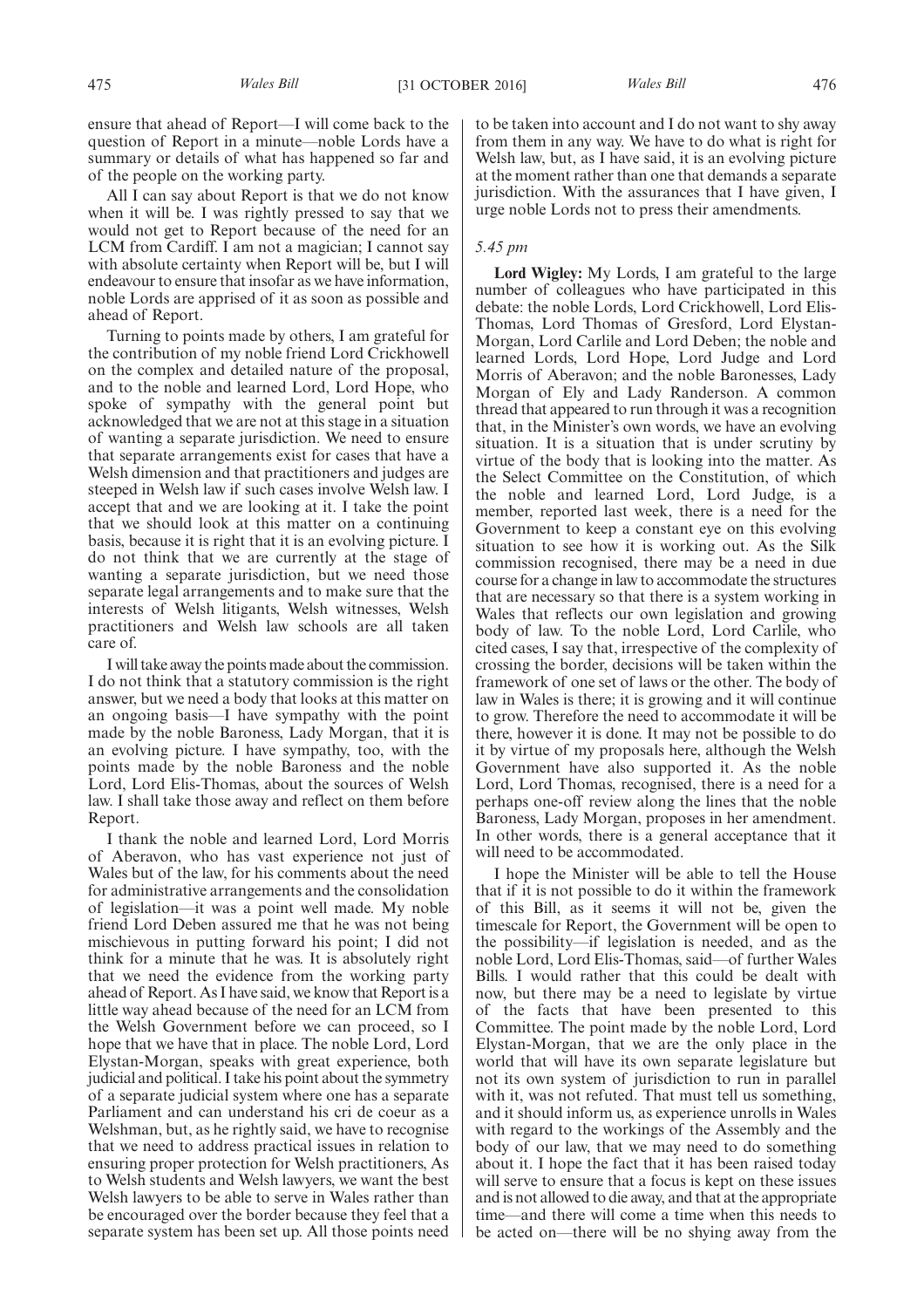ensure that ahead of Report—I will come back to the question of Report in a minute—noble Lords have a summary or details of what has happened so far and of the people on the working party.

All I can say about Report is that we do not know when it will be. I was rightly pressed to say that we would not get to Report because of the need for an LCM from Cardiff. I am not a magician; I cannot say with absolute certainty when Report will be, but I will endeavour to ensure that insofar as we have information, noble Lords are apprised of it as soon as possible and ahead of Report.

Turning to points made by others, I am grateful for the contribution of my noble friend Lord Crickhowell on the complex and detailed nature of the proposal, and to the noble and learned Lord, Lord Hope, who spoke of sympathy with the general point but acknowledged that we are not at this stage in a situation of wanting a separate jurisdiction. We need to ensure that separate arrangements exist for cases that have a Welsh dimension and that practitioners and judges are steeped in Welsh law if such cases involve Welsh law. I accept that and we are looking at it. I take the point that we should look at this matter on a continuing basis, because it is right that it is an evolving picture. I do not think that we are currently at the stage of wanting a separate jurisdiction, but we need those separate legal arrangements and to make sure that the interests of Welsh litigants, Welsh witnesses, Welsh practitioners and Welsh law schools are all taken care of.

I will take away the points made about the commission. I do not think that a statutory commission is the right answer, but we need a body that looks at this matter on an ongoing basis—I have sympathy with the point made by the noble Baroness, Lady Morgan, that it is an evolving picture. I have sympathy, too, with the points made by the noble Baroness and the noble Lord, Lord Elis-Thomas, about the sources of Welsh law. I shall take those away and reflect on them before Report.

I thank the noble and learned Lord, Lord Morris of Aberavon, who has vast experience not just of Wales but of the law, for his comments about the need for administrative arrangements and the consolidation of legislation—it was a point well made. My noble friend Lord Deben assured me that he was not being mischievous in putting forward his point; I did not think for a minute that he was. It is absolutely right that we need the evidence from the working party ahead of Report. As I have said, we know that Report is a little way ahead because of the need for an LCM from the Welsh Government before we can proceed, so I hope that we have that in place. The noble Lord, Lord Elystan-Morgan, speaks with great experience, both judicial and political. I take his point about the symmetry of a separate judicial system where one has a separate Parliament and can understand his cri de coeur as a Welshman, but, as he rightly said, we have to recognise that we need to address practical issues in relation to ensuring proper protection for Welsh practitioners, As to Welsh students and Welsh lawyers, we want the best Welsh lawyers to be able to serve in Wales rather than be encouraged over the border because they feel that a separate system has been set up. All those points need to be taken into account and I do not want to shy away from them in any way. We have to do what is right for Welsh law, but, as I have said, it is an evolving picture at the moment rather than one that demands a separate jurisdiction. With the assurances that I have given, I urge noble Lords not to press their amendments.

*5.45 pm*

**Lord Wigley:** My Lords, I am grateful to the large number of colleagues who have participated in this debate: the noble Lords, Lord Crickhowell, Lord Elis-Thomas, Lord Thomas of Gresford, Lord Elystan-Morgan, Lord Carlile and Lord Deben; the noble and learned Lords, Lord Hope, Lord Judge and Lord Morris of Aberavon; and the noble Baronesses, Lady Morgan of Ely and Lady Randerson. A common thread that appeared to run through it was a recognition that, in the Minister's own words, we have an evolving situation. It is a situation that is under scrutiny by virtue of the body that is looking into the matter. As the Select Committee on the Constitution, of which the noble and learned Lord, Lord Judge, is a member, reported last week, there is a need for the Government to keep a constant eye on this evolving situation to see how it is working out. As the Silk commission recognised, there may be a need in due course for a change in law to accommodate the structures that are necessary so that there is a system working in Wales that reflects our own legislation and growing body of law. To the noble Lord, Lord Carlile, who cited cases, I say that, irrespective of the complexity of crossing the border, decisions will be taken within the framework of one set of laws or the other. The body of law in Wales is there; it is growing and it will continue to grow. Therefore the need to accommodate it will be there, however it is done. It may not be possible to do it by virtue of my proposals here, although the Welsh Government have also supported it. As the noble Lord, Lord Thomas, recognised, there is a need for a perhaps one-off review along the lines that the noble Baroness, Lady Morgan, proposes in her amendment. In other words, there is a general acceptance that it will need to be accommodated.

I hope the Minister will be able to tell the House that if it is not possible to do it within the framework of this Bill, as it seems it will not be, given the timescale for Report, the Government will be open to the possibility—if legislation is needed, and as the noble Lord, Lord Elis-Thomas, said—of further Wales Bills. I would rather that this could be dealt with now, but there may be a need to legislate by virtue of the facts that have been presented to this Committee. The point made by the noble Lord, Lord Elystan-Morgan, that we are the only place in the world that will have its own separate legislature but not its own system of jurisdiction to run in parallel with it, was not refuted. That must tell us something, and it should inform us, as experience unrolls in Wales with regard to the workings of the Assembly and the body of our law, that we may need to do something about it. I hope the fact that it has been raised today will serve to ensure that a focus is kept on these issues and is not allowed to die away, and that at the appropriate time—and there will come a time when this needs to be acted on—there will be no shying away from the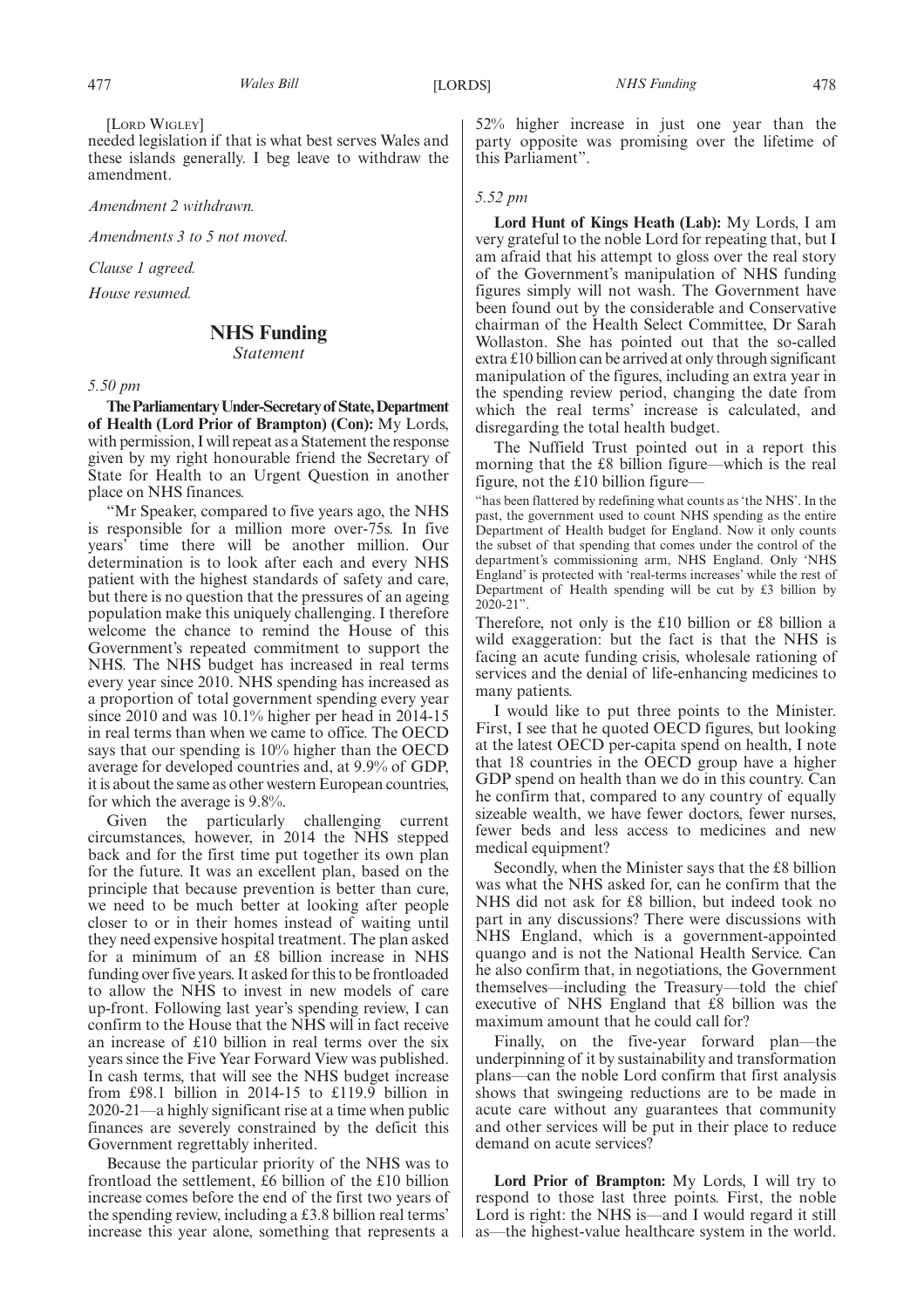[Lord Wigley]

needed legislation if that is what best serves Wales and these islands generally. I beg leave to withdraw the amendment.

*Amendment 2 withdrawn.*

*Amendments 3 to 5 not moved.*

*Clause 1 agreed.*

*House resumed.*

## NHS Funding

*Statement*

*5.50 pm*

**The Parliamentary Under-Secretary of State, Department of Health (Lord Prior of Brampton) (Con):** My Lords, with permission, I will repeat as a Statement the response given by my right honourable friend the Secretary of State for Health to an Urgent Question in another place on NHS finances.

"Mr Speaker, compared to five years ago, the NHS is responsible for a million more over-75s. In five years' time there will be another million. Our determination is to look after each and every NHS patient with the highest standards of safety and care, but there is no question that the pressures of an ageing population make this uniquely challenging. I therefore welcome the chance to remind the House of this Government's repeated commitment to support the NHS. The NHS budget has increased in real terms every year since 2010. NHS spending has increased as a proportion of total government spending every year since 2010 and was 10.1% higher per head in 2014-15 in real terms than when we came to office. The OECD says that our spending is 10% higher than the OECD average for developed countries and, at 9.9% of GDP, it is about the same as other western European countries, for which the average is 9.8%.

Given the particularly challenging current circumstances, however, in 2014 the NHS stepped back and for the first time put together its own plan for the future. It was an excellent plan, based on the principle that because prevention is better than cure, we need to be much better at looking after people closer to or in their homes instead of waiting until they need expensive hospital treatment. The plan asked for a minimum of an £8 billion increase in NHS funding over five years. It asked for this to be frontloaded to allow the NHS to invest in new models of care up-front. Following last year's spending review, I can confirm to the House that the NHS will in fact receive an increase of £10 billion in real terms over the six years since the Five Year Forward View was published. In cash terms, that will see the NHS budget increase from £98.1 billion in 2014-15 to £119.9 billion in 2020-21—a highly significant rise at a time when public finances are severely constrained by the deficit this Government regrettably inherited.

Because the particular priority of the NHS was to frontload the settlement, £6 billion of the £10 billion increase comes before the end of the first two years of the spending review, including a £3.8 billion real terms' increase this year alone, something that represents a 52% higher increase in just one year than the party opposite was promising over the lifetime of this Parliament".

*5.52 pm*

**Lord Hunt of Kings Heath (Lab):** My Lords, I am very grateful to the noble Lord for repeating that, but I am afraid that his attempt to gloss over the real story of the Government's manipulation of NHS funding figures simply will not wash. The Government have been found out by the considerable and Conservative chairman of the Health Select Committee, Dr Sarah Wollaston. She has pointed out that the so-called extra £10 billion can be arrived at only through significant manipulation of the figures, including an extra year in the spending review period, changing the date from which the real terms' increase is calculated, and disregarding the total health budget.

The Nuffield Trust pointed out in a report this morning that the £8 billion figure—which is the real figure, not the £10 billion figure—

"has been flattered by redefining what counts as 'the NHS'. In the past, the government used to count NHS spending as the entire Department of Health budget for England. Now it only counts the subset of that spending that comes under the control of the department's commissioning arm, NHS England. Only 'NHS England' is protected with 'real-terms increases' while the rest of Department of Health spending will be cut by £3 billion by 2020-21".

Therefore, not only is the £10 billion or £8 billion a wild exaggeration: but the fact is that the NHS is facing an acute funding crisis, wholesale rationing of services and the denial of life-enhancing medicines to many patients.

I would like to put three points to the Minister. First, I see that he quoted OECD figures, but looking at the latest OECD per-capita spend on health, I note that 18 countries in the OECD group have a higher GDP spend on health than we do in this country. Can he confirm that, compared to any country of equally sizeable wealth, we have fewer doctors, fewer nurses, fewer beds and less access to medicines and new medical equipment?

Secondly, when the Minister says that the £8 billion was what the NHS asked for, can he confirm that the NHS did not ask for £8 billion, but indeed took no part in any discussions? There were discussions with NHS England, which is a government-appointed quango and is not the National Health Service. Can he also confirm that, in negotiations, the Government themselves—including the Treasury—told the chief executive of NHS England that £8 billion was the maximum amount that he could call for?

Finally, on the five-year forward plan—the underpinning of it by sustainability and transformation plans—can the noble Lord confirm that first analysis shows that swingeing reductions are to be made in acute care without any guarantees that community and other services will be put in their place to reduce demand on acute services?

**Lord Prior of Brampton:** My Lords, I will try to respond to those last three points. First, the noble Lord is right: the NHS is—and I would regard it still as—the highest-value healthcare system in the world.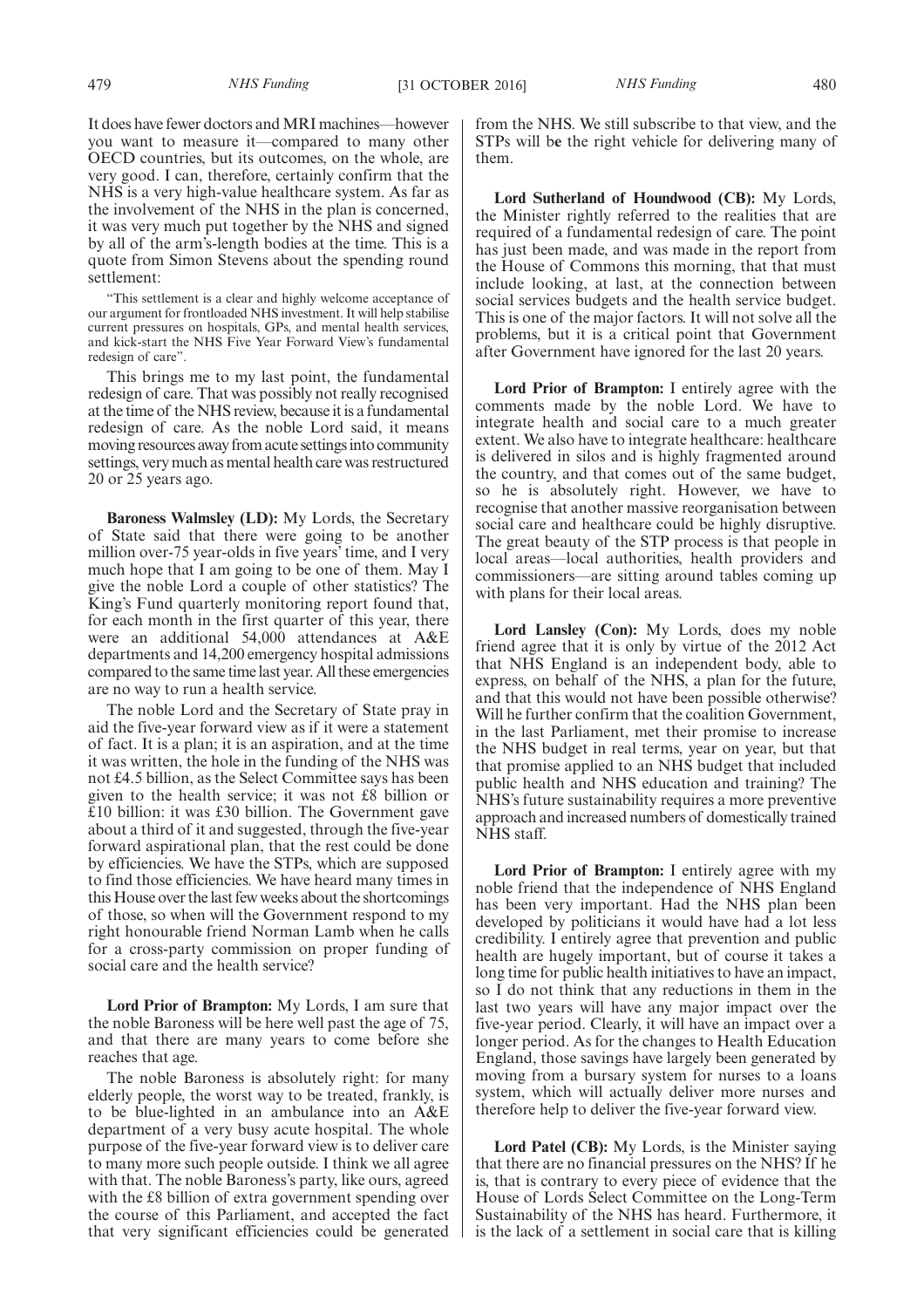It does have fewer doctors and MRI machines—however you want to measure it—compared to many other OECD countries, but its outcomes, on the whole, are very good. I can, therefore, certainly confirm that the NHS is a very high-value healthcare system. As far as the involvement of the NHS in the plan is concerned, it was very much put together by the NHS and signed by all of the arm's-length bodies at the time. This is a quote from Simon Stevens about the spending round settlement:

"This settlement is a clear and highly welcome acceptance of our argument for frontloaded NHS investment. It will help stabilise current pressures on hospitals, GPs, and mental health services, and kick-start the NHS Five Year Forward View's fundamental redesign of care".

This brings me to my last point, the fundamental redesign of care. That was possibly not really recognised at the time of the NHS review, because it is a fundamental redesign of care. As the noble Lord said, it means moving resources away from acute settings into community settings, very much as mental health care was restructured 20 or 25 years ago.

**Baroness Walmsley (LD):** My Lords, the Secretary of State said that there were going to be another million over-75 year-olds in five years' time, and I very much hope that I am going to be one of them. May I give the noble Lord a couple of other statistics? The King's Fund quarterly monitoring report found that, for each month in the first quarter of this year, there were an additional 54,000 attendances at A&E departments and 14,200 emergency hospital admissions compared to the same time last year. All these emergencies are no way to run a health service.

The noble Lord and the Secretary of State pray in aid the five-year forward view as if it were a statement of fact. It is a plan; it is an aspiration, and at the time it was written, the hole in the funding of the NHS was not £4.5 billion, as the Select Committee says has been given to the health service; it was not £8 billion or £10 billion: it was £30 billion. The Government gave about a third of it and suggested, through the five-year forward aspirational plan, that the rest could be done by efficiencies. We have the STPs, which are supposed to find those efficiencies. We have heard many times in this House over the last few weeks about the shortcomings of those, so when will the Government respond to my right honourable friend Norman Lamb when he calls for a cross-party commission on proper funding of social care and the health service?

**Lord Prior of Brampton:** My Lords, I am sure that the noble Baroness will be here well past the age of 75, and that there are many years to come before she reaches that age.

The noble Baroness is absolutely right: for many elderly people, the worst way to be treated, frankly, is to be blue-lighted in an ambulance into an A&E department of a very busy acute hospital. The whole purpose of the five-year forward view is to deliver care to many more such people outside. I think we all agree with that. The noble Baroness's party, like ours, agreed with the £8 billion of extra government spending over the course of this Parliament, and accepted the fact that very significant efficiencies could be generated from the NHS. We still subscribe to that view, and the STPs will be the right vehicle for delivering many of them.

**Lord Sutherland of Houndwood (CB):** My Lords, the Minister rightly referred to the realities that are required of a fundamental redesign of care. The point has just been made, and was made in the report from the House of Commons this morning, that that must include looking, at last, at the connection between social services budgets and the health service budget. This is one of the major factors. It will not solve all the problems, but it is a critical point that Government after Government have ignored for the last 20 years.

**Lord Prior of Brampton:** I entirely agree with the comments made by the noble Lord. We have to integrate health and social care to a much greater extent. We also have to integrate healthcare: healthcare is delivered in silos and is highly fragmented around the country, and that comes out of the same budget, so he is absolutely right. However, we have to recognise that another massive reorganisation between social care and healthcare could be highly disruptive. The great beauty of the STP process is that people in local areas—local authorities, health providers and commissioners—are sitting around tables coming up with plans for their local areas.

**Lord Lansley (Con):** My Lords, does my noble friend agree that it is only by virtue of the 2012 Act that NHS England is an independent body, able to express, on behalf of the NHS, a plan for the future, and that this would not have been possible otherwise? Will he further confirm that the coalition Government, in the last Parliament, met their promise to increase the NHS budget in real terms, year on year, but that that promise applied to an NHS budget that included public health and NHS education and training? The NHS's future sustainability requires a more preventive approach and increased numbers of domestically trained NHS staff.

**Lord Prior of Brampton:** I entirely agree with my noble friend that the independence of NHS England has been very important. Had the NHS plan been developed by politicians it would have had a lot less credibility. I entirely agree that prevention and public health are hugely important, but of course it takes a long time for public health initiatives to have an impact, so I do not think that any reductions in them in the last two years will have any major impact over the five-year period. Clearly, it will have an impact over a longer period. As for the changes to Health Education England, those savings have largely been generated by moving from a bursary system for nurses to a loans system, which will actually deliver more nurses and therefore help to deliver the five-year forward view.

**Lord Patel (CB):** My Lords, is the Minister saying that there are no financial pressures on the NHS? If he is, that is contrary to every piece of evidence that the House of Lords Select Committee on the Long-Term Sustainability of the NHS has heard. Furthermore, it is the lack of a settlement in social care that is killing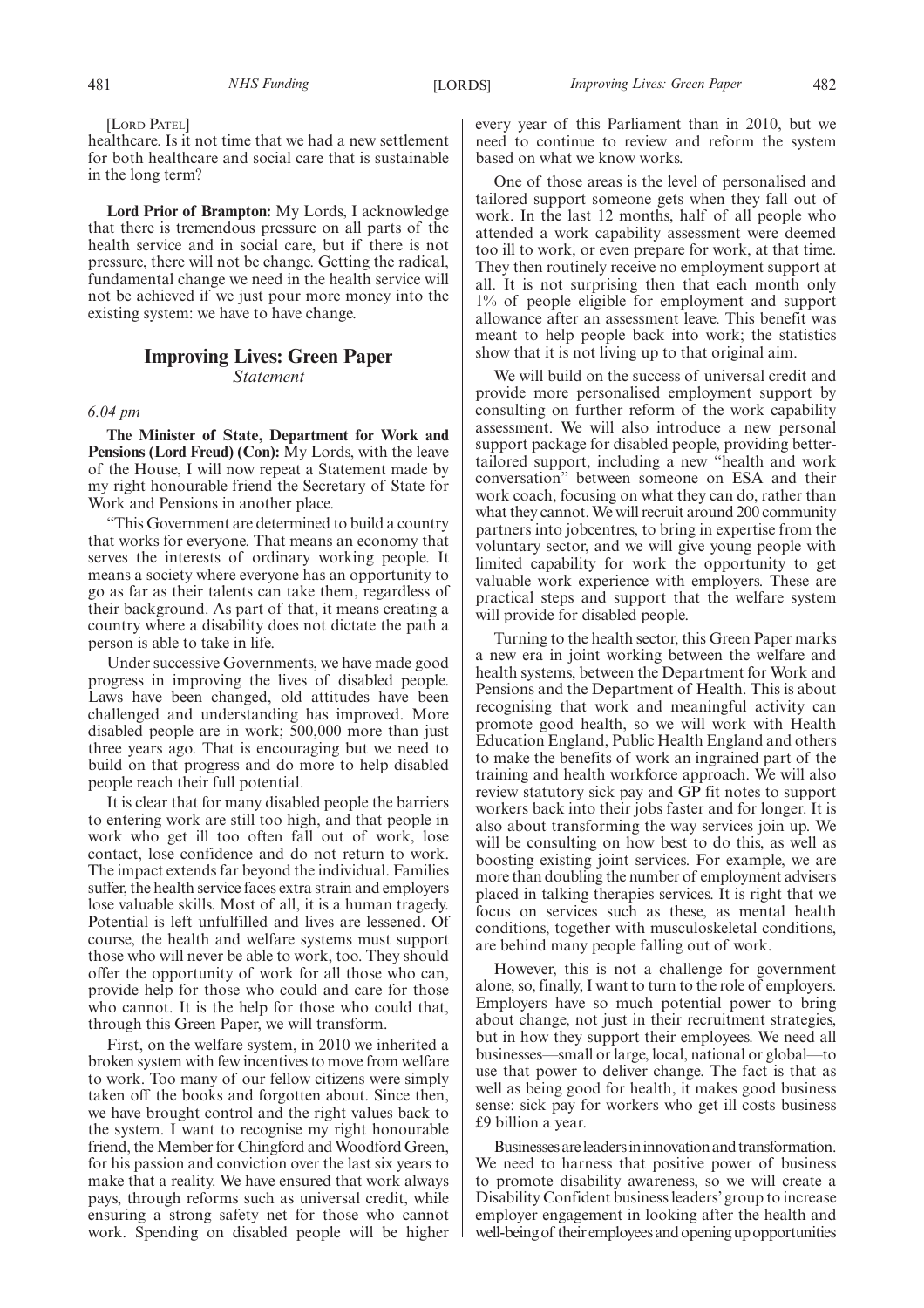[LORD PATEL]

healthcare. Is it not time that we had a new settlement for both healthcare and social care that is sustainable in the long term?

**Lord Prior of Brampton:** My Lords, I acknowledge that there is tremendous pressure on all parts of the health service and in social care, but if there is not pressure, there will not be change. Getting the radical, fundamental change we need in the health service will not be achieved if we just pour more money into the existing system: we have to have change.

## Improving Lives: Green Paper

*Statement*

*6.04 pm*

**The Minister of State, Department for Work and Pensions (Lord Freud) (Con):** My Lords, with the leave of the House, I will now repeat a Statement made by my right honourable friend the Secretary of State for Work and Pensions in another place.

"This Government are determined to build a country that works for everyone. That means an economy that serves the interests of ordinary working people. It means a society where everyone has an opportunity to go as far as their talents can take them, regardless of their background. As part of that, it means creating a country where a disability does not dictate the path a person is able to take in life.

Under successive Governments, we have made good progress in improving the lives of disabled people. Laws have been changed, old attitudes have been challenged and understanding has improved. More disabled people are in work; 500,000 more than just three years ago. That is encouraging but we need to build on that progress and do more to help disabled people reach their full potential.

It is clear that for many disabled people the barriers to entering work are still too high, and that people in work who get ill too often fall out of work, lose contact, lose confidence and do not return to work. The impact extends far beyond the individual. Families suffer, the health service faces extra strain and employers lose valuable skills. Most of all, it is a human tragedy. Potential is left unfulfilled and lives are lessened. Of course, the health and welfare systems must support those who will never be able to work, too. They should offer the opportunity of work for all those who can, provide help for those who could and care for those who cannot. It is the help for those who could that, through this Green Paper, we will transform.

First, on the welfare system, in 2010 we inherited a broken system with few incentives to move from welfare to work. Too many of our fellow citizens were simply taken off the books and forgotten about. Since then, we have brought control and the right values back to the system. I want to recognise my right honourable friend, the Member for Chingford and Woodford Green, for his passion and conviction over the last six years to make that a reality. We have ensured that work always pays, through reforms such as universal credit, while ensuring a strong safety net for those who cannot work. Spending on disabled people will be higher every year of this Parliament than in 2010, but we need to continue to review and reform the system based on what we know works.

One of those areas is the level of personalised and tailored support someone gets when they fall out of work. In the last 12 months, half of all people who attended a work capability assessment were deemed too ill to work, or even prepare for work, at that time. They then routinely receive no employment support at all. It is not surprising then that each month only 1% of people eligible for employment and support allowance after an assessment leave. This benefit was meant to help people back into work; the statistics show that it is not living up to that original aim.

We will build on the success of universal credit and provide more personalised employment support by consulting on further reform of the work capability assessment. We will also introduce a new personal support package for disabled people, providing better-tailored support, including a new "health and work conversation" between someone on ESA and their work coach, focusing on what they can do, rather than what they cannot. We will recruit around 200 community partners into jobcentres, to bring in expertise from the voluntary sector, and we will give young people with limited capability for work the opportunity to get valuable work experience with employers. These are practical steps and support that the welfare system will provide for disabled people.

Turning to the health sector, this Green Paper marks a new era in joint working between the welfare and health systems, between the Department for Work and Pensions and the Department of Health. This is about recognising that work and meaningful activity can promote good health, so we will work with Health Education England, Public Health England and others to make the benefits of work an ingrained part of the training and health workforce approach. We will also review statutory sick pay and GP fit notes to support workers back into their jobs faster and for longer. It is also about transforming the way services join up. We will be consulting on how best to do this, as well as boosting existing joint services. For example, we are more than doubling the number of employment advisers placed in talking therapies services. It is right that we focus on services such as these, as mental health conditions, together with musculoskeletal conditions, are behind many people falling out of work.

However, this is not a challenge for government alone, so, finally, I want to turn to the role of employers. Employers have so much potential power to bring about change, not just in their recruitment strategies, but in how they support their employees. We need all businesses—small or large, local, national or global—to use that power to deliver change. The fact is that as well as being good for health, it makes good business sense: sick pay for workers who get ill costs business £9 billion a year.

Businesses are leaders in innovation and transformation. We need to harness that positive power of business to promote disability awareness, so we will create a Disability Confident business leaders' group to increase employer engagement in looking after the health and well-being of their employees and opening up opportunities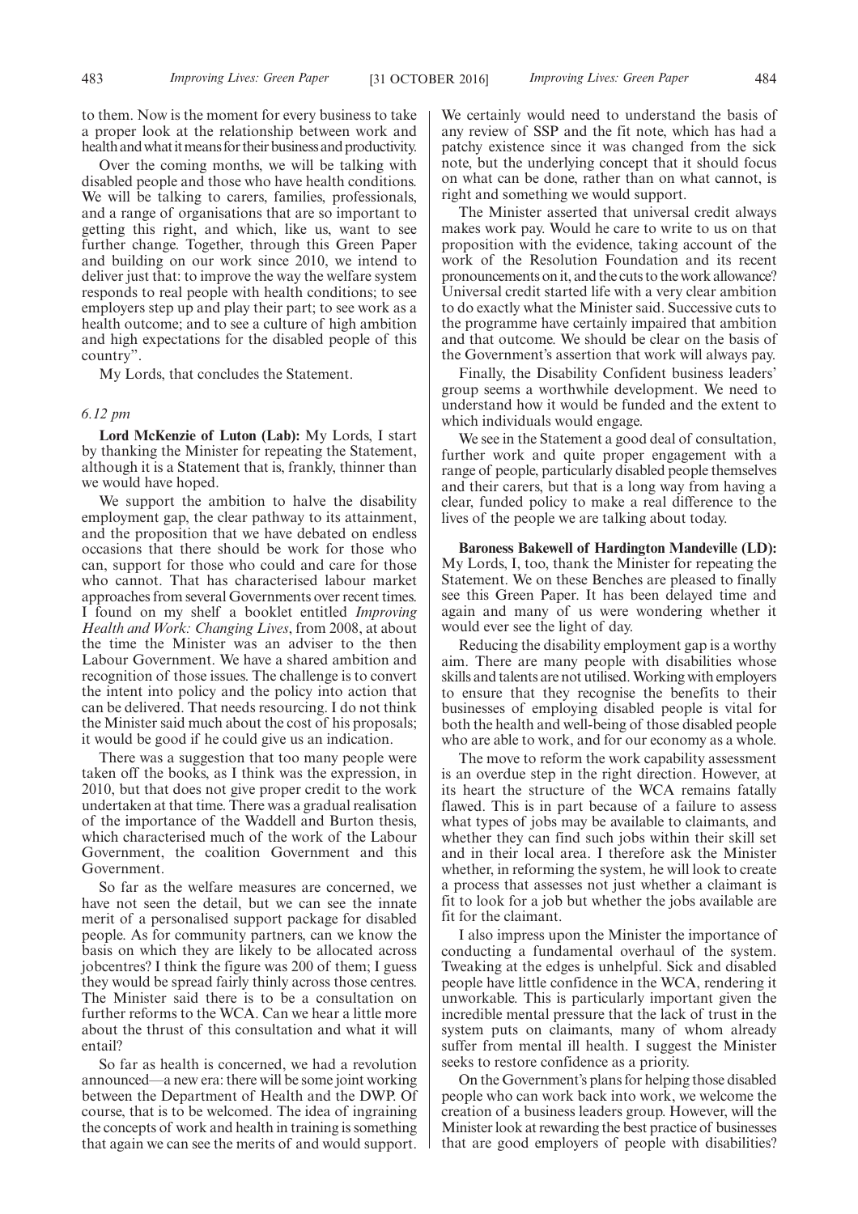to them. Now is the moment for every business to take a proper look at the relationship between work and health and what it means for their business and productivity.

Over the coming months, we will be talking with disabled people and those who have health conditions. We will be talking to carers, families, professionals, and a range of organisations that are so important to getting this right, and which, like us, want to see further change. Together, through this Green Paper and building on our work since 2010, we intend to deliver just that: to improve the way the welfare system responds to real people with health conditions; to see employers step up and play their part; to see work as a health outcome; and to see a culture of high ambition and high expectations for the disabled people of this country".

My Lords, that concludes the Statement.

*6.12 pm*

**Lord McKenzie of Luton (Lab):** My Lords, I start by thanking the Minister for repeating the Statement, although it is a Statement that is, frankly, thinner than we would have hoped.

We support the ambition to halve the disability employment gap, the clear pathway to its attainment, and the proposition that we have debated on endless occasions that there should be work for those who can, support for those who could and care for those who cannot. That has characterised labour market approaches from several Governments over recent times. I found on my shelf a booklet entitled *Improving Health and Work: Changing Lives*, from 2008, at about the time the Minister was an adviser to the then Labour Government. We have a shared ambition and recognition of those issues. The challenge is to convert the intent into policy and the policy into action that can be delivered. That needs resourcing. I do not think the Minister said much about the cost of his proposals; it would be good if he could give us an indication.

There was a suggestion that too many people were taken off the books, as I think was the expression, in 2010, but that does not give proper credit to the work undertaken at that time. There was a gradual realisation of the importance of the Waddell and Burton thesis, which characterised much of the work of the Labour Government, the coalition Government and this Government.

So far as the welfare measures are concerned, we have not seen the detail, but we can see the innate merit of a personalised support package for disabled people. As for community partners, can we know the basis on which they are likely to be allocated across jobcentres? I think the figure was 200 of them; I guess they would be spread fairly thinly across those centres. The Minister said there is to be a consultation on further reforms to the WCA. Can we hear a little more about the thrust of this consultation and what it will entail?

So far as health is concerned, we had a revolution announced—a new era: there will be some joint working between the Department of Health and the DWP. Of course, that is to be welcomed. The idea of ingraining the concepts of work and health in training is something that again we can see the merits of and would support. We certainly would need to understand the basis of any review of SSP and the fit note, which has had a patchy existence since it was changed from the sick note, but the underlying concept that it should focus on what can be done, rather than on what cannot, is right and something we would support.

The Minister asserted that universal credit always makes work pay. Would he care to write to us on that proposition with the evidence, taking account of the work of the Resolution Foundation and its recent pronouncements on it, and the cuts to the work allowance? Universal credit started life with a very clear ambition to do exactly what the Minister said. Successive cuts to the programme have certainly impaired that ambition and that outcome. We should be clear on the basis of the Government's assertion that work will always pay.

Finally, the Disability Confident business leaders' group seems a worthwhile development. We need to understand how it would be funded and the extent to which individuals would engage.

We see in the Statement a good deal of consultation, further work and quite proper engagement with a range of people, particularly disabled people themselves and their carers, but that is a long way from having a clear, funded policy to make a real difference to the lives of the people we are talking about today.

**Baroness Bakewell of Hardington Mandeville (LD):** My Lords, I, too, thank the Minister for repeating the Statement. We on these Benches are pleased to finally see this Green Paper. It has been delayed time and again and many of us were wondering whether it would ever see the light of day.

Reducing the disability employment gap is a worthy aim. There are many people with disabilities whose skills and talents are not utilised. Working with employers to ensure that they recognise the benefits to their businesses of employing disabled people is vital for both the health and well-being of those disabled people who are able to work, and for our economy as a whole.

The move to reform the work capability assessment is an overdue step in the right direction. However, at its heart the structure of the WCA remains fatally flawed. This is in part because of a failure to assess what types of jobs may be available to claimants, and whether they can find such jobs within their skill set and in their local area. I therefore ask the Minister whether, in reforming the system, he will look to create a process that assesses not just whether a claimant is fit to look for a job but whether the jobs available are fit for the claimant.

I also impress upon the Minister the importance of conducting a fundamental overhaul of the system. Tweaking at the edges is unhelpful. Sick and disabled people have little confidence in the WCA, rendering it unworkable. This is particularly important given the incredible mental pressure that the lack of trust in the system puts on claimants, many of whom already suffer from mental ill health. I suggest the Minister seeks to restore confidence as a priority.

On the Government's plans for helping those disabled people who can work back into work, we welcome the creation of a business leaders group. However, will the Minister look at rewarding the best practice of businesses that are good employers of people with disabilities?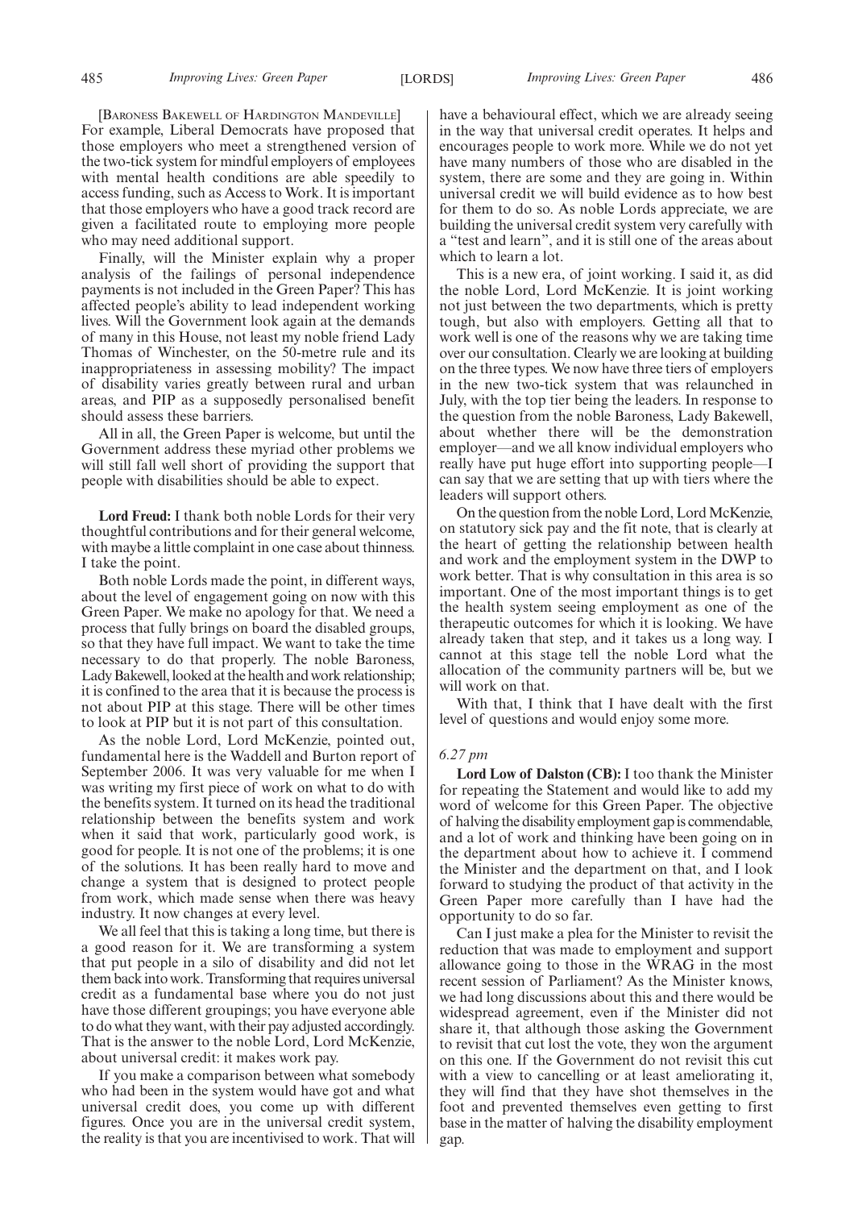[BARONESS BAKEWELL OF HARDINGTON MANDEVILLE]

For example, Liberal Democrats have proposed that those employers who meet a strengthened version of the two-tick system for mindful employers of employees with mental health conditions are able speedily to access funding, such as Access to Work. It is important that those employers who have a good track record are given a facilitated route to employing more people who may need additional support.

Finally, will the Minister explain why a proper analysis of the failings of personal independence payments is not included in the Green Paper? This has affected people's ability to lead independent working lives. Will the Government look again at the demands of many in this House, not least my noble friend Lady Thomas of Winchester, on the 50-metre rule and its inappropriateness in assessing mobility? The impact of disability varies greatly between rural and urban areas, and PIP as a supposedly personalised benefit should assess these barriers.

All in all, the Green Paper is welcome, but until the Government address these myriad other problems we will still fall well short of providing the support that people with disabilities should be able to expect.

**Lord Freud:** I thank both noble Lords for their very thoughtful contributions and for their general welcome, with maybe a little complaint in one case about thinness. I take the point.

Both noble Lords made the point, in different ways, about the level of engagement going on now with this Green Paper. We make no apology for that. We need a process that fully brings on board the disabled groups, so that they have full impact. We want to take the time necessary to do that properly. The noble Baroness, Lady Bakewell, looked at the health and work relationship; it is confined to the area that it is because the process is not about PIP at this stage. There will be other times to look at PIP but it is not part of this consultation.

As the noble Lord, Lord McKenzie, pointed out, fundamental here is the Waddell and Burton report of September 2006. It was very valuable for me when I was writing my first piece of work on what to do with the benefits system. It turned on its head the traditional relationship between the benefits system and work when it said that work, particularly good work, is good for people. It is not one of the problems; it is one of the solutions. It has been really hard to move and change a system that is designed to protect people from work, which made sense when there was heavy industry. It now changes at every level.

We all feel that this is taking a long time, but there is a good reason for it. We are transforming a system that put people in a silo of disability and did not let them back into work. Transforming that requires universal credit as a fundamental base where you do not just have those different groupings; you have everyone able to do what they want, with their pay adjusted accordingly. That is the answer to the noble Lord, Lord McKenzie, about universal credit: it makes work pay.

If you make a comparison between what somebody who had been in the system would have got and what universal credit does, you come up with different figures. Once you are in the universal credit system, the reality is that you are incentivised to work. That will have a behavioural effect, which we are already seeing in the way that universal credit operates. It helps and encourages people to work more. While we do not yet have many numbers of those who are disabled in the system, there are some and they are going in. Within universal credit we will build evidence as to how best for them to do so. As noble Lords appreciate, we are building the universal credit system very carefully with a "test and learn", and it is still one of the areas about which to learn a lot.

This is a new era, of joint working. I said it, as did the noble Lord, Lord McKenzie. It is joint working not just between the two departments, which is pretty tough, but also with employers. Getting all that to work well is one of the reasons why we are taking time over our consultation. Clearly we are looking at building on the three types. We now have three tiers of employers in the new two-tick system that was relaunched in July, with the top tier being the leaders. In response to the question from the noble Baroness, Lady Bakewell, about whether there will be the demonstration employer—and we all know individual employers who really have put huge effort into supporting people—I can say that we are setting that up with tiers where the leaders will support others.

On the question from the noble Lord, Lord McKenzie, on statutory sick pay and the fit note, that is clearly at the heart of getting the relationship between health and work and the employment system in the DWP to work better. That is why consultation in this area is so important. One of the most important things is to get the health system seeing employment as one of the therapeutic outcomes for which it is looking. We have already taken that step, and it takes us a long way. I cannot at this stage tell the noble Lord what the allocation of the community partners will be, but we will work on that.

With that, I think that I have dealt with the first level of questions and would enjoy some more.

*6.27 pm*

**Lord Low of Dalston (CB):** I too thank the Minister for repeating the Statement and would like to add my word of welcome for this Green Paper. The objective of halving the disability employment gap is commendable, and a lot of work and thinking have been going on in the department about how to achieve it. I commend the Minister and the department on that, and I look forward to studying the product of that activity in the Green Paper more carefully than I have had the opportunity to do so far.

Can I just make a plea for the Minister to revisit the reduction that was made to employment and support allowance going to those in the WRAG in the most recent session of Parliament? As the Minister knows, we had long discussions about this and there would be widespread agreement, even if the Minister did not share it, that although those asking the Government to revisit that cut lost the vote, they won the argument on this one. If the Government do not revisit this cut with a view to cancelling or at least ameliorating it, they will find that they have shot themselves in the foot and prevented themselves even getting to first base in the matter of halving the disability employment gap.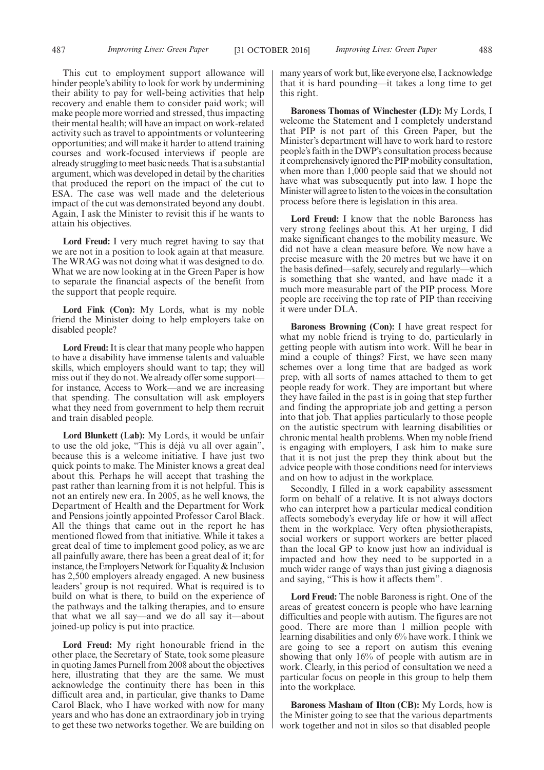This cut to employment support allowance will hinder people's ability to look for work by undermining their ability to pay for well-being activities that help recovery and enable them to consider paid work; will make people more worried and stressed, thus impacting their mental health; will have an impact on work-related activity such as travel to appointments or volunteering opportunities; and will make it harder to attend training courses and work-focused interviews if people are already struggling to meet basic needs. That is a substantial argument, which was developed in detail by the charities that produced the report on the impact of the cut to ESA. The case was well made and the deleterious impact of the cut was demonstrated beyond any doubt. Again, I ask the Minister to revisit this if he wants to attain his objectives.

**Lord Freud:** I very much regret having to say that we are not in a position to look again at that measure. The WRAG was not doing what it was designed to do. What we are now looking at in the Green Paper is how to separate the financial aspects of the benefit from the support that people require.

**Lord Fink (Con):** My Lords, what is my noble friend the Minister doing to help employers take on disabled people?

**Lord Freud:** It is clear that many people who happen to have a disability have immense talents and valuable skills, which employers should want to tap; they will miss out if they do not. We already offer some support—for instance, Access to Work—and we are increasing that spending. The consultation will ask employers what they need from government to help them recruit and train disabled people.

**Lord Blunkett (Lab):** My Lords, it would be unfair to use the old joke, "This is déjà vu all over again", because this is a welcome initiative. I have just two quick points to make. The Minister knows a great deal about this. Perhaps he will accept that trashing the past rather than learning from it is not helpful. This is not an entirely new era. In 2005, as he well knows, the Department of Health and the Department for Work and Pensions jointly appointed Professor Carol Black. All the things that came out in the report he has mentioned flowed from that initiative. While it takes a great deal of time to implement good policy, as we are all painfully aware, there has been a great deal of it; for instance, the Employers Network for Equality & Inclusion has 2,500 employers already engaged. A new business leaders' group is not required. What is required is to build on what is there, to build on the experience of the pathways and the talking therapies, and to ensure that what we all say—and we do all say it—about joined-up policy is put into practice.

**Lord Freud:** My right honourable friend in the other place, the Secretary of State, took some pleasure in quoting James Purnell from 2008 about the objectives here, illustrating that they are the same. We must acknowledge the continuity there has been in this difficult area and, in particular, give thanks to Dame Carol Black, who I have worked with now for many years and who has done an extraordinary job in trying to get these two networks together. We are building on many years of work but, like everyone else, I acknowledge that it is hard pounding—it takes a long time to get this right.

**Baroness Thomas of Winchester (LD):** My Lords, I welcome the Statement and I completely understand that PIP is not part of this Green Paper, but the Minister's department will have to work hard to restore people's faith in the DWP's consultation process because it comprehensively ignored the PIP mobility consultation, when more than 1,000 people said that we should not have what was subsequently put into law. I hope the Minister will agree to listen to the voices in the consultation process before there is legislation in this area.

**Lord Freud:** I know that the noble Baroness has very strong feelings about this. At her urging, I did make significant changes to the mobility measure. We did not have a clean measure before. We now have a precise measure with the 20 metres but we have it on the basis defined—safely, securely and regularly—which is something that she wanted, and have made it a much more measurable part of the PIP process. More people are receiving the top rate of PIP than receiving it were under DLA.

**Baroness Browning (Con):** I have great respect for what my noble friend is trying to do, particularly in getting people with autism into work. Will he bear in mind a couple of things? First, we have seen many schemes over a long time that are badged as work prep, with all sorts of names attached to them to get people ready for work. They are important but where they have failed in the past is in going that step further and finding the appropriate job and getting a person into that job. That applies particularly to those people on the autistic spectrum with learning disabilities or chronic mental health problems. When my noble friend is engaging with employers, I ask him to make sure that it is not just the prep they think about but the advice people with those conditions need for interviews and on how to adjust in the workplace.

Secondly, I filled in a work capability assessment form on behalf of a relative. It is not always doctors who can interpret how a particular medical condition affects somebody's everyday life or how it will affect them in the workplace. Very often physiotherapists, social workers or support workers are better placed than the local GP to know just how an individual is impacted and how they need to be supported in a much wider range of ways than just giving a diagnosis and saying, "This is how it affects them".

**Lord Freud:** The noble Baroness is right. One of the areas of greatest concern is people who have learning difficulties and people with autism. The figures are not good. There are more than 1 million people with learning disabilities and only 6% have work. I think we are going to see a report on autism this evening showing that only 16% of people with autism are in work. Clearly, in this period of consultation we need a particular focus on people in this group to help them into the workplace.

**Baroness Masham of Ilton (CB):** My Lords, how is the Minister going to see that the various departments work together and not in silos so that disabled people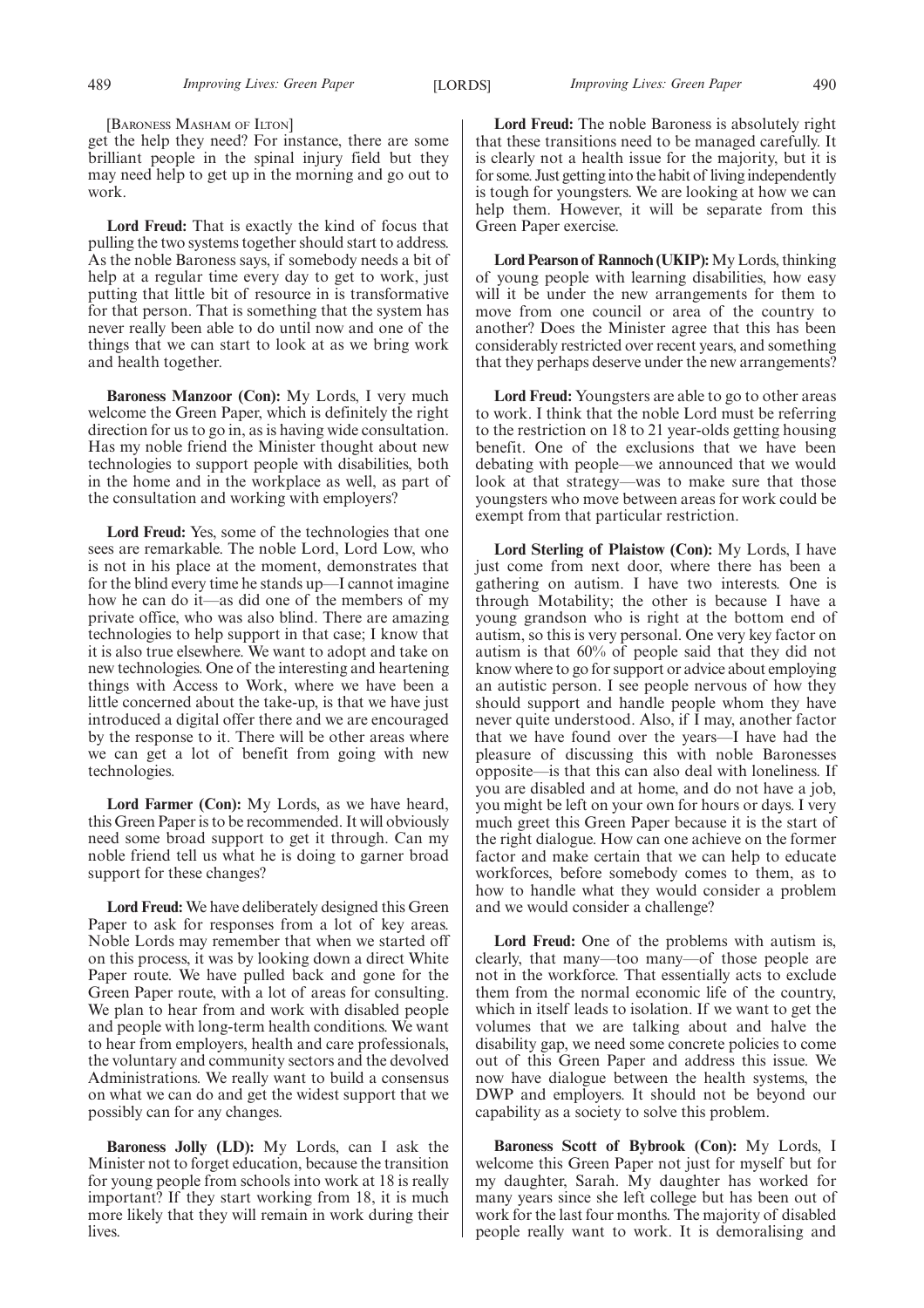[Baroness Masham of Ilton]

get the help they need? For instance, there are some brilliant people in the spinal injury field but they may need help to get up in the morning and go out to work.

**Lord Freud:** That is exactly the kind of focus that pulling the two systems together should start to address. As the noble Baroness says, if somebody needs a bit of help at a regular time every day to get to work, just putting that little bit of resource in is transformative for that person. That is something that the system has never really been able to do until now and one of the things that we can start to look at as we bring work and health together.

**Baroness Manzoor (Con):** My Lords, I very much welcome the Green Paper, which is definitely the right direction for us to go in, as is having wide consultation. Has my noble friend the Minister thought about new technologies to support people with disabilities, both in the home and in the workplace as well, as part of the consultation and working with employers?

**Lord Freud:** Yes, some of the technologies that one sees are remarkable. The noble Lord, Lord Low, who is not in his place at the moment, demonstrates that for the blind every time he stands up—I cannot imagine how he can do it—as did one of the members of my private office, who was also blind. There are amazing technologies to help support in that case; I know that it is also true elsewhere. We want to adopt and take on new technologies. One of the interesting and heartening things with Access to Work, where we have been a little concerned about the take-up, is that we have just introduced a digital offer there and we are encouraged by the response to it. There will be other areas where we can get a lot of benefit from going with new technologies.

**Lord Farmer (Con):** My Lords, as we have heard, this Green Paper is to be recommended. It will obviously need some broad support to get it through. Can my noble friend tell us what he is doing to garner broad support for these changes?

**Lord Freud:** We have deliberately designed this Green Paper to ask for responses from a lot of key areas. Noble Lords may remember that when we started off on this process, it was by looking down a direct White Paper route. We have pulled back and gone for the Green Paper route, with a lot of areas for consulting. We plan to hear from and work with disabled people and people with long-term health conditions. We want to hear from employers, health and care professionals, the voluntary and community sectors and the devolved Administrations. We really want to build a consensus on what we can do and get the widest support that we possibly can for any changes.

**Baroness Jolly (LD):** My Lords, can I ask the Minister not to forget education, because the transition for young people from schools into work at 18 is really important? If they start working from 18, it is much more likely that they will remain in work during their lives.

**Lord Freud:** The noble Baroness is absolutely right that these transitions need to be managed carefully. It is clearly not a health issue for the majority, but it is for some. Just getting into the habit of living independently is tough for youngsters. We are looking at how we can help them. However, it will be separate from this Green Paper exercise.

**Lord Pearson of Rannoch (UKIP):** My Lords, thinking of young people with learning disabilities, how easy will it be under the new arrangements for them to move from one council or area of the country to another? Does the Minister agree that this has been considerably restricted over recent years, and something that they perhaps deserve under the new arrangements?

**Lord Freud:** Youngsters are able to go to other areas to work. I think that the noble Lord must be referring to the restriction on 18 to 21 year-olds getting housing benefit. One of the exclusions that we have been debating with people—we announced that we would look at that strategy—was to make sure that those youngsters who move between areas for work could be exempt from that particular restriction.

**Lord Sterling of Plaistow (Con):** My Lords, I have just come from next door, where there has been a gathering on autism. I have two interests. One is through Motability; the other is because I have a young grandson who is right at the bottom end of autism, so this is very personal. One very key factor on autism is that 60% of people said that they did not know where to go for support or advice about employing an autistic person. I see people nervous of how they should support and handle people whom they have never quite understood. Also, if I may, another factor that we have found over the years—I have had the pleasure of discussing this with noble Baronesses opposite—is that this can also deal with loneliness. If you are disabled and at home, and do not have a job, you might be left on your own for hours or days. I very much greet this Green Paper because it is the start of the right dialogue. How can one achieve on the former factor and make certain that we can help to educate workforces, before somebody comes to them, as to how to handle what they would consider a problem and we would consider a challenge?

**Lord Freud:** One of the problems with autism is, clearly, that many—too many—of those people are not in the workforce. That essentially acts to exclude them from the normal economic life of the country, which in itself leads to isolation. If we want to get the volumes that we are talking about and halve the disability gap, we need some concrete policies to come out of this Green Paper and address this issue. We now have dialogue between the health systems, the DWP and employers. It should not be beyond our capability as a society to solve this problem.

**Baroness Scott of Bybrook (Con):** My Lords, I welcome this Green Paper not just for myself but for my daughter, Sarah. My daughter has worked for many years since she left college but has been out of work for the last four months. The majority of disabled people really want to work. It is demoralising and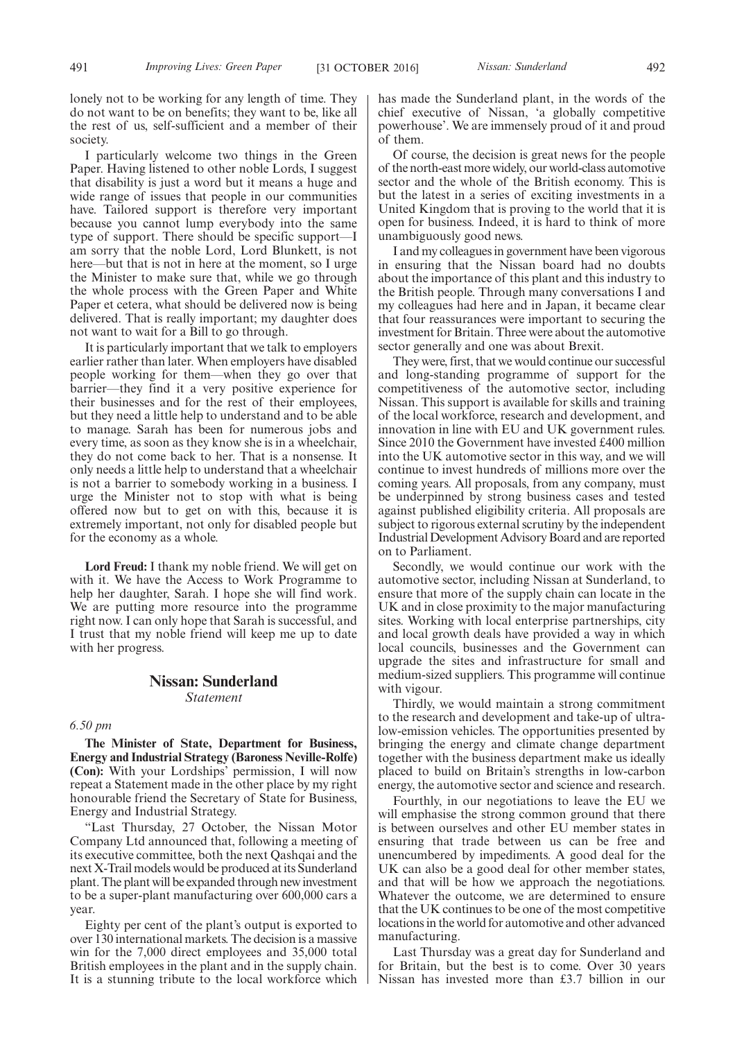lonely not to be working for any length of time. They do not want to be on benefits; they want to be, like all the rest of us, self-sufficient and a member of their society.

I particularly welcome two things in the Green Paper. Having listened to other noble Lords, I suggest that disability is just a word but it means a huge and wide range of issues that people in our communities have. Tailored support is therefore very important because you cannot lump everybody into the same type of support. There should be specific support—I am sorry that the noble Lord, Lord Blunkett, is not here—but that is not in here at the moment, so I urge the Minister to make sure that, while we go through the whole process with the Green Paper and White Paper et cetera, what should be delivered now is being delivered. That is really important; my daughter does not want to wait for a Bill to go through.

It is particularly important that we talk to employers earlier rather than later. When employers have disabled people working for them—when they go over that barrier—they find it a very positive experience for their businesses and for the rest of their employees, but they need a little help to understand and to be able to manage. Sarah has been for numerous jobs and every time, as soon as they know she is in a wheelchair, they do not come back to her. That is a nonsense. It only needs a little help to understand that a wheelchair is not a barrier to somebody working in a business. I urge the Minister not to stop with what is being offered now but to get on with this, because it is extremely important, not only for disabled people but for the economy as a whole.

**Lord Freud:** I thank my noble friend. We will get on with it. We have the Access to Work Programme to help her daughter, Sarah. I hope she will find work. We are putting more resource into the programme right now. I can only hope that Sarah is successful, and I trust that my noble friend will keep me up to date with her progress.

## Nissan: Sunderland

*Statement*

*6.50 pm*

**The Minister of State, Department for Business, Energy and Industrial Strategy (Baroness Neville-Rolfe) (Con):** With your Lordships' permission, I will now repeat a Statement made in the other place by my right honourable friend the Secretary of State for Business, Energy and Industrial Strategy.

"Last Thursday, 27 October, the Nissan Motor Company Ltd announced that, following a meeting of its executive committee, both the next Qashqai and the next X-Trail models would be produced at its Sunderland plant. The plant will be expanded through new investment to be a super-plant manufacturing over 600,000 cars a year.

Eighty per cent of the plant's output is exported to over 130 international markets. The decision is a massive win for the 7,000 direct employees and 35,000 total British employees in the plant and in the supply chain. It is a stunning tribute to the local workforce which has made the Sunderland plant, in the words of the chief executive of Nissan, 'a globally competitive powerhouse'. We are immensely proud of it and proud of them.

Of course, the decision is great news for the people of the north-east more widely, our world-class automotive sector and the whole of the British economy. This is but the latest in a series of exciting investments in a United Kingdom that is proving to the world that it is open for business. Indeed, it is hard to think of more unambiguously good news.

I and my colleagues in government have been vigorous in ensuring that the Nissan board had no doubts about the importance of this plant and this industry to the British people. Through many conversations I and my colleagues had here and in Japan, it became clear that four reassurances were important to securing the investment for Britain. Three were about the automotive sector generally and one was about Brexit.

They were, first, that we would continue our successful and long-standing programme of support for the competitiveness of the automotive sector, including Nissan. This support is available for skills and training of the local workforce, research and development, and innovation in line with EU and UK government rules. Since 2010 the Government have invested £400 million into the UK automotive sector in this way, and we will continue to invest hundreds of millions more over the coming years. All proposals, from any company, must be underpinned by strong business cases and tested against published eligibility criteria. All proposals are subject to rigorous external scrutiny by the independent Industrial Development Advisory Board and are reported on to Parliament.

Secondly, we would continue our work with the automotive sector, including Nissan at Sunderland, to ensure that more of the supply chain can locate in the UK and in close proximity to the major manufacturing sites. Working with local enterprise partnerships, city and local growth deals have provided a way in which local councils, businesses and the Government can upgrade the sites and infrastructure for small and medium-sized suppliers. This programme will continue with vigour.

Thirdly, we would maintain a strong commitment to the research and development and take-up of ultra-low-emission vehicles. The opportunities presented by bringing the energy and climate change department together with the business department make us ideally placed to build on Britain's strengths in low-carbon energy, the automotive sector and science and research.

Fourthly, in our negotiations to leave the EU we will emphasise the strong common ground that there is between ourselves and other EU member states in ensuring that trade between us can be free and unencumbered by impediments. A good deal for the UK can also be a good deal for other member states, and that will be how we approach the negotiations. Whatever the outcome, we are determined to ensure that the UK continues to be one of the most competitive locations in the world for automotive and other advanced manufacturing.

Last Thursday was a great day for Sunderland and for Britain, but the best is to come. Over 30 years Nissan has invested more than £3.7 billion in our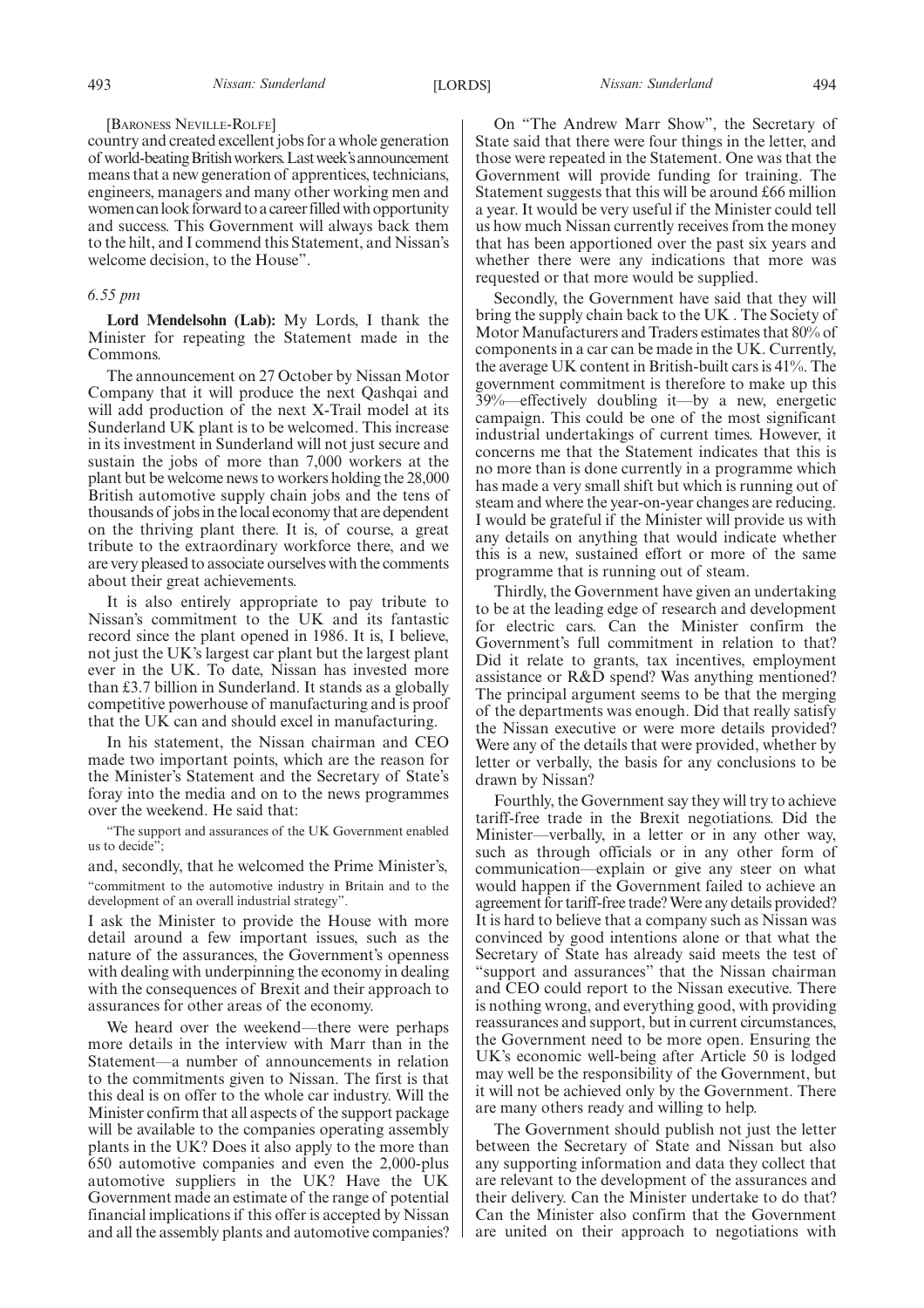[Baroness Neville-Rolfe]

country and created excellent jobs for a whole generation of world-beating British workers. Last week's announcement means that a new generation of apprentices, technicians, engineers, managers and many other working men and women can look forward to a career filled with opportunity and success. This Government will always back them to the hilt, and I commend this Statement, and Nissan's welcome decision, to the House".

*6.55 pm*

**Lord Mendelsohn (Lab):** My Lords, I thank the Minister for repeating the Statement made in the Commons.

The announcement on 27 October by Nissan Motor Company that it will produce the next Qashqai and will add production of the next X-Trail model at its Sunderland UK plant is to be welcomed. This increase in its investment in Sunderland will not just secure and sustain the jobs of more than 7,000 workers at the plant but be welcome news to workers holding the 28,000 British automotive supply chain jobs and the tens of thousands of jobs in the local economy that are dependent on the thriving plant there. It is, of course, a great tribute to the extraordinary workforce there, and we are very pleased to associate ourselves with the comments about their great achievements.

It is also entirely appropriate to pay tribute to Nissan's commitment to the UK and its fantastic record since the plant opened in 1986. It is, I believe, not just the UK's largest car plant but the largest plant ever in the UK. To date, Nissan has invested more than £3.7 billion in Sunderland. It stands as a globally competitive powerhouse of manufacturing and is proof that the UK can and should excel in manufacturing.

In his statement, the Nissan chairman and CEO made two important points, which are the reason for the Minister's Statement and the Secretary of State's foray into the media and on to the news programmes over the weekend. He said that:

"The support and assurances of the UK Government enabled us to decide";

and, secondly, that he welcomed the Prime Minister's,

"commitment to the automotive industry in Britain and to the development of an overall industrial strategy".

I ask the Minister to provide the House with more detail around a few important issues, such as the nature of the assurances, the Government's openness with dealing with underpinning the economy in dealing with the consequences of Brexit and their approach to assurances for other areas of the economy.

We heard over the weekend—there were perhaps more details in the interview with Marr than in the Statement—a number of announcements in relation to the commitments given to Nissan. The first is that this deal is on offer to the whole car industry. Will the Minister confirm that all aspects of the support package will be available to the companies operating assembly plants in the UK? Does it also apply to the more than 650 automotive companies and even the 2,000-plus automotive suppliers in the UK? Have the UK Government made an estimate of the range of potential financial implications if this offer is accepted by Nissan and all the assembly plants and automotive companies?

On "The Andrew Marr Show", the Secretary of State said that there were four things in the letter, and those were repeated in the Statement. One was that the Government will provide funding for training. The Statement suggests that this will be around £66 million a year. It would be very useful if the Minister could tell us how much Nissan currently receives from the money that has been apportioned over the past six years and whether there were any indications that more was requested or that more would be supplied.

Secondly, the Government have said that they will bring the supply chain back to the UK . The Society of Motor Manufacturers and Traders estimates that 80% of components in a car can be made in the UK. Currently, the average UK content in British-built cars is 41%. The government commitment is therefore to make up this 39%—effectively doubling it—by a new, energetic campaign. This could be one of the most significant industrial undertakings of current times. However, it concerns me that the Statement indicates that this is no more than is done currently in a programme which has made a very small shift but which is running out of steam and where the year-on-year changes are reducing. I would be grateful if the Minister will provide us with any details on anything that would indicate whether this is a new, sustained effort or more of the same programme that is running out of steam.

Thirdly, the Government have given an undertaking to be at the leading edge of research and development for electric cars. Can the Minister confirm the Government's full commitment in relation to that? Did it relate to grants, tax incentives, employment assistance or R&D spend? Was anything mentioned? The principal argument seems to be that the merging of the departments was enough. Did that really satisfy the Nissan executive or were more details provided? Were any of the details that were provided, whether by letter or verbally, the basis for any conclusions to be drawn by Nissan?

Fourthly, the Government say they will try to achieve tariff-free trade in the Brexit negotiations. Did the Minister—verbally, in a letter or in any other way, such as through officials or in any other form of communication—explain or give any steer on what would happen if the Government failed to achieve an agreement for tariff-free trade? Were any details provided? It is hard to believe that a company such as Nissan was convinced by good intentions alone or that what the Secretary of State has already said meets the test of "support and assurances" that the Nissan chairman and CEO could report to the Nissan executive. There is nothing wrong, and everything good, with providing reassurances and support, but in current circumstances, the Government need to be more open. Ensuring the UK's economic well-being after Article 50 is lodged may well be the responsibility of the Government, but it will not be achieved only by the Government. There are many others ready and willing to help.

The Government should publish not just the letter between the Secretary of State and Nissan but also any supporting information and data they collect that are relevant to the development of the assurances and their delivery. Can the Minister undertake to do that? Can the Minister also confirm that the Government are united on their approach to negotiations with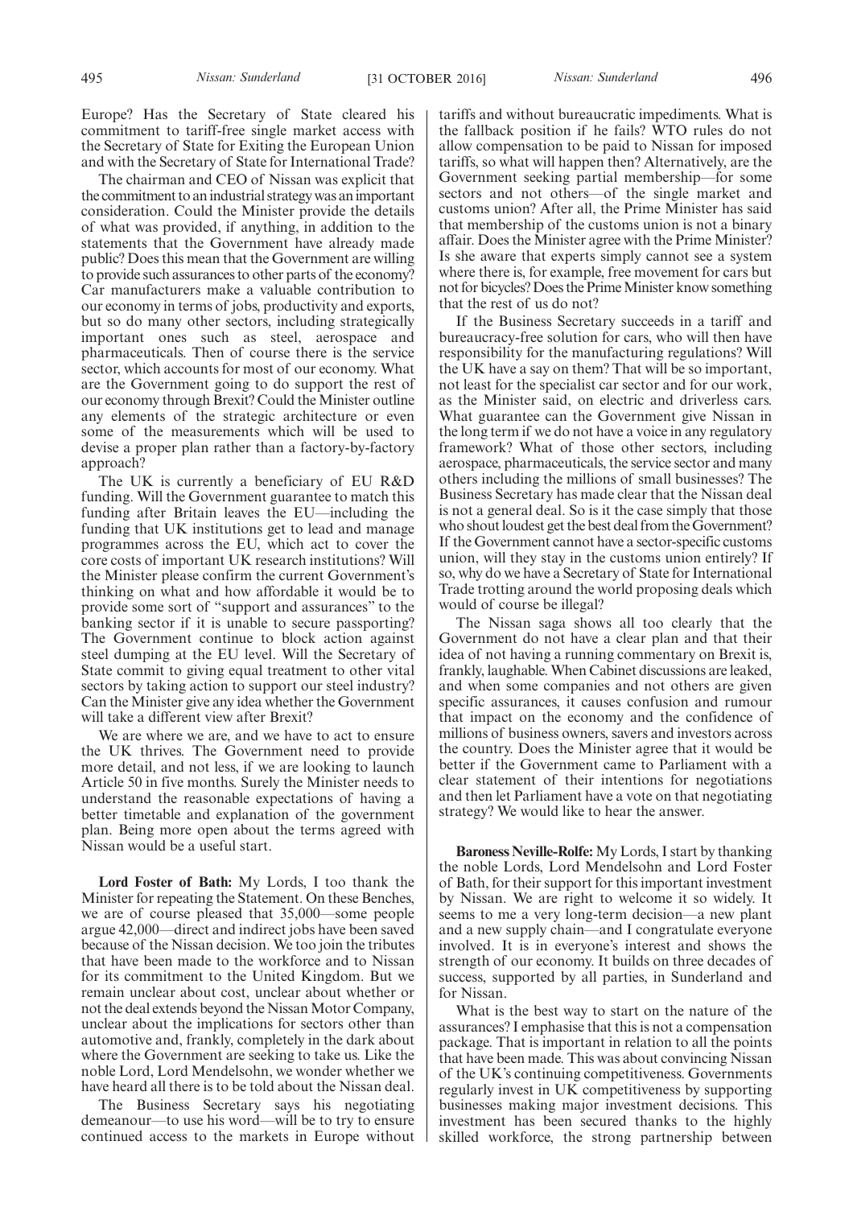Europe? Has the Secretary of State cleared his commitment to tariff-free single market access with the Secretary of State for Exiting the European Union and with the Secretary of State for International Trade?

The chairman and CEO of Nissan was explicit that the commitment to an industrial strategy was an important consideration. Could the Minister provide the details of what was provided, if anything, in addition to the statements that the Government have already made public? Does this mean that the Government are willing to provide such assurances to other parts of the economy? Car manufacturers make a valuable contribution to our economy in terms of jobs, productivity and exports, but so do many other sectors, including strategically important ones such as steel, aerospace and pharmaceuticals. Then of course there is the service sector, which accounts for most of our economy. What are the Government going to do support the rest of our economy through Brexit? Could the Minister outline any elements of the strategic architecture or even some of the measurements which will be used to devise a proper plan rather than a factory-by-factory approach?

The UK is currently a beneficiary of EU R&D funding. Will the Government guarantee to match this funding after Britain leaves the EU—including the funding that UK institutions get to lead and manage programmes across the EU, which act to cover the core costs of important UK research institutions? Will the Minister please confirm the current Government's thinking on what and how affordable it would be to provide some sort of "support and assurances" to the banking sector if it is unable to secure passporting? The Government continue to block action against steel dumping at the EU level. Will the Secretary of State commit to giving equal treatment to other vital sectors by taking action to support our steel industry? Can the Minister give any idea whether the Government will take a different view after Brexit?

We are where we are, and we have to act to ensure the UK thrives. The Government need to provide more detail, and not less, if we are looking to launch Article 50 in five months. Surely the Minister needs to understand the reasonable expectations of having a better timetable and explanation of the government plan. Being more open about the terms agreed with Nissan would be a useful start.

**Lord Foster of Bath:** My Lords, I too thank the Minister for repeating the Statement. On these Benches, we are of course pleased that 35,000—some people argue 42,000—direct and indirect jobs have been saved because of the Nissan decision. We too join the tributes that have been made to the workforce and to Nissan for its commitment to the United Kingdom. But we remain unclear about cost, unclear about whether or not the deal extends beyond the Nissan Motor Company, unclear about the implications for sectors other than automotive and, frankly, completely in the dark about where the Government are seeking to take us. Like the noble Lord, Lord Mendelsohn, we wonder whether we have heard all there is to be told about the Nissan deal.

The Business Secretary says his negotiating demeanour—to use his word—will be to try to ensure continued access to the markets in Europe without tariffs and without bureaucratic impediments. What is the fallback position if he fails? WTO rules do not allow compensation to be paid to Nissan for imposed tariffs, so what will happen then? Alternatively, are the Government seeking partial membership—for some sectors and not others—of the single market and customs union? After all, the Prime Minister has said that membership of the customs union is not a binary affair. Does the Minister agree with the Prime Minister? Is she aware that experts simply cannot see a system where there is, for example, free movement for cars but not for bicycles? Does the Prime Minister know something that the rest of us do not?

If the Business Secretary succeeds in a tariff and bureaucracy-free solution for cars, who will then have responsibility for the manufacturing regulations? Will the UK have a say on them? That will be so important, not least for the specialist car sector and for our work, as the Minister said, on electric and driverless cars. What guarantee can the Government give Nissan in the long term if we do not have a voice in any regulatory framework? What of those other sectors, including aerospace, pharmaceuticals, the service sector and many others including the millions of small businesses? The Business Secretary has made clear that the Nissan deal is not a general deal. So is it the case simply that those who shout loudest get the best deal from the Government? If the Government cannot have a sector-specific customs union, will they stay in the customs union entirely? If so, why do we have a Secretary of State for International Trade trotting around the world proposing deals which would of course be illegal?

The Nissan saga shows all too clearly that the Government do not have a clear plan and that their idea of not having a running commentary on Brexit is, frankly, laughable. When Cabinet discussions are leaked, and when some companies and not others are given specific assurances, it causes confusion and rumour that impact on the economy and the confidence of millions of business owners, savers and investors across the country. Does the Minister agree that it would be better if the Government came to Parliament with a clear statement of their intentions for negotiations and then let Parliament have a vote on that negotiating strategy? We would like to hear the answer.

**Baroness Neville-Rolfe:** My Lords, I start by thanking the noble Lords, Lord Mendelsohn and Lord Foster of Bath, for their support for this important investment by Nissan. We are right to welcome it so widely. It seems to me a very long-term decision—a new plant and a new supply chain—and I congratulate everyone involved. It is in everyone's interest and shows the strength of our economy. It builds on three decades of success, supported by all parties, in Sunderland and for Nissan.

What is the best way to start on the nature of the assurances? I emphasise that this is not a compensation package. That is important in relation to all the points that have been made. This was about convincing Nissan of the UK's continuing competitiveness. Governments regularly invest in UK competitiveness by supporting businesses making major investment decisions. This investment has been secured thanks to the highly skilled workforce, the strong partnership between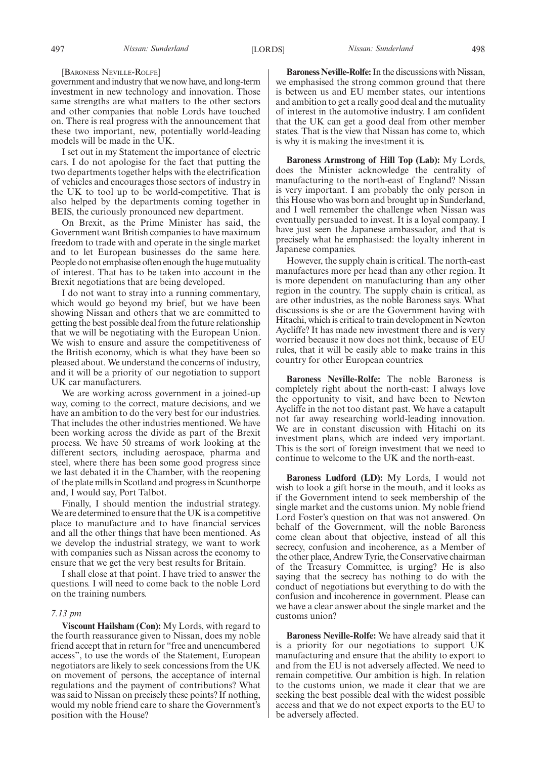[BARONESS NEVILLE-ROLFE]

government and industry that we now have, and long-term investment in new technology and innovation. Those same strengths are what matters to the other sectors and other companies that noble Lords have touched on. There is real progress with the announcement that these two important, new, potentially world-leading models will be made in the UK.

I set out in my Statement the importance of electric cars. I do not apologise for the fact that putting the two departments together helps with the electrification of vehicles and encourages those sectors of industry in the UK to tool up to be world-competitive. That is also helped by the departments coming together in BEIS, the curiously pronounced new department.

On Brexit, as the Prime Minister has said, the Government want British companies to have maximum freedom to trade with and operate in the single market and to let European businesses do the same here. People do not emphasise often enough the huge mutuality of interest. That has to be taken into account in the Brexit negotiations that are being developed.

I do not want to stray into a running commentary, which would go beyond my brief, but we have been showing Nissan and others that we are committed to getting the best possible deal from the future relationship that we will be negotiating with the European Union. We wish to ensure and assure the competitiveness of the British economy, which is what they have been so pleased about. We understand the concerns of industry, and it will be a priority of our negotiation to support UK car manufacturers.

We are working across government in a joined-up way, coming to the correct, mature decisions, and we have an ambition to do the very best for our industries. That includes the other industries mentioned. We have been working across the divide as part of the Brexit process. We have 50 streams of work looking at the different sectors, including aerospace, pharma and steel, where there has been some good progress since we last debated it in the Chamber, with the reopening of the plate mills in Scotland and progress in Scunthorpe and, I would say, Port Talbot.

Finally, I should mention the industrial strategy. We are determined to ensure that the UK is a competitive place to manufacture and to have financial services and all the other things that have been mentioned. As we develop the industrial strategy, we want to work with companies such as Nissan across the economy to ensure that we get the very best results for Britain.

I shall close at that point. I have tried to answer the questions. I will need to come back to the noble Lord on the training numbers.

*7.13 pm*

**Viscount Hailsham (Con):** My Lords, with regard to the fourth reassurance given to Nissan, does my noble friend accept that in return for "free and unencumbered access", to use the words of the Statement, European negotiators are likely to seek concessions from the UK on movement of persons, the acceptance of internal regulations and the payment of contributions? What was said to Nissan on precisely these points? If nothing, would my noble friend care to share the Government's position with the House?

**Baroness Neville-Rolfe:** In the discussions with Nissan, we emphasised the strong common ground that there is between us and EU member states, our intentions and ambition to get a really good deal and the mutuality of interest in the automotive industry. I am confident that the UK can get a good deal from other member states. That is the view that Nissan has come to, which is why it is making the investment it is.

**Baroness Armstrong of Hill Top (Lab):** My Lords, does the Minister acknowledge the centrality of manufacturing to the north-east of England? Nissan is very important. I am probably the only person in this House who was born and brought up in Sunderland, and I well remember the challenge when Nissan was eventually persuaded to invest. It is a loyal company. I have just seen the Japanese ambassador, and that is precisely what he emphasised: the loyalty inherent in Japanese companies.

However, the supply chain is critical. The north-east manufactures more per head than any other region. It is more dependent on manufacturing than any other region in the country. The supply chain is critical, as are other industries, as the noble Baroness says. What discussions is she or are the Government having with Hitachi, which is critical to train development in Newton Aycliffe? It has made new investment there and is very worried because it now does not think, because of EU rules, that it will be easily able to make trains in this country for other European countries.

**Baroness Neville-Rolfe:** The noble Baroness is completely right about the north-east: I always love the opportunity to visit, and have been to Newton Aycliffe in the not too distant past. We have a catapult not far away researching world-leading innovation. We are in constant discussion with Hitachi on its investment plans, which are indeed very important. This is the sort of foreign investment that we need to continue to welcome to the UK and the north-east.

**Baroness Ludford (LD):** My Lords, I would not wish to look a gift horse in the mouth, and it looks as if the Government intend to seek membership of the single market and the customs union. My noble friend Lord Foster's question on that was not answered. On behalf of the Government, will the noble Baroness come clean about that objective, instead of all this secrecy, confusion and incoherence, as a Member of the other place, Andrew Tyrie, the Conservative chairman of the Treasury Committee, is urging? He is also saying that the secrecy has nothing to do with the conduct of negotiations but everything to do with the confusion and incoherence in government. Please can we have a clear answer about the single market and the customs union?

**Baroness Neville-Rolfe:** We have already said that it is a priority for our negotiations to support UK manufacturing and ensure that the ability to export to and from the EU is not adversely affected. We need to remain competitive. Our ambition is high. In relation to the customs union, we made it clear that we are seeking the best possible deal with the widest possible access and that we do not expect exports to the EU to be adversely affected.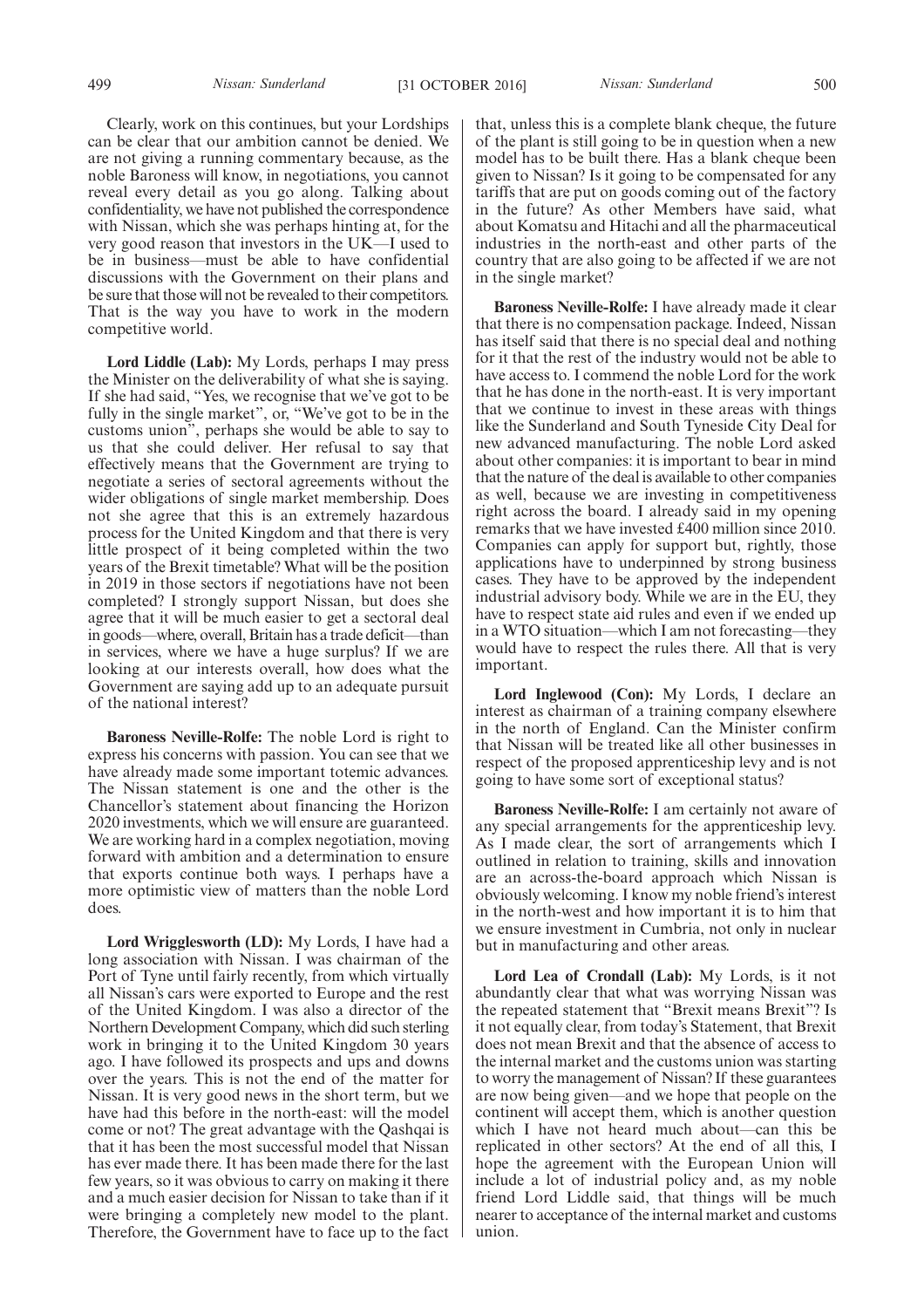Clearly, work on this continues, but your Lordships can be clear that our ambition cannot be denied. We are not giving a running commentary because, as the noble Baroness will know, in negotiations, you cannot reveal every detail as you go along. Talking about confidentiality, we have not published the correspondence with Nissan, which she was perhaps hinting at, for the very good reason that investors in the UK—I used to be in business—must be able to have confidential discussions with the Government on their plans and be sure that those will not be revealed to their competitors. That is the way you have to work in the modern competitive world.

**Lord Liddle (Lab):** My Lords, perhaps I may press the Minister on the deliverability of what she is saying. If she had said, "Yes, we recognise that we've got to be fully in the single market", or, "We've got to be in the customs union", perhaps she would be able to say to us that she could deliver. Her refusal to say that effectively means that the Government are trying to negotiate a series of sectoral agreements without the wider obligations of single market membership. Does not she agree that this is an extremely hazardous process for the United Kingdom and that there is very little prospect of it being completed within the two years of the Brexit timetable? What will be the position in 2019 in those sectors if negotiations have not been completed? I strongly support Nissan, but does she agree that it will be much easier to get a sectoral deal in goods—where, overall, Britain has a trade deficit—than in services, where we have a huge surplus? If we are looking at our interests overall, how does what the Government are saying add up to an adequate pursuit of the national interest?

**Baroness Neville-Rolfe:** The noble Lord is right to express his concerns with passion. You can see that we have already made some important totemic advances. The Nissan statement is one and the other is the Chancellor's statement about financing the Horizon 2020 investments, which we will ensure are guaranteed. We are working hard in a complex negotiation, moving forward with ambition and a determination to ensure that exports continue both ways. I perhaps have a more optimistic view of matters than the noble Lord does.

**Lord Wrigglesworth (LD):** My Lords, I have had a long association with Nissan. I was chairman of the Port of Tyne until fairly recently, from which virtually all Nissan's cars were exported to Europe and the rest of the United Kingdom. I was also a director of the Northern Development Company, which did such sterling work in bringing it to the United Kingdom 30 years ago. I have followed its prospects and ups and downs over the years. This is not the end of the matter for Nissan. It is very good news in the short term, but we have had this before in the north-east: will the model come or not? The great advantage with the Qashqai is that it has been the most successful model that Nissan has ever made there. It has been made there for the last few years, so it was obvious to carry on making it there and a much easier decision for Nissan to take than if it were bringing a completely new model to the plant. Therefore, the Government have to face up to the fact that, unless this is a complete blank cheque, the future of the plant is still going to be in question when a new model has to be built there. Has a blank cheque been given to Nissan? Is it going to be compensated for any tariffs that are put on goods coming out of the factory in the future? As other Members have said, what about Komatsu and Hitachi and all the pharmaceutical industries in the north-east and other parts of the country that are also going to be affected if we are not in the single market?

**Baroness Neville-Rolfe:** I have already made it clear that there is no compensation package. Indeed, Nissan has itself said that there is no special deal and nothing for it that the rest of the industry would not be able to have access to. I commend the noble Lord for the work that he has done in the north-east. It is very important that we continue to invest in these areas with things like the Sunderland and South Tyneside City Deal for new advanced manufacturing. The noble Lord asked about other companies: it is important to bear in mind that the nature of the deal is available to other companies as well, because we are investing in competitiveness right across the board. I already said in my opening remarks that we have invested £400 million since 2010. Companies can apply for support but, rightly, those applications have to underpinned by strong business cases. They have to be approved by the independent industrial advisory body. While we are in the EU, they have to respect state aid rules and even if we ended up in a WTO situation—which I am not forecasting—they would have to respect the rules there. All that is very important.

**Lord Inglewood (Con):** My Lords, I declare an interest as chairman of a training company elsewhere in the north of England. Can the Minister confirm that Nissan will be treated like all other businesses in respect of the proposed apprenticeship levy and is not going to have some sort of exceptional status?

**Baroness Neville-Rolfe:** I am certainly not aware of any special arrangements for the apprenticeship levy. As I made clear, the sort of arrangements which I outlined in relation to training, skills and innovation are an across-the-board approach which Nissan is obviously welcoming. I know my noble friend's interest in the north-west and how important it is to him that we ensure investment in Cumbria, not only in nuclear but in manufacturing and other areas.

**Lord Lea of Crondall (Lab):** My Lords, is it not abundantly clear that what was worrying Nissan was the repeated statement that "Brexit means Brexit"? Is it not equally clear, from today's Statement, that Brexit does not mean Brexit and that the absence of access to the internal market and the customs union was starting to worry the management of Nissan? If these guarantees are now being given—and we hope that people on the continent will accept them, which is another question which I have not heard much about—can this be replicated in other sectors? At the end of all this, I hope the agreement with the European Union will include a lot of industrial policy and, as my noble friend Lord Liddle said, that things will be much nearer to acceptance of the internal market and customs union.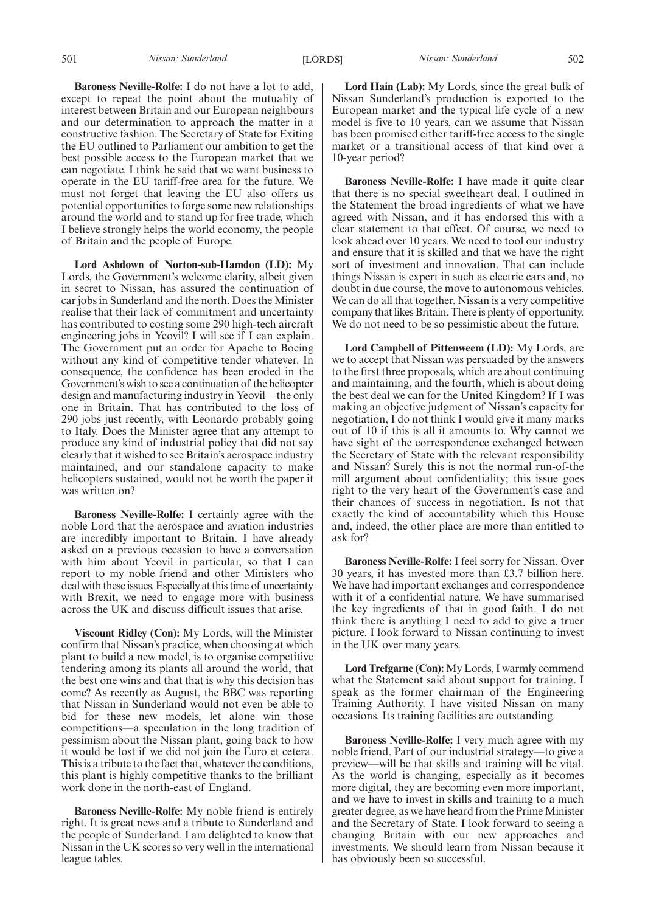**Baroness Neville-Rolfe:** I do not have a lot to add, except to repeat the point about the mutuality of interest between Britain and our European neighbours and our determination to approach the matter in a constructive fashion. The Secretary of State for Exiting the EU outlined to Parliament our ambition to get the best possible access to the European market that we can negotiate. I think he said that we want business to operate in the EU tariff-free area for the future. We must not forget that leaving the EU also offers us potential opportunities to forge some new relationships around the world and to stand up for free trade, which I believe strongly helps the world economy, the people of Britain and the people of Europe.

**Lord Ashdown of Norton-sub-Hamdon (LD):** My Lords, the Government's welcome clarity, albeit given in secret to Nissan, has assured the continuation of car jobs in Sunderland and the north. Does the Minister realise that their lack of commitment and uncertainty has contributed to costing some 290 high-tech aircraft engineering jobs in Yeovil? I will see if I can explain. The Government put an order for Apache to Boeing without any kind of competitive tender whatever. In consequence, the confidence has been eroded in the Government's wish to see a continuation of the helicopter design and manufacturing industry in Yeovil—the only one in Britain. That has contributed to the loss of 290 jobs just recently, with Leonardo probably going to Italy. Does the Minister agree that any attempt to produce any kind of industrial policy that did not say clearly that it wished to see Britain's aerospace industry maintained, and our standalone capacity to make helicopters sustained, would not be worth the paper it was written on?

**Baroness Neville-Rolfe:** I certainly agree with the noble Lord that the aerospace and aviation industries are incredibly important to Britain. I have already asked on a previous occasion to have a conversation with him about Yeovil in particular, so that I can report to my noble friend and other Ministers who deal with these issues. Especially at this time of uncertainty with Brexit, we need to engage more with business across the UK and discuss difficult issues that arise.

**Viscount Ridley (Con):** My Lords, will the Minister confirm that Nissan's practice, when choosing at which plant to build a new model, is to organise competitive tendering among its plants all around the world, that the best one wins and that that is why this decision has come? As recently as August, the BBC was reporting that Nissan in Sunderland would not even be able to bid for these new models, let alone win those competitions—a speculation in the long tradition of pessimism about the Nissan plant, going back to how it would be lost if we did not join the Euro et cetera. This is a tribute to the fact that, whatever the conditions, this plant is highly competitive thanks to the brilliant work done in the north-east of England.

**Baroness Neville-Rolfe:** My noble friend is entirely right. It is great news and a tribute to Sunderland and the people of Sunderland. I am delighted to know that Nissan in the UK scores so very well in the international league tables.

**Lord Hain (Lab):** My Lords, since the great bulk of Nissan Sunderland's production is exported to the European market and the typical life cycle of a new model is five to 10 years, can we assume that Nissan has been promised either tariff-free access to the single market or a transitional access of that kind over a 10-year period?

**Baroness Neville-Rolfe:** I have made it quite clear that there is no special sweetheart deal. I outlined in the Statement the broad ingredients of what we have agreed with Nissan, and it has endorsed this with a clear statement to that effect. Of course, we need to look ahead over 10 years. We need to tool our industry and ensure that it is skilled and that we have the right sort of investment and innovation. That can include things Nissan is expert in such as electric cars and, no doubt in due course, the move to autonomous vehicles. We can do all that together. Nissan is a very competitive company that likes Britain. There is plenty of opportunity. We do not need to be so pessimistic about the future.

**Lord Campbell of Pittenweem (LD):** My Lords, are we to accept that Nissan was persuaded by the answers to the first three proposals, which are about continuing and maintaining, and the fourth, which is about doing the best deal we can for the United Kingdom? If I was making an objective judgment of Nissan's capacity for negotiation, I do not think I would give it many marks out of 10 if this is all it amounts to. Why cannot we have sight of the correspondence exchanged between the Secretary of State with the relevant responsibility and Nissan? Surely this is not the normal run-of-the mill argument about confidentiality; this issue goes right to the very heart of the Government's case and their chances of success in negotiation. Is not that exactly the kind of accountability which this House and, indeed, the other place are more than entitled to ask for?

**Baroness Neville-Rolfe:** I feel sorry for Nissan. Over 30 years, it has invested more than £3.7 billion here. We have had important exchanges and correspondence with it of a confidential nature. We have summarised the key ingredients of that in good faith. I do not think there is anything I need to add to give a truer picture. I look forward to Nissan continuing to invest in the UK over many years.

**Lord Trefgarne (Con):** My Lords, I warmly commend what the Statement said about support for training. I speak as the former chairman of the Engineering Training Authority. I have visited Nissan on many occasions. Its training facilities are outstanding.

**Baroness Neville-Rolfe:** I very much agree with my noble friend. Part of our industrial strategy—to give a preview—will be that skills and training will be vital. As the world is changing, especially as it becomes more digital, they are becoming even more important, and we have to invest in skills and training to a much greater degree, as we have heard from the Prime Minister and the Secretary of State. I look forward to seeing a changing Britain with our new approaches and investments. We should learn from Nissan because it has obviously been so successful.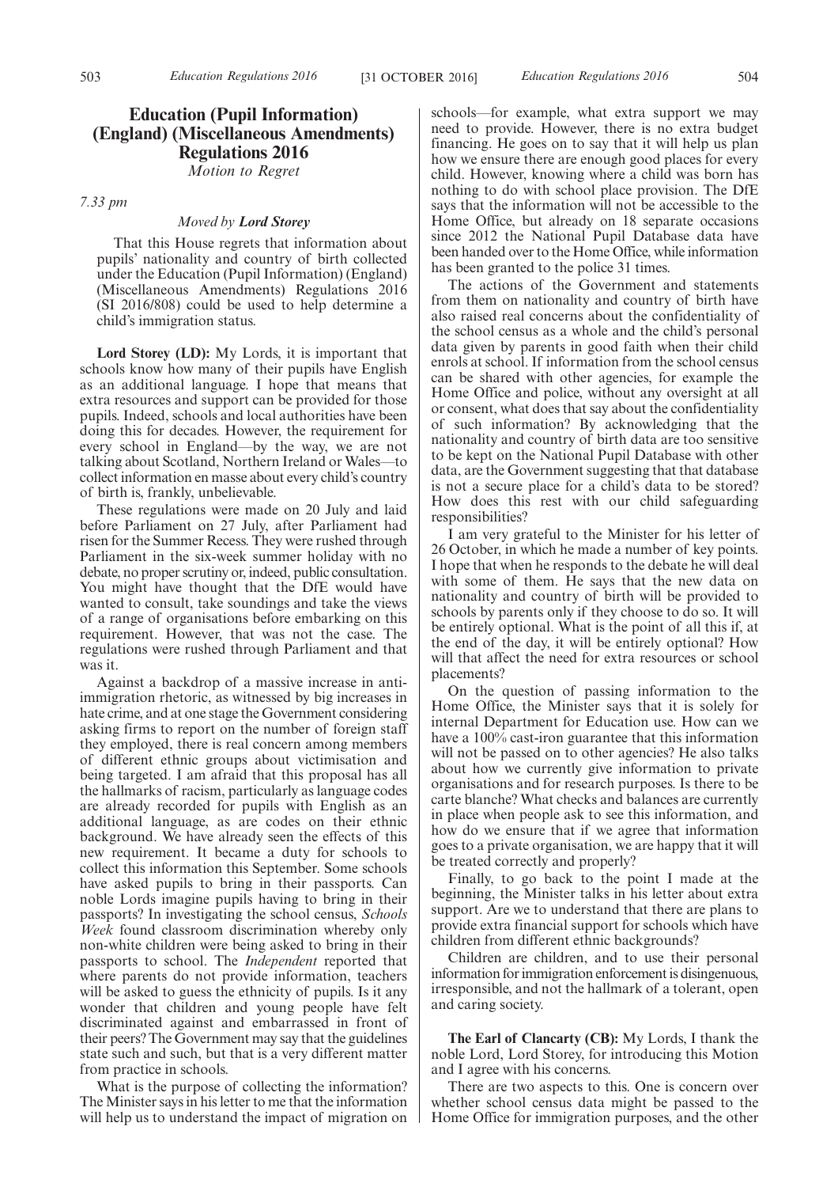## Education (Pupil Information) (England) (Miscellaneous Amendments) Regulations 2016

*Motion to Regret*

*7.33 pm*

*Moved by* ***Lord Storey***

That this House regrets that information about pupils' nationality and country of birth collected under the Education (Pupil Information) (England) (Miscellaneous Amendments) Regulations 2016 (SI 2016/808) could be used to help determine a child's immigration status.

**Lord Storey (LD):** My Lords, it is important that schools know how many of their pupils have English as an additional language. I hope that means that extra resources and support can be provided for those pupils. Indeed, schools and local authorities have been doing this for decades. However, the requirement for every school in England—by the way, we are not talking about Scotland, Northern Ireland or Wales—to collect information en masse about every child's country of birth is, frankly, unbelievable.

These regulations were made on 20 July and laid before Parliament on 27 July, after Parliament had risen for the Summer Recess. They were rushed through Parliament in the six-week summer holiday with no debate, no proper scrutiny or, indeed, public consultation. You might have thought that the DfE would have wanted to consult, take soundings and take the views of a range of organisations before embarking on this requirement. However, that was not the case. The regulations were rushed through Parliament and that was it.

Against a backdrop of a massive increase in anti-immigration rhetoric, as witnessed by big increases in hate crime, and at one stage the Government considering asking firms to report on the number of foreign staff they employed, there is real concern among members of different ethnic groups about victimisation and being targeted. I am afraid that this proposal has all the hallmarks of racism, particularly as language codes are already recorded for pupils with English as an additional language, as are codes on their ethnic background. We have already seen the effects of this new requirement. It became a duty for schools to collect this information this September. Some schools have asked pupils to bring in their passports. Can noble Lords imagine pupils having to bring in their passports? In investigating the school census, *Schools Week* found classroom discrimination whereby only non-white children were being asked to bring in their passports to school. The *Independent* reported that where parents do not provide information, teachers will be asked to guess the ethnicity of pupils. Is it any wonder that children and young people have felt discriminated against and embarrassed in front of their peers? The Government may say that the guidelines state such and such, but that is a very different matter from practice in schools.

What is the purpose of collecting the information? The Minister says in his letter to me that the information will help us to understand the impact of migration on schools—for example, what extra support we may need to provide. However, there is no extra budget financing. He goes on to say that it will help us plan how we ensure there are enough good places for every child. However, knowing where a child was born has nothing to do with school place provision. The DfE says that the information will not be accessible to the Home Office, but already on 18 separate occasions since 2012 the National Pupil Database data have been handed over to the Home Office, while information has been granted to the police 31 times.

The actions of the Government and statements from them on nationality and country of birth have also raised real concerns about the confidentiality of the school census as a whole and the child's personal data given by parents in good faith when their child enrols at school. If information from the school census can be shared with other agencies, for example the Home Office and police, without any oversight at all or consent, what does that say about the confidentiality of such information? By acknowledging that the nationality and country of birth data are too sensitive to be kept on the National Pupil Database with other data, are the Government suggesting that that database is not a secure place for a child's data to be stored? How does this rest with our child safeguarding responsibilities?

I am very grateful to the Minister for his letter of 26 October, in which he made a number of key points. I hope that when he responds to the debate he will deal with some of them. He says that the new data on nationality and country of birth will be provided to schools by parents only if they choose to do so. It will be entirely optional. What is the point of all this if, at the end of the day, it will be entirely optional? How will that affect the need for extra resources or school placements?

On the question of passing information to the Home Office, the Minister says that it is solely for internal Department for Education use. How can we have a 100% cast-iron guarantee that this information will not be passed on to other agencies? He also talks about how we currently give information to private organisations and for research purposes. Is there to be carte blanche? What checks and balances are currently in place when people ask to see this information, and how do we ensure that if we agree that information goes to a private organisation, we are happy that it will be treated correctly and properly?

Finally, to go back to the point I made at the beginning, the Minister talks in his letter about extra support. Are we to understand that there are plans to provide extra financial support for schools which have children from different ethnic backgrounds?

Children are children, and to use their personal information for immigration enforcement is disingenuous, irresponsible, and not the hallmark of a tolerant, open and caring society.

**The Earl of Clancarty (CB):** My Lords, I thank the noble Lord, Lord Storey, for introducing this Motion and I agree with his concerns.

There are two aspects to this. One is concern over whether school census data might be passed to the Home Office for immigration purposes, and the other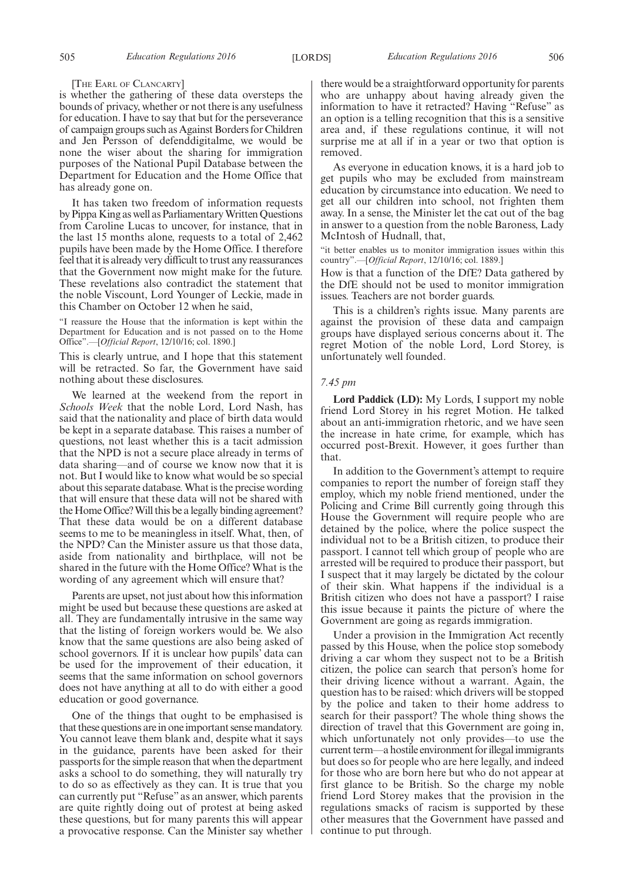[THE EARL OF CLANCARTY]

is whether the gathering of these data oversteps the bounds of privacy, whether or not there is any usefulness for education. I have to say that but for the perseverance of campaign groups such as Against Borders for Children and Jen Persson of defenddigitalme, we would be none the wiser about the sharing for immigration purposes of the National Pupil Database between the Department for Education and the Home Office that has already gone on.

It has taken two freedom of information requests by Pippa King as well as Parliamentary Written Questions from Caroline Lucas to uncover, for instance, that in the last 15 months alone, requests to a total of 2,462 pupils have been made by the Home Office. I therefore feel that it is already very difficult to trust any reassurances that the Government now might make for the future. These revelations also contradict the statement that the noble Viscount, Lord Younger of Leckie, made in this Chamber on October 12 when he said,

"I reassure the House that the information is kept within the Department for Education and is not passed on to the Home Office".—[*Official Report*, 12/10/16; col. 1890.]

This is clearly untrue, and I hope that this statement will be retracted. So far, the Government have said nothing about these disclosures.

We learned at the weekend from the report in *Schools Week* that the noble Lord, Lord Nash, has said that the nationality and place of birth data would be kept in a separate database. This raises a number of questions, not least whether this is a tacit admission that the NPD is not a secure place already in terms of data sharing—and of course we know now that it is not. But I would like to know what would be so special about this separate database. What is the precise wording that will ensure that these data will not be shared with the Home Office? Will this be a legally binding agreement? That these data would be on a different database seems to me to be meaningless in itself. What, then, of the NPD? Can the Minister assure us that those data, aside from nationality and birthplace, will not be shared in the future with the Home Office? What is the wording of any agreement which will ensure that?

Parents are upset, not just about how this information might be used but because these questions are asked at all. They are fundamentally intrusive in the same way that the listing of foreign workers would be. We also know that the same questions are also being asked of school governors. If it is unclear how pupils' data can be used for the improvement of their education, it seems that the same information on school governors does not have anything at all to do with either a good education or good governance.

One of the things that ought to be emphasised is that these questions are in one important sense mandatory. You cannot leave them blank and, despite what it says in the guidance, parents have been asked for their passports for the simple reason that when the department asks a school to do something, they will naturally try to do so as effectively as they can. It is true that you can currently put "Refuse" as an answer, which parents are quite rightly doing out of protest at being asked these questions, but for many parents this will appear a provocative response. Can the Minister say whether there would be a straightforward opportunity for parents who are unhappy about having already given the information to have it retracted? Having "Refuse" as an option is a telling recognition that this is a sensitive area and, if these regulations continue, it will not surprise me at all if in a year or two that option is removed.

As everyone in education knows, it is a hard job to get pupils who may be excluded from mainstream education by circumstance into education. We need to get all our children into school, not frighten them away. In a sense, the Minister let the cat out of the bag in answer to a question from the noble Baroness, Lady McIntosh of Hudnall, that,

"it better enables us to monitor immigration issues within this country".—[*Official Report*, 12/10/16; col. 1889.]

How is that a function of the DfE? Data gathered by the DfE should not be used to monitor immigration issues. Teachers are not border guards.

This is a children's rights issue. Many parents are against the provision of these data and campaign groups have displayed serious concerns about it. The regret Motion of the noble Lord, Lord Storey, is unfortunately well founded.

*7.45 pm*

**Lord Paddick (LD):** My Lords, I support my noble friend Lord Storey in his regret Motion. He talked about an anti-immigration rhetoric, and we have seen the increase in hate crime, for example, which has occurred post-Brexit. However, it goes further than that.

In addition to the Government's attempt to require companies to report the number of foreign staff they employ, which my noble friend mentioned, under the Policing and Crime Bill currently going through this House the Government will require people who are detained by the police, where the police suspect the individual not to be a British citizen, to produce their passport. I cannot tell which group of people who are arrested will be required to produce their passport, but I suspect that it may largely be dictated by the colour of their skin. What happens if the individual is a British citizen who does not have a passport? I raise this issue because it paints the picture of where the Government are going as regards immigration.

Under a provision in the Immigration Act recently passed by this House, when the police stop somebody driving a car whom they suspect not to be a British citizen, the police can search that person's home for their driving licence without a warrant. Again, the question has to be raised: which drivers will be stopped by the police and taken to their home address to search for their passport? The whole thing shows the direction of travel that this Government are going in, which unfortunately not only provides—to use the current term—a hostile environment for illegal immigrants but does so for people who are here legally, and indeed for those who are born here but who do not appear at first glance to be British. So the charge my noble friend Lord Storey makes that the provision in the regulations smacks of racism is supported by these other measures that the Government have passed and continue to put through.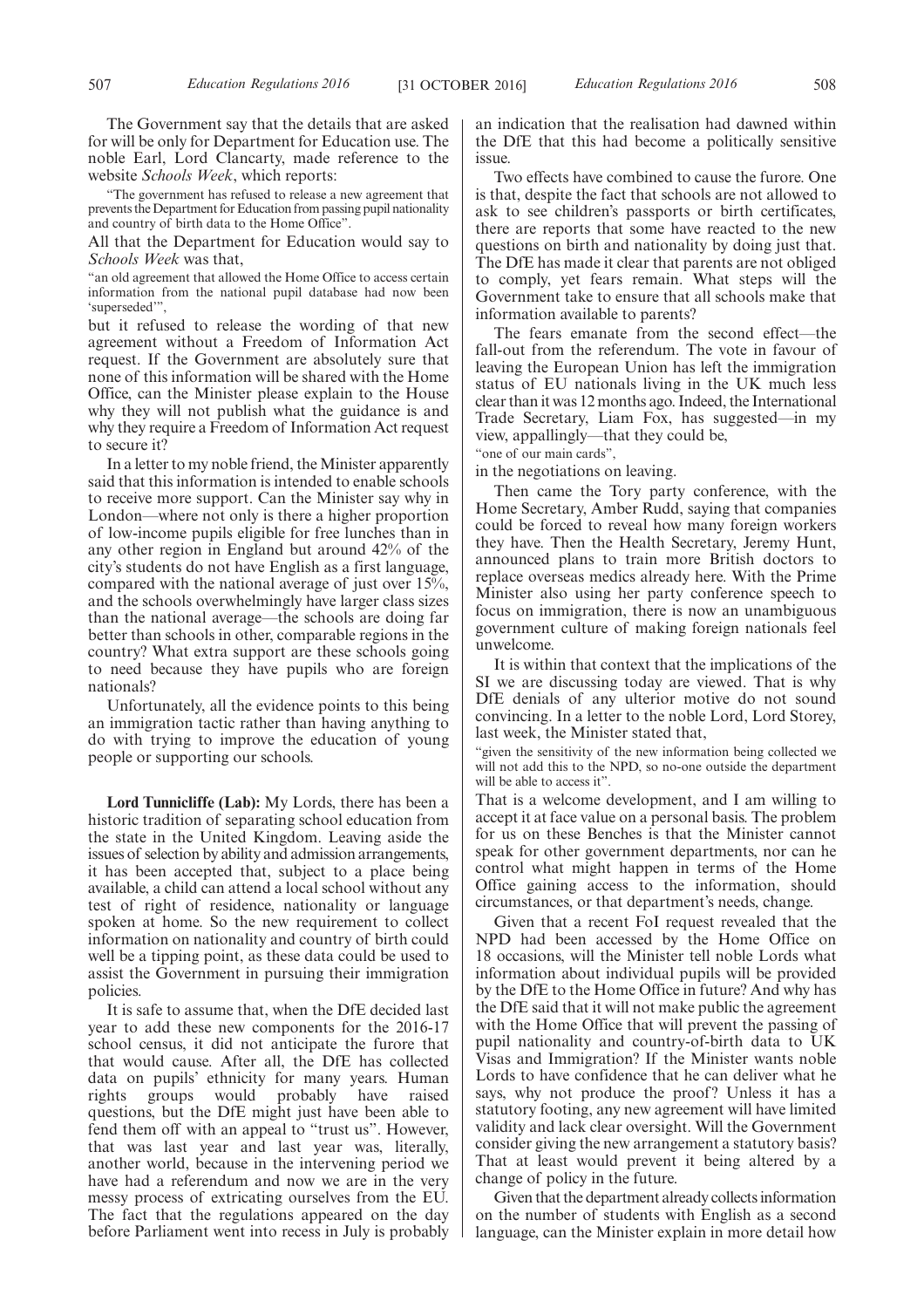The Government say that the details that are asked for will be only for Department for Education use. The noble Earl, Lord Clancarty, made reference to the website *Schools Week*, which reports:

"The government has refused to release a new agreement that prevents the Department for Education from passing pupil nationality and country of birth data to the Home Office".

All that the Department for Education would say to *Schools Week* was that,

"an old agreement that allowed the Home Office to access certain information from the national pupil database had now been 'superseded'",

but it refused to release the wording of that new agreement without a Freedom of Information Act request. If the Government are absolutely sure that none of this information will be shared with the Home Office, can the Minister please explain to the House why they will not publish what the guidance is and why they require a Freedom of Information Act request to secure it?

In a letter to my noble friend, the Minister apparently said that this information is intended to enable schools to receive more support. Can the Minister say why in London—where not only is there a higher proportion of low-income pupils eligible for free lunches than in any other region in England but around 42% of the city's students do not have English as a first language, compared with the national average of just over 15%, and the schools overwhelmingly have larger class sizes than the national average—the schools are doing far better than schools in other, comparable regions in the country? What extra support are these schools going to need because they have pupils who are foreign nationals?

Unfortunately, all the evidence points to this being an immigration tactic rather than having anything to do with trying to improve the education of young people or supporting our schools.

**Lord Tunnicliffe (Lab):** My Lords, there has been a historic tradition of separating school education from the state in the United Kingdom. Leaving aside the issues of selection by ability and admission arrangements, it has been accepted that, subject to a place being available, a child can attend a local school without any test of right of residence, nationality or language spoken at home. So the new requirement to collect information on nationality and country of birth could well be a tipping point, as these data could be used to assist the Government in pursuing their immigration policies.

It is safe to assume that, when the DfE decided last year to add these new components for the 2016-17 school census, it did not anticipate the furore that that would cause. After all, the DfE has collected data on pupils' ethnicity for many years. Human rights groups would probably have raised questions, but the DfE might just have been able to fend them off with an appeal to "trust us". However, that was last year and last year was, literally, another world, because in the intervening period we have had a referendum and now we are in the very messy process of extricating ourselves from the EU. The fact that the regulations appeared on the day before Parliament went into recess in July is probably an indication that the realisation had dawned within the DfE that this had become a politically sensitive issue.

Two effects have combined to cause the furore. One is that, despite the fact that schools are not allowed to ask to see children's passports or birth certificates, there are reports that some have reacted to the new questions on birth and nationality by doing just that. The DfE has made it clear that parents are not obliged to comply, yet fears remain. What steps will the Government take to ensure that all schools make that information available to parents?

The fears emanate from the second effect—the fall-out from the referendum. The vote in favour of leaving the European Union has left the immigration status of EU nationals living in the UK much less clear than it was 12 months ago. Indeed, the International Trade Secretary, Liam Fox, has suggested—in my view, appallingly—that they could be,

"one of our main cards",

in the negotiations on leaving.

Then came the Tory party conference, with the Home Secretary, Amber Rudd, saying that companies could be forced to reveal how many foreign workers they have. Then the Health Secretary, Jeremy Hunt, announced plans to train more British doctors to replace overseas medics already here. With the Prime Minister also using her party conference speech to focus on immigration, there is now an unambiguous government culture of making foreign nationals feel unwelcome.

It is within that context that the implications of the SI we are discussing today are viewed. That is why DfE denials of any ulterior motive do not sound convincing. In a letter to the noble Lord, Lord Storey, last week, the Minister stated that,

"given the sensitivity of the new information being collected we will not add this to the NPD, so no-one outside the department will be able to access it".

That is a welcome development, and I am willing to accept it at face value on a personal basis. The problem for us on these Benches is that the Minister cannot speak for other government departments, nor can he control what might happen in terms of the Home Office gaining access to the information, should circumstances, or that department's needs, change.

Given that a recent FoI request revealed that the NPD had been accessed by the Home Office on 18 occasions, will the Minister tell noble Lords what information about individual pupils will be provided by the DfE to the Home Office in future? And why has the DfE said that it will not make public the agreement with the Home Office that will prevent the passing of pupil nationality and country-of-birth data to UK Visas and Immigration? If the Minister wants noble Lords to have confidence that he can deliver what he says, why not produce the proof? Unless it has a statutory footing, any new agreement will have limited validity and lack clear oversight. Will the Government consider giving the new arrangement a statutory basis? That at least would prevent it being altered by a change of policy in the future.

Given that the department already collects information on the number of students with English as a second language, can the Minister explain in more detail how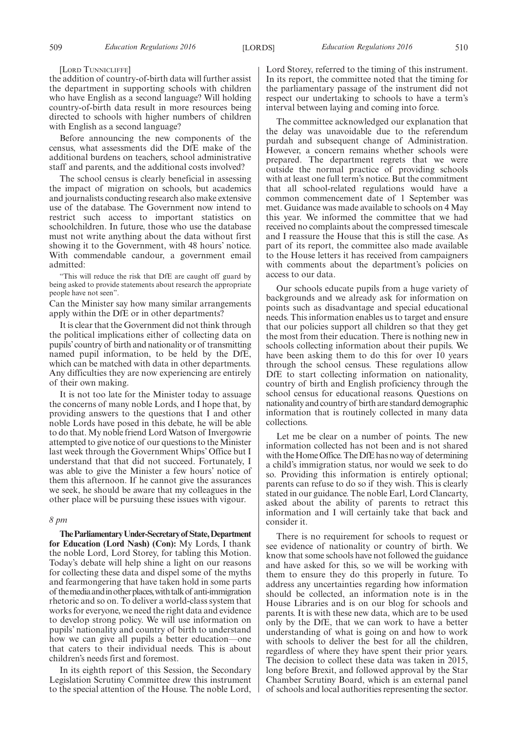[Lord Tunnicliffe]

the addition of country-of-birth data will further assist the department in supporting schools with children who have English as a second language? Will holding country-of-birth data result in more resources being directed to schools with higher numbers of children with English as a second language?

Before announcing the new components of the census, what assessments did the DfE make of the additional burdens on teachers, school administrative staff and parents, and the additional costs involved?

The school census is clearly beneficial in assessing the impact of migration on schools, but academics and journalists conducting research also make extensive use of the database. The Government now intend to restrict such access to important statistics on schoolchildren. In future, those who use the database must not write anything about the data without first showing it to the Government, with 48 hours' notice. With commendable candour, a government email admitted:

"This will reduce the risk that DfE are caught off guard by being asked to provide statements about research the appropriate people have not seen".

Can the Minister say how many similar arrangements apply within the DfE or in other departments?

It is clear that the Government did not think through the political implications either of collecting data on pupils' country of birth and nationality or of transmitting named pupil information, to be held by the DfE, which can be matched with data in other departments. Any difficulties they are now experiencing are entirely of their own making.

It is not too late for the Minister today to assuage the concerns of many noble Lords, and I hope that, by providing answers to the questions that I and other noble Lords have posed in this debate, he will be able to do that. My noble friend Lord Watson of Invergowrie attempted to give notice of our questions to the Minister last week through the Government Whips' Office but I understand that that did not succeed. Fortunately, I was able to give the Minister a few hours' notice of them this afternoon. If he cannot give the assurances we seek, he should be aware that my colleagues in the other place will be pursuing these issues with vigour.

*8 pm*

**The Parliamentary Under-Secretary of State, Department for Education (Lord Nash) (Con):** My Lords, I thank the noble Lord, Lord Storey, for tabling this Motion. Today's debate will help shine a light on our reasons for collecting these data and dispel some of the myths and fearmongering that have taken hold in some parts of the media and in other places, with talk of anti-immigration rhetoric and so on. To deliver a world-class system that works for everyone, we need the right data and evidence to develop strong policy. We will use information on pupils' nationality and country of birth to understand how we can give all pupils a better education—one that caters to their individual needs. This is about children's needs first and foremost.

In its eighth report of this Session, the Secondary Legislation Scrutiny Committee drew this instrument to the special attention of the House. The noble Lord, Lord Storey, referred to the timing of this instrument. In its report, the committee noted that the timing for the parliamentary passage of the instrument did not respect our undertaking to schools to have a term's interval between laying and coming into force.

The committee acknowledged our explanation that the delay was unavoidable due to the referendum purdah and subsequent change of Administration. However, a concern remains whether schools were prepared. The department regrets that we were outside the normal practice of providing schools with at least one full term's notice. But the commitment that all school-related regulations would have a common commencement date of 1 September was met. Guidance was made available to schools on 4 May this year. We informed the committee that we had received no complaints about the compressed timescale and I reassure the House that this is still the case. As part of its report, the committee also made available to the House letters it has received from campaigners with comments about the department's policies on access to our data.

Our schools educate pupils from a huge variety of backgrounds and we already ask for information on points such as disadvantage and special educational needs. This information enables us to target and ensure that our policies support all children so that they get the most from their education. There is nothing new in schools collecting information about their pupils. We have been asking them to do this for over 10 years through the school census. These regulations allow DfE to start collecting information on nationality, country of birth and English proficiency through the school census for educational reasons. Questions on nationality and country of birth are standard demographic information that is routinely collected in many data collections.

Let me be clear on a number of points. The new information collected has not been and is not shared with the Home Office. The DfE has no way of determining a child's immigration status, nor would we seek to do so. Providing this information is entirely optional; parents can refuse to do so if they wish. This is clearly stated in our guidance. The noble Earl, Lord Clancarty, asked about the ability of parents to retract this information and I will certainly take that back and consider it.

There is no requirement for schools to request or see evidence of nationality or country of birth. We know that some schools have not followed the guidance and have asked for this, so we will be working with them to ensure they do this properly in future. To address any uncertainties regarding how information should be collected, an information note is in the House Libraries and is on our blog for schools and parents. It is with these new data, which are to be used only by the DfE, that we can work to have a better understanding of what is going on and how to work with schools to deliver the best for all the children, regardless of where they have spent their prior years. The decision to collect these data was taken in 2015, long before Brexit, and followed approval by the Star Chamber Scrutiny Board, which is an external panel of schools and local authorities representing the sector.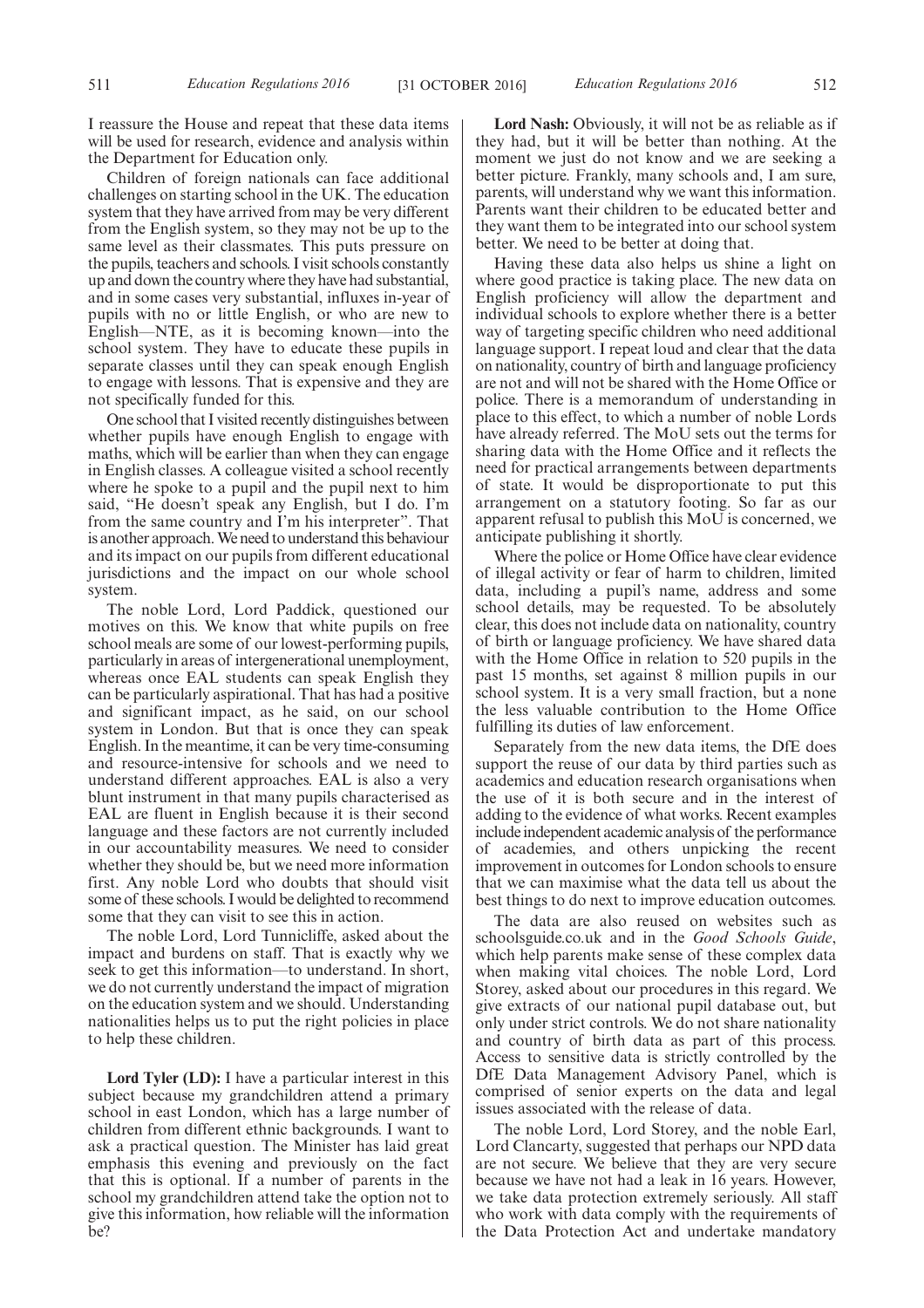I reassure the House and repeat that these data items will be used for research, evidence and analysis within the Department for Education only.

Children of foreign nationals can face additional challenges on starting school in the UK. The education system that they have arrived from may be very different from the English system, so they may not be up to the same level as their classmates. This puts pressure on the pupils, teachers and schools. I visit schools constantly up and down the country where they have had substantial, and in some cases very substantial, influxes in-year of pupils with no or little English, or who are new to English—NTE, as it is becoming known—into the school system. They have to educate these pupils in separate classes until they can speak enough English to engage with lessons. That is expensive and they are not specifically funded for this.

One school that I visited recently distinguishes between whether pupils have enough English to engage with maths, which will be earlier than when they can engage in English classes. A colleague visited a school recently where he spoke to a pupil and the pupil next to him said, "He doesn't speak any English, but I do. I'm from the same country and I'm his interpreter". That is another approach. We need to understand this behaviour and its impact on our pupils from different educational jurisdictions and the impact on our whole school system.

The noble Lord, Lord Paddick, questioned our motives on this. We know that white pupils on free school meals are some of our lowest-performing pupils, particularly in areas of intergenerational unemployment, whereas once EAL students can speak English they can be particularly aspirational. That has had a positive and significant impact, as he said, on our school system in London. But that is once they can speak English. In the meantime, it can be very time-consuming and resource-intensive for schools and we need to understand different approaches. EAL is also a very blunt instrument in that many pupils characterised as EAL are fluent in English because it is their second language and these factors are not currently included in our accountability measures. We need to consider whether they should be, but we need more information first. Any noble Lord who doubts that should visit some of these schools. I would be delighted to recommend some that they can visit to see this in action.

The noble Lord, Lord Tunnicliffe, asked about the impact and burdens on staff. That is exactly why we seek to get this information—to understand. In short, we do not currently understand the impact of migration on the education system and we should. Understanding nationalities helps us to put the right policies in place to help these children.

**Lord Tyler (LD):** I have a particular interest in this subject because my grandchildren attend a primary school in east London, which has a large number of children from different ethnic backgrounds. I want to ask a practical question. The Minister has laid great emphasis this evening and previously on the fact that this is optional. If a number of parents in the school my grandchildren attend take the option not to give this information, how reliable will the information be?

**Lord Nash:** Obviously, it will not be as reliable as if they had, but it will be better than nothing. At the moment we just do not know and we are seeking a better picture. Frankly, many schools and, I am sure, parents, will understand why we want this information. Parents want their children to be educated better and they want them to be integrated into our school system better. We need to be better at doing that.

Having these data also helps us shine a light on where good practice is taking place. The new data on English proficiency will allow the department and individual schools to explore whether there is a better way of targeting specific children who need additional language support. I repeat loud and clear that the data on nationality, country of birth and language proficiency are not and will not be shared with the Home Office or police. There is a memorandum of understanding in place to this effect, to which a number of noble Lords have already referred. The MoU sets out the terms for sharing data with the Home Office and it reflects the need for practical arrangements between departments of state. It would be disproportionate to put this arrangement on a statutory footing. So far as our apparent refusal to publish this MoU is concerned, we anticipate publishing it shortly.

Where the police or Home Office have clear evidence of illegal activity or fear of harm to children, limited data, including a pupil's name, address and some school details, may be requested. To be absolutely clear, this does not include data on nationality, country of birth or language proficiency. We have shared data with the Home Office in relation to 520 pupils in the past 15 months, set against 8 million pupils in our school system. It is a very small fraction, but a none the less valuable contribution to the Home Office fulfilling its duties of law enforcement.

Separately from the new data items, the DfE does support the reuse of our data by third parties such as academics and education research organisations when the use of it is both secure and in the interest of adding to the evidence of what works. Recent examples include independent academic analysis of the performance of academies, and others unpicking the recent improvement in outcomes for London schools to ensure that we can maximise what the data tell us about the best things to do next to improve education outcomes.

The data are also reused on websites such as schoolsguide.co.uk and in the *Good Schools Guide*, which help parents make sense of these complex data when making vital choices. The noble Lord, Lord Storey, asked about our procedures in this regard. We give extracts of our national pupil database out, but only under strict controls. We do not share nationality and country of birth data as part of this process. Access to sensitive data is strictly controlled by the DfE Data Management Advisory Panel, which is comprised of senior experts on the data and legal issues associated with the release of data.

The noble Lord, Lord Storey, and the noble Earl, Lord Clancarty, suggested that perhaps our NPD data are not secure. We believe that they are very secure because we have not had a leak in 16 years. However, we take data protection extremely seriously. All staff who work with data comply with the requirements of the Data Protection Act and undertake mandatory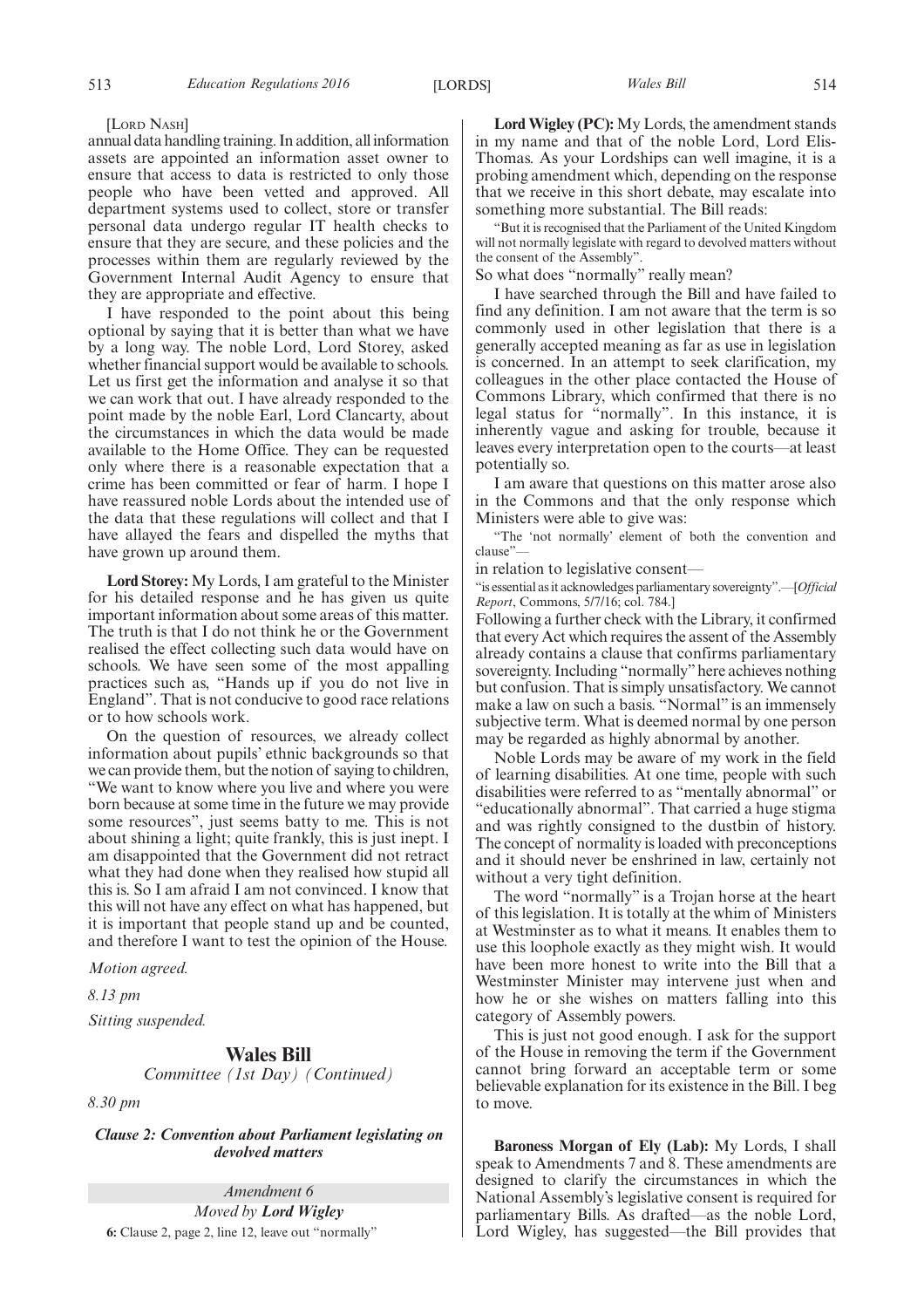[Lord Nash]

annual data handling training. In addition, all information assets are appointed an information asset owner to ensure that access to data is restricted to only those people who have been vetted and approved. All department systems used to collect, store or transfer personal data undergo regular IT health checks to ensure that they are secure, and these policies and the processes within them are regularly reviewed by the Government Internal Audit Agency to ensure that they are appropriate and effective.

I have responded to the point about this being optional by saying that it is better than what we have by a long way. The noble Lord, Lord Storey, asked whether financial support would be available to schools. Let us first get the information and analyse it so that we can work that out. I have already responded to the point made by the noble Earl, Lord Clancarty, about the circumstances in which the data would be made available to the Home Office. They can be requested only where there is a reasonable expectation that a crime has been committed or fear of harm. I hope I have reassured noble Lords about the intended use of the data that these regulations will collect and that I have allayed the fears and dispelled the myths that have grown up around them.

**Lord Storey:** My Lords, I am grateful to the Minister for his detailed response and he has given us quite important information about some areas of this matter. The truth is that I do not think he or the Government realised the effect collecting such data would have on schools. We have seen some of the most appalling practices such as, "Hands up if you do not live in England". That is not conducive to good race relations or to how schools work.

On the question of resources, we already collect information about pupils' ethnic backgrounds so that we can provide them, but the notion of saying to children, "We want to know where you live and where you were born because at some time in the future we may provide some resources", just seems batty to me. This is not about shining a light; quite frankly, this is just inept. I am disappointed that the Government did not retract what they had done when they realised how stupid all this is. So I am afraid I am not convinced. I know that this will not have any effect on what has happened, but it is important that people stand up and be counted, and therefore I want to test the opinion of the House.

*Motion agreed.*

*8.13 pm*

*Sitting suspended.*

## Wales Bill

*Committee (1st Day) (Continued)*

*8.30 pm*

***Clause 2: Convention about Parliament legislating on devolved matters***

*Amendment 6*

*Moved by **Lord Wigley***

**6:** Clause 2, page 2, line 12, leave out "normally"

**Lord Wigley (PC):** My Lords, the amendment stands in my name and that of the noble Lord, Lord Elis-Thomas. As your Lordships can well imagine, it is a probing amendment which, depending on the response that we receive in this short debate, may escalate into something more substantial. The Bill reads:

"But it is recognised that the Parliament of the United Kingdom will not normally legislate with regard to devolved matters without the consent of the Assembly".

So what does "normally" really mean?

I have searched through the Bill and have failed to find any definition. I am not aware that the term is so commonly used in other legislation that there is a generally accepted meaning as far as use in legislation is concerned. In an attempt to seek clarification, my colleagues in the other place contacted the House of Commons Library, which confirmed that there is no legal status for "normally". In this instance, it is inherently vague and asking for trouble, because it leaves every interpretation open to the courts—at least potentially so.

I am aware that questions on this matter arose also in the Commons and that the only response which Ministers were able to give was:

"The 'not normally' element of both the convention and clause"—

in relation to legislative consent—

"is essential as it acknowledges parliamentary sovereignty".—[*Official Report*, Commons, 5/7/16; col. 784.]

Following a further check with the Library, it confirmed that every Act which requires the assent of the Assembly already contains a clause that confirms parliamentary sovereignty. Including "normally" here achieves nothing but confusion. That is simply unsatisfactory. We cannot make a law on such a basis. "Normal" is an immensely subjective term. What is deemed normal by one person may be regarded as highly abnormal by another.

Noble Lords may be aware of my work in the field of learning disabilities. At one time, people with such disabilities were referred to as "mentally abnormal" or "educationally abnormal". That carried a huge stigma and was rightly consigned to the dustbin of history. The concept of normality is loaded with preconceptions and it should never be enshrined in law, certainly not without a very tight definition.

The word "normally" is a Trojan horse at the heart of this legislation. It is totally at the whim of Ministers at Westminster as to what it means. It enables them to use this loophole exactly as they might wish. It would have been more honest to write into the Bill that a Westminster Minister may intervene just when and how he or she wishes on matters falling into this category of Assembly powers.

This is just not good enough. I ask for the support of the House in removing the term if the Government cannot bring forward an acceptable term or some believable explanation for its existence in the Bill. I beg to move.

**Baroness Morgan of Ely (Lab):** My Lords, I shall speak to Amendments 7 and 8. These amendments are designed to clarify the circumstances in which the National Assembly's legislative consent is required for parliamentary Bills. As drafted—as the noble Lord, Lord Wigley, has suggested—the Bill provides that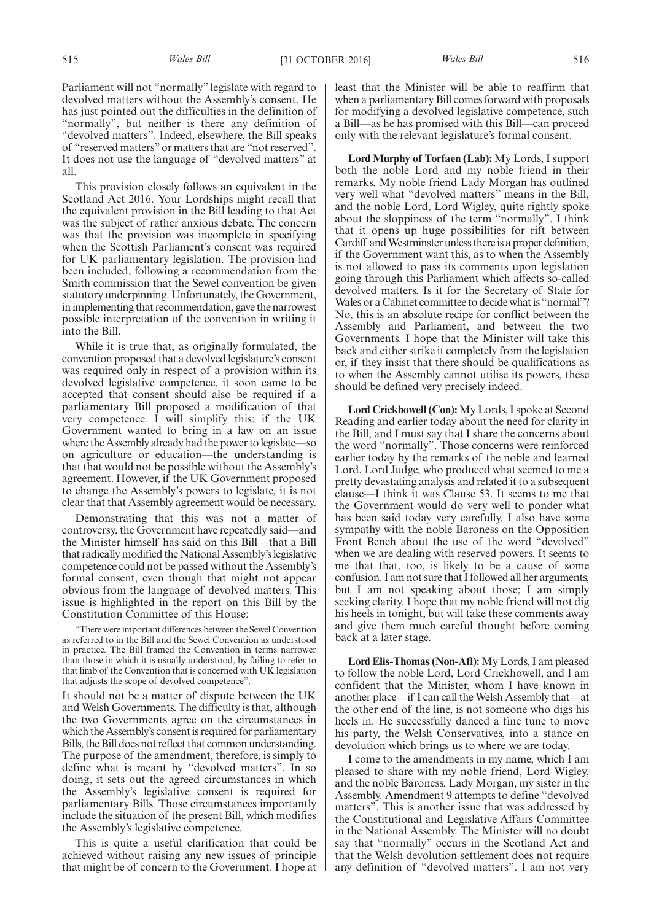Parliament will not "normally" legislate with regard to devolved matters without the Assembly's consent. He has just pointed out the difficulties in the definition of "normally", but neither is there any definition of "devolved matters". Indeed, elsewhere, the Bill speaks of "reserved matters" or matters that are "not reserved". It does not use the language of "devolved matters" at all.

This provision closely follows an equivalent in the Scotland Act 2016. Your Lordships might recall that the equivalent provision in the Bill leading to that Act was the subject of rather anxious debate. The concern was that the provision was incomplete in specifying when the Scottish Parliament's consent was required for UK parliamentary legislation. The provision had been included, following a recommendation from the Smith commission that the Sewel convention be given statutory underpinning. Unfortunately, the Government, in implementing that recommendation, gave the narrowest possible interpretation of the convention in writing it into the Bill.

While it is true that, as originally formulated, the convention proposed that a devolved legislature's consent was required only in respect of a provision within its devolved legislative competence, it soon came to be accepted that consent should also be required if a parliamentary Bill proposed a modification of that very competence. I will simplify this: if the UK Government wanted to bring in a law on an issue where the Assembly already had the power to legislate—so on agriculture or education—the understanding is that that would not be possible without the Assembly's agreement. However, if the UK Government proposed to change the Assembly's powers to legislate, it is not clear that that Assembly agreement would be necessary.

Demonstrating that this was not a matter of controversy, the Government have repeatedly said—and the Minister himself has said on this Bill—that a Bill that radically modified the National Assembly's legislative competence could not be passed without the Assembly's formal consent, even though that might not appear obvious from the language of devolved matters. This issue is highlighted in the report on this Bill by the Constitution Committee of this House:

"There were important differences between the Sewel Convention as referred to in the Bill and the Sewel Convention as understood in practice. The Bill framed the Convention in terms narrower than those in which it is usually understood, by failing to refer to that limb of the Convention that is concerned with UK legislation that adjusts the scope of devolved competence".

It should not be a matter of dispute between the UK and Welsh Governments. The difficulty is that, although the two Governments agree on the circumstances in which the Assembly's consent is required for parliamentary Bills, the Bill does not reflect that common understanding. The purpose of the amendment, therefore, is simply to define what is meant by "devolved matters". In so doing, it sets out the agreed circumstances in which the Assembly's legislative consent is required for parliamentary Bills. Those circumstances importantly include the situation of the present Bill, which modifies the Assembly's legislative competence.

This is quite a useful clarification that could be achieved without raising any new issues of principle that might be of concern to the Government. I hope at least that the Minister will be able to reaffirm that when a parliamentary Bill comes forward with proposals for modifying a devolved legislative competence, such a Bill—as he has promised with this Bill—can proceed only with the relevant legislature's formal consent.

**Lord Murphy of Torfaen (Lab):** My Lords, I support both the noble Lord and my noble friend in their remarks. My noble friend Lady Morgan has outlined very well what "devolved matters" means in the Bill, and the noble Lord, Lord Wigley, quite rightly spoke about the sloppiness of the term "normally". I think that it opens up huge possibilities for rift between Cardiff and Westminster unless there is a proper definition, if the Government want this, as to when the Assembly is not allowed to pass its comments upon legislation going through this Parliament which affects so-called devolved matters. Is it for the Secretary of State for Wales or a Cabinet committee to decide what is "normal"? No, this is an absolute recipe for conflict between the Assembly and Parliament, and between the two Governments. I hope that the Minister will take this back and either strike it completely from the legislation or, if they insist that there should be qualifications as to when the Assembly cannot utilise its powers, these should be defined very precisely indeed.

**Lord Crickhowell (Con):** My Lords, I spoke at Second Reading and earlier today about the need for clarity in the Bill, and I must say that I share the concerns about the word "normally". Those concerns were reinforced earlier today by the remarks of the noble and learned Lord, Lord Judge, who produced what seemed to me a pretty devastating analysis and related it to a subsequent clause—I think it was Clause 53. It seems to me that the Government would do very well to ponder what has been said today very carefully. I also have some sympathy with the noble Baroness on the Opposition Front Bench about the use of the word "devolved" when we are dealing with reserved powers. It seems to me that that, too, is likely to be a cause of some confusion. I am not sure that I followed all her arguments, but I am not speaking about those; I am simply seeking clarity. I hope that my noble friend will not dig his heels in tonight, but will take these comments away and give them much careful thought before coming back at a later stage.

**Lord Elis-Thomas (Non-Afl):** My Lords, I am pleased to follow the noble Lord, Lord Crickhowell, and I am confident that the Minister, whom I have known in another place—if I can call the Welsh Assembly that—at the other end of the line, is not someone who digs his heels in. He successfully danced a fine tune to move his party, the Welsh Conservatives, into a stance on devolution which brings us to where we are today.

I come to the amendments in my name, which I am pleased to share with my noble friend, Lord Wigley, and the noble Baroness, Lady Morgan, my sister in the Assembly. Amendment 9 attempts to define "devolved matters". This is another issue that was addressed by the Constitutional and Legislative Affairs Committee in the National Assembly. The Minister will no doubt say that "normally" occurs in the Scotland Act and that the Welsh devolution settlement does not require any definition of "devolved matters". I am not very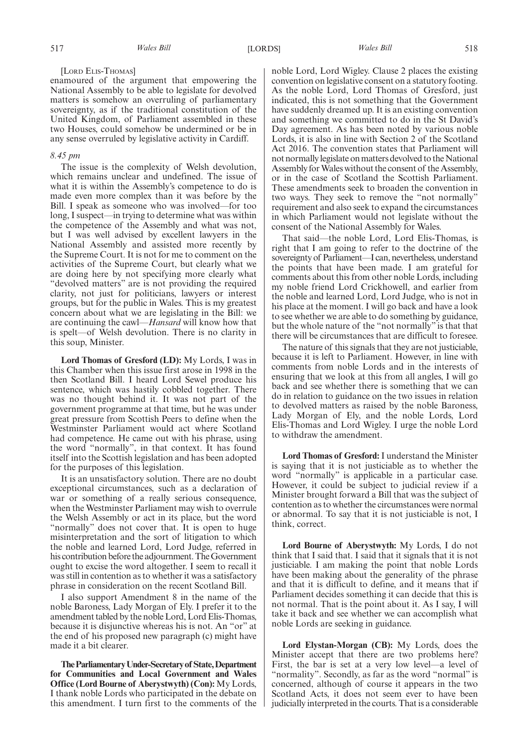[Lord Elis-Thomas]

enamoured of the argument that empowering the National Assembly to be able to legislate for devolved matters is somehow an overruling of parliamentary sovereignty, as if the traditional constitution of the United Kingdom, of Parliament assembled in these two Houses, could somehow be undermined or be in any sense overruled by legislative activity in Cardiff.

*8.45 pm*

The issue is the complexity of Welsh devolution, which remains unclear and undefined. The issue of what it is within the Assembly's competence to do is made even more complex than it was before by the Bill. I speak as someone who was involved—for too long, I suspect—in trying to determine what was within the competence of the Assembly and what was not, but I was well advised by excellent lawyers in the National Assembly and assisted more recently by the Supreme Court. It is not for me to comment on the activities of the Supreme Court, but clearly what we are doing here by not specifying more clearly what "devolved matters" are is not providing the required clarity, not just for politicians, lawyers or interest groups, but for the public in Wales. This is my greatest concern about what we are legislating in the Bill: we are continuing the cawl—*Hansard* will know how that is spelt—of Welsh devolution. There is no clarity in this soup, Minister.

**Lord Thomas of Gresford (LD):** My Lords, I was in this Chamber when this issue first arose in 1998 in the then Scotland Bill. I heard Lord Sewel produce his sentence, which was hastily cobbled together. There was no thought behind it. It was not part of the government programme at that time, but he was under great pressure from Scottish Peers to define when the Westminster Parliament would act where Scotland had competence. He came out with his phrase, using the word "normally", in that context. It has found itself into the Scottish legislation and has been adopted for the purposes of this legislation.

It is an unsatisfactory solution. There are no doubt exceptional circumstances, such as a declaration of war or something of a really serious consequence, when the Westminster Parliament may wish to overrule the Welsh Assembly or act in its place, but the word "normally" does not cover that. It is open to huge misinterpretation and the sort of litigation to which the noble and learned Lord, Lord Judge, referred in his contribution before the adjournment. The Government ought to excise the word altogether. I seem to recall it was still in contention as to whether it was a satisfactory phrase in consideration on the recent Scotland Bill.

I also support Amendment 8 in the name of the noble Baroness, Lady Morgan of Ely. I prefer it to the amendment tabled by the noble Lord, Lord Elis-Thomas, because it is disjunctive whereas his is not. An "or" at the end of his proposed new paragraph (c) might have made it a bit clearer.

**The Parliamentary Under-Secretary of State, Department for Communities and Local Government and Wales Office (Lord Bourne of Aberystwyth) (Con):** My Lords, I thank noble Lords who participated in the debate on this amendment. I turn first to the comments of the noble Lord, Lord Wigley. Clause 2 places the existing convention on legislative consent on a statutory footing. As the noble Lord, Lord Thomas of Gresford, just indicated, this is not something that the Government have suddenly dreamed up. It is an existing convention and something we committed to do in the St David's Day agreement. As has been noted by various noble Lords, it is also in line with Section 2 of the Scotland Act 2016. The convention states that Parliament will not normally legislate on matters devolved to the National Assembly for Wales without the consent of the Assembly, or in the case of Scotland the Scottish Parliament. These amendments seek to broaden the convention in two ways. They seek to remove the "not normally" requirement and also seek to expand the circumstances in which Parliament would not legislate without the consent of the National Assembly for Wales.

That said—the noble Lord, Lord Elis-Thomas, is right that I am going to refer to the doctrine of the sovereignty of Parliament—I can, nevertheless, understand the points that have been made. I am grateful for comments about this from other noble Lords, including my noble friend Lord Crickhowell, and earlier from the noble and learned Lord, Lord Judge, who is not in his place at the moment. I will go back and have a look to see whether we are able to do something by guidance, but the whole nature of the "not normally" is that that there will be circumstances that are difficult to foresee.

The nature of this signals that they are not justiciable, because it is left to Parliament. However, in line with comments from noble Lords and in the interests of ensuring that we look at this from all angles, I will go back and see whether there is something that we can do in relation to guidance on the two issues in relation to devolved matters as raised by the noble Baroness, Lady Morgan of Ely, and the noble Lords, Lord Elis-Thomas and Lord Wigley. I urge the noble Lord to withdraw the amendment.

**Lord Thomas of Gresford:** I understand the Minister is saying that it is not justiciable as to whether the word "normally" is applicable in a particular case. However, it could be subject to judicial review if a Minister brought forward a Bill that was the subject of contention as to whether the circumstances were normal or abnormal. To say that it is not justiciable is not, I think, correct.

**Lord Bourne of Aberystwyth:** My Lords, I do not think that I said that. I said that it signals that it is not justiciable. I am making the point that noble Lords have been making about the generality of the phrase and that it is difficult to define, and it means that if Parliament decides something it can decide that this is not normal. That is the point about it. As I say, I will take it back and see whether we can accomplish what noble Lords are seeking in guidance.

**Lord Elystan-Morgan (CB):** My Lords, does the Minister accept that there are two problems here? First, the bar is set at a very low level—a level of "normality". Secondly, as far as the word "normal" is concerned, although of course it appears in the two Scotland Acts, it does not seem ever to have been judicially interpreted in the courts. That is a considerable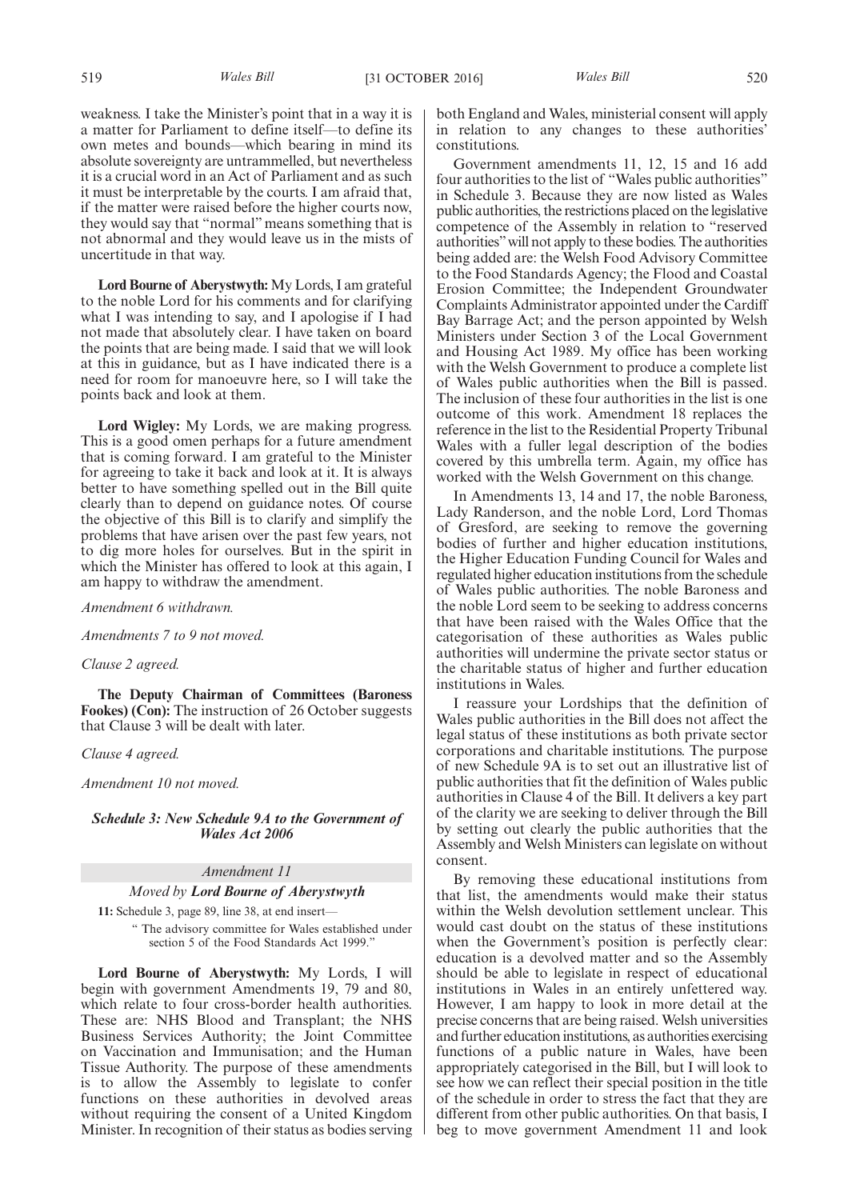weakness. I take the Minister's point that in a way it is a matter for Parliament to define itself—to define its own metes and bounds—which bearing in mind its absolute sovereignty are untrammelled, but nevertheless it is a crucial word in an Act of Parliament and as such it must be interpretable by the courts. I am afraid that, if the matter were raised before the higher courts now, they would say that "normal" means something that is not abnormal and they would leave us in the mists of uncertitude in that way.

**Lord Bourne of Aberystwyth:** My Lords, I am grateful to the noble Lord for his comments and for clarifying what I was intending to say, and I apologise if I had not made that absolutely clear. I have taken on board the points that are being made. I said that we will look at this in guidance, but as I have indicated there is a need for room for manoeuvre here, so I will take the points back and look at them.

**Lord Wigley:** My Lords, we are making progress. This is a good omen perhaps for a future amendment that is coming forward. I am grateful to the Minister for agreeing to take it back and look at it. It is always better to have something spelled out in the Bill quite clearly than to depend on guidance notes. Of course the objective of this Bill is to clarify and simplify the problems that have arisen over the past few years, not to dig more holes for ourselves. But in the spirit in which the Minister has offered to look at this again, I am happy to withdraw the amendment.

*Amendment 6 withdrawn.*

*Amendments 7 to 9 not moved.*

*Clause 2 agreed.*

**The Deputy Chairman of Committees (Baroness Fookes) (Con):** The instruction of 26 October suggests that Clause 3 will be dealt with later.

*Clause 4 agreed.*

*Amendment 10 not moved.*

***Schedule 3: New Schedule 9A to the Government of Wales Act 2006***

*Amendment 11*

*Moved by* ***Lord Bourne of Aberystwyth***

**11:** Schedule 3, page 89, line 38, at end insert—

" The advisory committee for Wales established under section 5 of the Food Standards Act 1999."

**Lord Bourne of Aberystwyth:** My Lords, I will begin with government Amendments 19, 79 and 80, which relate to four cross-border health authorities. These are: NHS Blood and Transplant; the NHS Business Services Authority; the Joint Committee on Vaccination and Immunisation; and the Human Tissue Authority. The purpose of these amendments is to allow the Assembly to legislate to confer functions on these authorities in devolved areas without requiring the consent of a United Kingdom Minister. In recognition of their status as bodies serving both England and Wales, ministerial consent will apply in relation to any changes to these authorities' constitutions.

Government amendments 11, 12, 15 and 16 add four authorities to the list of "Wales public authorities" in Schedule 3. Because they are now listed as Wales public authorities, the restrictions placed on the legislative competence of the Assembly in relation to "reserved authorities" will not apply to these bodies. The authorities being added are: the Welsh Food Advisory Committee to the Food Standards Agency; the Flood and Coastal Erosion Committee; the Independent Groundwater Complaints Administrator appointed under the Cardiff Bay Barrage Act; and the person appointed by Welsh Ministers under Section 3 of the Local Government and Housing Act 1989. My office has been working with the Welsh Government to produce a complete list of Wales public authorities when the Bill is passed. The inclusion of these four authorities in the list is one outcome of this work. Amendment 18 replaces the reference in the list to the Residential Property Tribunal Wales with a fuller legal description of the bodies covered by this umbrella term. Again, my office has worked with the Welsh Government on this change.

In Amendments 13, 14 and 17, the noble Baroness, Lady Randerson, and the noble Lord, Lord Thomas of Gresford, are seeking to remove the governing bodies of further and higher education institutions, the Higher Education Funding Council for Wales and regulated higher education institutions from the schedule of Wales public authorities. The noble Baroness and the noble Lord seem to be seeking to address concerns that have been raised with the Wales Office that the categorisation of these authorities as Wales public authorities will undermine the private sector status or the charitable status of higher and further education institutions in Wales.

I reassure your Lordships that the definition of Wales public authorities in the Bill does not affect the legal status of these institutions as both private sector corporations and charitable institutions. The purpose of new Schedule 9A is to set out an illustrative list of public authorities that fit the definition of Wales public authorities in Clause 4 of the Bill. It delivers a key part of the clarity we are seeking to deliver through the Bill by setting out clearly the public authorities that the Assembly and Welsh Ministers can legislate on without consent.

By removing these educational institutions from that list, the amendments would make their status within the Welsh devolution settlement unclear. This would cast doubt on the status of these institutions when the Government's position is perfectly clear: education is a devolved matter and so the Assembly should be able to legislate in respect of educational institutions in Wales in an entirely unfettered way. However, I am happy to look in more detail at the precise concerns that are being raised. Welsh universities and further education institutions, as authorities exercising functions of a public nature in Wales, have been appropriately categorised in the Bill, but I will look to see how we can reflect their special position in the title of the schedule in order to stress the fact that they are different from other public authorities. On that basis, I beg to move government Amendment 11 and look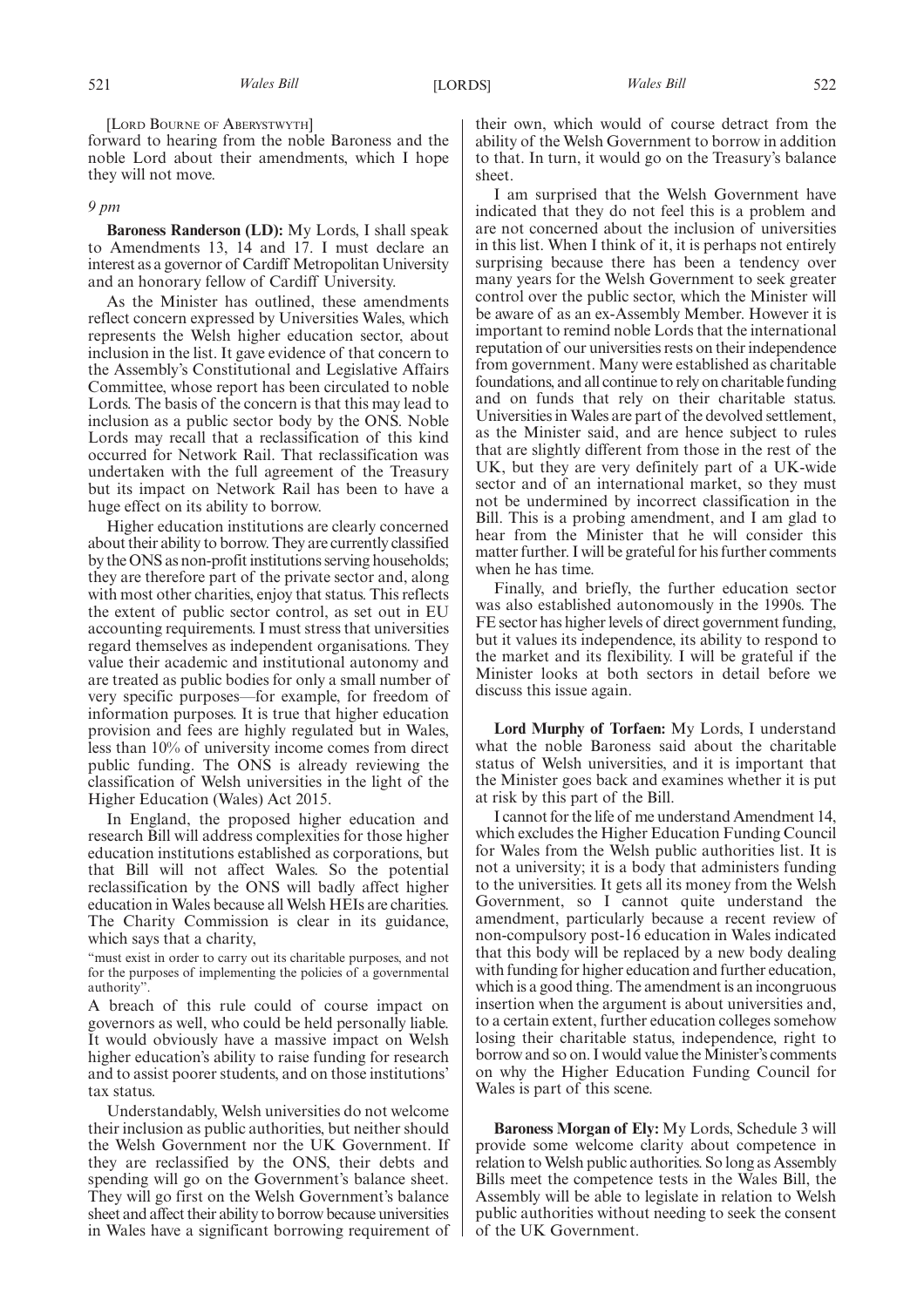[LORD BOURNE OF ABERYSTWYTH]

forward to hearing from the noble Baroness and the noble Lord about their amendments, which I hope they will not move.

*9 pm*

**Baroness Randerson (LD):** My Lords, I shall speak to Amendments 13, 14 and 17. I must declare an interest as a governor of Cardiff Metropolitan University and an honorary fellow of Cardiff University.

As the Minister has outlined, these amendments reflect concern expressed by Universities Wales, which represents the Welsh higher education sector, about inclusion in the list. It gave evidence of that concern to the Assembly's Constitutional and Legislative Affairs Committee, whose report has been circulated to noble Lords. The basis of the concern is that this may lead to inclusion as a public sector body by the ONS. Noble Lords may recall that a reclassification of this kind occurred for Network Rail. That reclassification was undertaken with the full agreement of the Treasury but its impact on Network Rail has been to have a huge effect on its ability to borrow.

Higher education institutions are clearly concerned about their ability to borrow. They are currently classified by the ONS as non-profit institutions serving households; they are therefore part of the private sector and, along with most other charities, enjoy that status. This reflects the extent of public sector control, as set out in EU accounting requirements. I must stress that universities regard themselves as independent organisations. They value their academic and institutional autonomy and are treated as public bodies for only a small number of very specific purposes—for example, for freedom of information purposes. It is true that higher education provision and fees are highly regulated but in Wales, less than 10% of university income comes from direct public funding. The ONS is already reviewing the classification of Welsh universities in the light of the Higher Education (Wales) Act 2015.

In England, the proposed higher education and research Bill will address complexities for those higher education institutions established as corporations, but that Bill will not affect Wales. So the potential reclassification by the ONS will badly affect higher education in Wales because all Welsh HEIs are charities. The Charity Commission is clear in its guidance, which says that a charity,

"must exist in order to carry out its charitable purposes, and not for the purposes of implementing the policies of a governmental authority".

A breach of this rule could of course impact on governors as well, who could be held personally liable. It would obviously have a massive impact on Welsh higher education's ability to raise funding for research and to assist poorer students, and on those institutions' tax status.

Understandably, Welsh universities do not welcome their inclusion as public authorities, but neither should the Welsh Government nor the UK Government. If they are reclassified by the ONS, their debts and spending will go on the Government's balance sheet. They will go first on the Welsh Government's balance sheet and affect their ability to borrow because universities in Wales have a significant borrowing requirement of their own, which would of course detract from the ability of the Welsh Government to borrow in addition to that. In turn, it would go on the Treasury's balance sheet.

I am surprised that the Welsh Government have indicated that they do not feel this is a problem and are not concerned about the inclusion of universities in this list. When I think of it, it is perhaps not entirely surprising because there has been a tendency over many years for the Welsh Government to seek greater control over the public sector, which the Minister will be aware of as an ex-Assembly Member. However it is important to remind noble Lords that the international reputation of our universities rests on their independence from government. Many were established as charitable foundations, and all continue to rely on charitable funding and on funds that rely on their charitable status. Universities in Wales are part of the devolved settlement, as the Minister said, and are hence subject to rules that are slightly different from those in the rest of the UK, but they are very definitely part of a UK-wide sector and of an international market, so they must not be undermined by incorrect classification in the Bill. This is a probing amendment, and I am glad to hear from the Minister that he will consider this matter further. I will be grateful for his further comments when he has time.

Finally, and briefly, the further education sector was also established autonomously in the 1990s. The FE sector has higher levels of direct government funding, but it values its independence, its ability to respond to the market and its flexibility. I will be grateful if the Minister looks at both sectors in detail before we discuss this issue again.

**Lord Murphy of Torfaen:** My Lords, I understand what the noble Baroness said about the charitable status of Welsh universities, and it is important that the Minister goes back and examines whether it is put at risk by this part of the Bill.

I cannot for the life of me understand Amendment 14, which excludes the Higher Education Funding Council for Wales from the Welsh public authorities list. It is not a university; it is a body that administers funding to the universities. It gets all its money from the Welsh Government, so I cannot quite understand the amendment, particularly because a recent review of non-compulsory post-16 education in Wales indicated that this body will be replaced by a new body dealing with funding for higher education and further education, which is a good thing. The amendment is an incongruous insertion when the argument is about universities and, to a certain extent, further education colleges somehow losing their charitable status, independence, right to borrow and so on. I would value the Minister's comments on why the Higher Education Funding Council for Wales is part of this scene.

**Baroness Morgan of Ely:** My Lords, Schedule 3 will provide some welcome clarity about competence in relation to Welsh public authorities. So long as Assembly Bills meet the competence tests in the Wales Bill, the Assembly will be able to legislate in relation to Welsh public authorities without needing to seek the consent of the UK Government.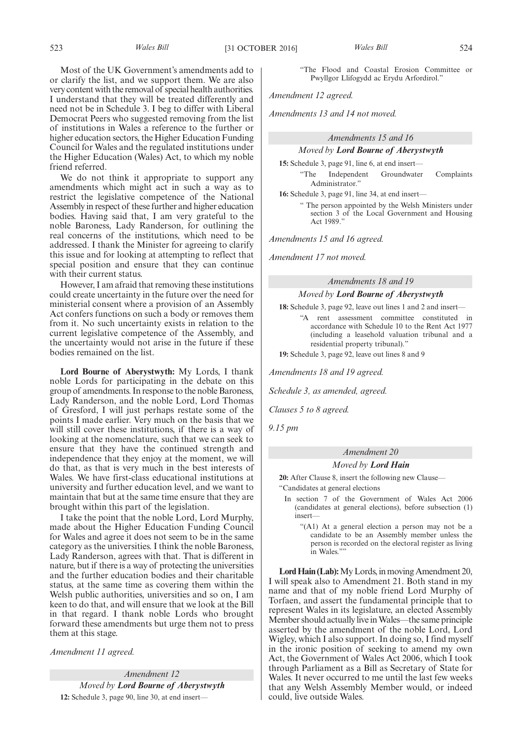Most of the UK Government's amendments add to or clarify the list, and we support them. We are also very content with the removal of special health authorities. I understand that they will be treated differently and need not be in Schedule 3. I beg to differ with Liberal Democrat Peers who suggested removing from the list of institutions in Wales a reference to the further or higher education sectors, the Higher Education Funding Council for Wales and the regulated institutions under the Higher Education (Wales) Act, to which my noble friend referred.

We do not think it appropriate to support any amendments which might act in such a way as to restrict the legislative competence of the National Assembly in respect of these further and higher education bodies. Having said that, I am very grateful to the noble Baroness, Lady Randerson, for outlining the real concerns of the institutions, which need to be addressed. I thank the Minister for agreeing to clarify this issue and for looking at attempting to reflect that special position and ensure that they can continue with their current status.

However, I am afraid that removing these institutions could create uncertainty in the future over the need for ministerial consent where a provision of an Assembly Act confers functions on such a body or removes them from it. No such uncertainty exists in relation to the current legislative competence of the Assembly, and the uncertainty would not arise in the future if these bodies remained on the list.

**Lord Bourne of Aberystwyth:** My Lords, I thank noble Lords for participating in the debate on this group of amendments. In response to the noble Baroness, Lady Randerson, and the noble Lord, Lord Thomas of Gresford, I will just perhaps restate some of the points I made earlier. Very much on the basis that we will still cover these institutions, if there is a way of looking at the nomenclature, such that we can seek to ensure that they have the continued strength and independence that they enjoy at the moment, we will do that, as that is very much in the best interests of Wales. We have first-class educational institutions at university and further education level, and we want to maintain that but at the same time ensure that they are brought within this part of the legislation.

I take the point that the noble Lord, Lord Murphy, made about the Higher Education Funding Council for Wales and agree it does not seem to be in the same category as the universities. I think the noble Baroness, Lady Randerson, agrees with that. That is different in nature, but if there is a way of protecting the universities and the further education bodies and their charitable status, at the same time as covering them within the Welsh public authorities, universities and so on, I am keen to do that, and will ensure that we look at the Bill in that regard. I thank noble Lords who brought forward these amendments but urge them not to press them at this stage.

*Amendment 11 agreed.*

*Amendment 12*

*Moved by* ***Lord Bourne of Aberystwyth***

**12:** Schedule 3, page 90, line 30, at end insert—

"The Flood and Coastal Erosion Committee or Pwyllgor Llifogydd ac Erydu Arfordirol."

*Amendment 12 agreed.*

*Amendments 13 and 14 not moved.*

*Amendments 15 and 16*

*Moved by* ***Lord Bourne of Aberystwyth***

**15:** Schedule 3, page 91, line 6, at end insert—

"The Independent Groundwater Complaints Administrator."

**16:** Schedule 3, page 91, line 34, at end insert—

" The person appointed by the Welsh Ministers under section 3 of the Local Government and Housing Act 1989."

*Amendments 15 and 16 agreed.*

*Amendment 17 not moved.*

*Amendments 18 and 19*

*Moved by* ***Lord Bourne of Aberystwyth***

**18:** Schedule 3, page 92, leave out lines 1 and 2 and insert—

"A rent assessment committee constituted in accordance with Schedule 10 to the Rent Act 1977 (including a leasehold valuation tribunal and a residential property tribunal)."

**19:** Schedule 3, page 92, leave out lines 8 and 9

*Amendments 18 and 19 agreed.*

*Schedule 3, as amended, agreed.*

*Clauses 5 to 8 agreed.*

*9.15 pm*

*Amendment 20*

*Moved by* ***Lord Hain***

**20:** After Clause 8, insert the following new Clause—

"Candidates at general elections

In section 7 of the Government of Wales Act 2006 (candidates at general elections), before subsection (1) insert—

"(A1) At a general election a person may not be a candidate to be an Assembly member unless the person is recorded on the electoral register as living in Wales.""

**Lord Hain (Lab):** My Lords, in moving Amendment 20, I will speak also to Amendment 21. Both stand in my name and that of my noble friend Lord Murphy of Torfaen, and assert the fundamental principle that to represent Wales in its legislature, an elected Assembly Member should actually live in Wales—the same principle asserted by the amendment of the noble Lord, Lord Wigley, which I also support. In doing so, I find myself in the ironic position of seeking to amend my own Act, the Government of Wales Act 2006, which I took through Parliament as a Bill as Secretary of State for Wales. It never occurred to me until the last few weeks that any Welsh Assembly Member would, or indeed could, live outside Wales.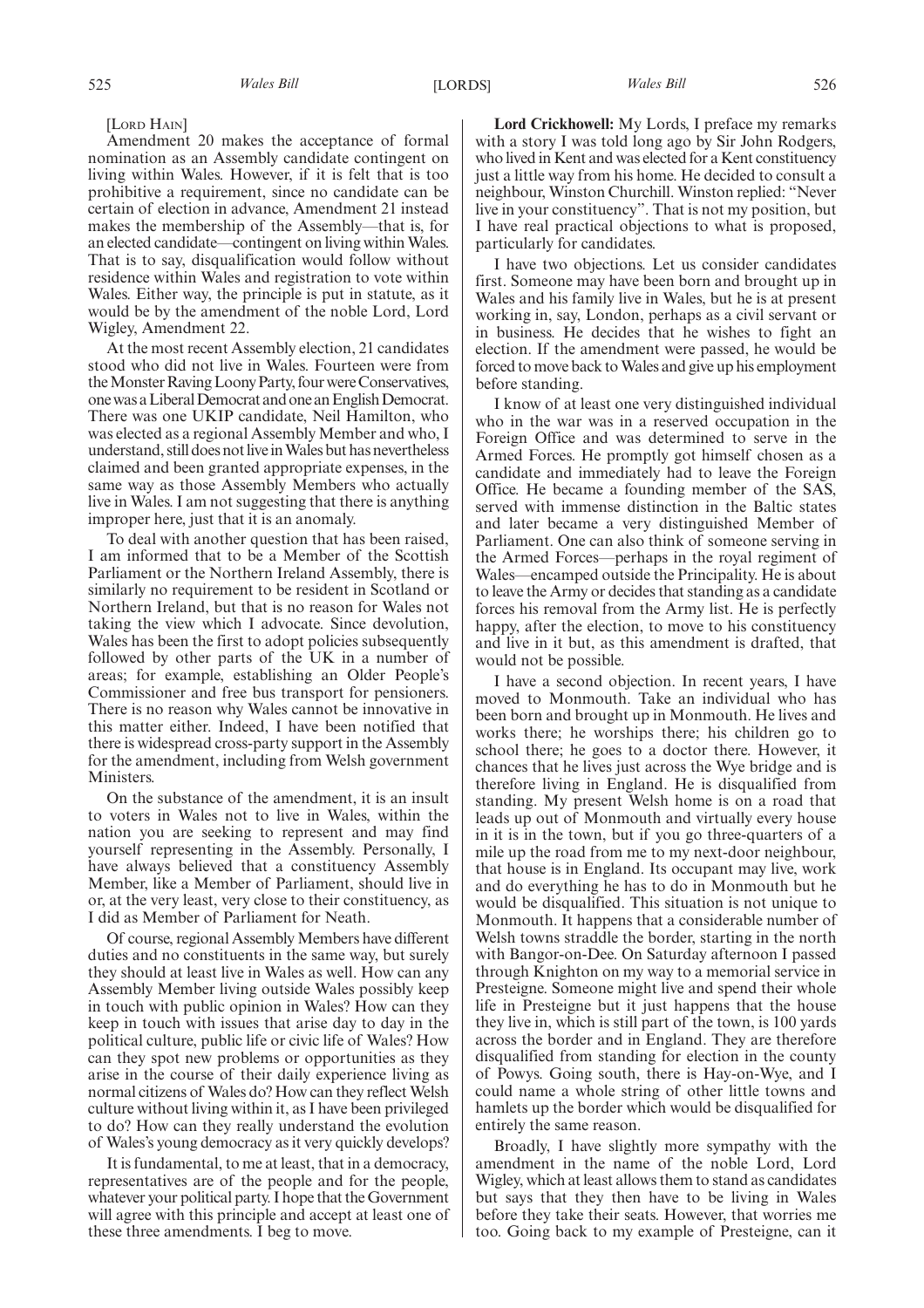[LORD HAIN]

Amendment 20 makes the acceptance of formal nomination as an Assembly candidate contingent on living within Wales. However, if it is felt that is too prohibitive a requirement, since no candidate can be certain of election in advance, Amendment 21 instead makes the membership of the Assembly—that is, for an elected candidate—contingent on living within Wales. That is to say, disqualification would follow without residence within Wales and registration to vote within Wales. Either way, the principle is put in statute, as it would be by the amendment of the noble Lord, Lord Wigley, Amendment 22.

At the most recent Assembly election, 21 candidates stood who did not live in Wales. Fourteen were from the Monster Raving Loony Party, four were Conservatives, one was a Liberal Democrat and one an English Democrat. There was one UKIP candidate, Neil Hamilton, who was elected as a regional Assembly Member and who, I understand, still does not live in Wales but has nevertheless claimed and been granted appropriate expenses, in the same way as those Assembly Members who actually live in Wales. I am not suggesting that there is anything improper here, just that it is an anomaly.

To deal with another question that has been raised, I am informed that to be a Member of the Scottish Parliament or the Northern Ireland Assembly, there is similarly no requirement to be resident in Scotland or Northern Ireland, but that is no reason for Wales not taking the view which I advocate. Since devolution, Wales has been the first to adopt policies subsequently followed by other parts of the UK in a number of areas; for example, establishing an Older People's Commissioner and free bus transport for pensioners. There is no reason why Wales cannot be innovative in this matter either. Indeed, I have been notified that there is widespread cross-party support in the Assembly for the amendment, including from Welsh government Ministers.

On the substance of the amendment, it is an insult to voters in Wales not to live in Wales, within the nation you are seeking to represent and may find yourself representing in the Assembly. Personally, I have always believed that a constituency Assembly Member, like a Member of Parliament, should live in or, at the very least, very close to their constituency, as I did as Member of Parliament for Neath.

Of course, regional Assembly Members have different duties and no constituents in the same way, but surely they should at least live in Wales as well. How can any Assembly Member living outside Wales possibly keep in touch with public opinion in Wales? How can they keep in touch with issues that arise day to day in the political culture, public life or civic life of Wales? How can they spot new problems or opportunities as they arise in the course of their daily experience living as normal citizens of Wales do? How can they reflect Welsh culture without living within it, as I have been privileged to do? How can they really understand the evolution of Wales's young democracy as it very quickly develops?

It is fundamental, to me at least, that in a democracy, representatives are of the people and for the people, whatever your political party. I hope that the Government will agree with this principle and accept at least one of these three amendments. I beg to move.

**Lord Crickhowell:** My Lords, I preface my remarks with a story I was told long ago by Sir John Rodgers, who lived in Kent and was elected for a Kent constituency just a little way from his home. He decided to consult a neighbour, Winston Churchill. Winston replied: "Never live in your constituency". That is not my position, but I have real practical objections to what is proposed, particularly for candidates.

I have two objections. Let us consider candidates first. Someone may have been born and brought up in Wales and his family live in Wales, but he is at present working in, say, London, perhaps as a civil servant or in business. He decides that he wishes to fight an election. If the amendment were passed, he would be forced to move back to Wales and give up his employment before standing.

I know of at least one very distinguished individual who in the war was in a reserved occupation in the Foreign Office and was determined to serve in the Armed Forces. He promptly got himself chosen as a candidate and immediately had to leave the Foreign Office. He became a founding member of the SAS, served with immense distinction in the Baltic states and later became a very distinguished Member of Parliament. One can also think of someone serving in the Armed Forces—perhaps in the royal regiment of Wales—encamped outside the Principality. He is about to leave the Army or decides that standing as a candidate forces his removal from the Army list. He is perfectly happy, after the election, to move to his constituency and live in it but, as this amendment is drafted, that would not be possible.

I have a second objection. In recent years, I have moved to Monmouth. Take an individual who has been born and brought up in Monmouth. He lives and works there; he worships there; his children go to school there; he goes to a doctor there. However, it chances that he lives just across the Wye bridge and is therefore living in England. He is disqualified from standing. My present Welsh home is on a road that leads up out of Monmouth and virtually every house in it is in the town, but if you go three-quarters of a mile up the road from me to my next-door neighbour, that house is in England. Its occupant may live, work and do everything he has to do in Monmouth but he would be disqualified. This situation is not unique to Monmouth. It happens that a considerable number of Welsh towns straddle the border, starting in the north with Bangor-on-Dee. On Saturday afternoon I passed through Knighton on my way to a memorial service in Presteigne. Someone might live and spend their whole life in Presteigne but it just happens that the house they live in, which is still part of the town, is 100 yards across the border and in England. They are therefore disqualified from standing for election in the county of Powys. Going south, there is Hay-on-Wye, and I could name a whole string of other little towns and hamlets up the border which would be disqualified for entirely the same reason.

Broadly, I have slightly more sympathy with the amendment in the name of the noble Lord, Lord Wigley, which at least allows them to stand as candidates but says that they then have to be living in Wales before they take their seats. However, that worries me too. Going back to my example of Presteigne, can it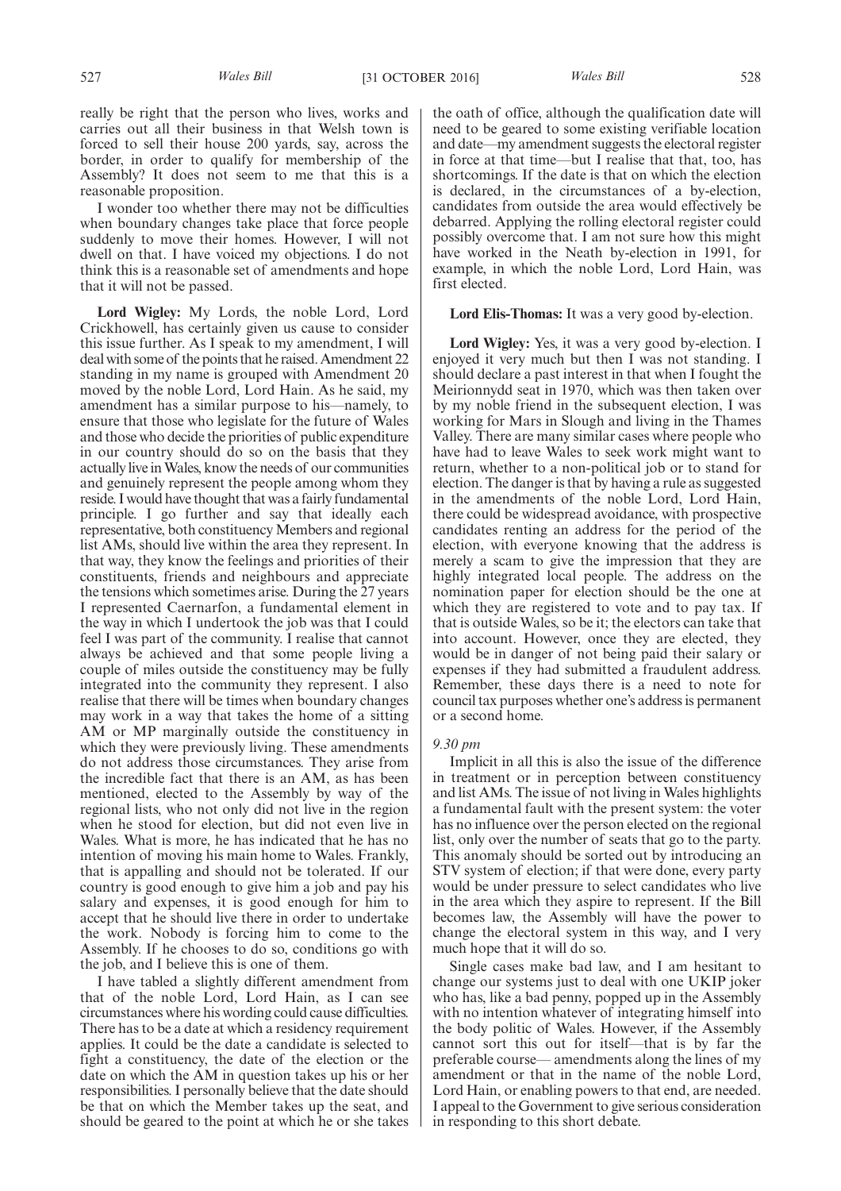really be right that the person who lives, works and carries out all their business in that Welsh town is forced to sell their house 200 yards, say, across the border, in order to qualify for membership of the Assembly? It does not seem to me that this is a reasonable proposition.

I wonder too whether there may not be difficulties when boundary changes take place that force people suddenly to move their homes. However, I will not dwell on that. I have voiced my objections. I do not think this is a reasonable set of amendments and hope that it will not be passed.

**Lord Wigley:** My Lords, the noble Lord, Lord Crickhowell, has certainly given us cause to consider this issue further. As I speak to my amendment, I will deal with some of the points that he raised. Amendment 22 standing in my name is grouped with Amendment 20 moved by the noble Lord, Lord Hain. As he said, my amendment has a similar purpose to his—namely, to ensure that those who legislate for the future of Wales and those who decide the priorities of public expenditure in our country should do so on the basis that they actually live in Wales, know the needs of our communities and genuinely represent the people among whom they reside. I would have thought that was a fairly fundamental principle. I go further and say that ideally each representative, both constituency Members and regional list AMs, should live within the area they represent. In that way, they know the feelings and priorities of their constituents, friends and neighbours and appreciate the tensions which sometimes arise. During the 27 years I represented Caernarfon, a fundamental element in the way in which I undertook the job was that I could feel I was part of the community. I realise that cannot always be achieved and that some people living a couple of miles outside the constituency may be fully integrated into the community they represent. I also realise that there will be times when boundary changes may work in a way that takes the home of a sitting AM or MP marginally outside the constituency in which they were previously living. These amendments do not address those circumstances. They arise from the incredible fact that there is an AM, as has been mentioned, elected to the Assembly by way of the regional lists, who not only did not live in the region when he stood for election, but did not even live in Wales. What is more, he has indicated that he has no intention of moving his main home to Wales. Frankly, that is appalling and should not be tolerated. If our country is good enough to give him a job and pay his salary and expenses, it is good enough for him to accept that he should live there in order to undertake the work. Nobody is forcing him to come to the Assembly. If he chooses to do so, conditions go with the job, and I believe this is one of them.

I have tabled a slightly different amendment from that of the noble Lord, Lord Hain, as I can see circumstances where his wording could cause difficulties. There has to be a date at which a residency requirement applies. It could be the date a candidate is selected to fight a constituency, the date of the election or the date on which the AM in question takes up his or her responsibilities. I personally believe that the date should be that on which the Member takes up the seat, and should be geared to the point at which he or she takes the oath of office, although the qualification date will need to be geared to some existing verifiable location and date—my amendment suggests the electoral register in force at that time—but I realise that that, too, has shortcomings. If the date is that on which the election is declared, in the circumstances of a by-election, candidates from outside the area would effectively be debarred. Applying the rolling electoral register could possibly overcome that. I am not sure how this might have worked in the Neath by-election in 1991, for example, in which the noble Lord, Lord Hain, was first elected.

**Lord Elis-Thomas:** It was a very good by-election.

**Lord Wigley:** Yes, it was a very good by-election. I enjoyed it very much but then I was not standing. I should declare a past interest in that when I fought the Meirionnydd seat in 1970, which was then taken over by my noble friend in the subsequent election, I was working for Mars in Slough and living in the Thames Valley. There are many similar cases where people who have had to leave Wales to seek work might want to return, whether to a non-political job or to stand for election. The danger is that by having a rule as suggested in the amendments of the noble Lord, Lord Hain, there could be widespread avoidance, with prospective candidates renting an address for the period of the election, with everyone knowing that the address is merely a scam to give the impression that they are highly integrated local people. The address on the nomination paper for election should be the one at which they are registered to vote and to pay tax. If that is outside Wales, so be it; the electors can take that into account. However, once they are elected, they would be in danger of not being paid their salary or expenses if they had submitted a fraudulent address. Remember, these days there is a need to note for council tax purposes whether one's address is permanent or a second home.

*9.30 pm*

Implicit in all this is also the issue of the difference in treatment or in perception between constituency and list AMs. The issue of not living in Wales highlights a fundamental fault with the present system: the voter has no influence over the person elected on the regional list, only over the number of seats that go to the party. This anomaly should be sorted out by introducing an STV system of election; if that were done, every party would be under pressure to select candidates who live in the area which they aspire to represent. If the Bill becomes law, the Assembly will have the power to change the electoral system in this way, and I very much hope that it will do so.

Single cases make bad law, and I am hesitant to change our systems just to deal with one UKIP joker who has, like a bad penny, popped up in the Assembly with no intention whatever of integrating himself into the body politic of Wales. However, if the Assembly cannot sort this out for itself—that is by far the preferable course— amendments along the lines of my amendment or that in the name of the noble Lord, Lord Hain, or enabling powers to that end, are needed. I appeal to the Government to give serious consideration in responding to this short debate.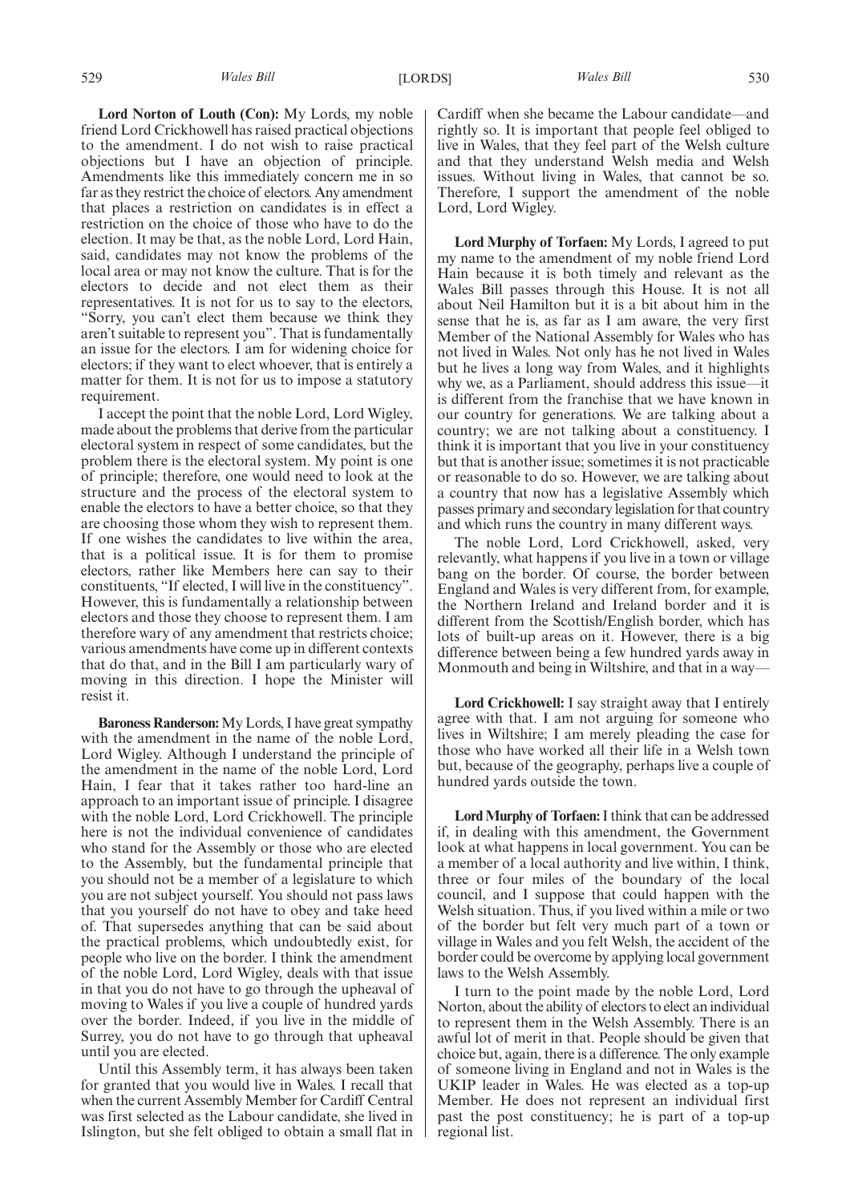**Lord Norton of Louth (Con):** My Lords, my noble friend Lord Crickhowell has raised practical objections to the amendment. I do not wish to raise practical objections but I have an objection of principle. Amendments like this immediately concern me in so far as they restrict the choice of electors. Any amendment that places a restriction on candidates is in effect a restriction on the choice of those who have to do the election. It may be that, as the noble Lord, Lord Hain, said, candidates may not know the problems of the local area or may not know the culture. That is for the electors to decide and not elect them as their representatives. It is not for us to say to the electors, "Sorry, you can't elect them because we think they aren't suitable to represent you". That is fundamentally an issue for the electors. I am for widening choice for electors; if they want to elect whoever, that is entirely a matter for them. It is not for us to impose a statutory requirement.

I accept the point that the noble Lord, Lord Wigley, made about the problems that derive from the particular electoral system in respect of some candidates, but the problem there is the electoral system. My point is one of principle; therefore, one would need to look at the structure and the process of the electoral system to enable the electors to have a better choice, so that they are choosing those whom they wish to represent them. If one wishes the candidates to live within the area, that is a political issue. It is for them to promise electors, rather like Members here can say to their constituents, "If elected, I will live in the constituency". However, this is fundamentally a relationship between electors and those they choose to represent them. I am therefore wary of any amendment that restricts choice; various amendments have come up in different contexts that do that, and in the Bill I am particularly wary of moving in this direction. I hope the Minister will resist it.

**Baroness Randerson:** My Lords, I have great sympathy with the amendment in the name of the noble Lord, Lord Wigley. Although I understand the principle of the amendment in the name of the noble Lord, Lord Hain, I fear that it takes rather too hard-line an approach to an important issue of principle. I disagree with the noble Lord, Lord Crickhowell. The principle here is not the individual convenience of candidates who stand for the Assembly or those who are elected to the Assembly, but the fundamental principle that you should not be a member of a legislature to which you are not subject yourself. You should not pass laws that you yourself do not have to obey and take heed of. That supersedes anything that can be said about the practical problems, which undoubtedly exist, for people who live on the border. I think the amendment of the noble Lord, Lord Wigley, deals with that issue in that you do not have to go through the upheaval of moving to Wales if you live a couple of hundred yards over the border. Indeed, if you live in the middle of Surrey, you do not have to go through that upheaval until you are elected.

Until this Assembly term, it has always been taken for granted that you would live in Wales. I recall that when the current Assembly Member for Cardiff Central was first selected as the Labour candidate, she lived in Islington, but she felt obliged to obtain a small flat in Cardiff when she became the Labour candidate—and rightly so. It is important that people feel obliged to live in Wales, that they feel part of the Welsh culture and that they understand Welsh media and Welsh issues. Without living in Wales, that cannot be so. Therefore, I support the amendment of the noble Lord, Lord Wigley.

**Lord Murphy of Torfaen:** My Lords, I agreed to put my name to the amendment of my noble friend Lord Hain because it is both timely and relevant as the Wales Bill passes through this House. It is not all about Neil Hamilton but it is a bit about him in the sense that he is, as far as I am aware, the very first Member of the National Assembly for Wales who has not lived in Wales. Not only has he not lived in Wales but he lives a long way from Wales, and it highlights why we, as a Parliament, should address this issue—it is different from the franchise that we have known in our country for generations. We are talking about a country; we are not talking about a constituency. I think it is important that you live in your constituency but that is another issue; sometimes it is not practicable or reasonable to do so. However, we are talking about a country that now has a legislative Assembly which passes primary and secondary legislation for that country and which runs the country in many different ways.

The noble Lord, Lord Crickhowell, asked, very relevantly, what happens if you live in a town or village bang on the border. Of course, the border between England and Wales is very different from, for example, the Northern Ireland and Ireland border and it is different from the Scottish/English border, which has lots of built-up areas on it. However, there is a big difference between being a few hundred yards away in Monmouth and being in Wiltshire, and that in a way—

**Lord Crickhowell:** I say straight away that I entirely agree with that. I am not arguing for someone who lives in Wiltshire; I am merely pleading the case for those who have worked all their life in a Welsh town but, because of the geography, perhaps live a couple of hundred yards outside the town.

**Lord Murphy of Torfaen:** I think that can be addressed if, in dealing with this amendment, the Government look at what happens in local government. You can be a member of a local authority and live within, I think, three or four miles of the boundary of the local council, and I suppose that could happen with the Welsh situation. Thus, if you lived within a mile or two of the border but felt very much part of a town or village in Wales and you felt Welsh, the accident of the border could be overcome by applying local government laws to the Welsh Assembly.

I turn to the point made by the noble Lord, Lord Norton, about the ability of electors to elect an individual to represent them in the Welsh Assembly. There is an awful lot of merit in that. People should be given that choice but, again, there is a difference. The only example of someone living in England and not in Wales is the UKIP leader in Wales. He was elected as a top-up Member. He does not represent an individual first past the post constituency; he is part of a top-up regional list.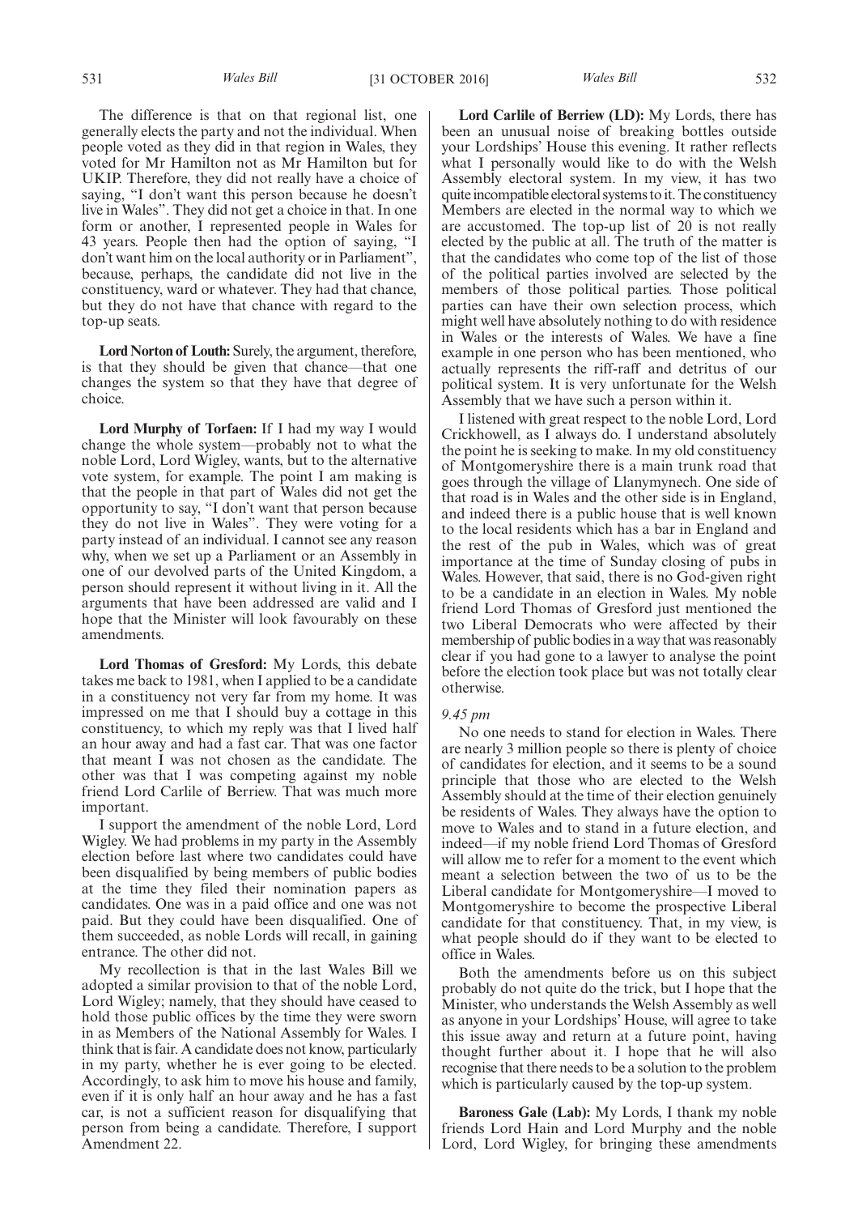The difference is that on that regional list, one generally elects the party and not the individual. When people voted as they did in that region in Wales, they voted for Mr Hamilton not as Mr Hamilton but for UKIP. Therefore, they did not really have a choice of saying, "I don't want this person because he doesn't live in Wales". They did not get a choice in that. In one form or another, I represented people in Wales for 43 years. People then had the option of saying, "I don't want him on the local authority or in Parliament", because, perhaps, the candidate did not live in the constituency, ward or whatever. They had that chance, but they do not have that chance with regard to the top-up seats.

**Lord Norton of Louth:** Surely, the argument, therefore, is that they should be given that chance—that one changes the system so that they have that degree of choice.

**Lord Murphy of Torfaen:** If I had my way I would change the whole system—probably not to what the noble Lord, Lord Wigley, wants, but to the alternative vote system, for example. The point I am making is that the people in that part of Wales did not get the opportunity to say, "I don't want that person because they do not live in Wales". They were voting for a party instead of an individual. I cannot see any reason why, when we set up a Parliament or an Assembly in one of our devolved parts of the United Kingdom, a person should represent it without living in it. All the arguments that have been addressed are valid and I hope that the Minister will look favourably on these amendments.

**Lord Thomas of Gresford:** My Lords, this debate takes me back to 1981, when I applied to be a candidate in a constituency not very far from my home. It was impressed on me that I should buy a cottage in this constituency, to which my reply was that I lived half an hour away and had a fast car. That was one factor that meant I was not chosen as the candidate. The other was that I was competing against my noble friend Lord Carlile of Berriew. That was much more important.

I support the amendment of the noble Lord, Lord Wigley. We had problems in my party in the Assembly election before last where two candidates could have been disqualified by being members of public bodies at the time they filed their nomination papers as candidates. One was in a paid office and one was not paid. But they could have been disqualified. One of them succeeded, as noble Lords will recall, in gaining entrance. The other did not.

My recollection is that in the last Wales Bill we adopted a similar provision to that of the noble Lord, Lord Wigley; namely, that they should have ceased to hold those public offices by the time they were sworn in as Members of the National Assembly for Wales. I think that is fair. A candidate does not know, particularly in my party, whether he is ever going to be elected. Accordingly, to ask him to move his house and family, even if it is only half an hour away and he has a fast car, is not a sufficient reason for disqualifying that person from being a candidate. Therefore, I support Amendment 22.

**Lord Carlile of Berriew (LD):** My Lords, there has been an unusual noise of breaking bottles outside your Lordships' House this evening. It rather reflects what I personally would like to do with the Welsh Assembly electoral system. In my view, it has two quite incompatible electoral systems to it. The constituency Members are elected in the normal way to which we are accustomed. The top-up list of 20 is not really elected by the public at all. The truth of the matter is that the candidates who come top of the list of those of the political parties involved are selected by the members of those political parties. Those political parties can have their own selection process, which might well have absolutely nothing to do with residence in Wales or the interests of Wales. We have a fine example in one person who has been mentioned, who actually represents the riff-raff and detritus of our political system. It is very unfortunate for the Welsh Assembly that we have such a person within it.

I listened with great respect to the noble Lord, Lord Crickhowell, as I always do. I understand absolutely the point he is seeking to make. In my old constituency of Montgomeryshire there is a main trunk road that goes through the village of Llanymynech. One side of that road is in Wales and the other side is in England, and indeed there is a public house that is well known to the local residents which has a bar in England and the rest of the pub in Wales, which was of great importance at the time of Sunday closing of pubs in Wales. However, that said, there is no God-given right to be a candidate in an election in Wales. My noble friend Lord Thomas of Gresford just mentioned the two Liberal Democrats who were affected by their membership of public bodies in a way that was reasonably clear if you had gone to a lawyer to analyse the point before the election took place but was not totally clear otherwise.

*9.45 pm*

No one needs to stand for election in Wales. There are nearly 3 million people so there is plenty of choice of candidates for election, and it seems to be a sound principle that those who are elected to the Welsh Assembly should at the time of their election genuinely be residents of Wales. They always have the option to move to Wales and to stand in a future election, and indeed—if my noble friend Lord Thomas of Gresford will allow me to refer for a moment to the event which meant a selection between the two of us to be the Liberal candidate for Montgomeryshire—I moved to Montgomeryshire to become the prospective Liberal candidate for that constituency. That, in my view, is what people should do if they want to be elected to office in Wales.

Both the amendments before us on this subject probably do not quite do the trick, but I hope that the Minister, who understands the Welsh Assembly as well as anyone in your Lordships' House, will agree to take this issue away and return at a future point, having thought further about it. I hope that he will also recognise that there needs to be a solution to the problem which is particularly caused by the top-up system.

**Baroness Gale (Lab):** My Lords, I thank my noble friends Lord Hain and Lord Murphy and the noble Lord, Lord Wigley, for bringing these amendments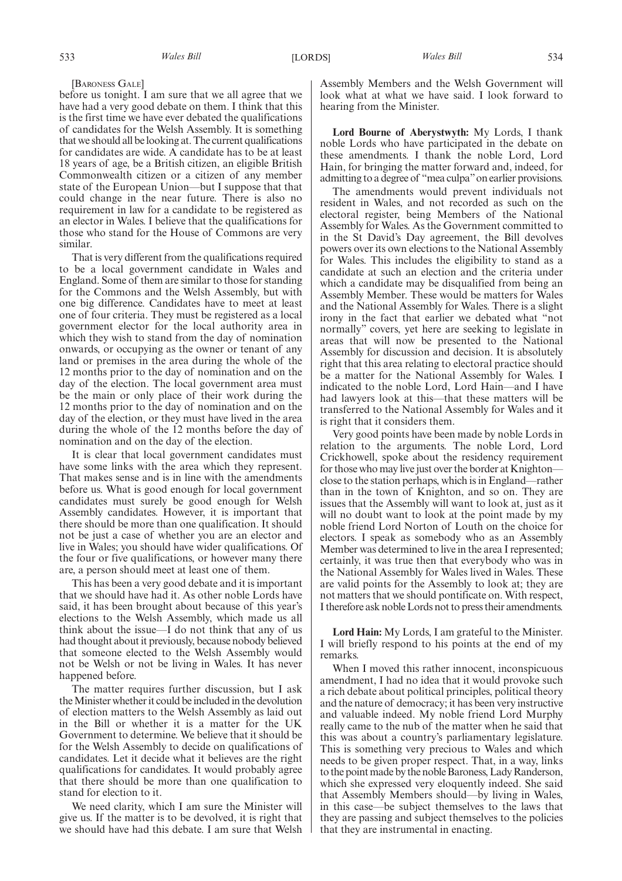[Baroness Gale]

before us tonight. I am sure that we all agree that we have had a very good debate on them. I think that this is the first time we have ever debated the qualifications of candidates for the Welsh Assembly. It is something that we should all be looking at. The current qualifications for candidates are wide. A candidate has to be at least 18 years of age, be a British citizen, an eligible British Commonwealth citizen or a citizen of any member state of the European Union—but I suppose that that could change in the near future. There is also no requirement in law for a candidate to be registered as an elector in Wales. I believe that the qualifications for those who stand for the House of Commons are very similar.

That is very different from the qualifications required to be a local government candidate in Wales and England. Some of them are similar to those for standing for the Commons and the Welsh Assembly, but with one big difference. Candidates have to meet at least one of four criteria. They must be registered as a local government elector for the local authority area in which they wish to stand from the day of nomination onwards, or occupying as the owner or tenant of any land or premises in the area during the whole of the 12 months prior to the day of nomination and on the day of the election. The local government area must be the main or only place of their work during the 12 months prior to the day of nomination and on the day of the election, or they must have lived in the area during the whole of the 12 months before the day of nomination and on the day of the election.

It is clear that local government candidates must have some links with the area which they represent. That makes sense and is in line with the amendments before us. What is good enough for local government candidates must surely be good enough for Welsh Assembly candidates. However, it is important that there should be more than one qualification. It should not be just a case of whether you are an elector and live in Wales; you should have wider qualifications. Of the four or five qualifications, or however many there are, a person should meet at least one of them.

This has been a very good debate and it is important that we should have had it. As other noble Lords have said, it has been brought about because of this year's elections to the Welsh Assembly, which made us all think about the issue—I do not think that any of us had thought about it previously, because nobody believed that someone elected to the Welsh Assembly would not be Welsh or not be living in Wales. It has never happened before.

The matter requires further discussion, but I ask the Minister whether it could be included in the devolution of election matters to the Welsh Assembly as laid out in the Bill or whether it is a matter for the UK Government to determine. We believe that it should be for the Welsh Assembly to decide on qualifications of candidates. Let it decide what it believes are the right qualifications for candidates. It would probably agree that there should be more than one qualification to stand for election to it.

We need clarity, which I am sure the Minister will give us. If the matter is to be devolved, it is right that we should have had this debate. I am sure that Welsh Assembly Members and the Welsh Government will look what at what we have said. I look forward to hearing from the Minister.

**Lord Bourne of Aberystwyth:** My Lords, I thank noble Lords who have participated in the debate on these amendments. I thank the noble Lord, Lord Hain, for bringing the matter forward and, indeed, for admitting to a degree of "mea culpa" on earlier provisions.

The amendments would prevent individuals not resident in Wales, and not recorded as such on the electoral register, being Members of the National Assembly for Wales. As the Government committed to in the St David's Day agreement, the Bill devolves powers over its own elections to the National Assembly for Wales. This includes the eligibility to stand as a candidate at such an election and the criteria under which a candidate may be disqualified from being an Assembly Member. These would be matters for Wales and the National Assembly for Wales. There is a slight irony in the fact that earlier we debated what "not normally" covers, yet here are seeking to legislate in areas that will now be presented to the National Assembly for discussion and decision. It is absolutely right that this area relating to electoral practice should be a matter for the National Assembly for Wales. I indicated to the noble Lord, Lord Hain—and I have had lawyers look at this—that these matters will be transferred to the National Assembly for Wales and it is right that it considers them.

Very good points have been made by noble Lords in relation to the arguments. The noble Lord, Lord Crickhowell, spoke about the residency requirement for those who may live just over the border at Knighton—close to the station perhaps, which is in England—rather than in the town of Knighton, and so on. They are issues that the Assembly will want to look at, just as it will no doubt want to look at the point made by my noble friend Lord Norton of Louth on the choice for electors. I speak as somebody who as an Assembly Member was determined to live in the area I represented; certainly, it was true then that everybody who was in the National Assembly for Wales lived in Wales. These are valid points for the Assembly to look at; they are not matters that we should pontificate on. With respect, I therefore ask noble Lords not to press their amendments.

**Lord Hain:** My Lords, I am grateful to the Minister. I will briefly respond to his points at the end of my remarks.

When I moved this rather innocent, inconspicuous amendment, I had no idea that it would provoke such a rich debate about political principles, political theory and the nature of democracy; it has been very instructive and valuable indeed. My noble friend Lord Murphy really came to the nub of the matter when he said that this was about a country's parliamentary legislature. This is something very precious to Wales and which needs to be given proper respect. That, in a way, links to the point made by the noble Baroness, Lady Randerson, which she expressed very eloquently indeed. She said that Assembly Members should—by living in Wales, in this case—be subject themselves to the laws that they are passing and subject themselves to the policies that they are instrumental in enacting.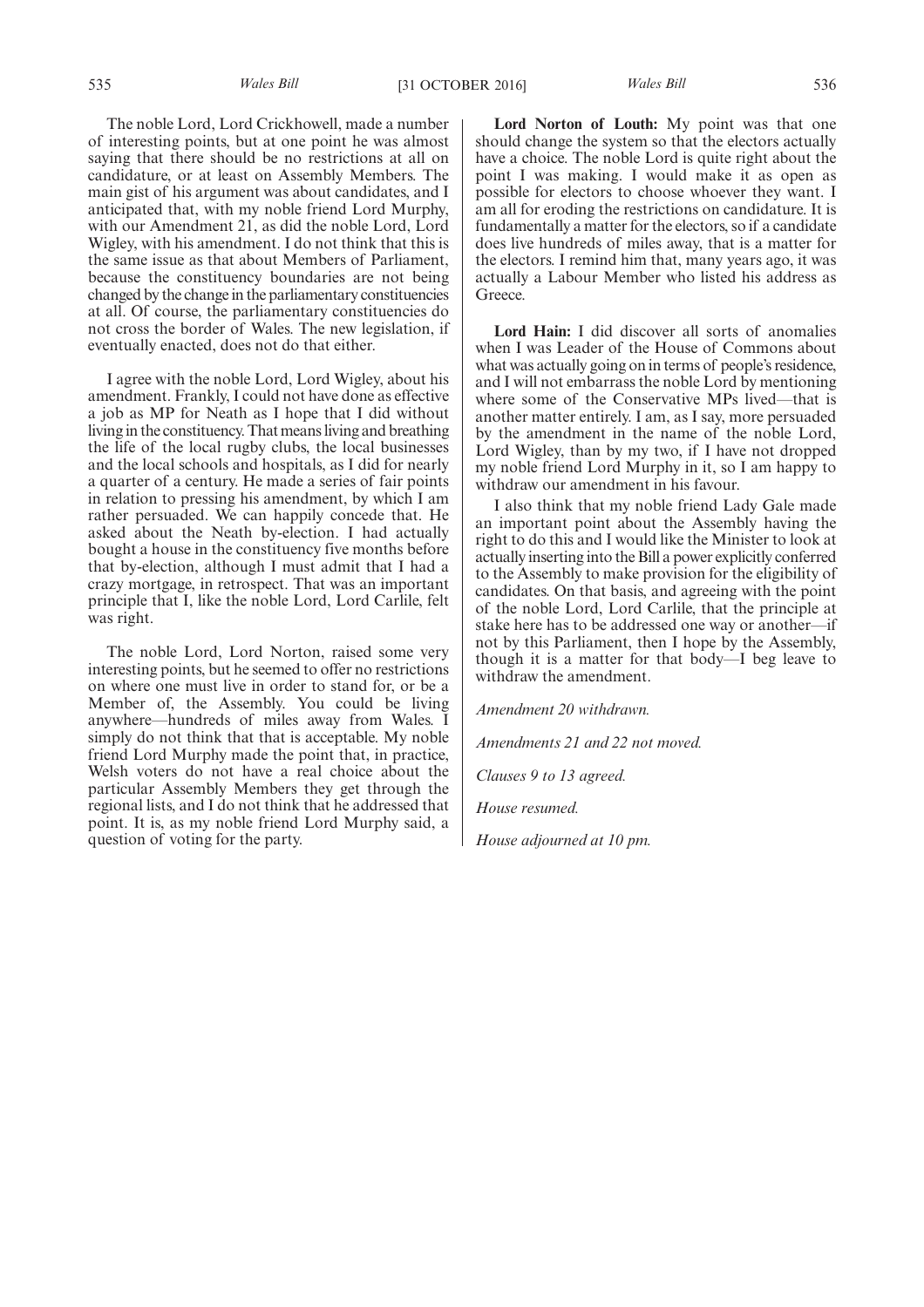The noble Lord, Lord Crickhowell, made a number of interesting points, but at one point he was almost saying that there should be no restrictions at all on candidature, or at least on Assembly Members. The main gist of his argument was about candidates, and I anticipated that, with my noble friend Lord Murphy, with our Amendment 21, as did the noble Lord, Lord Wigley, with his amendment. I do not think that this is the same issue as that about Members of Parliament, because the constituency boundaries are not being changed by the change in the parliamentary constituencies at all. Of course, the parliamentary constituencies do not cross the border of Wales. The new legislation, if eventually enacted, does not do that either.

I agree with the noble Lord, Lord Wigley, about his amendment. Frankly, I could not have done as effective a job as MP for Neath as I hope that I did without living in the constituency. That means living and breathing the life of the local rugby clubs, the local businesses and the local schools and hospitals, as I did for nearly a quarter of a century. He made a series of fair points in relation to pressing his amendment, by which I am rather persuaded. We can happily concede that. He asked about the Neath by-election. I had actually bought a house in the constituency five months before that by-election, although I must admit that I had a crazy mortgage, in retrospect. That was an important principle that I, like the noble Lord, Lord Carlile, felt was right.

The noble Lord, Lord Norton, raised some very interesting points, but he seemed to offer no restrictions on where one must live in order to stand for, or be a Member of, the Assembly. You could be living anywhere—hundreds of miles away from Wales. I simply do not think that that is acceptable. My noble friend Lord Murphy made the point that, in practice, Welsh voters do not have a real choice about the particular Assembly Members they get through the regional lists, and I do not think that he addressed that point. It is, as my noble friend Lord Murphy said, a question of voting for the party.

**Lord Norton of Louth:** My point was that one should change the system so that the electors actually have a choice. The noble Lord is quite right about the point I was making. I would make it as open as possible for electors to choose whoever they want. I am all for eroding the restrictions on candidature. It is fundamentally a matter for the electors, so if a candidate does live hundreds of miles away, that is a matter for the electors. I remind him that, many years ago, it was actually a Labour Member who listed his address as Greece.

**Lord Hain:** I did discover all sorts of anomalies when I was Leader of the House of Commons about what was actually going on in terms of people's residence, and I will not embarrass the noble Lord by mentioning where some of the Conservative MPs lived—that is another matter entirely. I am, as I say, more persuaded by the amendment in the name of the noble Lord, Lord Wigley, than by my two, if I have not dropped my noble friend Lord Murphy in it, so I am happy to withdraw our amendment in his favour.

I also think that my noble friend Lady Gale made an important point about the Assembly having the right to do this and I would like the Minister to look at actually inserting into the Bill a power explicitly conferred to the Assembly to make provision for the eligibility of candidates. On that basis, and agreeing with the point of the noble Lord, Lord Carlile, that the principle at stake here has to be addressed one way or another—if not by this Parliament, then I hope by the Assembly, though it is a matter for that body—I beg leave to withdraw the amendment.

*Amendment 20 withdrawn.*

*Amendments 21 and 22 not moved.*

*Clauses 9 to 13 agreed.*

*House resumed.*

*House adjourned at 10 pm.*